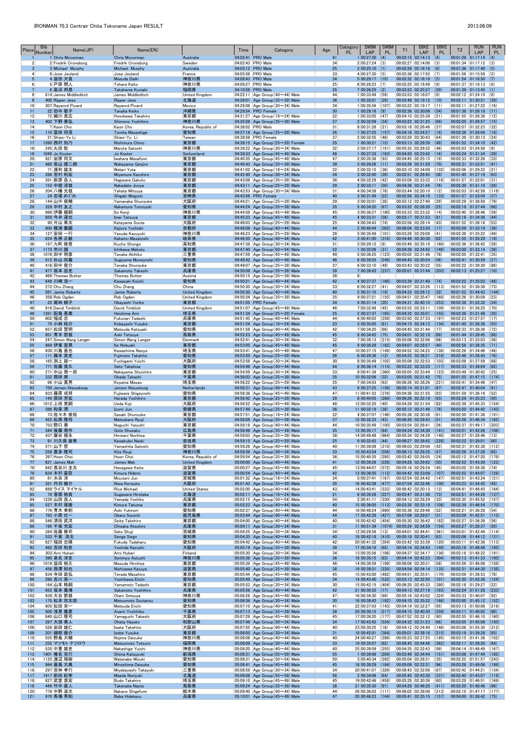# IRONMAN 70.3 Centrair Chita Tokoname Japan RESULT

2013.06.09

| Place | Bib Number | Name(JP) | Name(EN) | | Time | Category | Age | Category PL | SWIM LAP | SWIM PL | T1 | BIKE LAP | BIKE PL | T2 | RUN LAP | RUN PL |
|---|---|---|---|---|---|---|---|---|---|---|---|---|---|---|---|---|
| 1 | 1 | Chris Mccormac | Chris Mccormac | Australia | 04:02:41 | PRO Male | 41 | 1 | 00:27:30 | (4) | 00:02:15 | 02:14:13 | (4) | 00:01:29 | 01:17:14 | (4) |
| 2 | 2 | Fredrik Croneborg | Fredrik Croneborg | Sweden | 04:02:43 | PRO Male | 34 | 2 | 00:27:24 | (3) | 00:02:27 | 02:14:06 | (3) | 00:01:34 | 01:17:12 | (3) |
| 3 | 3 | Michael Murphy | Michael Murphy | Australia | 04:03:12 | PRO Male | 25 | 3 | 00:25:10 | (1) | 00:02:28 | 02:16:18 | (6) | 00:01:36 | 01:17:40 | (5) |
| 4 | 8 | Jose Jeuland | Jose Jeuland | France | 04:05:56 | PRO Male | 33 | 4 | 00:27:30 | (5) | 00:02:36 | 02:17:55 | (7) | 00:01:56 | 01:15:59 | (2) |
| 5 | 4 | 益田 大貴 | Masuda Daiki | 神奈川県 | 04:08:43 | PRO Male | 34 | 5 | 00:29:17 | (10) | 00:02:32 | 02:16:10 | (5) | 00:01:54 | 01:18:50 | (7) |
| 6 | 5 | 戸原 開人 | Tohara Kaito | 神奈川県 | 04:09:27 | PRO Male | 25 | 6 | 00:28:23 | (7) | 00:02:25 | 02:18:49 | (9) | 00:01:37 | 01:18:13 | (6) |
| 7 | 6 | 高濱 邦晃 | Takahama Kuniaki | 福岡県 | 04:10:59 | PRO Male | 35 | 7 | 00:26:25 | (2) | 00:02:53 | 02:25:37 | (20) | 00:01:39 | 01:13:45 | (1) |
| 8 | 814 | James Middleditch | James Middleditch | United Kingdom | 04:22:11 | Age Group(40～44) Male | 44 | 1 | 00:33:49 | (59) | 00:03:53 | 02:18:07 | (8) | 00:02:12 | 01:24:10 | (8) |
| 9 | 400 | Ripper Jess | Ripper Jess | 北海道 | 04:28:01 | Age Group(35～39) Male | 36 | 1 | 00:32:01 | (29) | 00:03:46 | 02:19:12 | (10) | 00:02:11 | 01:30:51 | (26) |
| 10 | 307 | Rayanrd Picard | Rayanrd Picard | Mexico | 04:28:08 | Age Group(30～34) Male | 34 | 1 | 00:35:56 | (107) | 00:03:22 | 02:19:17 | (11) | 00:02:11 | 01:27:22 | (16) |
| 11 | 22 | 田中 敬子 | Tanaka Keiko | 沖縄県 | 04:29:54 | PRO Female | 30 | 1 | 00:29:16 | (9) | 00:02:36 | 02:30:06 | (54) | 00:01:38 | 01:26:18 | (11) |
| 12 | 72 | 細川 隆弘 | Hosokawa Takahiro | 東京都 | 04:31:27 | Age Group(18～24) Male | 22 | 1 | 00:33:05 | (47) | 00:04:10 | 02:25:39 | (21) | 00:01:55 | 01:26:38 | (12) |
| 13 | 402 | 下野 善弘 | Shimono Yoshihiro | 神奈川県 | 04:35:58 | Age Group(35～39) Male | 37 | 2 | 00:32:09 | (34) | 00:03:22 | 02:31:25 | (69) | 00:02:05 | 01:26:57 | (15) |
| 14 | 7 | Kaon Cho | Kaon Cho | Korea, Republic of | 04:36:02 | PRO Male | 31 | 8 | 00:31:28 | (21) | 00:03:18 | 02:26:46 | (27) | 00:02:07 | 01:32:23 | (32) |
| 15 | 110 | 冨田 将茂 | Tomita Masashige | 愛知県 | 04:37:18 | Age Group(25～29) Male | 26 | 1 | 00:37:25 | (157) | 00:04:16 | 02:24:57 | (18) | 00:02:36 | 01:28:04 | (18) |
| 16 | 21 | Shiao-Yu Li | Shiao-Yu Li | Taiwan | 04:38:59 | PRO Female | 37 | 2 | 00:32:55 | (46) | 00:03:29 | 02:30:43 | (64) | 00:01:39 | 01:30:13 | (24) |
| 17 | 1260 | 西村 知乃 | Nishimura Chino | 東京都 | 04:39:15 | Age Group(25～29) Female | 25 | 1 | 00:30:21 | (15) | 00:03:13 | 02:29:39 | (48) | 00:01:52 | 01:34:10 | (42) |
| 18 | 245 | 丸田 聡 | Maryta Satoshi | 神奈川県 | 04:39:22 | Age Group(30～34) Male | 32 | 2 | 00:37:17 | (151) | 00:05:32 | 02:29:32 | (46) | 00:02:03 | 01:24:58 | (9) |
| 19 | 1045 | Jo Koster | Jo Koster | Switzerland | 04:39:33 | Age Group(45～49) Male | 48 | 1 | 00:37:33 | (163) | 00:04:20 | 02:23:42 | (16) | 00:02:24 | 01:31:34 | (29) |
| 20 | 921 | 岩原 将文 | Iwahara Masafumi | 東京都 | 04:40:35 | Age Group(45～49) Male | 47 | 2 | 00:35:36 | (93) | 00:04:45 | 02:25:15 | (19) | 00:02:33 | 01:32:26 | (33) |
| 21 | 480 | 若山 源二朗 | Wakayama Genjiro | 東京都 | 04:40:43 | Age Group(35～39) Male | 39 | 3 | 00:29:26 | (11) | 00:03:26 | 02:31:29 | (70) | 00:02:31 | 01:33:51 | (41) |
| 22 | 71 | 渡利 雄太 | Watari Yuta | 東京都 | 04:41:02 | Age Group(18～24) Male | 22 | 2 | 00:32:15 | (36) | 00:03:10 | 02:34:09 | (132) | 00:02:06 | 01:29:22 | (21) |
| 23 | 288 | 宮村 和宏 | Miyamura Kazuhiro | 東京都 | 04:42:40 | Age Group(30～34) Male | 34 | 3 | 00:32:00 | (28) | 00:02:51 | 02:28:45 | (38) | 00:01:45 | 01:37:19 | (63) |
| 24 | 391 | 萩原 岳人 | Hagiwara Gakuto | 東京都 | 04:43:08 | Age Group(35～39) Male | 36 | 4 | 00:32:29 | (42) | 00:03:09 | 02:33:32 | (116) | 00:01:57 | 01:32:01 | (31) |
| 25 | 153 | 中舘 淳哉 | Nakadate Junya | 東京都 | 04:43:11 | Age Group(25～29) Male | 29 | 2 | 00:33:11 | (50) | 00:04:36 | 02:31:44 | (76) | 00:02:30 | 01:31:10 | (28) |
| 26 | 204 | 八幡 光哉 | Yahata Mitsuya | 東京都 | 04:43:53 | Age Group(30～34) Male | 31 | 4 | 00:34:58 | (78) | 00:03:44 | 02:20:10 | (12) | 00:02:03 | 01:42:58 | (118) |
| 27 | 24 | 志垣 めぐみ | Shigaki Megumi | 宮崎県 | 04:43:56 | PRO Female | 40 | 3 | 00:31:49 | (22) | 00:02:56 | 02:34:10 | (133) | 00:01:57 | 01:33:04 | (37) |
| 28 | 144 | 山中 俊輔 | Yamanaka Shunsuke | 大阪府 | 04:44:21 | Age Group(25～29) Male | 29 | 3 | 00:32:01 | (30) | 00:03:12 | 02:27:40 | (29) | 00:02:29 | 01:38:59 | (79) |
| 29 | 329 | 中村 友之 | Nakamura Tomoyuki | 愛知県 | 04:44:24 | Age Group(35～39) Male | 35 | 5 | 00:34:20 | (67) | 00:03:32 | 02:26:30 | (25) | 00:02:16 | 01:37:44 | (66) |
| 30 | 868 | 伊藤 健嗣 | Ito Kenji | 神奈川県 | 04:44:58 | Age Group(45～49) Male | 45 | 3 | 00:38:27 | (180) | 00:03:33 | 02:23:32 | (14) | 00:02:40 | 01:36:46 | (59) |
| 31 | 859 | 今井 達也 | Imai Tatsuya | 東京都 | 04:45:33 | Age Group(45～49) Male | 45 | 4 | 00:33:31 | (56) | 00:03:17 | 02:31:53 | (81) | 00:02:16 | 01:34:36 | (44) |
| 32 | 90 | 片山 草太 | Katayama Souta | 大阪府 | 04:46:03 | Age Group(25～29) Male | 25 | 4 | 00:34:43 | (74) | 00:03:56 | 02:29:14 | (43) | 00:01:52 | 01:36:18 | (53) |
| 33 | 800 | 梶浦 義顕 | Kajiura Yoshiaki | 京都府 | 04:46:06 | Age Group(40～44) Male | 44 | 2 | 00:40:44 | (302) | 00:06:04 | 02:23:50 | (17) | 00:02:06 | 01:33:19 | (39) |
| 34 | 127 | 安田 一行 | Yasuda Kazuyuki | 神奈川県 | 04:46:23 | Age Group(25～29) Male | 28 | 5 | 00:35:49 | (101) | 00:03:28 | 02:29:08 | (41) | 00:02:36 | 01:35:22 | (49) |
| 35 | 624 | 各務 正敏 | Kakamu Masatoshi | 岐阜県 | 04:46:50 | Age Group(40～44) Male | 42 | 3 | 00:41:00 | (316) | 00:04:48 | 02:30:38 | (62) | 00:01:55 | 01:28:29 | (19) |
| 36 | 197 | 九町 俊吾 | Kucho Shungo | 高知県 | 04:47:38 | Age Group(30～34) Male | 31 | 5 | 00:29:12 | (8) | 00:03:49 | 02:35:19 | (160) | 00:02:36 | 01:36:42 | (58) |
| 37 | 1173 | 市川 誠 | Ichikawa Makoto | 東京都 | 04:47:40 | Age Group(50～54) Male | 52 | 1 | 00:32:06 | (31) | 00:04:38 | 02:34:42 | (148) | 00:03:00 | 01:33:14 | (38) |
| 38 | 1076 | 田中 明彦 | Tanaka Akihiko | 三重県 | 04:47:59 | Age Group(45～49) Male | 49 | 5 | 00:36:25 | (123) | 00:05:02 | 02:31:46 | (78) | 00:02:05 | 01:32:41 | (35) |
| 39 | 912 | 杉山 宗義 | Sugiyama Muneyoshi | 愛知県 | 04:48:42 | Age Group(45～49) Male | 46 | 6 | 00:39:55 | (249) | 00:04:43 | 02:30:24 | (56) | 00:02:41 | 01:30:59 | (27) |
| 40 | 416 | 田中 俊介 | Tanaka Shunsuke | 東京都 | 04:49:07 | Age Group(35～39) Male | 37 | 6 | 00:33:10 | (49) | 00:03:43 | 02:30:22 | (55) | 00:02:22 | 01:39:30 | (86) |
| 41 | 477 | 坂本 岳史 | Sakamoto Takeshi | 兵庫県 | 04:50:08 | Age Group(35～39) Male | 39 | 7 | 00:39:43 | (237) | 00:05:01 | 02:37:44 | (203) | 00:02:13 | 01:25:27 | (10) |
| 42 | 469 | Thomas Butter | Thomas Butter | Austria | 04:50:15 | Age Group(35～39) Male | 38 | 8 | | | | | | | | |
| 43 | 649 | 川崎 浩一 | Kawasaki Koichi | 愛知県 | 04:50:21 | Age Group(40～44) Male | 42 | 4 | 00:37:37 | (166) | 00:03:39 | 02:31:40 | (74) | 00:02:22 | 01:35:03 | (48) |
| 44 | 272 | Chu Zhang | Chu Zhang | China | 04:50:30 | Age Group(30～34) Male | 33 | 6 | 00:32:27 | (41) | 00:04:07 | 02:33:26 | (113) | 00:01:52 | 01:38:38 | (73) |
| 45 | 581 | Jamie Roberts | Jamie Roberts | United Kingdom | 04:50:30 | Age Group(40～44) Male | 40 | 5 | 00:31:10 | (19) | 00:04:33 | 02:28:12 | (32) | 00:01:52 | 01:44:43 | (144) |
| 46 | 358 | Rob Ogden | Rob Ogden | United Kingdom | 04:50:34 | Age Group(35～39) Male | 35 | 9 | 00:37:21 | (155) | 00:04:51 | 02:35:47 | (168) | 00:02:26 | 01:30:09 | (23) |
| 47 | 25 | 尾林 頼子 | Obayashi Yoriko | 東京都 | 04:51:05 | PRO Female | 34 | 4 | 00:31:14 | (20) | 00:04:31 | 02:40:10 | (253) | 00:02:38 | 01:32:32 | (34) |
| 48 | 916 | David Timblick | David Timblick | United Kingdom | 04:51:07 | Age Group(45～49) Male | 46 | 7 | 00:32:48 | (45) | 00:03:52 | 02:33:11 | (109) | 00:02:51 | 01:38:25 | (70) |
| 49 | 1261 | 配島 亜美 | Haishima Ami | 埼玉県 | 04:51:34 | Age Group(25～29) Female | 25 | 2 | 00:37:37 | (165) | 00:04:32 | 02:35:01 | (155) | 00:02:36 | 01:31:48 | (30) |
| 50 | 802 | 福武 忠 | Fukunari Tadashi | 兵庫県 | 04:51:45 | Age Group(40～44) Male | 44 | 6 | 00:40:02 | (258) | 00:03:50 | 02:37:33 | (197) | 00:02:23 | 01:27:57 | (17) |
| 51 | 75 | 小林 祐介 | Kobayashi Yusuke | 東京都 | 04:51:54 | Age Group(18～24) Male | 23 | 3 | 00:35:05 | (81) | 00:04:15 | 02:34:13 | (134) | 00:01:45 | 01:36:36 | (55) |
| 52 | 657 | 松田 賢明 | Matsuda Katsuaki | 愛知県 | 04:51:58 | Age Group(40～44) Male | 42 | 7 | 00:34:20 | (66) | 00:04:45 | 02:31:44 | (77) | 00:02:33 | 01:38:36 | (72) |
| 53 | 851 | 青木 哲哉 | Aoki Tetsuya | 鳥取県 | 04:52:23 | Age Group(45～49) Male | 45 | 8 | 00:34:43 | (75) | 00:04:01 | 02:32:10 | (89) | 00:01:44 | 01:39:45 | (88) |
| 54 | 247 | Simon Wang Langer | Simon Wang Langer | Denmark | 04:52:41 | Age Group(30～34) Male | 32 | 7 | 00:39:13 | (215) | 00:05:06 | 02:32:06 | (86) | 00:03:13 | 01:33:03 | (36) |
| 55 | 869 | 伊東 宣晃 | Ito Nobuaki | 東京都 | 04:53:05 | Age Group(45～49) Male | 45 | 9 | 00:38:28 | (182) | 00:04:07 | 02:28:57 | (40) | 00:02:58 | 01:38:35 | (71) |
| 56 | 930 | 川島 直也 | Kawashima Naoya | 埼玉県 | 04:53:41 | Age Group(45～49) Male | 47 | 10 | 00:37:15 | (149) | 00:04:52 | 02:34:22 | (138) | 00:02:26 | 01:34:46 | (46) |
| 57 | 111 | 藤本 貴史 | Fujimoto Takahito | 愛知県 | 04:53:50 | Age Group(25～29) Male | 26 | 6 | 00:29:38 | (12) | 00:04:22 | 02:38:21 | (218) | 00:02:46 | 01:38:43 | (76) |
| 58 | 165 | 渕上 雄一 | Fuchigami Yuichi | 大阪府 | 04:53:58 | Age Group(30～34) Male | 30 | 8 | 00:35:49 | (102) | 00:05:08 | 02:32:53 | (103) | 00:02:09 | 01:37:59 | (68) |
| 59 | 771 | 佐藤 貴久 | Sato Takahisa | 愛知県 | 04:54:46 | Age Group(40～44) Male | 44 | 8 | 00:36:14 | (115) | 00:03:22 | 02:33:33 | (117) | 00:02:33 | 01:39:04 | (82) |
| 60 | 271 | 中山 周一郎 | Nakayama Shuichiro | 東京都 | 04:54:59 | Age Group(30～34) Male | 33 | 9 | 00:41:39 | (360) | 00:05:05 | 02:33:44 | (123) | 00:03:49 | 01:30:42 | (25) |
| 61 | 332 | 岡田 崇 | Okada Takashi | 千葉県 | 04:56:03 | Age Group(35～39) Male | 35 | 10 | 00:32:06 | (32) | 00:03:05 | 02:31:42 | (75) | 00:01:55 | 01:47:15 | (174) |
| 62 | 96 | 小山 真男 | Koyama Masao | 埼玉県 | 04:56:22 | Age Group(25～29) Male | 25 | 7 | 00:34:03 | (63) | 00:06:26 | 02:38:26 | (221) | 00:02:41 | 01:34:46 | (47) |
| 63 | 750 | Jeroen Nieuwkoop | Jeroen Nieuwkoop | Netherlands | 04:56:31 | Age Group(40～44) Male | 43 | 9 | 00:37:25 | (156) | 00:05:14 | 02:31:01 | (67) | 00:02:41 | 01:40:04 | (91) |
| 64 | 933 | 藤原 成祥 | Fujiwara Shigeyoshi | 愛知県 | 04:56:38 | Age Group(45～49) Male | 47 | 11 | 00:41:52 | (376) | 00:04:36 | 02:31:55 | (83) | 00:01:59 | 01:36:16 | (52) |
| 65 | 140 | 原田 芳宏 | Harada Yoshihiro | 愛知県 | 04:56:42 | Age Group(25～29) Male | 29 | 8 | 00:40:05 | (260) | 00:06:26 | 02:32:19 | (93) | 00:02:29 | 01:35:23 | (50) |
| 66 | 1012 | 上田 晃嗣 | Ueda Koji | 大阪府 | 04:56:52 | Age Group(45～49) Male | 48 | 12 | 00:32:20 | (40) | 00:04:26 | 02:31:54 | (82) | 00:02:39 | 01:45:33 | (154) |
| 67 | 388 | 和泉 潤 | Izumi Jun | 愛媛県 | 04:57:49 | Age Group(35～39) Male | 36 | 11 | 00:32:19 | (38) | 00:05:12 | 02:31:46 | (79) | 00:03:50 | 01:44:42 | (143) |
| 68 | 73 | 佐々木 俊祐 | Sasaki Shunsuke | 東京都 | 04:57:51 | Age Group(18～24) Male | 22 | 4 | 00:37:07 | (146) | 00:05:38 | 02:30:38 | (61) | 00:02:50 | 01:41:38 | (101) |
| 69 | 422 | 松原 隆将 | Matsubara Ryuji | 大阪府 | 04:58:08 | Age Group(35～39) Male | 37 | 12 | 00:32:33 | (43) | 00:06:20 | 02:29:43 | (51) | 00:02:58 | 01:46:34 | (162) |
| 70 | 753 | 野口 泰 | Noguchi Yasushi | 東京都 | 04:58:18 | Age Group(40～44) Male | 44 | 10 | 00:35:49 | (100) | 00:03:54 | 02:26:41 | (26) | 00:02:37 | 01:49:17 | (203) |
| 71 | 344 | 後藤 周作 | Goto Shusaku | 広島県 | 04:58:48 | Age Group(35～39) Male | 35 | 13 | 00:35:17 | (84) | 00:04:34 | 02:34:30 | (141) | 00:02:01 | 01:42:26 | (108) |
| 72 | 437 | 廣谷 徳永 | Hirotani Norihisa | 千葉県 | 04:59:03 | Age Group(35～39) Male | 38 | 14 | 00:49:48 | (964) | 00:05:24 | 02:34:28 | (140) | 00:02:27 | 01:26:46 | (13) |
| 73 | 91 | 川久保 直希 | Kawakubo Naoki | 奈良県 | 04:59:15 | Age Group(25～29) Male | 25 | 9 | 00:32:43 | (44) | 00:06:27 | 02:38:42 | (228) | 00:02:22 | 01:39:01 | (80) |
| 74 | 571 | 山下 哲 | Yamashita Satoshi | 愛知県 | 04:59:28 | Age Group(40～44) Male | 40 | 11 | 00:39:08 | (210) | 00:06:03 | 02:29:08 | (42) | 00:02:31 | 01:42:38 | (112) |
| 75 | 259 | 喜多 隆司 | Kita Ryuji | 神奈川県 | 04:59:36 | Age Group(30～34) Male | 33 | 10 | 00:43:54 | (556) | 00:06:13 | 02:29:35 | (47) | 00:02:26 | 01:37:28 | (65) |
| 76 | 397 | Hoon Choi | Hoon Choi | Korea, Republic of | 04:59:54 | Age Group(35～39) Male | 36 | 15 | 00:40:35 | (295) | 00:03:42 | 02:26:05 | (24) | 00:02:12 | 01:47:20 | (179) |
| 77 | 621 | James Mak | James Mak | United Kingdom | 05:00:00 | Age Group(40～44) Male | 41 | 12 | 00:39:28 | (226) | 00:04:28 | 02:29:42 | (50) | 00:02:52 | 01:43:30 | (122) |
| 78 | 842 | 長谷川 圭太 | Hasegawa Keita | 滋賀県 | 05:00:27 | Age Group(45～49) Male | 45 | 13 | 00:44:07 | (572) | 00:05:16 | 02:29:24 | (45) | 00:03:02 | 01:38:38 | (74) |
| 79 | 634 | 木村 豪臣 | Kimura Hidemi | 滋賀県 | 05:00:54 | Age Group(40～44) Male | 42 | 13 | 00:36:05 | (112) | 00:04:42 | 02:33:08 | (107) | 00:02:52 | 01:44:07 | (129) |
| 80 | 81 | 水谷 淳 | Mizutani Jun | 宮城県 | 05:01:32 | Age Group(18～24) Male | 24 | 5 | 00:37:41 | (167) | 00:05:24 | 02:34:42 | (147) | 00:02:51 | 01:43:24 | (121) |
| 81 | 321 | 丹羽 健介 | Niwa Kensuke | 大阪府 | 05:01:43 | Age Group(35～39) Male | 35 | 16 | 00:42:58 | (477) | 00:07:54 | 02:32:46 | (100) | 00:03:23 | 01:34:42 | (45) |
| 82 | 689 | ライス マイケル | Rice Michael | United States | 05:02:00 | Age Group(40～44) Male | 43 | 14 | 00:43:41 | (533) | 00:06:42 | 02:20:13 | (13) | 00:04:41 | 01:46:43 | (164) |
| 83 | 70 | 菅原 裕貴 | Sugawara Hirotaka | 北海道 | 05:02:11 | Age Group(18～24) Male | 21 | 6 | 00:39:28 | (227) | 00:03:47 | 02:31:36 | (73) | 00:02:51 | 01:44:29 | (137) |
| 84 | 1239 | 山田 良人 | Yamada Yoshito | 兵庫県 | 05:02:15 | Age Group(50～54) Male | 54 | 2 | 00:41:11 | (330) | 00:04:13 | 02:28:24 | (33) | 00:02:35 | 01:45:52 | (157) |
| 85 | 527 | 木村 琢磨 | Kimura Takuma | 東京都 | 05:02:23 | Age Group(40～44) Male | 40 | 15 | 00:36:05 | (113) | 00:03:35 | 02:33:10 | (108) | 00:02:39 | 01:46:54 | (170) |
| 86 | 776 | 青木 幸則 | Aoki Yukinori | 愛知県 | 05:02:37 | Age Group(40～44) Male | 44 | 16 | 00:48:24 | (890) | 00:05:36 | 02:29:48 | (52) | 00:02:21 | 01:36:28 | (54) |
| 87 | 793 | 小原 壮一 | Obara Souichi | 鹿児島県 | 05:03:44 | Age Group(40～44) Male | 44 | 17 | 00:42:28 | (427) | 00:07:09 | 02:28:07 | (31) | 00:03:09 | 01:42:51 | (115) |
| 88 | 548 | 清田 武洋 | Seita Takehiro | 東京都 | 05:04:00 | Age Group(40～44) Male | 40 | 18 | 00:42:42 | (454) | 00:05:30 | 02:36:42 | (182) | 00:02:27 | 01:36:39 | (56) |
| 89 | 195 | 千坂 充宏 | Chisaka Atsuhiro | 兵庫県 | 05:04:11 | Age Group(30～34) Male | 31 | 11 | 00:51:39 | (1074) | 00:05:29 | 02:34:59 | (154) | 00:03:27 | 01:28:37 | (20) |
| 90 | 284 | 佐藤 修司 | Sato Shuji | 茨城県 | 05:04:25 | Age Group(30～34) Male | 34 | 12 | 00:29:58 | (13) | 00:04:01 | 02:44:41 | (361) | 00:03:01 | 01:42:44 | (114) |
| 91 | 533 | 千賀 茂生 | Senga Siego | 愛知県 | 05:04:35 | Age Group(40～44) Male | 40 | 19 | 00:42:18 | (410) | 00:05:18 | 02:30:41 | (63) | 00:02:06 | 01:44:12 | (131) |
| 92 | 627 | 福田 忠晴 | Fukuda Tadaharu | 愛知県 | 05:04:42 | Age Group(40～44) Male | 42 | 20 | 00:41:32 | (354) | 00:03:42 | 02:33:39 | (120) | 00:03:11 | 01:42:38 | (113) |
| 93 | 492 | 吉田 和史 | Yoshida Kazushi | 大阪府 | 05:05:19 | Age Group(35～39) Male | 39 | 17 | 00:34:18 | (65) | 00:04:14 | 02:34:43 | (149) | 00:03:16 | 01:48:48 | (195) |
| 94 | 303 | Arni Hukari | Arni Hukari | Finland | 05:05:30 | Age Group(30～34) Male | 34 | 13 | 00:35:56 | (106) | 00:04:37 | 02:34:17 | (136) | 00:02:18 | 01:48:22 | (191) |
| 95 | 390 | 泉名 淳史 | Senmyo Astushi | 神奈川県 | 05:05:38 | Age Group(35～39) Male | 36 | 18 | 00:35:15 | (83) | 00:04:14 | 02:42:23 | (304) | 00:02:13 | 01:41:33 | (100) |
| 96 | 1019 | 益田 裕久 | Masuda Hirohisa | 東京都 | 05:05:39 | Age Group(45～49) Male | 48 | 14 | 00:38:58 | (199) | 00:06:06 | 02:30:31 | (58) | 00:03:56 | 01:46:08 | (158) |
| 97 | 458 | 西澤 和也 | Nishizawa Kazuya | 滋賀県 | 05:05:40 | Age Group(35～39) Male | 38 | 19 | 00:39:31 | (228) | 00:04:54 | 02:34:14 | (135) | 00:02:31 | 01:44:30 | (138) |
| 98 | 834 | 寺田 政弘 | Terada Masahiro | 東京都 | 05:05:44 | Age Group(45～49) Male | 45 | 15 | 00:43:00 | (482) | 00:04:51 | 02:35:51 | (170) | 00:03:09 | 01:38:53 | (78) |
| 99 | 280 | 吉川 英一 | Yoshikawa Eiichi | 愛知県 | 05:05:49 | Age Group(30～34) Male | 34 | 14 | 00:43:40 | (532) | 00:03:13 | 02:32:50 | (101) | 00:02:30 | 01:43:36 | (124) |
| 100 | 164 | 山本 格嗣 | Yamamoto Tadashi | 東京都 | 05:05:53 | Age Group(30～34) Male | 30 | 15 | 00:42:15 | (404) | 00:06:20 | 02:45:33 | (390) | 00:02:18 | 01:29:27 | (22) |
| 101 | 652 | 坂本 義博 | Sakamoto Yoshihiro | 兵庫県 | 05:05:56 | Age Group(40～44) Male | 42 | 21 | 00:30:32 | (17) | 00:04:13 | 02:37:19 | (193) | 00:02:24 | 01:51:28 | (233) |
| 102 | 939 | 大谷 節哉 | Otani Setsuya | 神奈川県 | 05:06:28 | Age Group(45～49) Male | 47 | 16 | 00:34:30 | (69) | 00:05:16 | 02:43:02 | (324) | 00:03:33 | 01:40:07 | (92) |
| 103 | 175 | 松本 宗太郎 | Matsumoto Soutarou | 愛知県 | 05:06:36 | Age Group(30～34) Male | 30 | 16 | 00:38:42 | (192) | 00:04:10 | 02:35:32 | (166) | 00:03:00 | 01:45:12 | (152) |
| 104 | 605 | 松田 栄一 | Matsuda Eiichi | 愛知県 | 05:07:10 | Age Group(40～44) Male | 41 | 22 | 00:37:03 | (143) | 00:04:19 | 02:32:27 | (95) | 00:03:13 | 01:50:08 | (219) |
| 105 | 500 | 浅見 義彦 | Asami Yoshihiko | 千葉県 | 05:07:13 | Age Group(35～39) Male | 39 | 20 | 00:39:15 | (217) | 00:04:15 | 02:40:30 | (259) | 00:03:11 | 01:40:02 | (90) |
| 106 | 840 | 山口 隆司 | Yamaguchi Takashi | 大阪府 | 05:07:29 | Age Group(45～49) Male | 45 | 17 | 00:38:20 | (177) | 00:07:52 | 02:32:12 | (90) | 00:02:55 | 01:46:10 | (160) |
| 107 | 287 | 大畑 勇人 | Ohata Hayato | 和歌山県 | 05:07:48 | Age Group(30～34) Male | 34 | 17 | 00:43:42 | (534) | 00:04:32 | 02:31:23 | (68) | 00:03:05 | 01:45:06 | (150) |
| 108 | 526 | 岩田 雄仁 | Iwata Takehito | 大阪府 | 05:07:55 | Age Group(40～44) Male | 40 | 23 | 00:30:25 | (16) | 00:04:12 | 02:34:40 | (146) | 00:03:08 | 01:55:30 | (312) |
| 109 | 201 | 磯部 俊介 | Isobe Yusuke | 東京都 | 05:08:05 | Age Group(30～34) Male | 31 | 18 | 00:42:01 | (384) | 00:05:01 | 02:38:16 | (215) | 00:03:19 | 01:39:28 | (85) |
| 110 | 555 | 野島 大輔 | Nojima Daisuke | 神奈川県 | 05:08:08 | Age Group(40～44) Male | 40 | 24 | 00:40:27 | (286) | 00:05:23 | 02:37:25 | (195) | 00:03:15 | 01:41:38 | (102) |
| 111 | 255 | マツモト テツロウ | Matsumoto Tetsuro | 福岡県 | 05:08:09 | Age Group(30～34) Male | 33 | 19 | 00:35:07 | (82) | 00:06:45 | 02:44:33 | (362) | 00:02:11 | 01:39:20 | (84) |
| 112 | 535 | 中里 雄史 | Nakashige Yuichi | 神奈川県 | 05:08:20 | Age Group(40～44) Male | 40 | 25 | 00:39:59 | (255) | 00:04:35 | 02:32:43 | (99) | 00:04:14 | 01:46:49 | (167) |
| 113 | 1401 | 椎名 克行 | Shiina Katsuyuki | 新潟県 | 05:08:31 | Age Group(55～59) Male | 55 | 1 | 00:39:06 | (209) | 00:03:49 | 02:34:44 | (151) | 00:03:08 | 01:47:44 | (185) |
| 114 | 1125 | 渡辺 瑞樹 | Watanabe Mizuki | 愛知県 | 05:08:31 | Age Group(50～54) Male | 50 | 3 | 00:40:34 | (292) | 00:05:04 | 02:28:31 | (35) | 00:02:25 | 01:51:57 | (243) |
| 115 | 864 | 蓑島 大典 | Minoshima Daisuke | 愛知県 | 05:08:41 | Age Group(45～49) Male | 45 | 18 | 00:38:29 | (184) | 00:05:09 | 02:32:31 | (96) | 00:03:26 | 01:49:06 | (198) |
| 116 | 297 | 宮林 孝行 | Miyabayashi Takayuki | 三重県 | 05:08:59 | Age Group(30～34) Male | 34 | 20 | 00:41:07 | (326) | 00:08:43 | 02:32:06 | (87) | 00:02:42 | 01:44:21 | (134) |
| 117 | 1417 | 前田 紀幸 | Maeda Noriyuki | 北海道 | 05:09:08 | Age Group(55～59) Male | 56 | 2 | 00:34:06 | (64) | 00:05:45 | 02:43:30 | (331) | 00:02:40 | 01:43:07 | (119) |
| 118 | 827 | 武堂 貴宏 | Budo Takahiro | 埼玉県 | 05:09:10 | Age Group(45～49) Male | 45 | 19 | 00:42:46 | (458) | 00:05:28 | 02:30:36 | (60) | 00:03:29 | 01:46:51 | (169) |
| 119 | 449 | 竹中 直人 | Takenaka Naoto | 鳥取県 | 05:09:24 | Age Group(35～39) Male | 38 | 21 | 00:35:30 | (91) | 00:04:38 | 02:46:20 | (411) | 00:02:20 | 01:40:36 | (96) |
| 120 | 778 | 中野 滋文 | Nakano Shigefumi | 栃木県 | 05:09:40 | Age Group(40～44) Male | 44 | 26 | 00:36:03 | (111) | 00:06:02 | 02:38:08 | (213) | 00:02:10 | 01:47:17 | (177) |
| 121 | 970 | 馬場 秀和 | Baba Hidekazu | 兵庫県 | 05:10:01 | Age Group(45～49) Male | 47 | 20 | 00:46:23 | (744) | 00:05:41 | 02:35:15 | (157) | 00:04:00 | 01:38:42 | (75) |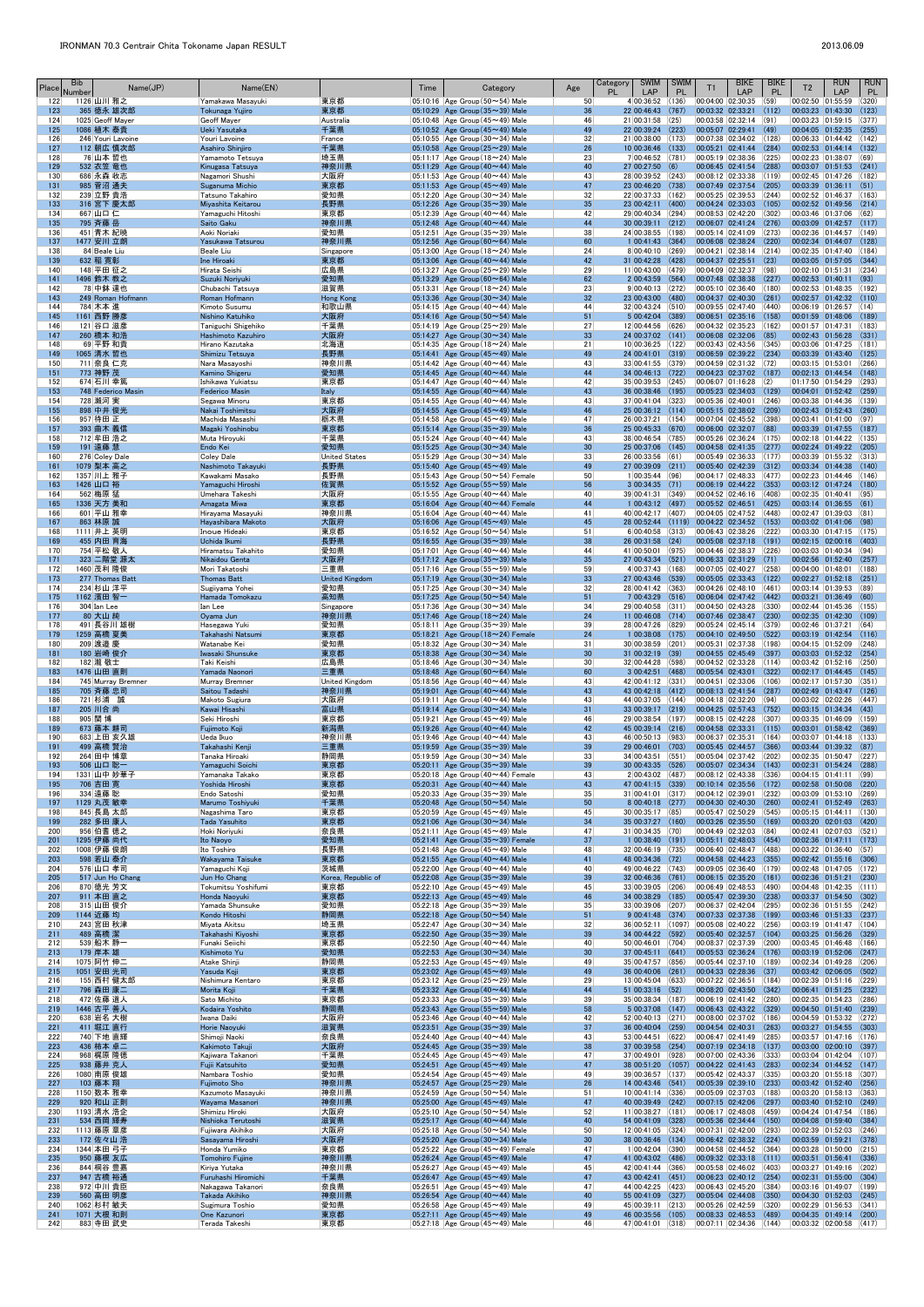# IRONMAN 70.3 Centrair Chita Tokoname Japan RESULT

2013.06.09

| Place | Bib Number | Name(JP) | Name(EN) | | Time | Category | Age | Category PL | SWIM LAP | SWIM PL | T1 | BIKE LAP | BIKE PL | T2 | RUN LAP | RUN PL |
|---|---|---|---|---|---|---|---|---|---|---|---|---|---|---|---|---|
| 122 | 1126 | 山川 雅之 | Yamakawa Masayuki | 東京都 | 05:10:16 | Age Group(50～54) Male | 50 | 4 | 00:36:52 | (136) | 00:04:00 | 02:30:35 | (59) | 00:02:50 | 01:55:59 | (320) |
| 123 | 365 | 徳永 雄次郎 | Tokunaga Yujiro | 東京都 | 05:10:29 | Age Group(35～39) Male | 36 | 22 | 00:46:43 | (767) | 00:03:32 | 02:33:21 | (112) | 00:03:23 | 01:43:30 | (123) |
| 124 | 1025 | Geoff Mayer | Geoff Mayer | Australia | 05:10:48 | Age Group(45～49) Male | 46 | 21 | 00:31:58 | (25) | 00:03:58 | 02:32:14 | (91) | 00:03:23 | 01:59:15 | (377) |
| 125 | 1086 | 植木 泰貴 | Ueki Yasutaka | 千葉県 | 05:10:52 | Age Group(45～49) Male | 49 | 22 | 00:39:24 | (223) | 00:05:07 | 02:29:41 | (49) | 00:04:05 | 01:52:35 | (255) |
| 126 | 246 | Youri Lavoine | Youri Lavoine | France | 05:10:55 | Age Group(30～34) Male | 32 | 21 | 00:38:00 | (173) | 00:07:38 | 02:34:02 | (128) | 00:06:33 | 01:44:42 | (142) |
| 127 | 112 | 朝比 慎次郎 | Asahiro Shinjiro | 千葉県 | 05:10:58 | Age Group(25～29) Male | 26 | 10 | 00:36:46 | (133) | 00:05:21 | 02:41:44 | (284) | 00:02:53 | 01:44:14 | (132) |
| 128 | 76 | 山本 哲也 | Yamamoto Tetsuya | 埼玉県 | 05:11:17 | Age Group(18～24) Male | 23 | 7 | 00:46:52 | (781) | 00:05:19 | 02:38:36 | (225) | 00:02:23 | 01:38:07 | (69) |
| 129 | 532 | 衣笠 竜也 | Kinugasa Tatsuya | 神奈川県 | 05:11:29 | Age Group(40～44) Male | 40 | 27 | 00:27:50 | (6) | 00:06:45 | 02:41:54 | (288) | 00:03:07 | 01:51:53 | (241) |
| 130 | 686 | 永森 収志 | Nagamori Shushi | 大阪府 | 05:11:53 | Age Group(40～44) Male | 43 | 28 | 00:39:52 | (243) | 00:08:12 | 02:33:38 | (119) | 00:02:45 | 01:47:26 | (182) |
| 131 | 985 | 菅沼 通夫 | Suganuma Michio | 東京都 | 05:11:53 | Age Group(45～49) Male | 47 | 23 | 00:46:20 | (738) | 00:07:49 | 02:37:54 | (205) | 00:03:39 | 01:36:11 | (51) |
| 132 | 239 | 立野 貴浩 | Tatsuno Takahiro | 愛知県 | 05:12:20 | Age Group(30～34) Male | 32 | 22 | 00:37:33 | (162) | 00:05:25 | 02:39:53 | (244) | 00:02:52 | 01:46:37 | (163) |
| 133 | 316 | 宮下 慶太郎 | Miyashita Keitarou | 長野県 | 05:12:26 | Age Group(35～39) Male | 35 | 23 | 00:42:11 | (400) | 00:04:24 | 02:33:03 | (105) | 00:02:52 | 01:49:56 | (214) |
| 134 | 667 | 山口 仁 | Yamaguchi Hitoshi | 東京都 | 05:12:39 | Age Group(40～44) Male | 42 | 29 | 00:40:34 | (294) | 00:08:53 | 02:42:20 | (302) | 00:03:46 | 01:37:06 | (62) |
| 135 | 795 | 斉藤 岳 | Saito Gaku | 神奈川県 | 05:12:48 | Age Group(40～44) Male | 44 | 30 | 00:39:11 | (212) | 00:06:07 | 02:41:24 | (276) | 00:03:09 | 01:42:57 | (117) |
| 136 | 451 | 青木 紀暁 | Aoki Noriaki | 愛知県 | 05:12:51 | Age Group(35～39) Male | 38 | 24 | 00:38:55 | (198) | 00:05:14 | 02:41:09 | (273) | 00:02:36 | 01:44:57 | (149) |
| 137 | 1477 | 安川 立朗 | Yasukawa Tatsurou | 神奈川県 | 05:12:56 | Age Group(60～64) Male | 60 | 1 | 00:41:43 | (364) | 00:06:08 | 02:38:24 | (220) | 00:02:34 | 01:44:07 | (128) |
| 138 | 84 | Beale Liu | Beale Liu | Singapore | 05:13:00 | Age Group(18～24) Male | 24 | 8 | 00:40:10 | (269) | 00:04:21 | 02:38:14 | (214) | 00:02:35 | 01:47:40 | (184) |
| 139 | 632 | 稲 寛彰 | Ine Hiroaki | 東京都 | 05:13:06 | Age Group(40～44) Male | 42 | 31 | 00:42:28 | (428) | 00:04:37 | 02:25:51 | (23) | 00:03:05 | 01:57:05 | (344) |
| 140 | 148 | 平田 征之 | Hirata Seishi | 広島県 | 05:13:27 | Age Group(25～29) Male | 29 | 11 | 00:43:00 | (479) | 00:04:09 | 02:32:37 | (98) | 00:02:10 | 01:51:31 | (234) |
| 141 | 1496 | 鈴木 教之 | Suzuki Noriyuki | 愛知県 | 05:13:29 | Age Group(60～64) Male | 62 | 2 | 00:43:59 | (564) | 00:07:48 | 02:38:38 | (227) | 00:02:53 | 01:40:11 | (93) |
| 142 | 78 | 中鉢 達也 | Chubachi Tatsuya | 滋賀県 | 05:13:31 | Age Group(18～24) Male | 23 | 9 | 00:40:13 | (272) | 00:05:10 | 02:36:40 | (180) | 00:02:53 | 01:48:35 | (192) |
| 143 | 249 | Roman Hofmann | Roman Hofmann | Hong Kong | 05:13:36 | Age Group(30～34) Male | 32 | 23 | 00:43:00 | (480) | 00:04:37 | 02:40:30 | (261) | 00:02:57 | 01:42:32 | (110) |
| 144 | 784 | 木本 進 | Kimoto Susumu | 和歌山県 | 05:14:15 | Age Group(40～44) Male | 44 | 32 | 00:43:24 | (510) | 00:09:55 | 02:47:40 | (440) | 00:06:19 | 01:26:57 | (14) |
| 145 | 1161 | 西野 勝彦 | Nishino Katuhiko | 大阪府 | 05:14:16 | Age Group(50～54) Male | 51 | 5 | 00:42:04 | (389) | 00:05:51 | 02:35:16 | (158) | 00:01:59 | 01:49:06 | (189) |
| 146 | 121 | 谷口 滋彦 | Taniguchi Shigehiko | 千葉県 | 05:14:19 | Age Group(25～29) Male | 27 | 12 | 00:44:56 | (626) | 00:04:32 | 02:35:23 | (162) | 00:01:57 | 01:47:31 | (183) |
| 147 | 260 | 橋本 和浩 | Hashimoto Kazuhiro | 大阪府 | 05:14:27 | Age Group(30～34) Male | 33 | 24 | 00:37:02 | (141) | 00:06:08 | 02:32:06 | (85) | 00:02:43 | 01:56:28 | (331) |
| 148 | 69 | 平野 和貴 | Hirano Kazutaka | 北海道 | 05:14:35 | Age Group(18～24) Male | 21 | 10 | 00:36:25 | (122) | 00:03:43 | 02:43:56 | (345) | 00:03:06 | 01:47:25 | (181) |
| 149 | 1065 | 清水 哲也 | Shimizu Tetsuya | 長野県 | 05:14:41 | Age Group(45～49) Male | 49 | 24 | 00:41:01 | (319) | 00:06:59 | 02:39:22 | (234) | 00:03:39 | 01:43:40 | (125) |
| 150 | 711 | 奈良 仁克 | Nara Masayoshi | 神奈川県 | 05:14:42 | Age Group(40～44) Male | 43 | 33 | 00:41:55 | (379) | 00:04:59 | 02:31:32 | (72) | 00:03:15 | 01:53:01 | (266) |
| 151 | 773 | 神野 茂 | Kamino Shigeru | 愛知県 | 05:14:45 | Age Group(40～44) Male | 44 | 34 | 00:46:13 | (722) | 00:04:23 | 02:37:02 | (187) | 00:02:13 | 01:44:54 | (148) |
| 152 | 674 | 石川 幸篤 | Ishikawa Yukiatsu | 東京都 | 05:14:47 | Age Group(40～44) Male | 42 | 35 | 00:39:53 | (245) | 00:06:07 | 01:16:28 | (2) | 01:17:50 | 01:54:29 | (293) |
| 153 | 748 | Federico Masin | Federico Masin | Italy | 05:14:55 | Age Group(40～44) Male | 43 | 36 | 00:38:46 | (195) | 00:05:23 | 02:34:03 | (129) | 00:04:01 | 01:52:42 | (259) |
| 154 | 728 | 瀬河 実 | Segawa Minoru | 東京都 | 05:14:55 | Age Group(40～44) Male | 43 | 37 | 00:41:04 | (323) | 00:05:36 | 02:40:01 | (246) | 00:03:06 | 01:45:08 | (139) |
| 155 | 898 | 中井 俊光 | Nakai Toshimitsu | 大阪府 | 05:14:55 | Age Group(45～49) Male | 46 | 25 | 00:36:12 | (114) | 00:05:15 | 02:38:02 | (209) | 00:02:43 | 01:52:43 | (260) |
| 156 | 957 | 待田 正 | Machida Masashi | 栃木県 | 05:14:58 | Age Group(45～49) Male | 47 | 26 | 00:37:21 | (154) | 00:07:04 | 02:45:52 | (398) | 00:03:41 | 01:41:00 | (97) |
| 157 | 393 | 曲木 義信 | Magaki Yoshinobu | 東京都 | 05:15:14 | Age Group(35～39) Male | 36 | 25 | 00:45:33 | (670) | 00:06:00 | 02:32:07 | (88) | 00:03:39 | 01:47:55 | (187) |
| 158 | 712 | 牟田 浩之 | Muta Hiroyuki | 千葉県 | 05:15:24 | Age Group(40～44) Male | 43 | 38 | 00:46:54 | (785) | 00:05:26 | 02:36:24 | (175) | 00:02:18 | 01:44:22 | (135) |
| 159 | 191 | 遠藤 慧 | Endo Kei | 愛知県 | 05:15:25 | Age Group(30～34) Male | 30 | 25 | 00:37:06 | (145) | 00:04:58 | 02:41:35 | (277) | 00:02:24 | 01:49:22 | (205) |
| 160 | 276 | Coley Dale | Coley Dale | United States | 05:15:29 | Age Group(30～34) Male | 33 | 26 | 00:33:56 | (61) | 00:05:49 | 02:36:33 | (177) | 00:03:39 | 01:55:32 | (313) |
| 161 | 1079 | 梨本 高之 | Nashimoto Takayuki | 長野県 | 05:15:40 | Age Group(45～49) Male | 49 | 27 | 00:39:09 | (211) | 00:05:40 | 02:42:39 | (312) | 00:03:34 | 01:44:38 | (140) |
| 162 | 1357 | 川上 雅子 | Kawakami Masako | 長野県 | 05:15:43 | Age Group(50～54) Female | 50 | 1 | 00:35:44 | (96) | 00:04:17 | 02:48:33 | (477) | 00:02:23 | 01:44:46 | (146) |
| 163 | 1426 | 山口 裕 | Yamaguchi Hiroshi | 佐賀県 | 05:15:52 | Age Group(55～59) Male | 56 | 3 | 00:34:35 | (71) | 00:06:19 | 02:44:22 | (353) | 00:03:12 | 01:47:24 | (180) |
| 164 | 562 | 梅原 猛 | Umehara Takeshi | 大阪府 | 05:15:55 | Age Group(40～44) Male | 40 | 39 | 00:41:31 | (349) | 00:04:52 | 02:46:16 | (408) | 00:02:35 | 01:40:41 | (95) |
| 165 | 1336 | 天方 美和 | Amagata Miwa | 東京都 | 05:16:04 | Age Group(40～44) Female | 44 | 1 | 00:43:12 | (497) | 00:05:52 | 02:46:51 | (425) | 00:03:14 | 01:36:55 | (61) |
| 166 | 601 | 平山 雅幸 | Hirayama Masayuki | 神奈川県 | 05:16:04 | Age Group(40～44) Male | 41 | 40 | 00:42:17 | (407) | 00:04:05 | 02:47:52 | (448) | 00:02:47 | 01:39:03 | (81) |
| 167 | 863 | 林原 誠 | Hayashibara Makoto | 大阪府 | 05:16:06 | Age Group(45～49) Male | 45 | 28 | 00:52:44 | (1119) | 00:04:22 | 02:34:52 | (153) | 00:03:02 | 01:41:06 | (98) |
| 168 | 1111 | 井上 英明 | Inoue Hideaki | 東京都 | 05:16:52 | Age Group(50～54) Male | 51 | 6 | 00:40:58 | (313) | 00:06:43 | 02:38:26 | (222) | 00:03:30 | 01:47:15 | (175) |
| 169 | 455 | 内田 育海 | Uchida Ikumi | 長野県 | 05:16:55 | Age Group(35～39) Male | 38 | 26 | 00:31:58 | (24) | 00:05:08 | 02:37:18 | (191) | 00:02:15 | 02:00:16 | (403) |
| 170 | 754 | 平松 敬人 | Hiramatsu Takahito | 愛知県 | 05:17:01 | Age Group(40～44) Male | 44 | 41 | 00:50:01 | (975) | 00:04:46 | 02:38:37 | (226) | 00:03:03 | 01:40:34 | (94) |
| 171 | 323 | 二階堂 源太 | Nikaidou Genta | 大阪府 | 05:17:12 | Age Group(35～39) Male | 35 | 27 | 00:43:34 | (521) | 00:06:35 | 02:31:29 | (71) | 00:02:56 | 01:52:40 | (257) |
| 172 | 1460 | 茂利 隆俊 | Mori Takatoshi | 三重県 | 05:17:16 | Age Group(55～59) Male | 59 | 4 | 00:37:43 | (168) | 00:07:05 | 02:40:27 | (258) | 00:04:00 | 01:48:01 | (188) |
| 173 | 277 | Thomas Batt | Thomas Batt | United Kingdom | 05:17:19 | Age Group(30～34) Male | 33 | 27 | 00:43:46 | (539) | 00:05:05 | 02:33:43 | (122) | 00:02:27 | 01:52:18 | (251) |
| 174 | 234 | 杉山 洋平 | Sugiiyama Yohei | 愛知県 | 05:17:25 | Age Group(30～34) Male | 32 | 28 | 00:41:42 | (363) | 00:04:26 | 02:48:10 | (461) | 00:03:14 | 01:39:53 | (89) |
| 175 | 1162 | 濱田 智一 | Hamada Tomokazu | 高知県 | 05:17:25 | Age Group(50～54) Male | 51 | 7 | 00:43:29 | (516) | 00:06:04 | 02:47:42 | (442) | 00:03:21 | 01:36:49 | (60) |
| 176 | 304 | Ian Lee | Ian Lee | Singapore | 05:17:36 | Age Group(30～34) Male | 34 | 29 | 00:40:58 | (311) | 00:04:50 | 02:43:28 | (330) | 00:02:44 | 01:45:36 | (155) |
| 177 | 80 | 大山 純 | Oyama Jun | 神奈川県 | 05:17:46 | Age Group(18～24) Male | 24 | 11 | 00:46:08 | (714) | 00:07:46 | 02:38:47 | (230) | 00:02:35 | 01:42:30 | (109) |
| 178 | 491 | 長谷川 雄樹 | Hasegawa Yuki | 愛知県 | 05:18:11 | Age Group(35～39) Male | 39 | 28 | 00:47:26 | (829) | 00:05:24 | 02:45:14 | (379) | 00:02:46 | 01:37:21 | (64) |
| 179 | 1259 | 高橋 夏美 | Takahashi Natsumi | 東京都 | 05:18:21 | Age Group(18～24) Female | 24 | 1 | 00:38:08 | (175) | 00:04:10 | 02:49:50 | (522) | 00:03:19 | 01:42:54 | (116) |
| 180 | 209 | 渡邉 慶 | Watanabe Kei | 愛知県 | 05:18:32 | Age Group(30～34) Male | 31 | 30 | 00:38:59 | (201) | 00:05:31 | 02:37:38 | (198) | 00:04:15 | 01:52:09 | (248) |
| 181 | 180 | 岩崎 俊介 | Iwasaki Shunsuke | 東京都 | 05:18:38 | Age Group(30～34) Male | 30 | 31 | 00:32:19 | (39) | 00:04:55 | 02:45:49 | (397) | 00:03:03 | 01:52:32 | (254) |
| 182 | 182 | 瀧 敬士 | Taki Keishi | 広島県 | 05:18:46 | Age Group(30～34) Male | 30 | 32 | 00:44:28 | (598) | 00:04:52 | 02:33:28 | (114) | 00:03:42 | 01:52:16 | (250) |
| 183 | 1476 | 山田 直則 | Yamada Naonori | 三重県 | 05:18:48 | Age Group(60～64) Male | 60 | 3 | 00:42:51 | (468) | 00:05:54 | 02:43:01 | (322) | 00:02:17 | 01:44:45 | (145) |
| 184 | 745 | Murray Bremner | Murray Bremner | United Kingdom | 05:18:56 | Age Group(40～44) Male | 43 | 42 | 00:41:12 | (331) | 00:06:51 | 02:33:06 | (106) | 00:02:17 | 01:57:30 | (351) |
| 185 | 705 | 斉藤 忠司 | Saitou Tadashi | 神奈川県 | 05:19:01 | Age Group(40～44) Male | 43 | 43 | 00:42:18 | (412) | 00:08:13 | 02:41:54 | (287) | 00:02:49 | 01:43:47 | (126) |
| 186 | 721 | 杉浦 誠 | Makoto Suguira | 大阪府 | 05:19:11 | Age Group(40～44) Male | 43 | 44 | 00:37:05 | (144) | 00:04:18 | 02:32:20 | (94) | 00:03:02 | 02:02:26 | (447) |
| 187 | 205 | 川合 尚 | Kawai Hisashi | 富山県 | 05:19:14 | Age Group(30～34) Male | 31 | 33 | 00:39:17 | (219) | 00:04:25 | 02:57:43 | (752) | 00:03:15 | 01:34:34 | (43) |
| 188 | 905 | 関 博 | Seki Hiroshi | 東京都 | 05:19:21 | Age Group(45～49) Male | 46 | 29 | 00:38:54 | (197) | 00:08:15 | 02:42:28 | (307) | 00:03:35 | 01:46:09 | (159) |
| 189 | 673 | 藤本 耕司 | Fujimoto Koji | 新潟県 | 05:19:26 | Age Group(40～44) Male | 42 | 45 | 00:39:14 | (216) | 00:04:58 | 02:33:31 | (115) | 00:03:01 | 01:58:42 | (369) |
| 190 | 683 | 上田 玄久雄 | Ueda Ikuo | 神奈川県 | 05:19:46 | Age Group(40～44) Male | 43 | 46 | 00:50:13 | (983) | 00:06:37 | 02:35:31 | (164) | 00:03:07 | 01:44:18 | (133) |
| 191 | 499 | 高橋 賢治 | Takahashi Kenji | 三重県 | 05:19:59 | Age Group(35～39) Male | 39 | 29 | 00:46:01 | (703) | 00:05:45 | 02:44:57 | (366) | 00:03:44 | 01:39:32 | (87) |
| 192 | 264 | 田中 博章 | Tanaka Hiroaki | 静岡県 | 05:19:59 | Age Group(30～34) Male | 33 | 34 | 00:43:51 | (551) | 00:05:04 | 02:37:42 | (202) | 00:02:35 | 01:50:47 | (227) |
| 193 | 506 | 山口 聡一 | Yamaguchi Soichi | 東京都 | 05:20:11 | Age Group(35～39) Male | 39 | 30 | 00:43:35 | (526) | 00:05:07 | 02:34:34 | (143) | 00:02:31 | 01:54:24 | (288) |
| 194 | 1331 | 山中 妙華子 | Yamanaka Takako | 東京都 | 05:20:18 | Age Group(40～44) Female | 43 | 2 | 00:43:02 | (487) | 00:08:12 | 02:43:38 | (336) | 00:04:15 | 01:41:11 | (99) |
| 195 | 706 | 吉田 寛 | Yoshida Hiroshi | 東京都 | 05:20:31 | Age Group(40～44) Male | 43 | 47 | 00:41:15 | (339) | 00:10:14 | 02:35:56 | (172) | 00:02:58 | 01:50:08 | (220) |
| 196 | 334 | 遠藤 聡 | Endo Satoshi | 愛知県 | 05:20:33 | Age Group(35～39) Male | 35 | 31 | 00:41:01 | (317) | 00:04:12 | 02:39:01 | (232) | 00:03:09 | 01:53:10 | (269) |
| 197 | 1129 | 丸茂 敏幸 | Marumo Toshiyuki | 千葉県 | 05:20:48 | Age Group(50～54) Male | 50 | 8 | 00:40:18 | (277) | 00:04:36 | 02:40:30 | (260) | 00:02:41 | 01:52:49 | (263) |
| 198 | 845 | 長島 太郎 | Nagashima Taro | 東京都 | 05:20:59 | Age Group(45～49) Male | 45 | 30 | 00:35:17 | (85) | 00:05:47 | 02:50:29 | (545) | 00:05:15 | 01:44:11 | (130) |
| 199 | 282 | 多田 康人 | Tada Yasuhito | 東京都 | 05:21:06 | Age Group(30～34) Male | 34 | 35 | 00:37:27 | (160) | 00:03:26 | 02:35:50 | (169) | 00:03:20 | 02:01:03 | (420) |
| 200 | 956 | 堀 徳之 | Hoki Noriyuki | 奈良県 | 05:21:11 | Age Group(45～49) Male | 47 | 31 | 00:34:35 | (70) | 00:04:49 | 02:22:03 | (84) | 00:02:41 | 02:07:03 | (521) |
| 201 | 1295 | 伊藤 尚代 | Ito Naoyo | 愛知県 | 05:21:41 | Age Group(35～39) Female | 37 | 1 | 00:38:40 | (191) | 00:05:11 | 02:48:03 | (454) | 00:02:36 | 01:47:11 | (173) |
| 202 | 1008 | 伊藤 俊朗 | Ito Toshiro | 長野県 | 05:21:48 | Age Group(45～49) Male | 48 | 32 | 00:46:19 | (735) | 00:06:40 | 02:48:47 | (488) | 00:03:22 | 01:36:40 | (57) |
| 203 | 598 | 若山 泰介 | Wakayama Taisuke | 東京都 | 05:21:55 | Age Group(40～44) Male | 41 | 48 | 00:34:36 | (72) | 00:04:58 | 02:44:23 | (355) | 00:02:42 | 01:55:16 | (306) |
| 204 | 576 | 山口 孝司 | Yamaguchi Koji | 茨城県 | 05:22:00 | Age Group(40～44) Male | 40 | 49 | 00:46:22 | (743) | 00:09:05 | 02:36:40 | (179) | 00:02:48 | 01:47:05 | (172) |
| 205 | 517 | Jun Ho Chang | Jun Ho Chang | Korea, Republic of | 05:22:08 | Age Group(35～39) Male | 39 | 32 | 00:46:36 | (761) | 00:06:15 | 02:35:20 | (161) | 00:02:36 | 01:51:21 | (230) |
| 206 | 870 | 徳光 芳文 | Tokumitsu Yoshifumi | 東京都 | 05:22:10 | Age Group(45～49) Male | 45 | 33 | 00:39:05 | (206) | 00:06:49 | 02:48:53 | (490) | 00:04:48 | 01:42:35 | (111) |
| 207 | 911 | 本田 直之 | Honda Naoyuki | 東京都 | 05:22:13 | Age Group(45～49) Male | 46 | 34 | 00:38:29 | (185) | 00:05:47 | 02:39:30 | (238) | 00:03:37 | 01:54:50 | (302) |
| 208 | 315 | 山田 俊介 | Yamada Shunsuke | 愛知県 | 05:22:18 | Age Group(35～39) Male | 35 | 33 | 00:39:06 | (207) | 00:06:37 | 02:42:04 | (295) | 00:02:36 | 01:51:55 | (242) |
| 209 | 1144 | 近藤 均 | Kondo Hitoshi | 静岡県 | 05:22:18 | Age Group(50～54) Male | 51 | 9 | 00:41:48 | (374) | 00:07:33 | 02:37:38 | (199) | 00:03:46 | 01:51:33 | (237) |
| 210 | 243 | 宮田 秋津 | Miyata Akitsu | 埼玉県 | 05:22:47 | Age Group(30～34) Male | 32 | 36 | 00:52:11 | (1097) | 00:05:08 | 02:40:22 | (256) | 00:03:19 | 01:41:47 | (104) |
| 211 | 489 | 高橋 潔 | Takahashi Kiyoshi | 東京都 | 05:22:50 | Age Group(35～39) Male | 39 | 34 | 00:44:22 | (592) | 00:05:40 | 02:32:57 | (104) | 00:03:25 | 01:56:26 | (329) |
| 212 | 539 | 船木 静一 | Funaki Seiichi | 東京都 | 05:22:50 | Age Group(40～44) Male | 40 | 50 | 00:46:01 | (704) | 00:08:37 | 02:37:39 | (200) | 00:03:45 | 01:46:48 | (166) |
| 213 | 179 | 岸本 雄 | Kishimoto Yu | 愛知県 | 05:22:53 | Age Group(30～34) Male | 30 | 37 | 00:45:11 | (641) | 00:05:53 | 02:36:24 | (176) | 00:03:19 | 01:52:06 | (247) |
| 214 | 1075 | 阿竹 伸二 | Atake Shinji | 静岡県 | 05:22:53 | Age Group(45～49) Male | 49 | 35 | 00:47:57 | (856) | 00:05:44 | 02:37:10 | (189) | 00:02:34 | 01:49:28 | (206) |
| 215 | 1051 | 安田 光司 | Yasuda Koji | 東京都 | 05:23:02 | Age Group(45～49) Male | 49 | 36 | 00:40:06 | (261) | 00:04:33 | 02:28:36 | (37) | 00:03:42 | 02:06:05 | (502) |
| 216 | 155 | 西村 健太郎 | Nishimura Kentaro | 東京都 | 05:23:12 | Age Group(25～29) Male | 29 | 13 | 00:45:04 | (633) | 00:07:22 | 02:36:51 | (184) | 00:02:39 | 01:51:16 | (229) |
| 217 | 796 | 森田 康二 | Morita Koji | 千葉県 | 05:23:32 | Age Group(40～44) Male | 44 | 51 | 00:33:16 | (52) | 00:08:20 | 02:43:50 | (342) | 00:06:41 | 01:51:25 | (232) |
| 218 | 472 | 佐藤 道人 | Sato Michito | 東京都 | 05:23:33 | Age Group(35～39) Male | 39 | 35 | 00:38:34 | (187) | 00:05:19 | 02:41:40 | (280) | 00:02:35 | 01:54:23 | (286) |
| 219 | 1446 | 古平 善人 | Kodaira Yoshito | 静岡県 | 05:23:43 | Age Group(55～59) Male | 58 | 5 | 00:37:08 | (147) | 00:06:43 | 02:43:22 | (329) | 00:04:50 | 01:51:40 | (239) |
| 220 | 638 | 岩名 大樹 | Iwana Daiki | 大阪府 | 05:23:46 | Age Group(40～44) Male | 42 | 52 | 00:40:13 | (271) | 00:08:00 | 02:37:02 | (186) | 00:04:59 | 01:53:32 | (272) |
| 221 | 411 | 堀江 直行 | Horie Naoyuki | 滋賀県 | 05:23:51 | Age Group(35～39) Male | 37 | 36 | 00:40:04 | (259) | 00:04:54 | 02:40:31 | (263) | 00:03:27 | 01:54:55 | (303) |
| 222 | 740 | 下地 直輝 | Shimoji Naoki | 奈良県 | 05:24:40 | Age Group(40～44) Male | 43 | 53 | 00:44:51 | (622) | 00:06:47 | 02:41:49 | (285) | 00:03:57 | 01:47:16 | (176) |
| 223 | 436 | 柿本 卓二 | Kakimoto Takuji | 大阪府 | 05:24:45 | Age Group(35～39) Male | 38 | 37 | 00:39:58 | (254) | 00:07:19 | 02:34:18 | (137) | 00:03:00 | 02:00:10 | (397) |
| 224 | 968 | 梶原 隆徳 | Kajiwara Takanori | 千葉県 | 05:24:45 | Age Group(45～49) Male | 47 | 37 | 00:49:01 | (928) | 00:07:00 | 02:43:36 | (333) | 00:03:04 | 01:42:04 | (107) |
| 225 | 938 | 藤井 克人 | Fujii Katsuhito | 愛知県 | 05:24:51 | Age Group(45～49) Male | 47 | 38 | 00:51:20 | (1057) | 00:04:22 | 02:41:43 | (283) | 00:02:34 | 01:44:52 | (147) |
| 226 | 1080 | 南部 俊雄 | Nambara Toshio | 愛知県 | 05:24:54 | Age Group(45～49) Male | 49 | 39 | 00:36:57 | (137) | 00:05:42 | 02:43:37 | (335) | 00:03:20 | 01:55:18 | (307) |
| 227 | 103 | 藤本 翔 | Fujimoto Sho | 神奈川県 | 05:24:57 | Age Group(25～29) Male | 26 | 14 | 00:43:46 | (541) | 00:05:39 | 02:39:10 | (233) | 00:03:42 | 01:52:40 | (256) |
| 228 | 1150 | 数本 雅幸 | Kazumoto Masayuki | 神奈川県 | 05:24:59 | Age Group(50～54) Male | 51 | 10 | 00:41:14 | (336) | 00:05:09 | 02:37:03 | (188) | 00:03:20 | 01:58:13 | (363) |
| 229 | 920 | 和山 正則 | Wayama Masanori | 神奈川県 | 05:25:00 | Age Group(45～49) Male | 47 | 40 | 00:39:49 | (242) | 00:07:15 | 02:42:06 | (297) | 00:03:40 | 01:52:10 | (249) |
| 230 | 1193 | 清水 浩企 | Shimizu Hiroki | 大阪府 | 05:25:10 | Age Group(50～54) Male | 52 | 11 | 00:38:27 | (181) | 00:06:17 | 02:48:08 | (459) | 00:04:24 | 01:47:54 | (186) |
| 231 | 534 | 西岡 輝寿 | Nishioka Terutoshi | 滋賀県 | 05:25:17 | Age Group(40～44) Male | 40 | 54 | 00:41:09 | (328) | 00:05:36 | 02:34:44 | (150) | 00:04:08 | 01:59:40 | (384) |
| 232 | 1113 | 藤原 章彦 | Fujiwara Akihiko | 大阪府 | 05:25:18 | Age Group(50～54) Male | 50 | 12 | 00:41:05 | (324) | 00:07:31 | 02:42:00 | (293) | 00:02:39 | 01:52:03 | (246) |
| 233 | 172 | 佐々山 浩 | Sasayama Hiroshi | 大阪府 | 05:25:20 | Age Group(30～34) Male | 30 | 38 | 00:36:46 | (134) | 00:06:42 | 02:38:32 | (224) | 00:03:59 | 01:59:21 | (378) |
| 234 | 1344 | 本田 弓子 | Honda Yumiko | 東京都 | 05:25:22 | Age Group(45～49) Female | 47 | 1 | 00:42:04 | (390) | 00:04:58 | 02:44:52 | (364) | 00:03:28 | 01:50:00 | (215) |
| 235 | 950 | 藤堀 友広 | Tomohiro Fujine | 神奈川県 | 05:26:24 | Age Group(45～49) Male | 47 | 41 | 00:43:02 | (486) | 00:09:32 | 02:33:18 | (111) | 00:03:51 | 01:56:41 | (336) |
| 236 | 844 | 桐谷 豊篤 | Kiriya Yutaka | 神奈川県 | 05:26:27 | Age Group(45～49) Male | 45 | 42 | 00:41:44 | (366) | 00:05:58 | 02:46:02 | (403) | 00:03:27 | 01:49:16 | (202) |
| 237 | 947 | 古橋 裕通 | Furuhashi Hiromichi | 千葉県 | 05:26:47 | Age Group(45～49) Male | 47 | 43 | 00:42:41 | (451) | 00:06:23 | 02:40:12 | (254) | 00:02:31 | 01:55:00 | (304) |
| 238 | 972 | 中川 貴臣 | Nakagawa Takanori | 奈良県 | 05:26:51 | Age Group(45～49) Male | 47 | 44 | 00:42:25 | (423) | 00:06:43 | 02:45:20 | (384) | 00:03:16 | 01:49:07 | (199) |
| 239 | 560 | 高田 明彦 | Takada Akihiko | 神奈川県 | 05:26:54 | Age Group(40～44) Male | 40 | 55 | 00:41:09 | (327) | 00:05:04 | 02:44:08 | (350) | 00:04:30 | 01:52:03 | (245) |
| 240 | 1062 | 杉村 敏夫 | Sugimura Toshio | 愛知県 | 05:26:58 | Age Group(45～49) Male | 49 | 45 | 00:39:11 | (213) | 00:05:26 | 02:42:59 | (320) | 00:02:26 | 01:56:53 | (341) |
| 241 | 1071 | 大根 和則 | One Kazunori | 東京都 | 05:27:11 | Age Group(45～49) Male | 49 | 46 | 00:35:56 | (105) | 00:08:33 | 02:48:53 | (489) | 00:04:35 | 01:49:14 | (200) |
| 242 | 883 | 寺田 武史 | Terada Takeshi | 東京都 | 05:27:18 | Age Group(45～49) Male | 46 | 47 | 00:40:31 | (318) | 00:07:11 | 02:34:36 | (144) | 00:03:32 | 02:00:58 | (417) |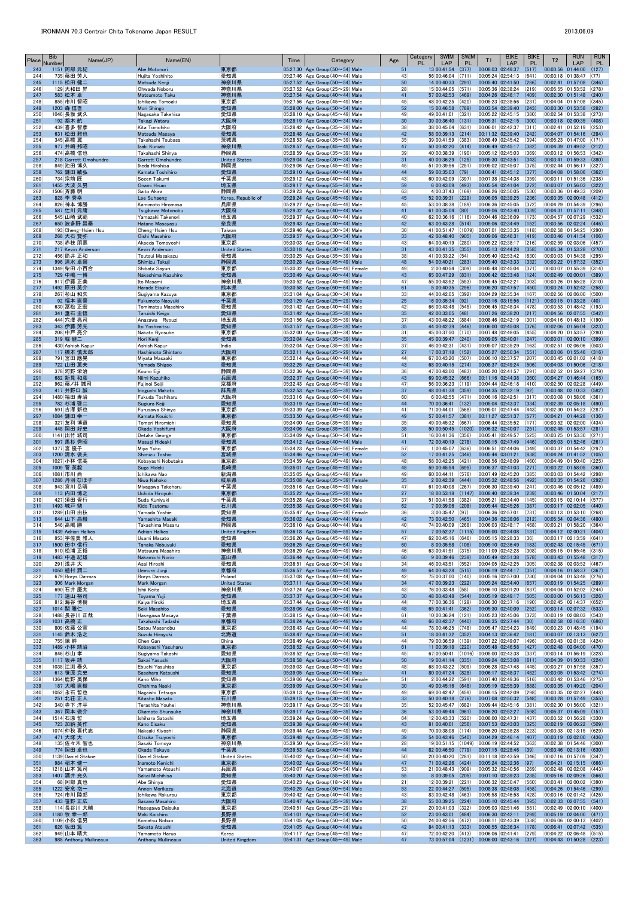| Place | Bib Number | Name(JP) | Name(EN) | | Time | Category | Age | Category PL | SWIM LAP | SWIM PL | T1 | BIKE LAP | BIKE PL | T2 | RUN LAP | RUN PL |
|---|---|---|---|---|---|---|---|---|---|---|---|---|---|---|---|---|
| 243 | 1151 | 阿部 元紀 | Abe Motonori | 東京都 | 05:27:30 | Age Group(50～54) Male | 51 | 13 | 00:41:54 | (377) | 00:08:03 | 02:49:37 | (517) | 00:03:56 | 01:44:00 | (127) |
| 244 | 735 | 藤田 芳人 | Hujita Yoshihito | 愛知県 | 05:27:46 | Age Group(40～44) Male | 43 | 56 | 00:46:04 | (711) | 00:05:24 | 02:54:13 | (641) | 00:03:18 | 01:38:47 | (77) |
| 245 | 1115 | 松田 健二 | Matsuda Kenji | 神奈川県 | 05:27:52 | Age Group(50～54) Male | 50 | 14 | 00:40:33 | (291) | 00:05:40 | 02:41:50 | (286) | 00:02:41 | 01:57:08 | (346) |
| 246 | 129 | 大和田 昇 | Ohwada Noboru | 神奈川県 | 05:27:52 | Age Group(25～29) Male | 28 | 15 | 00:44:05 | (571) | 00:05:36 | 02:38:24 | (219) | 00:05:55 | 01:53:52 | (278) |
| 247 | 583 | 松本 卓 | Matsumoto Taku | 神奈川県 | 05:27:54 | Age Group(40～44) Male | 41 | 57 | 00:42:53 | (469) | 00:04:26 | 02:46:17 | (409) | 00:02:30 | 01:51:48 | (240) |
| 248 | 855 | 市川 智昭 | Ichikawa Tomoaki | 東京都 | 05:27:56 | Age Group(45～49) Male | 45 | 48 | 00:42:25 | (420) | 00:05:23 | 02:38:56 | (231) | 00:04:04 | 01:57:08 | (345) |
| 249 | 1203 | 森 信吾 | Mori Shingo | 愛知県 | 05:28:00 | Age Group(50～54) Male | 52 | 15 | 00:46:58 | (789) | 00:03:54 | 02:39:40 | (243) | 00:03:30 | 01:53:58 | (282) |
| 250 | 1046 | 長坂 武久 | Nagasaka Takehisa | 愛知県 | 05:28:10 | Age Group(45～49) Male | 49 | 49 | 00:41:01 | (321) | 00:05:22 | 02:45:15 | (380) | 00:02:54 | 01:53:38 | (273) |
| 251 | 192 | 都木 航 | Takagi Wataru | 大阪府 | 05:28:19 | Age Group(30～34) Male | 30 | 39 | 00:36:40 | (131) | 00:05:31 | 02:42:15 | (300) | 00:03:18 | 02:00:35 | (408) |
| 252 | 439 | 喜多 智彦 | Kita Tomohiko | 大阪府 | 05:28:42 | Age Group(35～39) Male | 38 | 38 | 00:45:04 | (631) | 00:06:01 | 02:42:37 | (311) | 00:02:41 | 01:52:19 | (253) |
| 253 | 631 | 松田 雅也 | Matsuda Masaya | 愛知県 | 05:28:48 | Age Group(40～44) Male | 42 | 58 | 00:39:13 | (214) | 00:11:32 | 02:39:40 | (242) | 00:04:07 | 01:54:16 | (284) |
| 254 | 345 | 高橋 翼 | Takahashi Tsubasa | 茨城県 | 05:28:53 | Age Group(35～39) Male | 35 | 39 | 00:41:59 | (383) | 00:08:19 | 02:45:42 | (394) | 00:05:23 | 01:47:50 | (171) |
| 255 | 977 | 井崎 邦昭 | Izaki Kuniaki | 神奈川県 | 05:28:57 | Age Group(45～49) Male | 47 | 50 | 00:42:20 | (414) | 00:06:49 | 02:45:17 | (382) | 00:04:39 | 01:49:52 | (212) |
| 256 | 474 | 高橋 信也 | Takahashi Shinya | 静岡県 | 05:28:59 | Age Group(35～39) Male | 39 | 40 | 00:38:39 | (190) | 00:05:12 | 02:45:03 | (369) | 00:03:12 | 01:56:53 | (342) |
| 257 | 218 | Garrett Omohundro | Garrett Omohundro | United States | 05:29:04 | Age Group(30～34) Male | 31 | 40 | 00:36:29 | (125) | 00:05:30 | 02:43:51 | (343) | 00:03:41 | 01:59:33 | (380) |
| 258 | 849 | 池田 博久 | Ikeda Hirohisa | 静岡県 | 05:29:06 | Age Group(45～49) Male | 45 | 51 | 00:39:56 | (251) | 00:05:02 | 02:45:07 | (375) | 00:02:44 | 01:56:17 | (327) |
| 259 | 762 | 鎌田 敏弘 | Kamata Toshihiro | 愛知県 | 05:29:10 | Age Group(40～44) Male | 44 | 59 | 00:35:03 | (79) | 00:06:41 | 02:45:12 | (377) | 00:04:08 | 01:58:06 | (362) |
| 260 | 734 | 宗前 匠 | Sozen Takumi | 千葉県 | 05:29:12 | Age Group(40～44) Male | 43 | 60 | 00:42:09 | (397) | 00:07:38 | 02:44:38 | (359) | 00:03:11 | 01:51:36 | (238) |
| 261 | 1455 | 大波 久男 | Onami Hisao | 埼玉県 | 05:29:17 | Age Group(55～59) Male | 59 | 6 | 00:43:09 | (493) | 00:05:54 | 02:41:04 | (272) | 00:03:07 | 01:56:03 | (322) |
| 262 | 1506 | 斉藤 明 | Saito Akira | 静岡県 | 05:29:23 | Age Group(60～64) Male | 63 | 4 | 00:37:43 | (169) | 00:08:26 | 02:50:05 | (530) | 00:03:36 | 01:49:33 | (209) |
| 263 | 828 | 李 秀幸 | Lee Suhaeng | Korea, Republic of | 05:29:24 | Age Group(45～49) Male | 45 | 52 | 00:39:31 | (229) | 00:06:05 | 02:39:25 | (236) | 00:03:35 | 02:00:48 | (412) |
| 264 | 826 | 神本 博勝 | Kamimoto Hiromasa | 兵庫県 | 05:29:27 | Age Group(45～49) Male | 45 | 53 | 00:38:38 | (189) | 00:06:36 | 02:45:05 | (372) | 00:04:29 | 01:54:39 | (296) |
| 265 | 587 | 辻川 元信 | Tsujikawa Motonobu | 大阪府 | 05:29:32 | Age Group(40～44) Male | 41 | 61 | 00:35:04 | (80) | 00:09:06 | 02:43:40 | (339) | 00:04:31 | 01:57:11 | (348) |
| 266 | 545 | 山崎 武範 | Yamazaki Takenori | 埼玉県 | 05:29:37 | Age Group(40～44) Male | 40 | 62 | 00:36:16 | (116) | 00:04:56 | 02:36:09 | (173) | 00:04:57 | 02:07:29 | (532) |
| 267 | 650 | 波多野 昌泰 | Hatano Masayasu | 奈良県 | 05:29:41 | Age Group(40～44) Male | 42 | 63 | 00:43:28 | (514) | 00:05:06 | 02:34:49 | (152) | 00:03:56 | 02:02:24 | (446) |
| 268 | 193 | Cheng-Hsien Hsu | Cheng-Hsien Hsu | Taiwan | 05:29:46 | Age Group(30～34) Male | 30 | 41 | 00:51:47 | (1079) | 00:07:01 | 02:33:35 | (118) | 00:02:58 | 01:54:25 | (290) |
| 269 | 268 | 大石 賢弥 | Oishi Masahiro | 大阪府 | 05:29:57 | Age Group(30～34) Male | 33 | 42 | 00:48:40 | (905) | 00:09:06 | 02:46:31 | (419) | 00:03:46 | 01:41:54 | (104) |
| 270 | 738 | 赤枝 朋嘉 | Akaeda Tomoyoshi | 東京都 | 05:30:03 | Age Group(40～44) Male | 43 | 64 | 00:40:19 | (280) | 00:05:22 | 02:38:17 | (216) | 00:02:59 | 02:03:06 | (457) |
| 271 | 217 | Kevin Anderson | Kevin Anderson | United States | 05:30:18 | Age Group(30～34) Male | 31 | 43 | 00:41:35 | (355) | 00:05:13 | 02:44:28 | (358) | 00:05:34 | 01:53:28 | (270) |
| 272 | 456 | 筒井 正和 | Tsutsui Masakazu | 愛知県 | 05:30:25 | Age Group(35～39) Male | 38 | 41 | 00:33:22 | (54) | 00:05:40 | 02:53:42 | (630) | 00:03:03 | 01:54:38 | (295) |
| 273 | 996 | 清水 卓爾 | Shimizu Takuji | 静岡県 | 05:30:28 | Age Group(45～49) Male | 48 | 54 | 00:40:21 | (283) | 00:05:40 | 02:43:33 | (332) | 00:03:22 | 01:57:32 | (352) |
| 274 | 1349 | 柴田 小百合 | Shibata Sayuri | 東京都 | 05:30:32 | Age Group(45～49) Female | 49 | 2 | 00:40:54 | (309) | 00:05:48 | 02:45:04 | (371) | 00:03:07 | 01:55:39 | (314) |
| 275 | 729 | 中嶋 一博 | Nakashima Kazuhiro | 愛知県 | 05:30:49 | Age Group(40～44) Male | 43 | 65 | 00:47:29 | (831) | 00:06:42 | 02:33:48 | (124) | 00:02:49 | 02:00:01 | (389) |
| 276 | 917 | 伊藤 正美 | Ito Masami | 神奈川県 | 05:30:52 | Age Group(45～49) Male | 47 | 55 | 00:43:52 | (553) | 00:05:45 | 02:42:21 | (303) | 00:03:26 | 01:55:28 | (310) |
| 277 | 1492 | 原田 英介 | Harada Eisuke | 熊本県 | 05:30:58 | Age Group(60～64) Male | 61 | 5 | 00:40:35 | (296) | 00:06:20 | 02:47:57 | (450) | 00:03:24 | 01:52:42 | (258) |
| 278 | 267 | 杉山 和矢 | Sugiyama Kazuya | 東京都 | 05:31:04 | Age Group(30～34) Male | 33 | 44 | 00:42:05 | (392) | 00:04:29 | 02:35:34 | (167) | 00:02:56 | 02:06:00 | (500) |
| 279 | 92 | 福本 直幸 | Fukumoto Naoyuki | 千葉県 | 05:31:29 | Age Group(25～29) Male | 25 | 16 | 00:35:34 | (92) | 00:05:19 | 03:15:56 | (1121) | 00:03:15 | 01:31:25 | (40) |
| 280 | 630 | 冨松 正宏 | Tomimatsu Masahiro | 愛知県 | 05:31:42 | Age Group(40～44) Male | 42 | 66 | 00:43:48 | (545) | 00:06:45 | 02:48:34 | (478) | 00:03:53 | 01:48:42 | (193) |
| 281 | 341 | 垂石 圭悟 | Taruishi Keigo | 愛知県 | 05:31:42 | Age Group(35～39) Male | 35 | 42 | 00:33:05 | (48) | 00:07:26 | 02:38:20 | (217) | 00:04:56 | 02:07:55 | (542) |
| 282 | 444 | 穴澤 亮司 | Anazawa Ryouzi | 埼玉県 | 05:31:56 | Age Group(35～39) Male | 37 | 43 | 00:48:22 | (884) | 00:08:46 | 02:42:19 | (301) | 00:04:16 | 01:48:13 | (190) |
| 283 | 343 | 伊藤 芳光 | Ito Yoshimitsu | 愛知県 | 05:31:57 | Age Group(35～39) Male | 35 | 44 | 00:42:39 | (446) | 00:06:00 | 02:45:08 | (376) | 00:02:06 | 01:56:04 | (323) |
| 284 | 208 | 中戸 亮介 | Nakato Ryosuke | 東京都 | 05:32:00 | Age Group(30～34) Male | 31 | 45 | 00:37:50 | (170) | 00:07:48 | 02:48:05 | (455) | 00:04:20 | 01:53:57 | (280) |
| 285 | 319 | 堀 健二 | Hori Kenji | 愛知県 | 05:32:04 | Age Group(35～39) Male | 35 | 45 | 00:39:47 | (240) | 00:09:05 | 02:40:01 | (247) | 00:03:01 | 02:00:10 | (399) |
| 286 | 430 | Ashish Kapur | Ashish Kapur | India | 05:32:04 | Age Group(35～39) Male | 37 | 46 | 00:42:31 | (431) | 00:05:07 | 02:35:29 | (163) | 00:02:51 | 02:06:06 | (503) |
| 287 | 117 | 橋本 慎太郎 | Hashimoto Shintaro | 大阪府 | 05:32:11 | Age Group(25～29) Male | 27 | 17 | 00:37:18 | (152) | 00:05:27 | 02:50:34 | (551) | 00:03:06 | 01:55:46 | (316) |
| 288 | 791 | 宮田 昌晃 | Miyata Masaaki | 東京都 | 05:32:14 | Age Group(40～44) Male | 44 | 67 | 00:43:20 | (507) | 00:06:13 | 02:37:57 | (207) | 00:03:45 | 02:01:02 | (418) |
| 289 | 722 | 山田 重夫 | Yamada Shigeo | 愛知県 | 05:32:25 | Age Group(40～44) Male | 43 | 68 | 00:40:15 | (274) | 00:08:37 | 02:49:24 | (506) | 00:04:03 | 01:50:06 | (218) |
| 290 | 378 | 河野 栄治 | Kouno Eiji | 静岡県 | 05:32:36 | Age Group(35～39) Male | 36 | 47 | 00:43:00 | (483) | 00:05:20 | 02:41:57 | (291) | 00:02:52 | 01:59:27 | (379) |
| 291 | 682 | 新見 和彦 | Niimi Kazuhiko | 兵庫県 | 05:32:37 | Age Group(40～44) Male | 42 | 69 | 00:45:32 | (666) | 00:11:16 | 02:44:38 | (360) | 00:04:27 | 01:46:44 | (165) |
| 292 | 962 | 藤ノ井 誠司 | Fujinoi Seiji | 京都府 | 05:32:43 | Age Group(45～49) Male | 47 | 56 | 00:36:23 | (119) | 00:04:44 | 02:46:18 | (410) | 00:02:50 | 02:02:28 | (449) |
| 293 | 417 | 井野口 誠 | Inoguchi Makoto | 群馬県 | 05:32:53 | Age Group(35～39) Male | 37 | 48 | 00:41:38 | (359) | 00:04:35 | 02:32:19 | (92) | 00:03:48 | 02:10:33 | (582) |
| 294 | 1480 | 福田 寿治 | Fukuda Toshiharu | 大阪府 | 05:33:16 | Age Group(60～64) Male | 60 | 6 | 00:42:55 | (471) | 00:06:16 | 02:42:51 | (317) | 00:03:08 | 01:58:06 | (361) |
| 295 | 782 | 杉浦 啓二 | Sugiura Keiji | 愛知県 | 05:33:19 | Age Group(40～44) Male | 44 | 70 | 00:36:41 | (132) | 00:05:04 | 02:43:37 | (334) | 00:02:39 | 02:05:18 | (490) |
| 296 | 591 | 古澤 新也 | Furusawa Shinya | 東京都 | 05:33:39 | Age Group(40～44) Male | 41 | 71 | 00:44:01 | (568) | 00:06:13 | 02:44:44 | (363) | 00:02:30 | 01:56:23 | (287) |
| 297 | 1084 | 鎌田 幸一 | Kamata Kouichi | 東京都 | 05:33:50 | Age Group(45～49) Male | 49 | 57 | 00:41:57 | (381) | 00:11:27 | 02:51:37 | (577) | 00:04:21 | 01:44:28 | (136) |
| 298 | 327 | 友利 博道 | Tomori Hiromichi | 愛知県 | 05:34:00 | Age Group(35～39) Male | 35 | 49 | 00:45:54 | (667) | 00:06:44 | 02:35:52 | (171) | 00:03:52 | 02:02:00 | (434) |
| 299 | 448 | 岡田 好史 | Okada Yoshifumi | 大阪府 | 05:34:06 | Age Group(35～39) Male | 38 | 50 | 00:50:45 | (1020) | 00:06:32 | 02:40:07 | (251) | 00:02:45 | 01:53:57 | (281) |
| 300 | 1141 | 出竹 城司 | Detake George | 東京都 | 05:34:09 | Age Group(50～54) Male | 51 | 16 | 00:41:36 | (356) | 00:05:41 | 02:49:57 | (525) | 00:03:25 | 01:53:30 | (271) |
| 301 | 597 | 馬杉 秀昭 | Masugi Hideaki | 愛知県 | 05:34:12 | Age Group(40～44) Male | 41 | 72 | 00:40:19 | (278) | 00:08:15 | 02:47:49 | (446) | 00:05:03 | 01:52:46 | (261) |
| 302 | 1377 | 宮 俊子 | Miya Yuko | 東京都 | 05:34:23 | Age Group(55～59) Female | 57 | 1 | 00:45:07 | (636) | 00:06:51 | 02:44:06 | (349) | 00:03:37 | 01:54:42 | (297) |
| 303 | 1200 | 清水 俊夫 | Shimizu Toshio | 宮城県 | 05:34:46 | Age Group(50～54) Male | 52 | 17 | 00:41:25 | (346) | 00:05:44 | 03:01:21 | (838) | 00:04:24 | 01:41:52 | (105) |
| 304 | 1027 | 小林 信高 | Kobayashi Nobutaka | 東京都 | 05:34:59 | Age Group(45～49) Male | 48 | 58 | 00:42:25 | (421) | 00:08:56 | 02:48:09 | (460) | 00:04:49 | 01:50:40 | (225) |
| 305 | 1009 | 菅 英毅 | Suga Hideki | 長崎県 | 05:35:01 | Age Group(45～49) Male | 48 | 59 | 00:45:54 | (695) | 00:06:37 | 02:41:03 | (271) | 00:03:22 | 01:58:05 | (360) |
| 306 | 1081 | 市川 尚 | Ichikawa Nao | 新潟県 | 05:35:05 | Age Group(45～49) Male | 49 | 60 | 00:44:11 | (576) | 00:07:49 | 02:45:20 | (385) | 00:03:03 | 01:54:42 | (298) |
| 307 | 1286 | 丹羽 なほ子 | Niwa Nahoko | 岐阜県 | 05:35:08 | Age Group(35～39) Female | 35 | 2 | 00:42:39 | (444) | 00:05:32 | 02:48:56 | (492) | 00:03:35 | 01:54:26 | (292) |
| 308 | 943 | 宮川 岳晴 | Miyagawa Takeharu | 千葉県 | 05:35:16 | Age Group(45～49) Male | 47 | 61 | 00:40:08 | (267) | 00:08:30 | 02:39:40 | (241) | 00:03:46 | 02:05:12 | (489) |
| 309 | 113 | 内田 博之 | Uchida Hiroyuki | 東京都 | 05:35:22 | Age Group(25～29) Male | 27 | 18 | 00:53:18 | (1147) | 00:06:40 | 02:39:34 | (239) | 00:03:46 | 01:50:04 | (217) |
| 310 | 427 | 須田 耆行 | Suda Kuniyuki | 千葉県 | 05:35:28 | Age Group(35～39) Male | 37 | 51 | 00:41:58 | (382) | 00:05:21 | 02:34:40 | (145) | 00:03:15 | 02:10:14 | (577) |
| 311 | 1493 | 城戸 勉 | Kido Tsutomu | 石川県 | 05:35:38 | Age Group(60～64) Male | 62 | 7 | 00:39:06 | (208) | 00:05:44 | 02:45:26 | (387) | 00:03:17 | 02:02:05 | (440) |
| 312 | 1289 | 山田 由枝 | Yamada Yoshie | 愛知県 | 05:35:47 | Age Group(35～39) Female | 36 | 3 | 00:35:47 | (97) | 00:06:36 | 02:57:01 | (731) | 00:03:13 | 01:53:10 | (268) |
| 313 | 644 | 山下 昌毅 | Yamashita Masaki | 愛知県 | 05:36:02 | Age Group(40～44) Male | 42 | 73 | 00:42:50 | (465) | 00:04:36 | 02:38:06 | (212) | 00:05:54 | 02:04:36 | (480) |
| 314 | 546 | 高嶋 勝 | Takashima Masaru | 静岡県 | 05:36:10 | Age Group(40～44) Male | 40 | 74 | 00:40:09 | (268) | 00:08:03 | 02:48:17 | (468) | 00:03:21 | 01:56:20 | (364) |
| 315 | 1439 | Adrian Halkes | Adrian Halkes | United Kingdom | 05:36:18 | Age Group(55～59) Male | 57 | 7 | 00:52:37 | (1115) | 00:05:00 | 02:34:08 | (131) | 00:04:12 | 02:00:21 | (404) |
| 316 | 953 | 宇佐美 雅人 | Usami Masato | 愛知県 | 05:36:20 | Age Group(45～49) Male | 47 | 62 | 00:45:16 | (646) | 00:05:15 | 02:28:33 | (36) | 00:03:17 | 02:13:59 | (641) |
| 317 | 1500 | 田中 信行 | Tanaka Nobuyuki | 愛知県 | 05:36:25 | Age Group(60～64) Male | 60 | 8 | 00:35:58 | (108) | 00:05:10 | 02:36:49 | (183) | 00:02:43 | 02:15:45 | (671) |
| 318 | 910 | 松浦 正裕 | Matsuura Masahiro | 神奈川県 | 05:36:29 | Age Group(45～49) Male | 46 | 63 | 00:41:51 | (375) | 00:11:09 | 02:42:28 | (308) | 00:05:15 | 01:55:46 | (315) |
| 319 | 1483 | 中道 紀雄 | Nakamichi Norio | 富山県 | 05:36:44 | Age Group(60～64) Male | 60 | 9 | 00:39:46 | (239) | 00:05:49 | 02:51:38 | (578) | 00:03:43 | 01:55:48 | (317) |
| 320 | 291 | 浅井 大 | Asai Hiroshi | 愛知県 | 05:36:51 | Age Group(30～34) Male | 34 | 46 | 00:43:51 | (552) | 00:04:05 | 02:42:25 | (305) | 00:02:38 | 02:03:52 | (467) |
| 321 | 1050 | 植村 潤二 | Uemura Junji | 京都府 | 05:36:57 | Age Group(45～49) Male | 49 | 64 | 00:43:28 | (515) | 00:06:19 | 02:44:17 | (351) | 00:04:16 | 01:58:37 | (367) |
| 322 | 679 | Borys Darmas | Borys Darmas | Poland | 05:37:08 | Age Group(40～44) Male | 42 | 75 | 00:37:00 | (140) | 00:05:19 | 02:57:00 | (730) | 00:04:04 | 01:53:46 | (276) |
| 323 | 306 | Mark Morgan | Mark Morgan | United States | 05:37:11 | Age Group(30～34) Male | 34 | 47 | 00:39:23 | (222) | 00:05:24 | 02:54:40 | (657) | 00:03:19 | 01:54:25 | (289) |
| 324 | 690 | 石井 慶太 | Ishii Keita | 神奈川県 | 05:37:24 | Age Group(40～44) Male | 43 | 76 | 00:33:48 | (58) | 00:06:10 | 03:01:20 | (837) | 00:04:04 | 01:52:02 | (244) |
| 325 | 177 | 遠山 裕司 | Toyama Yuji | 愛知県 | 05:37:37 | Age Group(30～34) Male | 30 | 48 | 00:43:48 | (544) | 00:05:19 | 02:49:17 | (505) | 00:03:00 | 01:56:13 | (326) |
| 326 | 812 | 海谷 博樹 | Kaiya Hiroki | 埼玉県 | 05:37:44 | Age Group(40～44) Male | 44 | 77 | 00:36:36 | (129) | 00:06:30 | 02:37:16 | (190) | 00:04:20 | 02:14:37 | (652) |
| 327 | 1014 | 関 雅仁 | Seki Masahito | 愛知県 | 05:38:06 | Age Group(45～49) Male | 48 | 65 | 00:41:41 | (362) | 00:05:30 | 02:40:09 | (252) | 00:03:14 | 02:07:32 | (533) |
| 328 | 1488 | 長谷川 正哉 | Hasegawa Masaya | 千葉県 | 05:38:15 | Age Group(60～64) Male | 61 | 10 | 00:36:24 | (121) | 00:05:23 | 02:45:06 | (373) | 00:03:19 | 02:08:03 | (543) |
| 329 | 1031 | 高橋 正 | Takahashi Tadashi | 京都府 | 05:38:24 | Age Group(45～49) Male | 48 | 66 | 00:42:37 | (440) | 00:08:35 | 02:27:44 | (30) | 00:02:58 | 02:16:30 | (686) |
| 330 | 809 | 佐藤 公宣 | Satou Masanobu | 東京都 | 05:38:43 | Age Group(40～44) Male | 44 | 78 | 00:46:25 | (748) | 00:05:47 | 02:54:23 | (649) | 00:03:23 | 01:48:45 | (194) |
| 331 | 1145 | 鈴木 浩之 | Suzuki Hiroyuki | 北海道 | 05:38:47 | Age Group(50～54) Male | 51 | 18 | 00:41:32 | (352) | 00:04:31 | 02:36:42 | (181) | 00:03:07 | 02:13:13 | (627) |
| 332 | 755 | 陳 幹 | Chen Gan | China | 05:38:49 | Age Group(40～44) Male | 44 | 79 | 00:36:59 | (139) | 00:07:22 | 02:49:07 | (496) | 00:03:43 | 02:01:38 | (424) |
| 333 | 1489 | 小林 靖治 | Kobayashi Yasuharu | 東京都 | 05:38:52 | Age Group(60～64) Male | 61 | 11 | 00:39:18 | (220) | 00:05:48 | 02:46:58 | (427) | 00:02:48 | 02:04:00 | (470) |
| 334 | 846 | 杉山 孝 | Sugiyama Takashi | 愛知県 | 05:38:52 | Age Group(45～49) Male | 45 | 67 | 00:50:41 | (1016) | 00:05:00 | 02:43:38 | (337) | 00:03:14 | 01:56:19 | (328) |
| 335 | 1117 | 坂井 靖 | Sakai Yasushi | 大阪府 | 05:38:58 | Age Group(50～54) Male | 50 | 19 | 00:41:14 | (335) | 00:08:24 | 02:53:08 | (611) | 00:04:39 | 01:50:33 | (224) |
| 336 | 1038 | 江渕 泰久 | Ebuchi Yasuhisa | 東京都 | 05:39:03 | Age Group(45～49) Male | 48 | 68 | 00:43:22 | (509) | 00:06:28 | 02:47:48 | (445) | 00:03:27 | 01:57:58 | (357) |
| 337 | 613 | 笹原 克史 | Sasahara Katsushi | 愛知県 | 05:39:04 | Age Group(40～44) Male | 42 | 80 | 00:47:24 | (828) | 00:06:17 | 02:48:37 | (482) | 00:03:05 | 01:53:42 | (274) |
| 338 | 1364 | 狩野 美保 | Kano Miho | 愛知県 | 05:39:06 | Age Group(50～54) Female | 51 | 2 | 00:44:22 | (591) | 00:07:40 | 02:49:36 | (516) | 00:03:42 | 01:53:46 | (275) |
| 339 | 187 | 大嶋 直樹 | Ohshima Naoki | 東京都 | 05:39:09 | Age Group(30～34) Male | 30 | 49 | 00:45:16 | (648) | 00:05:19 | 02:55:39 | (688) | 00:03:35 | 01:49:20 | (204) |
| 340 | 1052 | 永石 哲也 | Nagaishi Tetsuya | 東京都 | 05:39:13 | Age Group(45～49) Male | 49 | 69 | 00:42:47 | (459) | 00:08:15 | 02:42:09 | (298) | 00:03:35 | 02:02:27 | (448) |
| 341 | 251 | 北荘 正人 | Kitasho Masato | 石川県 | 05:39:15 | Age Group(30～34) Male | 33 | 50 | 00:40:18 | (276) | 00:07:08 | 02:50:32 | (548) | 00:03:28 | 01:57:49 | (355) |
| 342 | 340 | 寺下 洋平 | Terashita Youhei | 神奈川県 | 05:39:17 | Age Group(35～39) Male | 35 | 52 | 00:45:47 | (682) | 00:09:44 | 02:45:16 | (381) | 00:02:30 | 01:56:00 | (321) |
| 343 | 367 | 岡本 俊介 | Okamoto Shunsuke | 神奈川県 | 05:39:17 | Age Group(35～39) Male | 36 | 53 | 00:49:44 | (961) | 00:06:20 | 02:52:27 | (598) | 00:05:37 | 01:45:09 | (151) |
| 344 | 1514 | 石原 哲 | Ishihara Satoshi | 埼玉県 | 05:39:24 | Age Group(60～64) Male | 64 | 12 | 00:43:33 | (520) | 00:08:30 | 02:47:31 | (437) | 00:03:52 | 01:56:28 | (330) |
| 345 | 723 | 加納 英作 | Kano Eisaku | 愛知県 | 05:39:38 | Age Group(40～44) Male | 43 | 81 | 00:40:01 | (256) | 00:07:53 | 02:43:03 | (325) | 00:02:19 | 02:06:22 | (509) |
| 346 | 1074 | 仲秋 喜代志 | Nakaaki Kiyoshi | 静岡県 | 05:39:44 | Age Group(45～49) Male | 49 | 70 | 00:38:08 | (174) | 00:06:20 | 02:38:28 | (223) | 00:03:33 | 02:13:15 | (629) |
| 347 | 471 | 大塚 大 | Otsuka Tsuyoshi | 東京都 | 05:39:48 | Age Group(35～39) Male | 39 | 54 | 00:43:46 | (540) | 00:04:29 | 02:46:14 | (407) | 00:03:19 | 02:02:00 | (436) |
| 348 | 135 | 佐々木 智也 | Sasaki Tomoya | 神奈川県 | 05:39:50 | Age Group(25～29) Male | 28 | 19 | 00:51:15 | (1049) | 00:06:19 | 02:44:52 | (363) | 00:02:38 | 01:54:46 | (300) |
| 349 | 774 | 岡田 卓也 | Okada Takuya | 千葉県 | 05:39:53 | Age Group(40～44) Male | 44 | 82 | 00:46:50 | (779) | 00:07:15 | 02:28:46 | (39) | 00:03:46 | 02:13:16 | (630) |
| 350 | 1139 | Daniel Stakoe | Daniel Stakoe | United States | 05:40:02 | Age Group(50～54) Male | 50 | 20 | 00:40:20 | (281) | 00:11:18 | 02:43:59 | (346) | 00:07:16 | 01:57:09 | (347) |
| 351 | 984 | 稲本 健一 | Inamoto Kenichi | 東京都 | 05:40:02 | Age Group(45～49) Male | 47 | 71 | 00:42:26 | (424) | 00:05:24 | 02:32:36 | (97) | 00:04:21 | 02:15:15 | (666) |
| 352 | 1218 | 山本 篤司 | Yamamoto Atsushi | 兵庫県 | 05:40:07 | Age Group(50～54) Male | 53 | 21 | 00:48:43 | (909) | 00:05:32 | 02:40:56 | (269) | 00:02:48 | 02:02:08 | (443) |
| 353 | 1407 | 酒井 充久 | Sakai Michihisa | 愛知県 | 05:40:20 | Age Group(55～59) Male | 55 | 8 | 00:39:05 | (205) | 00:07:10 | 02:39:23 | (235) | 00:05:16 | 02:09:26 | (566) |
| 354 | 68 | 阿部 真也 | Abe Shinya | 愛知県 | 05:40:23 | Age Group(18～24) Male | 21 | 12 | 00:39:21 | (221) | 00:06:32 | 02:50:47 | (560) | 00:03:41 | 02:00:02 | (390) |
| 355 | 1222 | 安念 抱一 | Annen Morikazu | 北海道 | 05:40:25 | Age Group(50～54) Male | 53 | 22 | 00:44:47 | (595) | 00:08:38 | 02:48:08 | (458) | 00:04:26 | 01:54:46 | (299) |
| 356 | 724 | 市川 陸郎 | Ichikawa Rokurou | 東京都 | 05:40:42 | Age Group(40～44) Male | 43 | 83 | 00:42:48 | (463) | 00:05:58 | 02:46:58 | (428) | 00:03:16 | 02:01:42 | (426) |
| 357 | 433 | 笹野 正広 | Sasano Masahiro | 大阪府 | 05:40:47 | Age Group(35～39) Male | 38 | 55 | 00:39:25 | (224) | 00:05:10 | 02:45:44 | (395) | 00:02:33 | 02:07:55 | (541) |
| 358 | 114 | 長谷川 大輔 | Hasegawa Daisuke | 東京都 | 05:40:51 | Age Group(25～29) Male | 27 | 20 | 00:41:03 | (322) | 00:05:03 | 02:51:46 | (581) | 00:02:49 | 02:00:10 | (400) |
| 359 | 1180 | 牧 幸一郎 | Maki Koichiro | 長野県 | 05:41:01 | Age Group(50～54) Male | 52 | 23 | 00:43:01 | (484) | 00:06:30 | 02:42:11 | (299) | 00:05:19 | 02:04:00 | (471) |
| 360 | 1109 | 小松 信男 | Komatsu Nobuo | 長野県 | 05:41:05 | Age Group(50～54) Male | 50 | 24 | 00:42:56 | (472) | 00:08:11 | 02:43:39 | (338) | 00:06:06 | 02:00:13 | (402) |
| 361 | 626 | 坂田 篤史 | Sakata Atsushi | 愛知県 | 05:41:05 | Age Group(40～44) Male | 42 | 84 | 00:41:13 | (333) | 00:08:50 | 02:36:34 | (178) | 00:06:41 | 02:07:42 | (535) |
| 362 | 949 | 山本 晴大 | Yamamoto Haruo | Korea | 05:41:17 | Age Group(45～49) Male | 47 | 72 | 00:42:20 | (413) | 00:06:06 | 02:41:41 | (279) | 00:04:22 | 02:06:48 | (515) |
| 363 | 988 | Anthony Mullineaux | Anthony Mullineaux | United Kingdom | 05:41:31 | Age Group(45～49) Male | 47 | 73 | 00:57:04 | (1231) | 00:06:00 | 02:43:16 | (327) | 00:04:43 | 01:50:28 | (223) |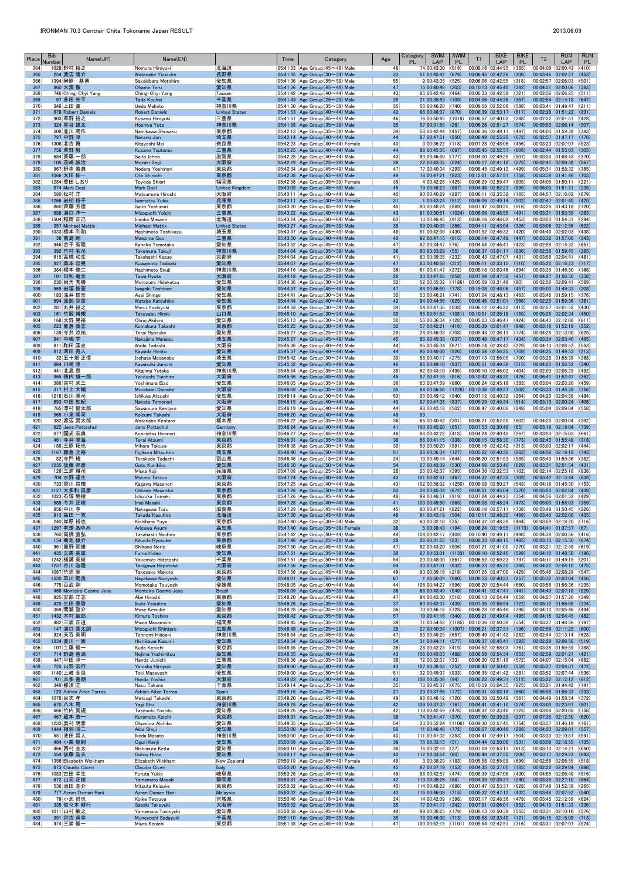# IRONMAN 70.3 Centrair Chita Tokoname Japan RESULT

2013.06.09

| Place | Bib Number | Name(JP) | Name(EN) | | Time | Category | Age | Category PL | SWIM LAP | SWIM PL | T1 | BIKE LAP | BIKE PL | T2 | RUN LAP | RUN PL |
|---|---|---|---|---|---|---|---|---|---|---|---|---|---|---|---|---|
| 364 | 1028 | 野村 裕之 | Nomura Hiroyuki | 北海道 | 05:41:33 | Age Group (45～49) Male | 48 | 74 | 00:43:30 | (519) | 00:08:16 | 02:44:55 | (365) | 00:04:09 | 02:00:43 | (410) |
| 365 | 254 | 渡辺 庸介 | Watanabe Yousuke | 長野県 | 05:41:35 | Age Group (30～34) Male | 33 | 51 | 00:45:42 | (679) | 00:06:45 | 02:42:26 | (306) | 00:03:45 | 02:02:57 | (453) |
| 366 | 1394 | 榊原 基博 | Sakakibara Motohiro | 愛知県 | 05:41:36 | Age Group (55～59) Male | 55 | 9 | 00:43:35 | (525) | 00:06:06 | 02:42:55 | (318) | 00:02:57 | 02:06:03 | (501) |
| 367 | 960 | 大濱 徹 | Ohama Toru | 愛知県 | 05:41:36 | Age Group (45～49) Male | 47 | 75 | 00:40:46 | (303) | 00:10:13 | 02:45:40 | (392) | 00:04:51 | 02:00:06 | (393) |
| 368 | 746 | Ching-Chyi Yang | Ching-Chyi Yang | Taiwan | 05:41:42 | Age Group (40～44) Male | 43 | 85 | 00:42:49 | (464) | 00:06:33 | 02:42:59 | (321) | 00:02:56 | 02:06:25 | (511) |
| 369 | 97 | 多田 光平 | Tada Kouhei | 千葉県 | 05:41:43 | Age Group (25～29) Male | 25 | 21 | 00:35:59 | (109) | 00:04:06 | 02:44:26 | (357) | 00:02:54 | 02:14:18 | (647) |
| 370 | 348 | 上田 真 | Ueda Makoto | 神奈川県 | 05:41:50 | Age Group (35～39) Male | 35 | 56 | 00:46:20 | (740) | 00:09:56 | 02:52:06 | (588) | 00:03:41 | 01:49:47 | (211) |
| 371 | 678 | Robert Daniels | Robert Daniels | United States | 05:41:53 | Age Group (40～44) Male | 42 | 86 | 00:48:07 | (870) | 00:06:39 | 02:53:17 | (617) | 00:02:28 | 01:51:22 | (231) |
| 372 | 903 | 草野 裕之 | Kusano Hiroyuki | 三重県 | 05:41:57 | Age Group (45～49) Male | 46 | 76 | 00:50:45 | (1019) | 00:06:57 | 02:40:02 | (248) | 00:02:22 | 02:01:51 | (428) |
| 373 | 324 | 星谷 雄太 | Hoshiya Yuta | 神奈川県 | 05:41:58 | Age Group (35～39) Male | 35 | 57 | 00:31:58 | (26) | 00:06:26 | 02:51:27 | (574) | 00:05:53 | 02:06:14 | (507) |
| 374 | 508 | 並川 修作 | Namikawa Shusaku | 東京都 | 05:42:13 | Age Group (35～39) Male | 39 | 58 | 00:42:44 | (457) | 00:06:36 | 02:49:11 | (497) | 00:04:03 | 01:59:39 | (383) |
| 375 | 797 | 中野 淳 | Nakano Jun | 埼玉県 | 05:42:14 | Age Group (40～44) Male | 44 | 87 | 00:47:51 | (850) | 00:08:49 | 02:55:20 | (672) | 00:02:57 | 01:47:17 | (178) |
| 376 | 1308 | 北古 舞 | Kitayoshi Mai | 奈良県 | 05:42:23 | Age Group (40～44) Female | 40 | 3 | 00:36:22 | (118) | 00:07:28 | 02:48:06 | (456) | 00:03:20 | 02:07:07 | (523) |
| 377 | 758 | 草野 努 | Kusano Tsutomu | 三重県 | 05:42:25 | Age Group (40～44) Male | 44 | 88 | 00:45:56 | (697) | 00:05:45 | 02:52:57 | (606) | 00:02:44 | 01:55:03 | (305) |
| 378 | 684 | 斎藤 一郎 | Saito Ichiro | 滋賀県 | 05:42:28 | Age Group (40～44) Male | 43 | 89 | 00:46:50 | (777) | 00:04:00 | 02:49:25 | (507) | 00:03:30 | 01:58:43 | (370) |
| 379 | 105 | 茂崎 誠治 | Mozaki Seiji | 大阪府 | 05:42:29 | Age Group (25～29) Male | 26 | 22 | 00:43:35 | (524) | 00:05:17 | 02:41:18 | (275) | 00:02:41 | 02:09:38 | (567) |
| 380 | 967 | 野寺 義典 | Nodera Yoshinori | 東京都 | 05:42:34 | Age Group (45～49) Male | 47 | 77 | 00:40:34 | (293) | 00:08:45 | 02:49:12 | (499) | 00:05:31 | 01:58:32 | (365) |
| 381 | 1066 | 太田 伸一 | Ota Shinichi | 東京都 | 05:42:38 | Age Group (45～49) Male | 49 | 78 | 00:47:21 | (823) | 00:12:01 | 02:57:51 | (758) | 00:03:39 | 01:41:46 | (103) |
| 382 | 1284 | 豊田 しおり | Toyoda Shiori | 福岡県 | 05:42:58 | Age Group (35～39) Female | 35 | 4 | 00:42:26 | (425) | 00:06:29 | 02:59:47 | (805) | 00:04:05 | 01:50:11 | (221) |
| 383 | 874 | Mark Doel | Mark Doel | United Kingdom | 05:43:08 | Age Group (45～49) Male | 45 | 79 | 00:48:23 | (887) | 00:04:48 | 02:52:23 | (595) | 00:06:03 | 01:51:31 | (235) |
| 384 | 580 | 松村 洋 | Matsumura Hiroshi | 大阪府 | 05:43:11 | Age Group (40～44) Male | 40 | 90 | 00:40:29 | (287) | 00:06:11 | 02:35:32 | (165) | 00:04:57 | 02:16:02 | (679) |
| 385 | 1266 | 岩松 裕子 | Iwamatsu Yuko | 兵庫県 | 05:43:11 | Age Group (30～34) Female | 31 | 1 | 00:43:24 | (512) | 00:06:06 | 02:49:14 | (502) | 00:02:47 | 02:01:40 | (425) |
| 386 | 860 | 齊藤 秀徳 | Saito Yoshinori | 東京都 | 05:43:20 | Age Group (45～49) Male | 45 | 80 | 00:48:24 | (889) | 00:07:47 | 03:00:25 | (816) | 00:03:26 | 01:43:18 | (120) |
| 387 | 668 | 溝口 洋一 | Mizoguchi Yoichi | 三重県 | 05:43:22 | Age Group (40～44) Male | 43 | 91 | 00:50:51 | (1024) | 00:06:06 | 02:48:55 | (491) | 00:03:31 | 01:53:59 | (283) |
| 388 | 1504 | 稲岡 正己 | Inaoka Masami | 北海道 | 05:43:24 | Age Group (60～64) Male | 63 | 13 | 00:48:45 | (913) | 00:08:16 | 02:48:02 | (453) | 00:03:50 | 01:54:31 | (294) |
| 389 | 357 | Michael Mattix | Michael Mattix | United States | 05:43:27 | Age Group (35～39) Male | 35 | 59 | 00:40:08 | (266) | 00:04:11 | 02:43:04 | (326) | 00:03:08 | 02:12:56 | (622) |
| 390 | 1033 | 橋本 利和 | Hashimoto Toshikazu | 埼玉県 | 05:43:37 | Age Group (45～49) Male | 48 | 81 | 00:42:30 | (430) | 00:07:52 | 02:46:32 | (420) | 00:04:40 | 02:02:03 | (438) |
| 391 | 36 | 前島 剛 | Maezima Gou | 三重県 | 05:43:50 | Age Group (40～44) Male | 40 | 92 | 00:47:15 | (815) | 00:08:14 | 02:47:49 | (447) | 00:03:32 | 01:57:00 | (343) |
| 392 | 946 | 金子 智博 | Kaneko Tomotaka | 愛知県 | 05:43:52 | Age Group (45～49) Male | 47 | 82 | 00:34:47 | (76) | 00:04:54 | 02:46:41 | (423) | 00:02:58 | 02:14:32 | (651) |
| 393 | 392 | 竹村 宅司 | Takemura Takuji | 神奈川県 | 05:44:04 | Age Group (35～39) Male | 36 | 60 | 00:33:29 | (55) | 00:06:37 | 03:01:17 | (836) | 00:02:56 | 01:59:45 | (385) |
| 394 | 615 | 高橋 和生 | Takahashi Kazuo | 京都府 | 05:44:04 | Age Group (40～44) Male | 41 | 93 | 00:39:35 | (232) | 00:08:43 | 02:47:07 | (431) | 00:03:58 | 02:04:41 | (481) |
| 395 | 927 | 桑本 忠晃 | Kuwamoto Tadaaki | 愛知県 | 05:44:07 | Age Group (45～49) Male | 47 | 83 | 00:40:58 | (312) | 00:06:11 | 02:33:15 | (110) | 00:05:20 | 02:18:23 | (717) |
| 396 | 384 | 橋本 修二 | Hashimoto Syuji | 神奈川県 | 05:44:16 | Age Group (35～39) Male | 36 | 61 | 00:41:47 | (372) | 00:08:18 | 03:03:46 | (894) | 00:03:35 | 01:46:50 | (168) |
| 397 | 101 | 田和 竜太 | Tawa Ryuta | 大阪府 | 05:44:18 | Age Group (25～29) Male | 26 | 23 | 00:47:58 | (858) | 00:07:04 | 02:47:59 | (451) | 00:04:27 | 01:56:50 | (338) |
| 398 | 230 | 両角 秀勝 | Morozumi Hidekatsu | 愛知県 | 05:44:36 | Age Group (30～34) Male | 32 | 52 | 00:55:02 | (1186) | 00:05:08 | 02:31:49 | (80) | 00:02:56 | 02:09:41 | (569) |
| 399 | 969 | 岩垣 俊憲 | Iwagaki Toshinori | 愛知県 | 05:44:37 | Age Group (45～49) Male | 47 | 84 | 00:46:50 | (778) | 00:15:08 | 02:48:06 | (457) | 00:05:00 | 01:49:33 | (208) |
| 400 | 183 | 浅井 信吾 | Asai Shingo | 愛知県 | 05:44:41 | Age Group (30～34) Male | 30 | 53 | 00:46:21 | (741) | 00:07:06 | 02:48:13 | (463) | 00:03:46 | 01:59:15 | (376) |
| 401 | 694 | 渡部 克彦 | Watabe Katsuhiko | 愛知県 | 05:44:58 | Age Group (40～44) Male | 43 | 94 | 00:44:56 | (625) | 00:06:46 | 02:51:01 | (566) | 00:02:25 | 01:59:36 | (381) |
| 402 | 281 | 丸井 祯之 | Marui Yoshiyuki | 東京都 | 05:44:59 | Age Group (30～34) Male | 34 | 54 | 00:47:36 | (838) | 00:06:12 | 02:46:22 | (413) | 00:02:57 | 02:01:52 | (430) |
| 403 | 161 | 竹籔 博規 | Takeyabu Hiroki | 山口県 | 05:45:10 | Age Group (30～34) Male | 30 | 55 | 00:51:52 | (1081) | 00:10:01 | 02:35:18 | (159) | 00:05:25 | 02:02:34 | (450) |
| 404 | 168 | 大野 晃裕 | Ohno Akihiro | 愛知県 | 05:45:13 | Age Group (30～34) Male | 30 | 56 | 00:36:34 | (128) | 00:05:03 | 02:46:47 | (424) | 00:04:43 | 02:12:06 | (611) |
| 405 | 223 | 熊倉 貴志 | Kumakura Takashi | 東京都 | 05:45:25 | Age Group (30～34) Male | 32 | 57 | 00:42:21 | (416) | 00:05:39 | 03:01:47 | (848) | 00:03:19 | 01:52:19 | (252) |
| 406 | 139 | 寺井 涼祐 | Terai Ryosuke | 愛知県 | 05:45:26 | Age Group (25～29) Male | 29 | 24 | 00:46:03 | (708) | 00:05:43 | 02:36:13 | (174) | 00:04:28 | 02:13:00 | (625) |
| 407 | 841 | 中嶋 学 | Nakajima Manabu | 埼玉県 | 05:45:27 | Age Group (45～49) Male | 45 | 85 | 00:45:08 | (637) | 00:05:48 | 02:47:17 | (434) | 00:03:34 | 02:03:40 | (465) |
| 408 | 811 | 和田 匡史 | Wada Tadashi | 大阪府 | 05:45:36 | Age Group (40～44) Male | 44 | 95 | 00:45:34 | (671) | 00:08:14 | 02:38:42 | (229) | 00:04:13 | 02:08:53 | (553) |
| 409 | 813 | 河田 寛人 | Kawada Hiroto | 愛知県 | 05:45:37 | Age Group (40～44) Male | 44 | 96 | 00:49:00 | (926) | 00:05:54 | 02:58:25 | (709) | 00:04:25 | 01:49:53 | (213) |
| 410 | 32 | 五十畑 正信 | Isohata Masanobu | 埼玉県 | 05:45:42 | Age Group (30～34) Male | 30 | 58 | 00:40:17 | (275) | 00:07:13 | 02:56:05 | (700) | 00:03:28 | 01:58:39 | (368) |
| 411 | 884 | 川崎 淳一 | Kawasaki Junichi | 愛知県 | 05:45:52 | Age Group (45～49) Male | 46 | 86 | 00:49:10 | (937) | 00:05:51 | 02:49:36 | (515) | 00:04:23 | 01:56:52 | (340) |
| 412 | 441 | 北島 豊 | Kitajima Yutaka | 神奈川県 | 05:45:54 | Age Group (35～39) Male | 38 | 62 | 00:43:10 | (495) | 00:09:10 | 02:46:02 | (404) | 00:02:03 | 02:05:29 | (492) |
| 413 | 865 | 横内 雄一郎 | Yokouchi Yuichiro | 大阪府 | 05:45:56 | Age Group (45～49) Male | 45 | 87 | 00:47:15 | (816) | 00:10:43 | 02:48:30 | (476) | 00:06:41 | 01:52:47 | (262) |
| 414 | 386 | 吉村 栄三 | Yoshimura Eizo | 愛知県 | 05:46:05 | Age Group (35～39) Male | 36 | 63 | 00:47:59 | (860) | 00:06:24 | 02:45:18 | (383) | 00:03:04 | 02:03:20 | (459) |
| 415 | 317 | 村上 大輔 | Murakami Daisuke | 大阪府 | 05:46:08 | Age Group (35～39) Male | 35 | 64 | 00:56:56 | (1226) | 00:10:36 | 02:49:27 | (508) | 00:03:30 | 01:45:39 | (156) |
| 416 | 1216 | 石川 厚司 | Ishikawa Atsushi | 愛知県 | 05:46:14 | Age Group (50～54) Male | 53 | 25 | 00:49:12 | (940) | 00:07:12 | 02:40:32 | (264) | 00:04:20 | 02:04:58 | (484) |
| 417 | 693 | 中田 歓紀 | Nakata Tomonori | 大阪府 | 05:46:15 | Age Group (40～44) Male | 43 | 97 | 00:47:35 | (837) | 00:05:29 | 02:49:34 | (514) | 00:03:13 | 02:00:24 | (406) |
| 418 | 765 | 澤村 健太郎 | Sawamura Kentaro | 愛知県 | 05:46:19 | Age Group (40～44) Male | 44 | 98 | 00:43:18 | (502) | 00:08:47 | 02:40:06 | (249) | 00:05:04 | 02:09:04 | (558) |
| 419 | 565 | 小泉 隆司 | Koizumi Takashi | 大阪府 | 05:46:20 | Age Group (40～44) Male | 40 | 99 | | | | | | | | |
| 420 | 382 | 渡辺 賢太郎 | Watanabe Kentaro | 栃木県 | 05:46:22 | Age Group (35～39) Male | 36 | 65 | 00:40:42 | (301) | 00:08:21 | 02:52:50 | (602) | 00:04:25 | 02:00:04 | (392) |
| 421 | 622 | Jens Pottschul | Jens Pottschul | Germany | 05:46:24 | Age Group (40～44) Male | 41 | 100 | 00:45:20 | (651) | 00:07:53 | 02:30:48 | (65) | 00:03:19 | 02:19:04 | (739) |
| 422 | 877 | 國光 宏典 | Kunimitsu Hironori | 神奈川県 | 05:46:27 | Age Group (45～49) Male | 46 | 88 | 00:42:22 | (418) | 00:04:24 | 02:40:45 | (267) | 00:03:53 | 02:15:03 | (661) |
| 423 | 461 | 寺井 厚海 | Terai Atsumi | 東京都 | 05:46:31 | Age Group (35～39) Male | 38 | 66 | 00:41:15 | (338) | 00:08:15 | 02:58:30 | (773) | 00:02:43 | 01:55:48 | (318) |
| 424 | 188 | 三原 拓也 | Mihara Takuya | 東京都 | 05:46:38 | Age Group (30～34) Male | 30 | 59 | 00:50:20 | (991) | 00:08:16 | 02:42:42 | (313) | 00:03:03 | 02:02:17 | (444) |
| 425 | 1167 | 藤倉 充裕 | Fujikura Mitsuhiro | 埼玉県 | 05:46:40 | Age Group (50～54) Male | 51 | 26 | 00:36:34 | (127) | 00:05:22 | 02:40:30 | (262) | 00:04:56 | 02:19:18 | (743) |
| 426 | 82 | 寺門 規 | Terakado Tadashi | 富山県 | 05:46:46 | Age Group (18～24) Male | 24 | 13 | 00:45:14 | (644) | 00:06:20 | 02:51:53 | (585) | 00:03:43 | 01:59:36 | (382) |
| 427 | 1235 | 後藤 邦彦 | Goto Kunihiko | 愛知県 | 05:46:50 | Age Group (50～54) Male | 54 | 27 | 00:43:39 | (530) | 00:04:06 | 02:53:40 | (629) | 00:03:31 | 02:01:54 | (431) |
| 428 | 126 | 三浦 靜司 | Miura Koji | 兵庫県 | 05:47:08 | Age Group (25～29) Male | 28 | 25 | 00:42:07 | (395) | 00:04:36 | 02:32:53 | (102) | 00:02:14 | 02:25:18 | (838) |
| 429 | 704 | 水野 達生 | Mizuno Tatsuo | 大阪府 | 05:47:24 | Age Group (40～44) Male | 43 | 101 | 00:42:51 | (467) | 00:04:32 | 02:42:35 | (309) | 00:03:42 | 02:13:44 | (639) |
| 430 | 733 | 香川 昌規 | Kagawa Masanori | 東京都 | 05:47:25 | Age Group (40～44) Male | 43 | 102 | 00:58:02 | (1250) | 00:09:06 | 02:50:27 | (543) | 00:04:18 | 01:45:30 | (153) |
| 431 | 1127 | 大多和 昌彦 | Ohtawa Masahiko | 東京都 | 05:47:26 | Age Group (50～54) Male | 50 | 28 | 00:45:34 | (672) | 00:08:51 | 02:45:04 | (370) | 00:05:53 | 02:02:04 | (439) |
| 432 | 1023 | 石塚 朋樹 | Ishizuka Tomoki | 東京都 | 05:47:26 | Age Group (45～49) Male | 48 | 89 | 00:48:51 | (919) | 00:07:24 | 02:44:23 | (354) | 00:04:56 | 02:01:52 | (429) |
| 433 | 585 | 今井 正樹 | Imai Masaki | 東京都 | 05:47:28 | Age Group (40～44) Male | 41 | 103 | 00:49:50 | (965) | 00:06:08 | 02:48:24 | (473) | 00:05:03 | 01:58:03 | (359) |
| 434 | 856 | 中川 亨 | Nakagawa Toru | 滋賀県 | 05:47:29 | Age Group (45～49) Male | 45 | 90 | 00:47:21 | (822) | 00:08:18 | 02:57:17 | (738) | 00:03:48 | 01:50:45 | (226) |
| 435 | 913 | 高田 一寛 | Takada Kazuhiro | 北海道 | 05:47:30 | Age Group (45～49) Male | 46 | 91 | 00:43:19 | (504) | 00:10:11 | 02:48:20 | (469) | 00:03:40 | 02:02:00 | (435) |
| 436 | 240 | 岸原 裕也 | Kishihara Yuya | 東京都 | 05:47:40 | Age Group (30～34) Male | 32 | 60 | 00:32:10 | (35) | 00:04:32 | 02:48:39 | (484) | 00:03:59 | 02:18:20 | (716) |
| 437 | 1297 | 有澤 あゆみ | Arisawa Ayumi | 高知県 | 05:47:40 | Age Group (35～39) Female | 38 | 5 | 00:38:43 | (194) | 00:06:24 | 03:19:55 | (1173) | 00:04:41 | 01:37:57 | (67) |
| 438 | 760 | 高橋 直弘 | Takahashi Naohiro | 東京都 | 05:47:42 | Age Group (40～44) Male | 44 | 104 | 00:42:17 | (409) | 00:10:40 | 02:49:11 | (498) | 00:04:38 | 02:00:56 | (416) |
| 439 | 154 | 菊池 亮介 | Kikuchi Ryosuke | 東京都 | 05:47:46 | Age Group (25～29) Male | 29 | 26 | 00:31:55 | (23) | 00:08:53 | 02:48:15 | (465) | 00:03:13 | 02:15:30 | (674) |
| 440 | 961 | 鹿野 範雄 | Shikano Norio | 岐阜県 | 05:47:50 | Age Group (45～49) Male | 47 | 92 | 00:43:20 | (506) | 00:07:21 | 02:41:00 | (270) | 00:03:21 | 02:12:48 | (619) |
| 441 | 435 | 夫馬 英雄 | Fuma Hideo | 愛知県 | 05:47:51 | Age Group (35～39) Male | 38 | 67 | 00:53:01 | (1133) | 00:09:10 | 02:52:40 | (599) | 00:04:10 | 01:48:50 | (196) |
| 442 | 1242 | 横溝 英俊 | Yokomizo Hidetoshi | 千葉県 | 05:47:51 | Age Group (50～54) Male | 54 | 29 | 00:48:00 | (861) | 00:06:52 | 02:59:33 | (797) | 00:04:11 | 01:49:15 | (201) |
| 443 | 1237 | 谷川 浩隆 | Tanigawa Hirotaka | 大阪府 | 05:47:56 | Age Group (50～54) Male | 54 | 30 | 00:41:31 | (352) | 00:06:23 | 02:45:30 | (388) | 00:04:22 | 02:10:10 | (475) |
| 444 | 1067 | 竹迫 実 | Takesako Makoto | 東京都 | 05:47:56 | Age Group (45～49) Male | 49 | 93 | 00:39:16 | (218) | 00:07:25 | 02:47:00 | (429) | 00:05:46 | 02:08:29 | (547) |
| 445 | 1530 | 早川 範良 | Hayakawa Noriyoshi | 愛知県 | 05:48:01 | Age Group (65～69) Male | 67 | 1 | 00:50:09 | (980) | 00:08:53 | 02:40:23 | (257) | 00:05:32 | 02:03:04 | (456) |
| 446 | 775 | 百武 剛 | Momotake Tsuyoshi | 愛媛県 | 05:48:05 | Age Group (40～44) Male | 44 | 105 | 00:44:27 | (596) | 00:08:20 | 02:54:44 | (660) | 00:03:58 | 01:56:36 | (335) |
| 447 | 468 | Monteiro Cosme Jose | Monteiro Cosme Jose | Brazil | 05:48:09 | Age Group (35～39) Male | 38 | 68 | 00:43:49 | (549) | 00:06:41 | 02:47:41 | (441) | 00:04:40 | 02:07:18 | (529) |
| 448 | 925 | 安部 洋志 | Abe Hiroshi | 東京都 | 05:48:20 | Age Group (45～49) Male | 47 | 94 | 00:43:30 | (518) | 00:08:13 | 02:54:44 | (659) | 00:04:27 | 01:57:26 | (349) |
| 449 | 425 | 生田 泰啓 | Ikuta Yasuhiro | 愛知県 | 05:48:26 | Age Group (35～39) Male | 37 | 69 | 00:42:37 | (439) | 00:07:35 | 02:56:54 | (722) | 00:05:12 | 01:56:08 | (324) |
| 450 | 369 | 間瀬 啓介 | Mase Keisuke | 愛知県 | 05:48:28 | Age Group (35～39) Male | 36 | 70 | 00:46:16 | (728) | 00:06:28 | 02:45:48 | (396) | 00:04:10 | 02:05:46 | (494) |
| 451 | 1432 | 木村 敏郎 | Kimura Toshiro | 東京都 | 05:48:42 | Age Group (55～59) Male | 57 | 10 | 00:41:16 | (340) | 00:09:21 | 02:49:04 | (495) | 00:04:16 | 02:04:45 | (482) |
| 452 | 482 | 三浦 正道 | Miura Masamichi | 福岡県 | 05:48:45 | Age Group (35～39) Male | 39 | 71 | 00:54:58 | (1185) | 00:06:10 | 02:50:38 | (551) | 00:03:37 | 01:48:56 | (197) |
| 453 | 147 | 溝口 真太朗 | Mizoguchi Shintaro | 広島県 | 05:48:49 | Age Group (25～29) Male | 29 | 27 | 00:50:34 | (1007) | 00:06:21 | 02:37:31 | (196) | 00:02:58 | 02:11:25 | (600) |
| 454 | 924 | 天春 英明 | Tennomi Hideaki | 神奈川県 | 05:48:54 | Age Group (45～49) Male | 47 | 95 | 00:45:25 | (657) | 00:05:49 | 02:41:42 | (282) | 00:02:44 | 02:13:14 | (628) |
| 455 | 1234 | 菱川 一実 | Hishikawa Kazumi | 愛知県 | 05:48:54 | Age Group (50～54) Male | 54 | 31 | 00:44:11 | (577) | 00:09:37 | 02:45:41 | (393) | 00:02:29 | 02:06:56 | (519) |
| 456 | 107 | 工藤 健一 | Kudo Kenichi | 東京都 | 05:48:55 | Age Group (25～29) Male | 26 | 28 | 00:42:23 | (419) | 00:04:52 | 02:58:03 | (761) | 00:03:38 | 01:59:59 | (388) |
| 457 | 714 | 野島 善満 | Nojima Yoshimitsu | 高知県 | 05:48:55 | Age Group (40～44) Male | 43 | 106 | 00:43:03 | (488) | 00:06:58 | 02:54:34 | (653) | 00:02:59 | 02:01:21 | (421) |
| 458 | 447 | 半田 淳一 | Handa Junichi | 三重県 | 05:48:56 | Age Group (35～39) Male | 38 | 72 | 00:32:07 | (33) | 00:06:20 | 02:51:18 | (572) | 00:04:07 | 02:15:04 | (662) |
| 459 | 725 | 山羽 宏行 | Yamaba Hiroyuki | 愛知県 | 05:49:00 | Age Group (40～44) Male | 43 | 107 | 00:39:58 | (252) | 00:08:43 | 02:50:45 | (559) | 00:05:27 | 02:04:07 | (472) |
| 460 | 1140 | 土岐 全良 | Toki Masayoshi | 愛知県 | 05:49:00 | Age Group (50～54) Male | 51 | 32 | 00:49:07 | (933) | 00:06:35 | 02:41:42 | (281) | 00:03:52 | 02:07:44 | (536) |
| 461 | 701 | 本多 善朗 | Honda Yoshio | 大阪府 | 05:49:03 | Age Group (40～44) Male | 43 | 108 | 00:35:36 | (94) | 00:06:22 | 02:49:31 | (512) | 00:05:22 | 02:12:12 | (612) |
| 462 | 349 | 那須 匠 | Nasu Takumi | 千葉県 | 05:49:14 | Age Group (35～39) Male | 35 | 73 | 00:45:37 | (675) | 00:10:59 | 03:04:35 | (925) | 00:03:21 | 01:44:42 | (141) |
| 463 | 123 | Adrian Aitor Torres | Adrian Aitor Torres | Spain | 05:49:16 | Age Group (25～29) Male | 27 | 29 | 00:37:56 | (172) | 00:05:31 | 03:02:18 | (860) | 00:06:58 | 01:56:33 | (333) |
| 464 | 1078 | 目次 孝 | Metsugi Takashi | 東京都 | 05:49:20 | Age Group (45～49) Male | 49 | 96 | 00:46:12 | (720) | 00:08:36 | 02:50:49 | (561) | 00:04:49 | 01:58:54 | (372) |
| 465 | 670 | 八木 周 | Yagi Shu | 神奈川県 | 05:49:25 | Age Group (40～44) Male | 42 | 109 | 00:37:33 | (161) | 00:04:41 | 02:41:10 | (274) | 00:03:00 | 02:23:01 | (801) |
| 466 | 666 | 竹内 賀規 | Takeuchi Yoshiki | 愛知県 | 05:49:26 | Age Group (40～44) Male | 42 | 110 | 00:42:59 | (478) | 00:08:32 | 02:33:48 | (125) | 00:03:58 | 02:20:09 | (758) |
| 467 | 467 | 蔵本 浩一 | Kuramoto Koichi | 東京都 | 05:49:31 | Age Group (35～39) Male | 38 | 74 | 00:41:47 | (370) | 00:07:50 | 02:39:29 | (237) | 00:07:35 | 02:12:50 | (620) |
| 468 | 1233 | 奥村 明彦 | Okumura Akihiko | 愛知県 | 05:49:35 | Age Group (50～54) Male | 54 | 33 | 00:52:24 | (1106) | 00:09:30 | 02:57:45 | (754) | 00:03:37 | 01:46:19 | (161) |
| 469 | 1444 | 相羽 昭二 | Aiba Shoji | 愛知県 | 05:50:00 | Age Group (55～59) Male | 58 | 11 | 00:46:46 | (772) | 00:09:07 | 02:40:46 | (268) | 00:04:20 | 02:09:01 | (557) |
| 470 | 551 | 池田 昌人 | Ikeda Masato | 神奈川県 | 05:50:00 | Age Group (40～44) Male | 40 | 111 | 00:41:32 | (353) | 00:04:41 | 02:49:17 | (504) | 00:03:33 | 02:10:57 | (591) |
| 471 | 484 | 小栗 健嗣 | Oguri Kenji | 愛知県 | 05:50:09 | Age Group (35～39) Male | 39 | 75 | 00:33:15 | (51) | 00:04:44 | 02:50:06 | (531) | 00:03:09 | 02:18:55 | (735) |
| 472 | 466 | 西村 圭太 | Nishimura Keita | 愛知県 | 05:50:10 | Age Group (35～39) Male | 38 | 76 | 00:32:19 | (37) | 00:07:09 | 02:53:11 | (613) | 00:03:10 | 02:14:21 | (650) |
| 473 | 554 | 後藤 浩夫 | Gotou Hiroo | 愛知県 | 05:50:17 | Age Group (40～44) Male | 40 | 112 | 00:33:54 | (60) | 00:05:48 | 02:37:55 | (206) | 00:03:17 | 02:29:23 | (893) |
| 474 | 1356 | Elizabeth Wickham | Elizabeth Wickham | New Zealand | 05:50:19 | Age Group (45～49) Female | 49 | 3 | 00:38:29 | (183) | 00:05:58 | 02:55:59 | (699) | 00:02:58 | 02:06:55 | (518) |
| 475 | 873 | Claudio Ciceri | Claudio Ciceri | Italy | 05:50:20 | Age Group (45～49) Male | 45 | 97 | 00:37:19 | (153) | 00:04:35 | 02:37:00 | (185) | 00:02:22 | 02:29:04 | (888) |
| 476 | 1083 | 古田 幸生 | Furuta Yukio | 岐阜県 | 05:50:26 | Age Group (45～49) Male | 49 | 98 | 00:42:57 | (474) | 00:08:39 | 02:47:06 | (430) | 00:04:55 | 02:06:49 | (516) |
| 477 | 672 | 山元 正樹 | Yamamoto Masaki | 静岡県 | 05:50:31 | Age Group (40～44) Male | 42 | 113 | 00:35:26 | (88) | 00:04:39 | 02:39:37 | (240) | 00:03:39 | 02:27:10 | (864) |
| 478 | 536 | 満田 圭介 | Mitsuta Keisuke | 東京都 | 05:50:32 | Age Group (40～44) Male | 40 | 114 | 00:48:22 | (886) | 00:07:47 | 02:53:37 | (628) | 00:07:48 | 01:52:58 | (265) |
| 479 | 777 | Azran Osman Rani | Azran Osman Rani | Malaysia | 05:50:32 | Age Group (40～44) Male | 43 | 115 | 00:46:08 | (715) | 00:05:32 | 02:47:12 | (432) | 00:03:48 | 02:07:52 | (540) |
| 480 | 79 | 小池 哲也 | Koike Tetsuya | 宮城県 | 05:50:46 | Age Group (18～24) Male | 24 | 14 | 00:42:09 | (398) | 00:03:17 | 02:48:36 | (479) | 00:03:45 | 02:12:59 | (624) |
| 481 | 335 | 佐々木 健行 | Sasaki Takeyuki | 大阪府 | 05:50:52 | Age Group (35～39) Male | 35 | 77 | 00:41:17 | (342) | 00:07:51 | 03:06:01 | (952) | 00:04:10 | 01:51:33 | (236) |
| 482 | 1011 | 山村 敏之 | Yamamura Toshiyuki | 愛知県 | 05:50:58 | Age Group (45～49) Male | 48 | 99 | 00:38:25 | (179) | 00:08:13 | 02:50:39 | (555) | 00:03:31 | 02:10:10 | (576) |
| 483 | 351 | 宗吉 貞幸 | Muneyoshi Sadayuki | 千葉県 | 05:51:10 | Age Group (35～39) Male | 35 | 78 | 00:46:08 | (713) | 00:08:58 | 02:33:40 | (121) | 00:04:15 | 02:18:09 | (713) |
| 484 | 974 | 三浦 健一 | Miura Kenichi | 東京都 | 05:51:38 | Age Group (45～49) Male | 47 | 100 | 00:52:15 | (1101) | 00:05:54 | 02:42:51 | (316) | 00:03:31 | 02:07:07 | (524) |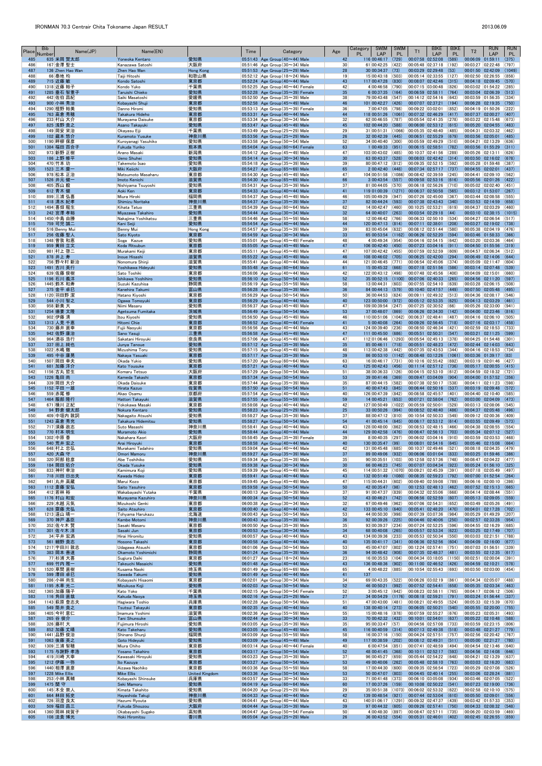# IRONMAN 70.3 Centrair Chita Tokoname Japan RESULT

2013.06.09

| Place | Bib Number | Name(JP) | Name(EN) | | Time | Category | Age | Category PL | SWIM LAP | SWIM PL | T1 | BIKE LAP | BIKE PL | T2 | RUN LAP | RUN PL |
|---|---|---|---|---|---|---|---|---|---|---|---|---|---|---|---|---|
| 485 | 635 | 米岡 賢太郎 | Yoneoka Kentaro | 愛知県 | 05:51:43 | Age Group(40～44) Male | 42 | 116 | 00:46:17 | (729) | 00:07:58 | 02:52:08 | (589) | 00:06:09 | 01:59:11 | (375) |
| 486 | 167 | 金澤 聖士 | Kanazawa Satoshi | 大阪府 | 05:51:46 | Age Group(30～34) Male | 30 | 61 | 00:42:25 | (422) | 00:05:48 | 02:37:18 | (192) | 00:03:27 | 02:22:48 | (797) |
| 487 | 136 | Zhen Hao Wan | Zhen Hao Wan | Hong Kong | 05:51:53 | Age Group(25～29) Male | 28 | 30 | 00:34:37 | (73) | 00:03:29 | 02:29:48 | (53) | 00:01:50 | 02:42:09 | (1049) |
| 488 | 66 | 泰地 均 | Taiji Hitoshi | 和歌山県 | 05:52:12 | Age Group(18～24) Male | 19 | 15 | 00:43:18 | (503) | 00:05:14 | 02:33:55 | (127) | 00:02:50 | 02:26:55 | (858) |
| 489 | 715 | 近藤 敏 | Kondo Satoshi | 東京都 | 05:52:24 | Age Group(40～44) Male | 43 | 117 | 00:47:28 | (830) | 00:08:07 | 02:42:46 | (315) | 00:04:18 | 02:09:45 | (570) |
| 490 | 1318 | 近藤 裕子 | Kondo Yuko | 千葉県 | 05:52:25 | Age Group(40～44) Female | 42 | 4 | 00:46:58 | (790) | 00:07:15 | 03:00:48 | (826) | 00:03:02 | 01:54:22 | (285) |
| 491 | 1285 | 垂石 智恵子 | Taruishi Chieko | 愛知県 | 05:52:28 | Age Group(35～39) Female | 35 | 6 | 00:37:35 | (164) | 00:06:50 | 02:58:11 | (764) | 00:03:04 | 02:06:39 | (513) |
| 492 | 442 | 佐伯 昌紀 | Saiki Masatoshi | 愛媛県 | 05:52:50 | Age Group(35～39) Male | 38 | 79 | 00:43:48 | (547) | 00:14:12 | 02:54:16 | (643) | 00:03:59 | 01:56:35 | (334) |
| 493 | 900 | 小林 秀治 | Kobayashi Shuji | 東京都 | 05:52:58 | Age Group(45～49) Male | 46 | 101 | 00:42:27 | (426) | 00:07:07 | 02:37:21 | (194) | 00:06:28 | 02:19:35 | (750) |
| 494 | 1290 | 檀野 裕美 | Danno Hiromi | 愛知県 | 05:53:13 | Age Group(35～39) Female | 36 | 7 | 00:47:05 | (798) | 00:09:22 | 03:02:01 | (852) | 00:04:19 | 01:50:26 | (222) |
| 495 | 763 | 高倉 秀穂 | Takakura Hideho | 東京都 | 05:53:31 | Age Group(40～44) Male | 44 | 118 | 00:51:26 | (1061) | 00:07:32 | 02:46:29 | (417) | 00:07:37 | 02:00:27 | (407) |
| 496 | 233 | 村山 大介 | Murayama Daisuke | 東京都 | 05:53:34 | Age Group(30～34) Male | 32 | 62 | 00:46:55 | (787) | 00:05:44 | 02:41:35 | (278) | 00:03:22 | 02:15:48 | (673) |
| 497 | 825 | 浅野 貴之 | Asano Takayuki | 愛知県 | 05:53:47 | Age Group(45～49) Male | 45 | 102 | 00:44:20 | (588) | 00:06:00 | 02:53:12 | (615) | 00:05:20 | 02:04:55 | (483) |
| 498 | 149 | 岡安 栄治 | Okayasu Eiji | 千葉県 | 05:53:49 | Age Group(25～29) Male | 29 | 31 | 00:51:31 | (1066) | 00:05:35 | 02:48:40 | (485) | 00:04:31 | 02:03:32 | (462) |
| 499 | 102 | 蔵本 悠介 | Kuramoto Yusuke | 神奈川県 | 05:53:56 | Age Group(25～29) Male | 26 | 32 | 00:42:39 | (445) | 00:06:51 | 02:55:29 | (679) | 00:03:56 | 02:05:01 | (485) |
| 500 | 1190 | 畔柳 保彦 | Kuroyanagi Yasuhiko | 愛知県 | 05:53:58 | Age Group(50～54) Male | 52 | 34 | 00:40:40 | (300) | 00:05:59 | 02:49:29 | (510) | 00:04:21 | 02:13:29 | (636) |
| 501 | 1384 | 福田 百合子 | Fukuda Yuriko | 熊本県 | 05:54:04 | Age Group(60～64) Female | 63 | 1 | 00:49:33 | (951) | 00:06:15 | 02:58:51 | (782) | 00:03:56 | 01:55:29 | (311) |
| 502 | 973 | 新野 正樹 | Arano Masaki | 新潟県 | 05:54:12 | Age Group(45～49) Male | 47 | 103 | 00:43:02 | (485) | 00:10:37 | 02:41:56 | (289) | 00:05:26 | 02:13:11 | (626) |
| 503 | 186 | 上野 修平 | Ueno Shuhei | 愛知県 | 05:54:14 | Age Group(30～34) Male | 30 | 63 | 00:43:37 | (528) | 00:08:03 | 02:42:42 | (314) | 00:03:50 | 02:16:02 | (678) |
| 504 | 470 | 竹本 功 | Takemoto Isao | 愛知県 | 05:54:18 | Age Group(35～39) Male | 39 | 80 | 00:47:12 | (812) | 00:09:35 | 02:52:15 | (592) | 00:05:28 | 01:59:48 | (387) |
| 505 | 1523 | 三木 慶一 | Miki Keiichi | 大阪府 | 05:54:27 | Age Group(65～69) Male | 65 | 2 | 00:42:40 | (448) | 00:07:34 | 02:57:17 | (737) | 00:04:55 | 02:02:01 | (437) |
| 506 | 978 | 松本 正治 | Matsumoto Masaharu | 東京都 | 05:54:30 | Age Group(45～49) Male | 47 | 104 | 00:51:58 | (1086) | 00:08:42 | 02:39:59 | (245) | 00:04:41 | 02:09:10 | (562) |
| 507 | 1526 | 井元 健一 | Imoto Kenichi | 滋賀県 | 05:54:30 | Age Group(65～69) Male | 66 | 3 | 00:43:54 | (557) | 00:09:58 | 02:53:16 | (616) | 00:05:56 | 02:01:26 | (422) |
| 508 | 405 | 西山 毅 | Nishiyama Tsuyoshi | 愛知県 | 05:54:31 | Age Group(35～39) Male | 37 | 81 | 00:44:05 | (570) | 00:06:18 | 02:56:26 | (710) | 00:05:02 | 02:02:40 | (451) |
| 509 | 612 | 青木 健 | Aoki Ken | 東京都 | 05:54:33 | Age Group(40～44) Male | 41 | 119 | 01:00:39 | (1271) | 00:06:37 | 02:50:58 | (565) | 00:03:12 | 01:53:07 | (267) |
| 510 | 899 | 三浦 弘喜 | Miura Hiroki | 福岡県 | 05:54:37 | Age Group(45～49) Male | 46 | 105 | 00:49:29 | (947) | 00:07:26 | 02:45:00 | (367) | 00:03:44 | 02:08:58 | (555) |
| 511 | 418 | 清水 紀孝 | Shimizu Noritaka | 神奈川県 | 05:54:37 | Age Group(35～39) Male | 37 | 82 | 00:44:24 | (593) | 00:07:38 | 02:43:43 | (340) | 00:03:53 | 02:14:59 | (658) |
| 512 | 1494 | 喜畑 龍生 | Kihata Tatuo | 三重県 | 05:54:39 | Age Group(60～64) Male | 62 | 14 | 00:42:47 | (460) | 00:10:25 | 02:53:21 | (619) | 00:04:37 | 02:03:29 | (460) |
| 513 | 242 | 宮澤 孝裕 | Miyazawa Takahiro | 愛知県 | 05:54:44 | Age Group(30～34) Male | 32 | 64 | 00:40:07 | (263) | 00:03:54 | 02:29:18 | (44) | 00:03:10 | 02:38:15 | (1015) |
| 514 | 1450 | 中島 由勝 | Nakajima Yoshikatsu | 三重県 | 05:54:46 | Age Group(55～59) Male | 58 | 12 | 00:46:42 | (766) | 00:06:33 | 02:50:10 | (534) | 00:04:27 | 02:06:54 | (517) |
| 515 | 759 | 可児 誠二 | Kani Seiji | 愛知県 | 05:54:54 | Age Group(40～44) Male | 44 | 120 | 00:47:13 | (814) | 00:07:11 | 02:38:01 | (208) | 00:03:27 | 02:19:02 | (738) |
| 516 | 516 | Benny Mui | Benny Mui | Hong Kong | 05:54:57 | Age Group(35～39) Male | 39 | 83 | 00:45:04 | (632) | 00:08:12 | 02:51:44 | (580) | 00:05:38 | 02:04:19 | (476) |
| 517 | 256 | 佐藤 聖人 | Sato Kiyoto | 東京都 | 05:54:59 | Age Group(30～34) Male | 33 | 65 | 00:53:54 | (1162) | 00:06:26 | 02:52:20 | (594) | 00:03:46 | 01:58:33 | (366) |
| 518 | 1348 | 曽我 和恵 | Soga Kazue | 愛知県 | 05:55:01 | Age Group(45～49) Female | 48 | 4 | 00:49:34 | (954) | 00:04:16 | 02:54:15 | (642) | 00:03:20 | 02:03:36 | (464) |
| 519 | 959 | 黄田 立文 | Koda Ritsubun | 東京都 | 05:55:05 | Age Group(45～49) Male | 47 | 106 | 00:42:40 | (450) | 00:07:23 | 03:04:16 | (911) | 00:04:50 | 01:55:56 | (319) |
| 520 | 981 | 村上 啓二 | Murakami Keiji | 東京都 | 05:55:11 | Age Group(45～49) Male | 47 | 107 | 00:42:42 | (455) | 00:07:59 | 02:52:59 | (609) | 00:04:57 | 02:06:34 | (512) |
| 521 | 878 | 井上 寿 | Inoue Hisashi | 滋賀県 | 05:55:22 | Age Group(45～49) Male | 46 | 108 | 00:46:02 | (705) | 00:06:25 | 02:42:00 | (294) | 00:06:49 | 02:14:06 | (644) |
| 522 | 756 | 野々村 新治 | Nonomura Shinji | 滋賀県 | 05:55:41 | Age Group(40～44) Male | 44 | 121 | 00:46:45 | (771) | 00:06:54 | 02:45:06 | (374) | 00:05:09 | 02:11:47 | (604) |
| 523 | 1491 | 吉川 英行 | Yoshikawa Hideyuki | 愛知県 | 05:55:48 | Age Group(60～64) Male | 61 | 15 | 00:45:32 | (668) | 00:07:18 | 02:51:56 | (586) | 00:03:14 | 02:07:48 | (539) |
| 524 | 639 | 佐藤 俊樹 | Sato Toshiki | 東京都 | 05:56:06 | Age Group(40～44) Male | 42 | 122 | 00:43:12 | (498) | 00:07:48 | 02:45:56 | (400) | 00:04:09 | 02:15:01 | (660) |
| 525 | 1196 | 石川 義洋 | Ishikawa Yoshihiro | 愛知県 | 05:56:10 | Age Group(50～54) Male | 52 | 35 | 00:52:15 | (1100) | 00:07:06 | 02:40:33 | (265) | 00:04:56 | 02:11:20 | (597) |
| 526 | 1445 | 鈴木 和寿 | Suzuki Kazuhisa | 静岡県 | 05:56:19 | Age Group(55～59) Male | 58 | 13 | 00:44:31 | (603) | 00:07:55 | 02:54:10 | (639) | 00:03:28 | 02:06:15 | (508) |
| 527 | 375 | 金平 卓巳 | Kanehira Takumi | 富山県 | 05:56:28 | Age Group(35～39) Male | 36 | 84 | 00:44:13 | (579) | 00:10:40 | 02:47:57 | (449) | 00:07:50 | 02:05:48 | (495) |
| 528 | 1120 | 羽田野 潔 | Hatano Kiyoshi | 東京都 | 05:56:29 | Age Group(50～54) Male | 50 | 36 | 00:44:53 | (624) | 00:09:11 | 02:49:32 | (513) | 00:04:36 | 02:08:17 | (546) |
| 529 | 544 | 小川 智之 | Ogawa Tomoyuki | 東京都 | 05:56:29 | Age Group(40～44) Male | 40 | 123 | 00:50:00 | (972) | 00:05:12 | 02:53:35 | (625) | 00:04:13 | 02:03:29 | (461) |
| 530 | 958 | 新美 大 | Niimi Masaru | 愛知県 | 05:56:37 | Age Group(45～49) Male | 47 | 109 | 00:39:54 | (247) | 00:07:25 | 02:30:52 | (66) | 00:05:26 | 02:33:00 | (941) |
| 531 | 1254 | 揚妻 文隆 | Agetsuma Fumitaka | 茨城県 | 05:56:49 | Age Group(50～54) Male | 53 | 37 | 00:48:07 | (869) | 00:06:26 | 02:34:30 | (142) | 00:04:00 | 02:23:46 | (816) |
| 532 | 902 | 伊藤 清 | Itou Kiyoshi | 愛知県 | 05:56:50 | Age Group(45～49) Male | 46 | 110 | 00:51:06 | (1042) | 00:06:37 | 02:48:41 | (487) | 00:04:16 | 02:06:10 | (505) |
| 533 | 1313 | 人見 千恵 | Hitomi Chie | 東京都 | 05:56:52 | Age Group(40～44) Female | 41 | 5 | 00:40:08 | (264) | 00:09:26 | 02:56:45 | (718) | 00:07:16 | 02:03:17 | (458) |
| 534 | 730 | 藤井 直幸 | Fujii Naoyuki | 東京都 | 05:56:56 | Age Group(40～44) Male | 43 | 124 | 00:39:40 | (236) | 00:08:50 | 02:46:34 | (421) | 00:02:59 | 02:18:53 | (733) |
| 535 | 942 | 佐野 康治 | Sano Yasuji | 三重県 | 05:56:58 | Age Group(45～49) Male | 47 | 111 | 00:45:50 | (686) | 00:05:51 | 02:50:31 | (547) | 00:03:21 | 02:11:25 | (599) |
| 536 | 964 | 酒谷 浩行 | Sakatani Hiroyuki | 奈良県 | 05:57:06 | Age Group(45～49) Male | 47 | 112 | 01:06:46 | (1293) | 00:05:54 | 02:45:13 | (378) | 00:04:25 | 01:54:48 | (301) |
| 537 | 337 | 田上 純也 | Junya Tanoue | 愛知県 | 05:57:12 | Age Group(35～39) Male | 35 | 85 | 00:46:11 | (718) | 00:05:51 | 02:48:23 | (472) | 00:02:44 | 02:14:03 | (643) |
| 538 | 1022 | 水嶋 徹 | Mizushima Toru | 愛知県 | 05:57:15 | Age Group(45～49) Male | 48 | 113 | 00:42:38 | (442) | 00:07:35 | 02:43:53 | (344) | 00:04:16 | 02:18:53 | (734) |
| 539 | 495 | 中谷 康晃 | Nakaya Yasuaki | 東京都 | 05:57:17 | Age Group(35～39) Male | 39 | 86 | 00:53:10 | (1142) | 00:08:48 | 03:12:26 | (1061) | 00:03:36 | 01:39:17 | (83) |
| 540 | 1507 | 岡田 幸夫 | Okada Yukio | 愛知県 | 05:57:20 | Age Group(60～64) Male | 63 | 16 | 00:46:17 | (731) | 00:10:16 | 02:55:42 | (692) | 00:03:19 | 02:01:46 | (427) |
| 541 | 681 | 加藤 洋介 | Kato Yousuke | 東京都 | 05:57:21 | Age Group(40～44) Male | 43 | 125 | 00:42:43 | (456) | 00:11:14 | 02:57:12 | (736) | 00:05:17 | 02:00:55 | (415) |
| 542 | 1156 | 古丸 哲生 | Komaru Tetsuo | 大阪府 | 05:57:29 | Age Group(50～54) Male | 51 | 38 | 00:36:33 | (126) | 00:04:15 | 02:53:10 | (612) | 00:04:59 | 02:18:32 | (721) |
| 543 | 1226 | 亀田 剛 | Kameda Takashi | 東京都 | 05:57:34 | Age Group(50～54) Male | 53 | 39 | 00:41:46 | (369) | 00:09:47 | 03:04:09 | (904) | 00:04:00 | 01:57:52 | (356) |
| 544 | 339 | 岡田 大介 | Okada Daisuke | 東京都 | 05:57:44 | Age Group(35～39) Male | 35 | 87 | 00:44:15 | (582) | 00:07:38 | 02:50:17 | (538) | 00:04:11 | 02:11:23 | (598) |
| 545 | 1152 | 平田 一雄 | Hirata Kazuo | 佐賀県 | 05:57:50 | Age Group(50～54) Male | 51 | 40 | 00:47:43 | (845) | 00:06:44 | 02:50:16 | (537) | 00:03:19 | 02:09:48 | (572) |
| 546 | 559 | 赤尾 修 | Akao Osamu | 京都府 | 05:57:54 | Age Group(40～44) Male | 40 | 126 | 00:47:39 | (842) | 00:08:58 | 02:45:57 | (401) | 00:04:40 | 02:10:40 | (585) |
| 547 | 1464 | 服部 隆行 | Hattori Takayuki | 滋賀県 | 05:57:55 | Age Group(55～59) Male | 59 | 14 | 00:45:21 | (653) | 00:07:21 | 02:58:04 | (762) | 00:03:00 | 02:04:09 | (473) |
| 548 | 671 | 横川 正紀 | Yokokawa Masaki | 東京都 | 05:58:08 | Age Group(40～44) Male | 42 | 127 | 00:50:49 | (1022) | 00:05:59 | 02:50:01 | (529) | 00:03:13 | 02:08:06 | (545) |
| 549 | 94 | 野倉 健太郎 | Nokura Kentaro | 愛知県 | 05:58:23 | Age Group(25～29) Male | 25 | 33 | 00:50:26 | (994) | 00:08:52 | 02:48:40 | (486) | 00:04:37 | 02:05:48 | (496) |
| 550 | 409 | 中垣内 敦詞 | Nakagaito Atsushi | 愛知県 | 05:58:27 | Age Group(35～39) Male | 37 | 88 | 00:47:12 | (810) | 00:10:54 | 02:50:33 | (549) | 00:09:12 | 02:00:36 | (409) |
| 551 | 1243 | 高倉 秀充 | Takakura Hidemitsu | 愛知県 | 05:58:27 | Age Group(50～54) Male | 54 | 41 | 00:45:14 | (645) | 00:06:17 | 02:53:12 | (614) | 00:03:55 | 02:09:49 | (573) |
| 552 | 717 | 須藤 政志 | Suto Masashi | 神奈川県 | 05:58:41 | Age Group(40～44) Male | 43 | 128 | 00:48:00 | (862) | 00:08:53 | 02:48:15 | (466) | 00:04:38 | 02:08:55 | (554) |
| 553 | 770 | 村本 明生 | Muramoto Akio | 愛知県 | 05:58:44 | Age Group(40～44) Male | 44 | 129 | 00:42:58 | (476) | 00:06:47 | 02:56:13 | (703) | 00:05:34 | 02:07:12 | (527) |
| 554 | 1302 | 中原 香 | Nakahara Kaori | 大阪府 | 05:58:45 | Age Group(35～39) Female | 39 | 8 | 00:40:35 | (297) | 00:06:02 | 03:04:16 | (910) | 00:03:59 | 02:03:53 | (468) |
| 555 | 540 | 荒井 宏之 | Arai Hiroyuki | 東京都 | 05:58:58 | Age Group(40～44) Male | 40 | 130 | 00:35:47 | (99) | 00:08:01 | 02:54:16 | (645) | 00:05:46 | 02:15:08 | (664) |
| 556 | 648 | 村上 忠弘 | Murakami Tadahiro | 愛知県 | 05:59:04 | Age Group(40～44) Male | 42 | 131 | 00:45:48 | (685) | 00:10:12 | 02:49:46 | (521) | 00:08:18 | 02:04:35 | (479) |
| 557 | 420 | 大森 守 | Omori Mamoru | 神奈川県 | 05:59:27 | Age Group(35～39) Male | 37 | 89 | 00:49:06 | (932) | 00:06:06 | 03:01:04 | (833) | 00:03:25 | 01:59:46 | (386) |
| 558 | 320 | 阿部 稔彦 | Abe Toshihiko | 愛知県 | 05:59:34 | Age Group(35～39) Male | 35 | 90 | 00:35:51 | (103) | 00:12:58 | 02:57:36 | (748) | 00:08:47 | 02:04:22 | (477) |
| 559 | 184 | 岡田 佑介 | Okada Yusuke | 愛知県 | 05:59:38 | Age Group(30～34) Male | 30 | 66 | 00:46:23 | (745) | 00:07:07 | 03:04:34 | (923) | 00:05:24 | 01:56:10 | (325) |
| 560 | 833 | 神村 幸治 | Kamimura Koji | 愛知県 | 05:59:39 | Age Group(45～49) Male | 45 | 114 | 00:51:32 | (1070) | 00:09:21 | 02:45:39 | (391) | 00:07:18 | 02:05:49 | (497) |
| 561 | 718 | 川田 日出夫 | Kawada Hideo | 東京都 | 05:59:41 | Age Group(40～44) Male | 43 | 132 | 00:51:49 | (1080) | 00:08:35 | 02:59:23 | (792) | 00:07:00 | 01:52:54 | (264) |
| 562 | 941 | 丸井 高蔵 | Marui Kozo | 東京都 | 05:59:45 | Age Group(45～49) Male | 47 | 115 | 00:44:31 | (602) | 00:09:40 | 02:59:08 | (789) | 00:06:16 | 02:00:10 | (398) |
| 563 | 1112 | 齋藤 安弘 | Saito Yasuhiro | 東京都 | 05:59:58 | Age Group(50～54) Male | 50 | 42 | 00:35:47 | (98) | 00:12:53 | 02:48:13 | (462) | 00:07:52 | 02:15:13 | (665) |
| 564 | 412 | 若林 裕 | Wakabayashi Yutaka | 千葉県 | 06:00:13 | Age Group(35～39) Male | 37 | 91 | 00:47:37 | (839) | 00:07:32 | 02:55:06 | (668) | 00:04:14 | 02:05:44 | (551) |
| 565 | 1176 | 村山 和宏 | Murayama Kazuhiro | 神奈川県 | 06:00:34 | Age Group(50～54) Male | 52 | 43 | 00:46:21 | (742) | 00:06:56 | 02:52:59 | (607) | 00:05:13 | 02:09:05 | (559) |
| 566 | 229 | 水越 元気 | Mizukoshi Genki | 東京都 | 06:00:38 | Age Group(30～34) Male | 32 | 67 | 00:49:46 | (962) | 00:07:06 | 02:54:31 | (652) | 00:03:49 | 02:05:26 | (491) |
| 567 | 628 | 齋藤 充弘 | Saito Atsuhiro | 東京都 | 06:00:40 | Age Group(40～44) Male | 42 | 133 | 00:45:10 | (640) | 00:05:41 | 02:48:20 | (470) | 00:04:01 | 02:17:28 | (702) |
| 568 | 1213 | 湯山 晴一 | Tohyama Harukazu | 北海道 | 06:00:43 | Age Group(50～54) Male | 53 | 44 | 00:50:30 | (998) | 00:09:39 | 03:07:36 | (984) | 00:05:29 | 01:49:29 | (207) |
| 569 | 370 | 神戸 基臣 | Kambe Motomi | 神奈川県 | 06:00:43 | Age Group(35～39) Male | 36 | 92 | 00:39:26 | (225) | 00:04:46 | 02:40:06 | (250) | 00:02:57 | 02:33:28 | (954) |
| 570 | 352 | 佐々木 賢 | Sasaki Masaru | 東京都 | 06:00:50 | Age Group(35～39) Male | 35 | 93 | 00:39:37 | (234) | 00:07:24 | 02:52:25 | (596) | 00:04:55 | 02:16:29 | (685) |
| 571 | 301 | 佐々木 淳 | Sasaki Jun | 東京都 | 06:00:53 | Age Group(30～34) Male | 34 | 68 | 00:40:08 | (265) | 00:05:57 | 02:53:34 | (623) | 00:03:25 | 02:17:49 | (707) |
| 572 | 34 | 平井 宏満 | Hirai Hiromitu | 愛知県 | 06:00:57 | Age Group(40～44) Male | 43 | 134 | 00:39:36 | (233) | 00:05:53 | 02:50:34 | (550) | 00:03:03 | 02:21:51 | (788) |
| 573 | 561 | 細野 貴志 | Hosono Takashi | 東京都 | 06:00:58 | Age Group(40～44) Male | 40 | 135 | 00:41:17 | (341) | 00:06:34 | 02:52:56 | (604) | 00:04:09 | 02:16:00 | (677) |
| 574 | 1217 | 宇田川 敦志 | Udagawa Atsushi | 東京都 | 06:01:06 | Age Group(50～54) Male | 53 | 45 | 00:47:07 | (802) | 00:12:24 | 02:57:41 | (751) | 00:07:03 | 01:56:51 | (339) |
| 575 | 383 | 岡本 善道 | Okamoto Yoshimichi | 静岡県 | 06:01:24 | Age Group(35～39) Male | 36 | 94 | 00:48:42 | (908) | 00:07:35 | 02:48:37 | (481) | 00:03:55 | 02:12:35 | (617) |
| 576 | 77 | 杉浦 大喜 | Sugiura Daiki | 東京都 | 06:01:27 | Age Group(18～24) Male | 23 | 16 | 00:35:53 | (104) | 00:04:34 | 03:18:05 | (1150) | 00:02:51 | 02:00:04 | (391) |
| 577 | 699 | 竹内 昌一 | Takeuchi Masaichi | 愛知県 | 06:01:48 | Age Group(40～44) Male | 43 | 136 | 00:48:36 | (902) | 00:11:00 | 02:46:52 | (426) | 00:04:59 | 02:10:21 | (578) |
| 578 | 1520 | 草間 直樹 | Kusama Naoki | 埼玉県 | 06:01:49 | Age Group(65～69) Male | 65 | 4 | 00:48:22 | (885) | 00:10:54 | 02:55:43 | (693) | 00:03:50 | 02:03:00 | (454) |
| 579 | 599 | 澤田 卓巳 | Sawada Takumi | 愛知県 | 06:01:49 | Age Group(40～44) Male | 41 | 137 | | | | | | | | |
| 580 | 286 | 小林 尚生 | Kobayashi Hisaomi | 東京都 | 06:02:01 | Age Group(30～34) Male | 34 | 69 | 00:43:35 | (522) | 00:06:26 | 03:02:19 | (861) | 00:04:34 | 02:05:07 | (488) |
| 581 | 1195 | 水草 光二 | Mizukusa Koji | 愛知県 | 06:02:03 | Age Group(50～54) Male | 52 | 46 | 00:50:21 | (992) | 00:07:52 | 02:54:41 | (658) | 00:05:35 | 02:03:34 | (463) |
| 582 | 1365 | 加藤 陽子 | Kato Yoko | 千葉県 | 06:02:15 | Age Group(50～54) Female | 52 | 3 | 00:45:12 | (642) | 00:08:23 | 02:58:11 | (765) | 00:04:17 | 02:06:12 | (506) |
| 583 | 116 | 角田 直哉 | Kakuda Naoya | 埼玉県 | 06:02:16 | Age Group(25～29) Male | 27 | 34 | 00:54:29 | (1176) | 00:08:18 | 02:59:21 | (791) | 00:03:24 | 01:56:44 | (337) |
| 584 | 1143 | 萩原 登志夫 | Hagiwara Toshio | 兵庫県 | 06:02:28 | Age Group(50～54) Male | 51 | 47 | 00:43:00 | (481) | 00:08:21 | 02:49:55 | (524) | 00:05:33 | 02:15:39 | (670) |
| 585 | 549 | 筒井 貴之 | Tsutsui Takayuki | 東京都 | 06:02:35 | Age Group(40～44) Male | 40 | 138 | 00:40:14 | (273) | 00:06:05 | 02:50:21 | (540) | 00:05:55 | 02:20:00 | (755) |
| 586 | 1405 | 今村 泰仁 | Imamura Yoshihito | 滋賀県 | 06:02:36 | Age Group(55～59) Male | 55 | 15 | 00:48:16 | (878) | 00:07:59 | 02:55:27 | (676) | 00:05:23 | 02:05:31 | (493) |
| 587 | 265 | 谷 俊介 | Tani Shunsuke | 富山県 | 06:02:44 | Age Group(30～34) Male | 33 | 70 | 00:42:32 | (432) | 00:10:01 | 02:50:41 | (557) | 00:05:22 | 02:10:48 | (588) |
| 588 | 326 | 藤村 大 | Fujimura Hiroshi | 愛知県 | 06:03:05 | Age Group(35～39) Male | 35 | 95 | 00:33:47 | (57) | 00:04:56 | 02:57:08 | (733) | 00:03:59 | 02:23:15 | (806) |
| 589 | 852 | 加藤 丈晴 | Kato Takeharu | 愛知県 | 06:03:05 | Age Group(45～49) Male | 45 | 116 | 00:40:59 | (314) | 00:07:13 | 02:49:38 | (518) | 00:03:48 | 02:21:27 | (779) |
| 590 | 1441 | 品野 俊治 | Shinano Shunji | 福岡県 | 06:03:09 | Age Group(55～59) Male | 58 | 16 | 00:37:16 | (150) | 00:04:24 | 02:57:51 | (757) | 00:02:56 | 02:20:42 | (767) |
| 591 | 1063 | 後藤 英之 | Goto Hideyuki | 愛知県 | 06:03:09 | Age Group(45～49) Male | 49 | 117 | 00:38:59 | (202) | 00:08:12 | 02:49:31 | (511) | 00:05:00 | 02:21:27 | (780) |
| 592 | 1309 | 三浦 智穂 | Miura Chiho | 東京都 | 06:03:14 | Age Group(40～44) Female | 40 | 6 | 00:47:54 | (851) | 00:07:41 | 02:48:59 | (494) | 00:04:54 | 02:13:46 | (640) |
| 593 | 1175 | 与謝野 孝浩 | Yosano Takahiro | 東京都 | 06:03:17 | Age Group(50～54) Male | 52 | 48 | 00:41:45 | (368) | 00:10:11 | 02:52:17 | (593) | 00:04:56 | 02:14:08 | (646) |
| 594 | 419 | 川崎 大幸 | Kawasaki Hiroyuki | 愛知県 | 06:03:23 | Age Group(35～39) Male | 37 | 96 | 00:45:27 | (659) | 00:05:44 | 02:54:22 | (648) | 00:04:21 | 02:13:29 | (637) |
| 595 | 1212 | 伊藤 一弥 | Ito Kazuya | 東京都 | 06:03:27 | Age Group(50～54) Male | 53 | 49 | 00:40:06 | (262) | 00:05:48 | 02:58:10 | (763) | 00:03:03 | 02:16:20 | (683) |
| 596 | 1440 | 相澤 直彦 | Aizawa Naohiko | 東京都 | 06:03:36 | Age Group(55～59) Male | 58 | 17 | 00:44:30 | (600) | 00:09:35 | 02:56:54 | (723) | 00:05:29 | 02:07:08 | (526) |
| 597 | 1228 | Mike Ellis | Mike Ellis | United Kingdom | 06:03:36 | Age Group(50～54) Male | 53 | 50 | 00:47:07 | (803) | 00:04:45 | 02:40:14 | (255) | 00:03:06 | 02:28:24 | (881) |
| 598 | 253 | 小林 真輔 | Kobayashi Shinsuke | 兵庫県 | 06:03:57 | Age Group(30～34) Male | 33 | 71 | 00:41:48 | (373) | 00:06:10 | 03:05:08 | (934) | 00:03:46 | 02:07:05 | (522) |
| 599 | 1475 | 関 守 | Seki Mamoru | 愛知県 | 06:04:19 | Age Group(60～64) Male | 60 | 17 | 00:37:26 | (159) | 00:10:08 | 02:50:22 | (541) | 00:07:23 | 02:19:00 | (736) |
| 600 | 145 | 木全 崇人 | Kimata Takahito | 愛知県 | 06:04:20 | Age Group(25～29) Male | 29 | 35 | 00:51:38 | (1073) | 00:06:02 | 02:53:52 | (632) | 00:02:58 | 02:10:10 | (575) |
| 601 | 664 | 林田 拓史 | Hayashida Takuji | 神奈川県 | 06:04:33 | Age Group(40～44) Male | 42 | 139 | 00:48:54 | (921) | 00:07:44 | 02:53:04 | (610) | 00:05:50 | 02:09:01 | (556) |
| 602 | 726 | 羽森 良太 | Hazumi Ryouta | 愛知県 | 06:04:41 | Age Group(40～44) Male | 43 | 140 | 01:06:17 | (1291) | 00:09:32 | 02:47:37 | (439) | 00:03:42 | 01:57:33 | (353) |
| 603 | 509 | 福田 昇三 | Fukuda Shouzou | 大阪府 | 06:04:44 | Age Group(35～39) Male | 39 | 97 | 00:44:32 | (605) | 00:08:48 | 02:57:41 | (750) | 00:04:33 | 02:09:10 | (563) |
| 604 | 1360 | 岡林 純賀子 | Okabayashi Sugako | 高知県 | 06:04:47 | Age Group(50～54) Female | 50 | 4 | 00:48:30 | (897) | 00:08:47 | 02:57:11 | (735) | 00:06:20 | 02:03:59 | (469) |
| 605 | 108 | 法貴 博光 | Hoki Hiromitsu | 香川県 | 06:05:04 | Age Group(25～29) Male | 26 | 36 | 00:43:52 | (554) | 00:05:31 | 02:46:01 | (402) | 00:02:45 | 02:26:55 | (859) |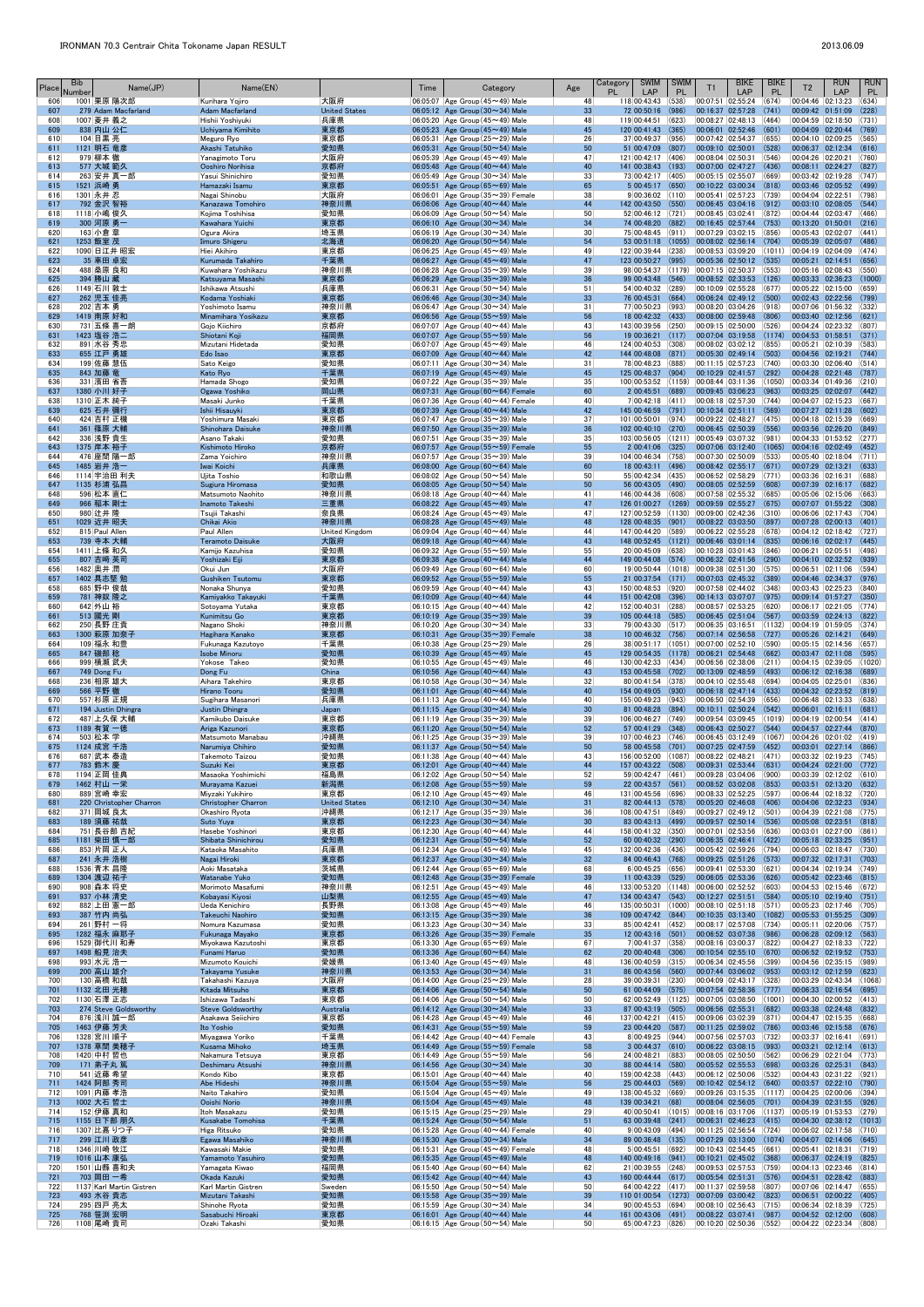| Place | Bib Number | Name(JP) | Name(EN) | | Time | Category | Age | Category PL | SWIM LAP | SWIM PL | T1 | BIKE LAP | BIKE PL | T2 | RUN LAP | RUN PL |
|---|---|---|---|---|---|---|---|---|---|---|---|---|---|---|---|---|
| 606 | 1001 | 栗原 陽次郎 | Kurihara Yojiro | 大阪府 | 06:05:07 | Age Group(45〜49) Male | 48 | 118 | 00:43:43 | (538) | 00:07:51 | 02:55:24 | (674) | 00:04:46 | 02:13:23 | (634) |
| 607 | 279 | Adam Macfarland | Adam Macfarland | United States | 06:05:12 | Age Group(30〜34) Male | 33 | 72 | 00:50:16 | (986) | 00:16:37 | 02:57:28 | (741) | 00:09:42 | 01:51:09 | (228) |
| 608 | 1007 | 菱井 義之 | Hishii Yoshiyuki | 兵庫県 | 06:05:20 | Age Group(45〜49) Male | 48 | 119 | 00:44:51 | (623) | 00:08:27 | 02:48:13 | (464) | 00:04:59 | 02:18:50 | (731) |
| 609 | 838 | 内山 公仁 | Uchiyama Kimihito | 東京都 | 06:05:23 | Age Group(45〜49) Male | 45 | 120 | 00:41:43 | (365) | 00:06:01 | 02:52:46 | (601) | 00:04:09 | 02:20:44 | (769) |
| 610 | 104 | 目黒 亮 | Meguro Ryo | 東京都 | 06:05:31 | Age Group(25〜29) Male | 26 | 37 | 00:49:37 | (956) | 00:07:42 | 02:54:37 | (655) | 00:04:10 | 02:09:25 | (565) |
| 611 | 1121 | 明石 竜彦 | Akashi Tatuhiko | 愛知県 | 06:05:31 | Age Group(50〜54) Male | 50 | 51 | 00:47:09 | (807) | 00:09:10 | 02:50:01 | (528) | 00:06:37 | 02:12:34 | (616) |
| 612 | 979 | 柳本 徹 | Yanagimoto Toru | 大阪府 | 06:05:39 | Age Group(45〜49) Male | 47 | 121 | 00:42:17 | (406) | 00:08:04 | 02:50:31 | (546) | 00:04:26 | 02:20:21 | (760) |
| 613 | 577 | 大城 範久 | Ooshiro Norihisa | 京都府 | 06:05:48 | Age Group(40〜44) Male | 40 | 141 | 00:38:43 | (193) | 00:07:00 | 02:47:27 | (436) | 00:08:11 | 02:24:27 | (827) |
| 614 | 263 | 安井 真一郎 | Yasui Shinichiro | 愛知県 | 06:05:49 | Age Group(30〜34) Male | 33 | 73 | 00:42:17 | (405) | 00:05:15 | 02:55:07 | (669) | 00:03:42 | 02:19:28 | (747) |
| 615 | 1521 | 浜崎 勇 | Hamazaki Isamu | 東京都 | 06:05:51 | Age Group(65〜69) Male | 65 | 5 | 00:45:17 | (650) | 00:10:22 | 03:00:34 | (818) | 00:03:46 | 02:05:52 | (499) |
| 616 | 1301 | 永井 忍 | Nagai Shinobu | 大阪府 | 06:06:01 | Age Group(35〜39) Female | 38 | 9 | 00:38:02 | (110) | 00:05:41 | 02:57:23 | (739) | 00:04:04 | 02:22:51 | (798) |
| 617 | 792 | 金沢 智裕 | Kanazawa Tomohiro | 神奈川県 | 06:06:06 | Age Group(40〜44) Male | 44 | 142 | 00:43:50 | (550) | 00:06:45 | 03:04:16 | (912) | 00:03:10 | 02:08:05 | (544) |
| 618 | 1118 | 小嶋 俊久 | Kojima Toshihisa | 愛知県 | 06:06:09 | Age Group(50〜54) Male | 50 | 52 | 00:46:12 | (721) | 00:08:45 | 03:02:41 | (872) | 00:04:44 | 02:03:47 | (466) |
| 619 | 300 | 河原 勇一 | Kawahara Yuichi | 東京都 | 06:06:10 | Age Group(30〜34) Male | 34 | 74 | 00:48:20 | (882) | 00:16:45 | 02:57:44 | (753) | 00:13:20 | 01:50:01 | (216) |
| 620 | 163 | 小倉 章 | Ogura Akira | 埼玉県 | 06:06:19 | Age Group(30〜34) Male | 30 | 75 | 00:48:45 | (911) | 00:07:29 | 03:02:15 | (856) | 00:05:43 | 02:02:07 | (441) |
| 621 | 1253 | 飯室 茂 | Iimuro Shigeru | 北海道 | 06:06:20 | Age Group(50〜54) Male | 54 | 53 | 00:51:18 | (1055) | 00:08:02 | 02:56:14 | (704) | 00:05:39 | 02:05:07 | (486) |
| 622 | 1090 | 日江井 昭宏 | Hiei Akihiro | 東京都 | 06:06:25 | Age Group(45〜49) Male | 49 | 122 | 00:39:44 | (238) | 00:08:53 | 03:09:20 | (1011) | 00:04:19 | 02:04:09 | (474) |
| 623 | 35 | 車田 卓宏 | Kurumada Takahiro | 千葉県 | 06:06:27 | Age Group(45〜49) Male | 47 | 123 | 00:50:27 | (995) | 00:05:36 | 02:50:12 | (535) | 00:05:21 | 02:14:51 | (656) |
| 624 | 488 | 桑原 良和 | Kuwahara Yoshikazu | 神奈川県 | 06:06:28 | Age Group(35〜39) Male | 39 | 98 | 00:54:37 | (1179) | 00:07:15 | 02:50:37 | (553) | 00:05:16 | 02:08:43 | (550) |
| 625 | 394 | 勝山 薫 | Katsuyama Masashi | 東京都 | 06:06:29 | Age Group(35〜39) Male | 36 | 99 | 00:43:48 | (546) | 00:08:52 | 02:33:53 | (126) | 00:03:33 | 02:36:23 | (1000) |
| 626 | 1149 | 石川 敦士 | Ishikawa Atsushi | 兵庫県 | 06:06:31 | Age Group(50〜54) Male | 51 | 54 | 00:40:32 | (289) | 00:10:09 | 02:55:28 | (677) | 00:05:22 | 02:15:00 | (659) |
| 627 | 262 | 児玉 佳亮 | Kodama Yoshiaki | 東京都 | 06:06:46 | Age Group(30〜34) Male | 33 | 76 | 00:45:31 | (664) | 00:06:24 | 02:49:12 | (500) | 00:02:43 | 02:22:56 | (799) |
| 628 | 202 | 吉本 勇 | Yoshimoto Isamu | 神奈川県 | 06:06:47 | Age Group(30〜34) Male | 31 | 77 | 00:50:23 | (993) | 00:08:20 | 03:04:26 | (918) | 00:07:06 | 01:56:32 | (332) |
| 629 | 1419 | 南原 好和 | Minamihara Yosikazu | 東京都 | 06:06:56 | Age Group(55〜59) Male | 56 | 18 | 00:42:32 | (433) | 00:08:00 | 02:59:48 | (806) | 00:03:40 | 02:12:56 | (621) |
| 630 | 731 | 五條 喜一朗 | Gojo Kiichiro | 東京都 | 06:07:07 | Age Group(40〜44) Male | 43 | 143 | 00:39:56 | (250) | 00:09:15 | 02:50:00 | (526) | 00:04:24 | 02:23:32 | (807) |
| 631 | 1423 | 塩谷 浩二 | Shiotani Koji | 福岡県 | 06:07:07 | Age Group(55〜59) Male | 56 | 19 | 00:36:21 | (117) | 00:07:04 | 03:19:58 | (1174) | 00:04:53 | 01:58:51 | (371) |
| 632 | 891 | 水谷 秀忠 | Mizutani Hidetada | 愛知県 | 06:07:07 | Age Group(45〜49) Male | 46 | 124 | 00:40:53 | (308) | 00:08:02 | 03:02:12 | (855) | 00:05:21 | 02:10:39 | (583) |
| 633 | 655 | 江戸 勇雄 | Edo Isao | 東京都 | 06:07:09 | Age Group(40〜44) Male | 42 | 144 | 00:48:08 | (871) | 00:05:30 | 02:49:14 | (503) | 00:04:56 | 02:19:21 | (744) |
| 634 | 199 | 佐藤 慧伍 | Sato Keigo | 愛知県 | 06:07:11 | Age Group(30〜34) Male | 31 | 78 | 00:48:23 | (888) | 00:11:15 | 02:57:23 | (740) | 00:03:30 | 02:06:40 | (514) |
| 635 | 843 | 加藤 竜 | Kato Ryo | 千葉県 | 06:07:19 | Age Group(45〜49) Male | 45 | 125 | 00:48:37 | (904) | 00:10:29 | 02:41:57 | (292) | 00:04:28 | 02:21:48 | (787) |
| 636 | 331 | 濱田 省吾 | Hamada Shogo | 愛知県 | 06:07:22 | Age Group(35〜39) Male | 35 | 100 | 00:53:52 | (1159) | 00:08:44 | 03:11:36 | (1050) | 00:03:34 | 01:49:36 | (210) |
| 637 | 1380 | 小川 好子 | Ogawa Yoshiko | 岡山県 | 06:07:31 | Age Group(60〜64) Female | 60 | 2 | 00:45:51 | (689) | 00:09:45 | 03:06:23 | (963) | 00:03:25 | 02:02:07 | (442) |
| 638 | 1310 | 正木 純子 | Masaki Junko | 千葉県 | 06:07:36 | Age Group(40〜44) Female | 40 | 7 | 00:42:18 | (411) | 00:08:18 | 02:57:30 | (744) | 00:04:07 | 02:15:23 | (667) |
| 639 | 625 | 石井 隆行 | Ishii Hisayuki | 東京都 | 06:07:39 | Age Group(40〜44) Male | 42 | 145 | 00:46:59 | (791) | 00:10:34 | 02:51:11 | (569) | 00:07:27 | 02:11:28 | (602) |
| 640 | 424 | 吉村 正機 | Yoshimura Masaki | 東京都 | 06:07:47 | Age Group(35〜39) Male | 37 | 101 | 00:50:01 | (974) | 00:09:22 | 02:48:27 | (475) | 00:04:18 | 02:15:39 | (669) |
| 641 | 361 | 篠原 大輔 | Shinohara Daisuke | 神奈川県 | 06:07:50 | Age Group(35〜39) Male | 36 | 102 | 00:40:10 | (270) | 00:06:45 | 02:50:39 | (556) | 00:03:56 | 02:26:20 | (849) |
| 642 | 336 | 浅野 貴生 | Asano Takaki | 愛知県 | 06:07:51 | Age Group(35〜39) Male | 35 | 103 | 00:56:05 | (1211) | 00:05:49 | 03:07:32 | (981) | 00:04:33 | 01:53:52 | (277) |
| 643 | 1375 | 岸本 裕子 | Kishimoto Hiroko | 京都府 | 06:07:57 | Age Group(55〜59) Female | 55 | 2 | 00:41:06 | (325) | 00:07:06 | 03:12:40 | (1065) | 00:04:16 | 02:02:49 | (452) |
| 644 | 476 | 座間 陽一郎 | Zama Yoichiro | 神奈川県 | 06:07:57 | Age Group(35〜39) Male | 39 | 104 | 00:46:34 | (758) | 00:07:30 | 02:50:09 | (533) | 00:05:40 | 02:18:04 | (711) |
| 645 | 1485 | 岩井 浩一 | Iwai Koichi | 兵庫県 | 06:08:00 | Age Group(60〜64) Male | 60 | 18 | 00:43:11 | (496) | 00:08:42 | 02:55:17 | (671) | 00:07:29 | 02:13:21 | (633) |
| 646 | 1114 | 宇治田 利夫 | Ujita Toshio | 和歌山県 | 06:08:02 | Age Group(50〜54) Male | 50 | 55 | 00:42:34 | (435) | 00:06:52 | 02:58:29 | (771) | 00:03:36 | 02:16:31 | (688) |
| 647 | 1135 | 杉浦 弘昌 | Sugiura Hiromasa | 愛知県 | 06:08:05 | Age Group(50〜54) Male | 50 | 56 | 00:43:05 | (490) | 00:08:05 | 02:52:59 | (608) | 00:07:39 | 02:16:17 | (682) |
| 648 | 596 | 松本 直仁 | Matsumoto Naohito | 神奈川県 | 06:08:18 | Age Group(40〜44) Male | 41 | 146 | 00:44:36 | (608) | 00:07:58 | 02:55:32 | (685) | 00:05:06 | 02:15:06 | (663) |
| 649 | 966 | 稲本 剛士 | Inamoto Takeshi | 三重県 | 06:08:22 | Age Group(45〜49) Male | 47 | 126 | 01:00:27 | (1269) | 00:09:59 | 02:55:27 | (675) | 00:07:07 | 01:55:22 | (308) |
| 650 | 980 | 辻井 隆 | Tsujii Takashi | 奈良県 | 06:08:24 | Age Group(45〜49) Male | 47 | 127 | 00:52:59 | (1130) | 00:09:00 | 02:42:36 | (310) | 00:06:06 | 02:17:43 | (704) |
| 651 | 1029 | 近井 昭夫 | Chikai Akio | 神奈川県 | 06:08:28 | Age Group(45〜49) Male | 48 | 128 | 00:48:35 | (901) | 00:08:22 | 03:03:50 | (897) | 00:07:28 | 02:00:13 | (401) |
| 652 | 815 | Paul Allen | Paul Allen | United Kingdom | 06:09:04 | Age Group(40〜44) Male | 44 | 147 | 00:44:20 | (589) | 00:06:22 | 02:55:28 | (678) | 00:04:12 | 02:18:42 | (727) |
| 653 | 739 | 寺本 大輔 | Teramoto Daisuke | 大阪府 | 06:09:18 | Age Group(40〜44) Male | 43 | 148 | 00:52:45 | (1121) | 00:06:46 | 03:01:14 | (835) | 00:06:16 | 02:02:17 | (445) |
| 654 | 1411 | 上條 和久 | Kamijo Kazuhisa | 愛知県 | 06:09:32 | Age Group(55〜59) Male | 55 | 20 | 00:45:09 | (638) | 00:10:28 | 03:01:43 | (846) | 00:06:21 | 02:05:51 | (498) |
| 655 | 807 | 吉崎 英司 | Yoshizaki Eiji | 東京都 | 06:09:38 | Age Group(40〜44) Male | 44 | 149 | 00:44:08 | (574) | 00:06:32 | 02:41:56 | (290) | 00:04:10 | 02:32:52 | (939) |
| 656 | 1482 | 奥井 潤 | Okui Jun | 大阪府 | 06:09:40 | Age Group(60〜64) Male | 60 | 19 | 00:50:44 | (1018) | 00:09:38 | 02:51:30 | (575) | 00:06:51 | 02:11:06 | (594) |
| 657 | 1402 | 具志堅 勉 | Gushiken Tsutomu | 東京都 | 06:09:52 | Age Group(55〜59) Male | 55 | 21 | 00:37:54 | (171) | 00:07:03 | 02:45:32 | (389) | 00:04:46 | 02:34:37 | (976) |
| 658 | 683 | 野中 俊哉 | Nonaka Shunya | 愛知県 | 06:09:59 | Age Group(40〜44) Male | 43 | 150 | 00:48:53 | (920) | 00:07:58 | 02:44:02 | (348) | 00:03:43 | 02:25:23 | (840) |
| 659 | 781 | 神咲 隆之 | Kamiyakko Takayuki | 千葉県 | 06:10:09 | Age Group(40〜44) Male | 44 | 151 | 00:42:08 | (396) | 00:14:13 | 03:07:07 | (975) | 00:09:14 | 01:57:27 | (350) |
| 660 | 642 | 外山 裕 | Sotoyama Yutaka | 東京都 | 06:10:15 | Age Group(40〜44) Male | 42 | 152 | 00:40:31 | (288) | 00:08:57 | 02:53:25 | (620) | 00:06:17 | 02:21:05 | (774) |
| 661 | 513 | 國光 剛 | Kunimitsu Go | 東京都 | 06:10:19 | Age Group(35〜39) Male | 39 | 105 | 00:44:18 | (585) | 00:06:45 | 02:51:04 | (567) | 00:03:59 | 02:24:13 | (822) |
| 662 | 250 | 長野 庄貴 | Nagano Shoki | 神奈川県 | 06:10:20 | Age Group(30〜34) Male | 33 | 79 | 00:43:30 | (517) | 00:06:35 | 03:16:51 | (1132) | 00:04:19 | 01:59:05 | (374) |
| 663 | 1300 | 萩原 加奈子 | Hagihara Kanako | 東京都 | 06:10:31 | Age Group(35〜39) Female | 38 | 10 | 00:46:32 | (756) | 00:07:14 | 02:56:58 | (727) | 00:05:26 | 02:14:21 | (649) |
| 664 | 109 | 福永 和豊 | Fukunaga Kazutoyo | 千葉県 | 06:10:38 | Age Group(25〜29) Male | 26 | 38 | 00:51:17 | (1051) | 00:07:00 | 02:52:10 | (590) | 00:05:15 | 02:14:56 | (657) |
| 665 | 847 | 礒部 稔 | Isobe Minoru | 愛知県 | 06:10:39 | Age Group(45〜49) Male | 45 | 129 | 00:54:35 | (1178) | 00:06:21 | 02:54:48 | (662) | 00:03:47 | 02:11:08 | (595) |
| 666 | 999 | 横瀬 武夫 | Yokose Takeo | 愛知県 | 06:10:55 | Age Group(45〜49) Male | 46 | 130 | 00:42:33 | (434) | 00:06:56 | 02:38:06 | (211) | 00:04:15 | 02:39:05 | (1020) |
| 667 | 749 | Dong Fu | Dong Fu | China | 06:10:56 | Age Group(40〜44) Male | 43 | 153 | 00:45:58 | (702) | 00:13:09 | 02:48:59 | (493) | 00:06:12 | 02:16:38 | (689) |
| 668 | 236 | 相原 雄大 | Aihara Takehiro | 東京都 | 06:10:58 | Age Group(30〜34) Male | 32 | 80 | 00:41:54 | (378) | 00:06:17 | 02:55:48 | (694) | 00:04:05 | 02:25:01 | (836) |
| 669 | 566 | 平野 徹 | Hirano Tooru | 愛知県 | 06:11:01 | Age Group(40〜44) Male | 40 | 154 | 00:49:05 | (930) | 00:06:18 | 02:47:14 | (433) | 00:04:32 | 02:23:52 | (819) |
| 670 | 557 | 杉原 正規 | Sugihara Masanori | 兵庫県 | 06:11:13 | Age Group(40〜44) Male | 40 | 155 | 00:49:23 | (943) | 00:06:50 | 02:54:39 | (656) | 00:06:48 | 02:13:33 | (638) |
| 671 | 194 | Justin Dhingra | Justin Dhingra | Japan | 06:11:15 | Age Group(30〜34) Male | 30 | 81 | 00:48:28 | (894) | 00:10:11 | 02:50:24 | (542) | 00:06:01 | 02:16:11 | (681) |
| 672 | 487 | 上久保 大輔 | Kamikubo Daisuke | 東京都 | 06:11:19 | Age Group(35〜39) Male | 39 | 106 | 00:46:27 | (749) | 00:08:54 | 03:09:45 | (1019) | 00:04:19 | 02:00:54 | (414) |
| 673 | 1189 | 有賀 一徳 | Ariga Kazunori | 東京都 | 06:11:20 | Age Group(50〜54) Male | 52 | 57 | 00:41:29 | (348) | 00:06:43 | 02:50:27 | (544) | 00:04:57 | 02:27:44 | (870) |
| 674 | 503 | 松本 学 | Matsumoto Manabau | 沖縄県 | 06:11:25 | Age Group(35〜39) Male | 39 | 107 | 00:46:23 | (746) | 00:06:45 | 03:12:49 | (1067) | 00:04:26 | 02:01:02 | (419) |
| 675 | 1124 | 成宮 千浩 | Narumiya Chihiro | 愛知県 | 06:11:37 | Age Group(50〜54) Male | 50 | 58 | 00:45:58 | (701) | 00:07:25 | 02:47:59 | (452) | 00:03:01 | 02:27:14 | (866) |
| 676 | 687 | 武本 泰造 | Takemoto Taizou | 愛知県 | 06:11:38 | Age Group(40〜44) Male | 43 | 156 | 00:52:00 | (1087) | 00:08:22 | 02:48:21 | (471) | 00:03:32 | 02:19:23 | (745) |
| 677 | 763 | 鈴木 慶 | Suzuki Kei | 東京都 | 06:12:01 | Age Group(40〜44) Male | 44 | 157 | 00:43:22 | (508) | 00:09:31 | 02:53:44 | (631) | 00:04:24 | 02:21:00 | (772) |
| 678 | 1194 | 正岡 佳典 | Masaoka Yoshimichi | 福島県 | 06:12:02 | Age Group(50〜54) Male | 52 | 59 | 00:42:47 | (461) | 00:09:28 | 03:04:06 | (900) | 00:03:39 | 02:12:02 | (610) |
| 679 | 1462 | 村山 一栄 | Murayama Kazuei | 新潟県 | 06:12:08 | Age Group(55〜59) Male | 59 | 22 | 00:43:57 | (561) | 00:08:52 | 03:02:08 | (853) | 00:03:51 | 02:13:20 | (632) |
| 680 | 889 | 宮崎 幸宏 | Miyzaki Yukihiro | 東京都 | 06:12:10 | Age Group(45〜49) Male | 46 | 131 | 00:45:56 | (696) | 00:08:33 | 02:52:25 | (597) | 00:06:44 | 02:18:32 | (720) |
| 681 | 220 | Christopher Charron | Christopher Charron | United States | 06:12:10 | Age Group(30〜34) Male | 31 | 82 | 00:44:13 | (578) | 00:05:20 | 02:46:08 | (406) | 00:04:06 | 02:32:23 | (934) |
| 682 | 371 | 岡城 良太 | Okashiro Ryota | 沖縄県 | 06:12:17 | Age Group(35〜39) Male | 36 | 108 | 00:47:51 | (849) | 00:09:27 | 02:49:12 | (501) | 00:04:39 | 02:21:08 | (775) |
| 683 | 189 | 須藤 祐哉 | Suto Yuya | 東京都 | 06:12:23 | Age Group(30〜34) Male | 30 | 83 | 00:43:13 | (499) | 00:09:57 | 02:50:14 | (536) | 00:05:08 | 02:23:51 | (818) |
| 684 | 751 | 長谷部 吉紀 | Hasebe Yoshinori | 東京都 | 06:12:30 | Age Group(40〜44) Male | 44 | 158 | 00:41:32 | (350) | 00:07:01 | 02:53:56 | (636) | 00:03:01 | 02:27:00 | (861) |
| 685 | 1181 | 柴田 慎一郎 | Shibata Shinichirou | 愛知県 | 06:12:31 | Age Group(50〜54) Male | 52 | 60 | 00:40:32 | (290) | 00:06:52 | 02:46:41 | (422) | 00:05:18 | 02:33:25 | (951) |
| 686 | 853 | 片岡 正人 | Kataoka Masahito | 兵庫県 | 06:12:34 | Age Group(45〜49) Male | 45 | 132 | 00:42:36 | (436) | 00:05:42 | 02:59:26 | (794) | 00:06:03 | 02:18:47 | (730) |
| 687 | 241 | 永井 浩樹 | Nagai Hiroki | 東京都 | 06:12:37 | Age Group(30〜34) Male | 32 | 84 | 00:46:43 | (768) | 00:09:25 | 02:51:26 | (573) | 00:07:32 | 02:17:31 | (703) |
| 688 | 1536 | 青木 昌隆 | Aoki Masataka | 茨城県 | 06:12:44 | Age Group(65〜69) Male | 68 | 6 | 00:45:25 | (656) | 00:09:41 | 02:53:30 | (621) | 00:04:34 | 02:19:34 | (749) |
| 689 | 1304 | 渡辺 佑子 | Watanabe Yuko | 愛知県 | 06:12:48 | Age Group(35〜39) Female | 39 | 11 | 00:43:39 | (529) | 00:06:05 | 02:53:36 | (626) | 00:05:42 | 02:23:46 | (815) |
| 690 | 908 | 森本 将史 | Morimoto Masafumi | 神奈川県 | 06:12:51 | Age Group(45〜49) Male | 46 | 133 | 00:53:20 | (1148) | 00:06:00 | 02:52:52 | (603) | 00:04:53 | 02:15:46 | (672) |
| 691 | 937 | 小林 清史 | Kobayasi Kiyosi | 山梨県 | 06:12:55 | Age Group(45〜49) Male | 47 | 134 | 00:43:47 | (543) | 00:12:27 | 02:51:51 | (584) | 00:05:10 | 02:19:40 | (751) |
| 692 | 882 | 上田 憲一郎 | Ueda Kenichiro | 長野県 | 06:13:08 | Age Group(45〜49) Male | 46 | 135 | 00:50:31 | (1000) | 00:08:10 | 02:51:18 | (571) | 00:05:23 | 02:17:46 | (705) |
| 693 | 387 | 竹内 尚弘 | Takeuchi Naohiro | 愛知県 | 06:13:15 | Age Group(35〜39) Male | 36 | 109 | 00:47:42 | (844) | 00:10:35 | 03:13:40 | (1082) | 00:05:53 | 01:55:25 | (309) |
| 694 | 261 | 野村 一将 | Nomura Kazumasa | 愛知県 | 06:13:23 | Age Group(30〜34) Male | 33 | 85 | 00:42:41 | (452) | 00:08:17 | 02:57:08 | (734) | 00:05:11 | 02:20:06 | (757) |
| 695 | 1282 | 福永 麻耶子 | Fukunaga Mayako | 東京都 | 06:13:26 | Age Group(35〜39) Female | 35 | 12 | 00:43:16 | (501) | 00:06:52 | 03:07:38 | (986) | 00:06:28 | 02:09:12 | (563) |
| 696 | 1529 | 御代川 和寿 | Miyokawa Kazutoshi | 東京都 | 06:13:30 | Age Group(65〜69) Male | 67 | 7 | 00:41:37 | (358) | 00:08:16 | 03:00:37 | (822) | 00:04:27 | 02:18:33 | (722) |
| 697 | 1498 | 船見 治夫 | Funami Haruo | 愛知県 | 06:13:36 | Age Group(60〜64) Male | 62 | 20 | 00:40:48 | (306) | 00:10:54 | 02:55:10 | (670) | 00:06:52 | 02:19:52 | (753) |
| 698 | 993 | 水元 浩一 | Mizumoto Kouichi | 愛媛県 | 06:13:40 | Age Group(45〜49) Male | 48 | 136 | 00:40:59 | (315) | 00:05:34 | 02:45:56 | (399) | 00:04:56 | 02:35:15 | (989) |
| 699 | 200 | 高山 雄介 | Takayama Yusuke | 神奈川県 | 06:13:53 | Age Group(30〜34) Male | 31 | 86 | 00:43:56 | (560) | 00:07:44 | 03:06:02 | (953) | 00:03:12 | 02:12:59 | (623) |
| 700 | 130 | 高橋 和哉 | Takahashi Kazuya | 大阪府 | 06:14:00 | Age Group(25〜29) Male | 28 | 39 | 00:39:31 | (230) | 00:04:09 | 02:43:17 | (328) | 00:03:29 | 02:43:34 | (1068) |
| 701 | 1132 | 北田 光穂 | Kitada Mitsuho | 東京都 | 06:14:06 | Age Group(50〜54) Male | 50 | 61 | 00:44:09 | (575) | 00:07:54 | 02:58:36 | (777) | 00:06:33 | 02:16:54 | (695) |
| 702 | 1130 | 石澤 正志 | Ishizawa Tadashi | 東京都 | 06:14:06 | Age Group(50〜54) Male | 50 | 62 | 00:52:49 | (1125) | 00:07:05 | 03:08:50 | (1001) | 00:04:30 | 02:00:52 | (413) |
| 703 | 274 | Steve Goldsworthy | Steve Goldsworthy | Australia | 06:14:12 | Age Group(30〜34) Male | 33 | 87 | 00:43:19 | (505) | 00:06:56 | 02:55:31 | (682) | 00:03:38 | 02:24:48 | (832) |
| 704 | 876 | 浅川 誠一郎 | Asakawa Seiichiro | 東京都 | 06:14:28 | Age Group(45〜49) Male | 46 | 137 | 00:42:21 | (415) | 00:09:06 | 03:02:39 | (871) | 00:04:47 | 02:15:35 | (668) |
| 705 | 1463 | 伊藤 芳夫 | Ito Yoshio | 愛知県 | 06:14:31 | Age Group(55〜59) Male | 59 | 23 | 00:44:20 | (587) | 00:11:25 | 02:59:02 | (786) | 00:03:46 | 02:15:58 | (676) |
| 706 | 1328 | 宮川 順子 | Miyagawa Yoriko | 千葉県 | 06:14:42 | Age Group(40〜44) Female | 43 | 8 | 00:49:25 | (944) | 00:07:56 | 02:57:03 | (732) | 00:03:37 | 02:16:41 | (691) |
| 707 | 1378 | 草間 美穂子 | Kusama Mihoko | 埼玉県 | 06:14:49 | Age Group(55〜59) Female | 58 | 3 | 00:44:37 | (610) | 00:06:22 | 03:08:15 | (993) | 00:03:21 | 02:12:14 | (613) |
| 708 | 1420 | 中村 哲也 | Nakamura Tetsuya | 東京都 | 06:14:49 | Age Group(55〜59) Male | 56 | 24 | 00:48:21 | (883) | 00:08:05 | 02:50:50 | (562) | 00:06:29 | 02:21:04 | (773) |
| 709 | 171 | 弟子丸 篤 | Deshimaru Atsushi | 神奈川県 | 06:14:56 | Age Group(30〜34) Male | 30 | 88 | 00:44:14 | (580) | 00:05:52 | 02:55:53 | (698) | 00:03:26 | 02:25:31 | (843) |
| 710 | 541 | 近藤 希望 | Kondo Kibo | 東京都 | 06:15:01 | Age Group(40〜44) Male | 40 | 159 | 00:42:32 | (443) | 00:06:12 | 02:50:06 | (532) | 00:04:43 | 02:31:22 | (921) |
| 711 | 1424 | 阿部 秀司 | Abe Hideshi | 神奈川県 | 06:15:04 | Age Group(55〜59) Male | 56 | 25 | 00:44:03 | (569) | 00:10:42 | 02:54:12 | (640) | 00:03:57 | 02:22:10 | (790) |
| 712 | 1091 | 内藤 孝浩 | Naito Takahiro | 愛知県 | 06:15:04 | Age Group(45〜49) Male | 49 | 138 | 00:45:32 | (669) | 00:09:26 | 03:15:35 | (1117) | 00:04:25 | 02:00:06 | (394) |
| 713 | 1002 | 大石 哲士 | Ooishi Norio | 神奈川県 | 06:15:04 | Age Group(45〜49) Male | 48 | 139 | 00:34:21 | (68) | 00:08:04 | 02:56:05 | (701) | 00:04:39 | 02:31:55 | (926) |
| 714 | 152 | 伊藤 真和 | Itoh Masakazu | 愛知県 | 06:15:15 | Age Group(25〜29) Male | 29 | 40 | 00:50:41 | (1015) | 00:08:16 | 03:17:06 | (1137) | 00:05:19 | 01:53:53 | (279) |
| 715 | 1155 | 日下部 朋久 | Kusakabe Tomohisa | 千葉県 | 06:15:24 | Age Group(50〜54) Male | 51 | 63 | 00:39:48 | (241) | 00:06:31 | 02:46:23 | (415) | 00:04:30 | 02:38:12 | (1013) |
| 716 | 1307 | 比嘉 りつ子 | Higa Ritsuko | 愛知県 | 06:15:28 | Age Group(40〜44) Female | 40 | 9 | 00:43:09 | (494) | 00:11:25 | 02:56:54 | (724) | 00:06:02 | 02:17:58 | (710) |
| 717 | 299 | 江川 政彦 | Egawa Masahiko | 神奈川県 | 06:15:30 | Age Group(30〜34) Male | 34 | 89 | 00:36:48 | (135) | 00:07:29 | 03:13:00 | (1074) | 00:04:07 | 02:14:06 | (645) |
| 718 | 1346 | 川崎 牧江 | Kawasaki Makie | 愛知県 | 06:15:31 | Age Group(45〜49) Female | 48 | 5 | 00:45:51 | (692) | 00:10:43 | 02:54:45 | (661) | 00:05:41 | 02:18:31 | (719) |
| 719 | 1016 | 山本 康弘 | Yamamoto Yasuhiro | 愛知県 | 06:15:35 | Age Group(45〜49) Male | 48 | 140 | 00:49:16 | (941) | 00:10:21 | 02:45:02 | (368) | 00:06:37 | 02:24:19 | (825) |
| 720 | 1501 | 山縣 喜和夫 | Yamagata Kiwao | 福岡県 | 06:15:40 | Age Group(60〜64) Male | 62 | 21 | 00:39:55 | (248) | 00:09:53 | 02:57:53 | (759) | 00:04:13 | 02:23:46 | (814) |
| 721 | 703 | 岡田 一希 | Okada Kazuki | 愛知県 | 06:15:42 | Age Group(40〜44) Male | 43 | 160 | 00:44:44 | (617) | 00:05:54 | 02:51:31 | (576) | 00:04:51 | 02:28:42 | (883) |
| 722 | 1137 | Karl Martin Gistren | Karl Martin Gistren | Sweden | 06:15:50 | Age Group(50〜54) Male | 50 | 64 | 00:42:22 | (417) | 00:11:37 | 02:59:58 | (807) | 00:07:06 | 02:14:47 | (655) |
| 723 | 493 | 水谷 貴志 | Mizutani Takashi | 愛知県 | 06:15:56 | Age Group(35〜39) Male | 39 | 110 | 01:00:54 | (1273) | 00:07:09 | 03:00:42 | (823) | 00:06:51 | 02:00:22 | (405) |
| 724 | 295 | 四戸 亮太 | Shinohe Ryota | 愛知県 | 06:15:59 | Age Group(30〜34) Male | 34 | 90 | 00:45:53 | (694) | 00:08:10 | 02:56:43 | (715) | 00:04:34 | 02:18:39 | (725) |
| 725 | 768 | 笹渕 宏明 | Sasabuchi Hiroaki | 東京都 | 06:16:01 | Age Group(40〜44) Male | 44 | 161 | 00:43:06 | (491) | 00:08:22 | 03:07:41 | (987) | 00:04:52 | 02:12:00 | (608) |
| 726 | 1108 | 尾崎 貴司 | Ozaki Takashi | 愛知県 | 06:16:15 | Age Group(50〜54) Male | 50 | 65 | 00:47:23 | (826) | 00:10:20 | 02:50:36 | (552) | 00:04:22 | 02:23:34 | (808) |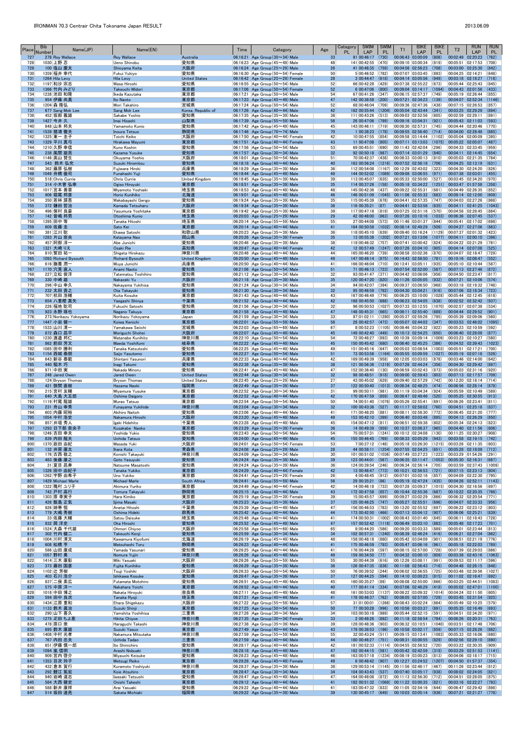| Place | Bib Number | Name(JP) | Name(EN) | | Time | Category | Age | Category PL | SWIM LAP | SWIM PL | T1 | BIKE LAP | BIKE PL | T2 | RUN LAP | RUN PL |
|---|---|---|---|---|---|---|---|---|---|---|---|---|---|---|---|---|
| 727 | 278 | Roy Wallace | Roy Wallace | Australia | 06:16:21 | Age Group(30～34) Male | 33 | 91 | 00:46:17 | (730) | 00:06:43 | 03:00:09 | (808) | 00:02:49 | 02:20:23 | (762) |
| 728 | 1030 | 上野 忍 | Ueno Shinobu | 愛知県 | 06:16:23 | Age Group(45～49) Male | 48 | 141 | 00:42:55 | (470) | 00:09:10 | 03:00:34 | (819) | 00:05:51 | 02:17:53 | (708) |
| 729 | 100 | 塩山 慶太 | Shioyama Keita | 大阪府 | 06:16:24 | Age Group(25～29) Male | 26 | 41 | 00:46:35 | (759) | 00:04:56 | 02:56:23 | (708) | 00:03:00 | 02:25:30 | (842) |
| 730 | 1359 | 福井 幸代 | Fukui Yukiyo | 愛知県 | 06:16:30 | Age Group(50～54) Female | 50 | 5 | 00:46:52 | (782) | 00:07:07 | 03:03:45 | (893) | 00:04:25 | 02:14:21 | (648) |
| 731 | 1264 | Hila Levy | Hila Levy | United States | 06:16:42 | Age Group(25～29) Female | 28 | 3 | 00:44:47 | (618) | 00:04:14 | 03:05:56 | (949) | 00:03:18 | 02:18:27 | (718) |
| 732 | 1197 | 和沙 宗志 | Wasa Hiroshi | 愛知県 | 06:16:55 | Age Group(50～54) Male | 52 | 66 | 00:42:28 | (429) | 00:07:38 | 02:55:22 | (673) | 00:05:44 | 02:25:43 | (845) |
| 733 | 1366 | 竹内 みどり | Takeuchi Midori | 東京都 | 06:17:06 | Age Group(50～54) Female | 52 | 6 | 00:47:06 | (800) | 00:09:04 | 03:14:17 | (1094) | 00:05:43 | 02:01:56 | (433) |
| 734 | 1238 | 池田 和隆 | Ikeda Kazutaka | 東京都 | 06:17:21 | Age Group(50～54) Male | 54 | 67 | 00:41:26 | (347) | 00:06:15 | 02:57:37 | (749) | 00:05:19 | 02:26:44 | (855) |
| 735 | 954 | 伊藤 尚真 | Ito Naoto | 東京都 | 06:17:23 | Age Group(45～49) Male | 47 | 142 | 00:38:58 | (200) | 00:07:21 | 02:34:23 | (139) | 00:04:07 | 02:52:34 | (1146) |
| 736 | 1204 | 森 隆弘 | Mori Takahiro | 宮城県 | 06:17:24 | Age Group(50～54) Male | 52 | 68 | 00:46:04 | (709) | 00:09:36 | 02:47:36 | (438) | 00:07:15 | 02:26:53 | (857) |
| 737 | 677 | Sang Mok Lee | Sang Mok Lee | Korea, Republic of | 06:17:26 | Age Group(40～44) Male | 42 | 162 | 00:55:44 | (1204) | 00:05:04 | 02:43:44 | (341) | 00:03:25 | 02:29:29 | (894) |
| 738 | 452 | 坂部 義雄 | Sakabe Yoshio | 愛知県 | 06:17:35 | Age Group(35～39) Male | 38 | 111 | 00:43:26 | (513) | 00:09:03 | 02:52:56 | (605) | 00:02:59 | 02:29:11 | (891) |
| 739 | 1427 | 今井 久 | Imai Hisashi | 山梨県 | 06:17:39 | Age Group(55～59) Male | 56 | 26 | 00:47:06 | (799) | 00:09:16 | 03:04:31 | (921) | 00:05:43 | 02:11:03 | (593) |
| 740 | 848 | 山本 邦夫 | Yamamoto Kunio | 愛知県 | 06:17:42 | Age Group(45～49) Male | 45 | 143 | 00:46:11 | (719) | 00:08:30 | 02:57:31 | (745) | 00:04:44 | 02:20:46 | (770) |
| 741 | 1539 | 猪浦 徹夫 | Inoura Tetsuo | 静岡県 | 06:17:46 | Age Group(70～74) Male | 70 | 1 | 00:38:23 | (178) | 00:09:55 | 02:56:40 | (714) | 00:04:00 | 02:28:48 | (885) |
| 742 | 1325 | 東一 圭子 | Toichi Keiko | 大阪府 | 06:17:50 | Age Group(40～44) Female | 42 | 10 | 00:47:55 | (854) | 00:09:58 | 03:14:44 | (1102) | 00:05:04 | 02:00:09 | (395) |
| 743 | 1329 | 平川 真弓 | Hirakawa Mayumi | 東京都 | 06:17:51 | Age Group(40～44) Female | 43 | 11 | 00:47:08 | (805) | 00:07:11 | 03:13:03 | (1075) | 00:05:22 | 02:05:07 | (487) |
| 744 | 1210 | 久野 幸信 | Kuno Koshin | 愛知県 | 06:17:56 | Age Group(50～54) Male | 53 | 69 | 00:45:51 | (690) | 00:11:43 | 02:42:04 | (296) | 00:04:33 | 02:33:45 | (959) |
| 745 | 238 | 風間 雄亮 | Kazama Yusuke | 愛知県 | 06:17:57 | Age Group(30～34) Male | 32 | 92 | 00:50:18 | (987) | 00:07:14 | 03:01:29 | (840) | 00:04:11 | 02:14:45 | (654) |
| 746 | 1146 | 奥山 賀生 | Okuyama Yoshio | 大阪府 | 06:18:01 | Age Group(50～54) Male | 51 | 70 | 00:42:37 | (438) | 00:08:33 | 03:00:13 | (810) | 00:05:03 | 02:21:35 | (784) |
| 747 | 543 | 鈴木 弘充 | Suzuki Hiromitsu | 愛知県 | 06:18:18 | Age Group(40～44) Male | 40 | 163 | 00:56:24 | (1216) | 00:07:52 | 02:56:18 | (706) | 00:04:25 | 02:13:19 | (631) |
| 748 | 362 | 藤原 弘樹 | Fujiwara Hiroki | 兵庫県 | 06:18:29 | Age Group(35～39) Male | 36 | 112 | 00:54:08 | (1167) | 00:12:29 | 02:43:02 | (323) | 00:04:30 | 02:24:20 | (826) |
| 749 | 1049 | 舟橋 俊司 | Funahashi Yuji | 愛知県 | 06:18:44 | Age Group(45～49) Male | 49 | 144 | 00:52:02 | (1089) | 00:09:08 | 03:06:55 | (971) | 00:07:38 | 02:03:01 | (455) |
| 750 | 518 | Chris Currie | Chris Currie | United Kingdom | 06:18:45 | Age Group(35～39) Male | 39 | 113 | 00:45:07 | (635) | 00:05:33 | 02:50:00 | (527) | 00:03:45 | 02:34:20 | (970) |
| 751 | 314 | 小木曽 弘幸 | Ogiso Hiroyuki | 東京都 | 06:18:51 | Age Group(35～39) Male | 35 | 114 | 00:37:26 | (158) | 00:05:18 | 03:34:22 | (1251) | 00:03:47 | 01:57:58 | (358) |
| 752 | 1017 | 宮本 善章 | Miyamoto Yoshiaki | 埼玉県 | 06:18:53 | Age Group(45～49) Male | 48 | 145 | 00:42:36 | (437) | 00:09:22 | 02:55:31 | (681) | 00:04:49 | 02:26:35 | (852) |
| 753 | 906 | 堀尾 邦彦 | Horio Kunihiko | 北海道 | 06:19:01 | Age Group(45～49) Male | 46 | 146 | 00:51:09 | (1045) | 00:11:06 | 02:55:32 | (683) | 00:09:14 | 02:12:00 | (609) |
| 754 | 350 | 若林 源吾 | Wakabayashi Gengo | 愛知県 | 06:19:24 | Age Group(35～39) Male | 35 | 115 | 00:45:39 | (678) | 00:04:41 | 02:57:35 | (747) | 00:04:03 | 02:27:26 | (868) |
| 755 | 372 | 鎌田 哲治 | Kamada Tetsuharu | 大阪府 | 06:19:34 | Age Group(35～39) Male | 36 | 116 | 00:35:21 | (87) | 00:04:41 | 02:53:56 | (635) | 00:04:11 | 02:41:25 | (1043) |
| 756 | 496 | 保村 良蒙 | Yasumura Yoshitake | 東京都 | 06:19:42 | Age Group(35～39) Male | 39 | 117 | 00:47:18 | (819) | 00:07:25 | 02:51:16 | (570) | 00:04:58 | 02:28:45 | (884) |
| 757 | 142 | 音嶋 邦男 | Otoshima Kunio | 埼玉県 | 06:20:03 | Age Group(25～29) Male | 29 | 42 | 00:48:00 | (863) | 00:07:26 | 03:10:16 | (1033) | 00:06:36 | 02:07:45 | (537) |
| 758 | 1395 | 田中 等 | Tanaka Hitoshi | 埼玉県 | 06:20:14 | Age Group(55～59) Male | 55 | 27 | 00:44:08 | (573) | 00:11:46 | 03:01:37 | (844) | 00:05:41 | 02:17:02 | (698) |
| 759 | 609 | 佐藤 圭 | Sato Kei | 東京都 | 06:20:14 | Age Group(40～44) Male | 41 | 164 | 00:50:58 | (1032) | 00:08:14 | 02:49:29 | (509) | 00:04:27 | 02:27:06 | (863) |
| 760 | 381 | 江川 聡 | Ekawa Satoshi | 和歌山県 | 06:20:23 | Age Group(35～39) Male | 36 | 118 | 00:45:10 | (639) | 00:09:40 | 03:16:24 | (1129) | 00:07:37 | 02:01:32 | (423) |
| 761 | 1283 | 片山 奈央 | Katayama Nao | 岡山県 | 06:20:26 | Age Group(35～39) Female | 35 | 13 | 00:55:38 | (1202) | 00:07:21 | 03:13:06 | (1077) | 00:04:11 | 02:00:10 | (396) |
| 762 | 457 | 阿部 淳一 | Abe Junichi | 愛知県 | 06:20:46 | Age Group(35～39) Male | 38 | 119 | 00:46:32 | (757) | 00:07:41 | 03:00:42 | (824) | 00:04:22 | 02:21:29 | (781) |
| 763 | 1321 | 大嵜 リエ | Osaki Rie | 高知県 | 06:20:47 | Age Group(40～44) Female | 42 | 12 | 00:57:49 | (1247) | 00:07:26 | 03:04:10 | (905) | 00:04:14 | 02:07:08 | (525) |
| 764 | 810 | 繁田 祐一 | Shigeta Hirokazu | 神奈川県 | 06:20:48 | Age Group(40～44) Male | 44 | 165 | 00:46:20 | (739) | 00:08:58 | 03:02:36 | (870) | 00:04:07 | 02:18:47 | (729) |
| 765 | 1093 | Richard Bysouth | Richard Bysouth | United Kingdom | 06:20:50 | Age Group(45～49) Male | 49 | 147 | 00:48:14 | (875) | 00:14:43 | 02:58:50 | (781) | 00:10:16 | 02:08:47 | (552) |
| 766 | 616 | 撫養 潤一 | Muya Junichi | 兵庫県 | 06:20:50 | Age Group(40～44) Male | 41 | 166 | 00:46:04 | (710) | 00:13:41 | 03:05:11 | (935) | 00:05:10 | 02:10:44 | (587) |
| 767 | 1170 | 穴見 直人 | Anami Naoto | 愛知県 | 06:21:06 | Age Group(50～54) Male | 51 | 71 | 00:46:13 | (723) | 00:07:54 | 02:52:00 | (587) | 00:07:13 | 02:27:46 | (872) |
| 768 | 227 | 立松 俊洋 | Tatematsu Toshihiro | 愛知県 | 06:21:12 | Age Group(30～34) Male | 32 | 93 | 00:41:47 | (371) | 00:04:42 | 03:06:06 | (956) | 00:04:50 | 02:23:47 | (817) |
| 769 | 330 | 中崎 雄 | Nakazaki Yu | 大阪府 | 06:21:18 | Age Group(35～39) Male | 35 | 120 | 00:47:20 | (820) | 00:11:26 | 03:00:05 | (932) | 00:07:21 | 02:10:06 | (574) |
| 770 | 296 | 中山 幸久 | Nakayama Yukihisa | 愛知県 | 06:21:24 | Age Group(30～34) Male | 34 | 94 | 00:42:07 | (394) | 00:09:37 | 03:06:50 | (968) | 00:03:18 | 02:19:32 | (748) |
| 771 | 232 | 太田 貴之 | Ota Takayuki | 愛知県 | 06:21:30 | Age Group(30～34) Male | 32 | 95 | 00:46:59 | (792) | 00:04:30 | 03:04:21 | (916) | 00:07:06 | 02:18:34 | (723) |
| 772 | 707 | 杭田 浩輔 | Kuita Kosuke | 東京都 | 06:21:43 | Age Group(40～44) Male | 43 | 167 | 00:46:49 | (776) | 00:06:25 | 03:10:00 | (1028) | 00:05:44 | 02:12:45 | (618) |
| 773 | 654 | 八重樫 真矢 | Yaegashi Shinya | 千葉県 | 06:21:52 | Age Group(40～44) Male | 42 | 168 | 00:45:50 | (688) | 00:06:23 | 02:54:05 | (638) | 00:02:52 | 02:32:42 | (937) |
| 774 | 226 | 福地 聡司 | Fukuchi Satoshi | 愛知県 | 06:21:56 | Age Group(30～34) Male | 32 | 96 | 00:50:53 | (1027) | 00:07:33 | 03:12:55 | (1070) | 00:02:57 | 02:07:38 | (534) |
| 775 | 923 | 永野 琢也 | Nagano Takuya | 東京都 | 06:21:58 | Age Group(45～49) Male | 47 | 148 | 00:45:31 | (665) | 00:06:11 | 02:55:40 | (689) | 00:04:44 | 02:29:52 | (901) |
| 776 | 273 | Norikazu Yokoyama | Norikazu Yokoyama | Japan | 06:21:59 | Age Group(30～34) Male | 33 | 97 | 01:02:11 | (1280) | 00:05:37 | 02:59:26 | (795) | 00:05:39 | 02:09:06 | (560) |
| 777 | 1447 | 小岩 健一 | Koiwa Kenichi | 東京都 | 06:22:01 | Age Group(55～59) Male | 58 | 28 | 00:42:57 | (473) | 00:05:07 | 02:44:02 | (347) | 00:03:53 | 02:46:02 | (1095) |
| 778 | 1533 | 山川 清一 | Yamakawa Seiichi | 宮城県 | 06:22:03 | Age Group(65～69) Male | 67 | 8 | 00:52:23 | (1105) | 00:08:46 | 03:04:32 | (922) | 00:05:23 | 02:10:59 | (592) |
| 779 | 872 | 森口 昌平 | Moriguchi Shohei | 大阪府 | 06:22:07 | Age Group(45～49) Male | 45 | 149 | 00:42:40 | (449) | 00:10:13 | 02:54:25 | (650) | 00:06:40 | 02:28:09 | (877) |
| 780 | 1230 | 渡邉 邦仁 | Watanabe Kunihito | 神奈川県 | 06:22:10 | Age Group(50～54) Male | 54 | 72 | 00:48:27 | (893) | 00:10:03 | 03:09:14 | (1009) | 00:03:22 | 02:11:04 | (580) |
| 781 | 862 | 前田 芳文 | Maeda Yoshifumi | 岐阜県 | 06:22:22 | Age Group(45～49) Male | 45 | 150 | 00:45:42 | (680) | 00:06:40 | 02:45:25 | (386) | 00:04:52 | 02:39:43 | (1023) |
| 782 | 1085 | 田中 勝利 | Tanaka Katsutoshi | 愛知県 | 06:22:25 | Age Group(45～49) Male | 49 | 151 | 00:45:16 | (647) | 00:05:03 | 03:08:54 | (1003) | 00:05:51 | 02:17:21 | (700) |
| 783 | 1154 | 西城 泰朋 | Saijo Yasutomo | 愛知県 | 06:22:27 | Age Group(50～54) Male | 51 | 73 | 00:53:56 | (1164) | 00:05:55 | 03:09:59 | (1027) | 00:05:19 | 02:07:18 | (528) |
| 784 | 643 | 新谷 泰範 | Shintani Yasunori | 兵庫県 | 06:22:33 | Age Group(40～44) Male | 42 | 169 | 00:49:39 | (958) | 00:12:05 | 03:03:03 | (878) | 00:03:46 | 02:14:00 | (642) |
| 785 | 440 | 稲木 巧 | Inagi Takumi | 愛知県 | 06:22:38 | Age Group(35～39) Male | 38 | 121 | 00:56:36 | (1219) | 00:07:26 | 02:44:24 | (356) | 00:04:30 | 02:29:42 | (897) |
| 786 | 971 | 中田 実 | Nakada Minoru | 愛知県 | 06:22:41 | Age Group(45～49) Male | 47 | 152 | 00:36:40 | (130) | 00:06:59 | 03:02:43 | (873) | 00:05:03 | 02:31:16 | (920) |
| 787 | 248 | Jared Owen | Jared Owen | United States | 06:22:44 | Age Group(30～34) Male | 32 | 98 | 00:48:51 | (918) | 00:09:00 | 02:59:43 | (803) | 00:07:13 | 02:17:57 | (709) |
| 788 | 124 | Bryson Thomas | Bryson Thomas | United States | 06:22:45 | Age Group(25～29) Male | 27 | 43 | 00:45:02 | (629) | 00:09:40 | 02:57:29 | (742) | 00:12:20 | 02:18:14 | (714) |
| 789 | 421 | 狭間 直樹 | Hazama Naoki | 福岡県 | 06:22:49 | Age Group(35～39) Male | 37 | 122 | 00:50:40 | (1013) | 00:08:34 | 02:48:25 | (474) | 00:06:56 | 02:28:14 | (878) |
| 790 | 215 | 宮村 友輔 | Miyamura Yusuke | 東京都 | 06:22:52 | Age Group(30～34) Male | 31 | 99 | 00:50:11 | (981) | 00:11:19 | 03:04:34 | (924) | 00:05:59 | 02:10:49 | (589) |
| 791 | 640 | 大島 大五郎 | Oshima Daigoro | 東京都 | 06:22:52 | Age Group(40～44) Male | 42 | 170 | 00:47:59 | (859) | 00:08:47 | 02:49:46 | (520) | 00:05:25 | 02:30:55 | (913) |
| 792 | 1119 | 村尾 龍雄 | Murao Tatsuo | 東京都 | 06:22:54 | Age Group(50～54) Male | 50 | 74 | 00:51:40 | (1076) | 00:05:26 | 02:55:41 | (691) | 00:06:26 | 02:23:41 | (811) |
| 793 | 231 | 舟山 幸秀 | Funayama Yukihide | 神奈川県 | 06:23:04 | Age Group(30～34) Male | 32 | 100 | 00:43:36 | (527) | 00:11:17 | 02:58:02 | (760) | 00:04:51 | 02:25:18 | (837) |
| 794 | 603 | 内藤 昭裕 | Akihiro Naitoh | 愛知県 | 06:23:06 | Age Group(40～44) Male | 41 | 171 | 00:48:20 | (881) | 00:08:11 | 02:58:30 | (772) | 00:06:45 | 02:21:20 | (777) |
| 795 | 1054 | 中村 浩史 | Nakamura Hiroshi | 大阪府 | 06:23:20 | Age Group(45～49) Male | 49 | 153 | 00:42:10 | (399) | 00:06:40 | 03:03:48 | (895) | 00:04:13 | 02:26:29 | (850) |
| 796 | 857 | 井垣 秀人 | Igaki Hidehito | 千葉県 | 06:23:28 | Age Group(45～49) Male | 45 | 154 | 00:47:12 | (811) | 00:06:51 | 02:59:38 | (802) | 00:05:34 | 02:24:13 | (823) |
| 797 | 1293 | 日下部 奈央子 | Kusakabe Naoko | 東京都 | 06:23:29 | Age Group(35～39) Female | 36 | 14 | 00:49:39 | (959) | 00:10:37 | 03:06:37 | (965) | 00:04:40 | 02:11:56 | (606) |
| 798 | 1246 | 吉田 幸夫 | Yoshida Yukio | 愛知県 | 06:23:43 | Age Group(50～54) Male | 54 | 75 | 00:57:31 | (1241) | 00:10:14 | 02:34:08 | (130) | 00:11:25 | 02:30:27 | (908) |
| 799 | 839 | 内田 龍夫 | Uchida Tatsuo | 愛知県 | 06:24:00 | Age Group(45～49) Male | 45 | 155 | 00:46:45 | (769) | 00:08:33 | 03:05:29 | (943) | 00:03:58 | 02:19:15 | (742) |
| 800 | 1370 | 政田 由紀 | Masada Yuki | 大阪府 | 06:24:01 | Age Group(50～54) Female | 53 | 7 | 00:37:12 | (148) | 00:05:18 | 03:26:30 | (1215) | 00:03:26 | 02:11:35 | (603) |
| 801 | 132 | 井原 康太 | Ihara Kota | 青森県 | 06:24:08 | Age Group(25～29) Male | 28 | 44 | 00:58:11 | (1254) | 00:07:55 | 02:54:25 | (651) | 00:05:28 | 02:18:09 | (712) |
| 802 | 176 | 古西 敬之 | Konishi Takayuki | 神奈川県 | 06:24:09 | Age Group(30～34) Male | 30 | 101 | 00:51:02 | (1036) | 00:07:49 | 03:27:23 | (1223) | 00:03:29 | 01:54:26 | (291) |
| 803 | 483 | 後藤 康之 | Goto Yasuyuki | 愛知県 | 06:24:24 | Age Group(35～39) Male | 39 | 123 | 00:44:01 | (567) | 00:06:35 | 03:11:47 | (1053) | 00:05:30 | 02:16:31 | (687) |
| 804 | 31 | 夏目 昌寿 | Natsume Masatoshi | 愛知県 | 06:24:24 | Age Group(35～39) Male | 36 | 124 | 00:39:54 | (246) | 00:06:34 | 02:56:14 | (705) | 00:03:59 | 02:37:43 | (1009) |
| 805 | 1326 | 田中 由紀子 | Tanaka Yukiko | 東京都 | 06:24:29 | Age Group(40～44) Female | 42 | 13 | 00:46:47 | (773) | 00:10:21 | 02:56:53 | (721) | 00:07:15 | 02:23:13 | (804) |
| 806 | 1262 | 宇野 由希子 | Uno Yukiko | 東京都 | 06:24:41 | Age Group(25～29) Female | 26 | 4 | 00:48:45 | (912) | 00:07:01 | 03:02:16 | (857) | 00:04:09 | 02:22:30 | (795) |
| 807 | 1429 | Michael Marle | Michael Marle | South Africa | 06:24:41 | Age Group(55～59) Male | 56 | 29 | 00:35:21 | (86) | 00:05:19 | 02:47:24 | (435) | 00:04:26 | 02:52:11 | (1143) |
| 808 | 1322 | 秋村 ユリ子 | Akimura Yuriko | 東京都 | 06:24:49 | Age Group(40～44) Female | 42 | 14 | 00:46:18 | (733) | 00:07:28 | 03:09:37 | (1015) | 00:04:30 | 02:16:56 | (697) |
| 809 | 742 | 戸村 高行 | Tomura Takayuki | 静岡県 | 06:25:15 | Age Group(40～44) Male | 43 | 172 | 00:47:58 | (857) | 00:10:44 | 02:55:36 | (687) | 00:10:22 | 02:20:35 | (766) |
| 810 | 1303 | 原 喜実子 | Hara Kimiko | 東京都 | 06:25:19 | Age Group(35～39) Female | 39 | 15 | 00:45:57 | (699) | 00:08:27 | 03:02:29 | (866) | 00:06:32 | 02:22:54 | (771) |
| 811 | 426 | 飯島 正気 | Iijima Masaki | 大阪府 | 06:25:23 | Age Group(35～39) Male | 37 | 125 | 00:46:25 | (747) | 00:05:27 | 02:55:51 | (696) | 00:04:07 | 02:33:33 | (956) |
| 812 | 926 | 姉帯 恒 | Anetai Hitoshi | 千葉県 | 06:25:39 | Age Group(45～49) Male | 47 | 156 | 00:46:53 | (783) | 00:13:20 | 02:55:52 | (697) | 00:06:22 | 02:23:12 | (803) |
| 813 | 779 | 大嶋 秀樹 | Oshima Hideki | 群馬県 | 06:25:42 | Age Group(40～44) Male | 44 | 173 | 00:42:50 | (466) | 00:07:13 | 03:04:12 | (907) | 00:06:06 | 02:25:21 | (839) |
| 814 | 33 | 佐藤 大輔 | Satou Daisuke | 埼玉県 | 06:25:48 | Age Group(40～44) Male | 41 | 174 | 00:50:31 | (1002) | 00:08:43 | 03:01:40 | (845) | 00:06:11 | 02:18:43 | (728) |
| 815 | 932 | 岡 洋史 | Oka Hiroshi | 愛知県 | 06:25:52 | Age Group(45～49) Male | 47 | 157 | 00:52:42 | (1118) | 00:06:49 | 03:03:10 | (883) | 00:05:48 | 02:17:23 | (701) |
| 816 | 1524 | 大森 千代雄 | Ohmori Chiyoo | 大阪府 | 06:25:58 | Age Group(65～69) Male | 65 | 9 | 00:44:20 | (586) | 00:09:20 | 03:03:33 | (889) | 00:05:01 | 02:23:44 | (813) |
| 817 | 302 | 竹内 健二 | Takeuchi Kenji | 愛知県 | 06:25:59 | Age Group(30～34) Male | 34 | 102 | 00:57:31 | (1240) | 00:08:39 | 02:46:24 | (416) | 00:06:21 | 02:27:04 | (862) |
| 818 | 1004 | 川村 清文 | Kawamura Kiyofumi | 北海道 | 06:26:19 | Age Group(45～49) Male | 48 | 158 | 00:48:18 | (880) | 00:05:42 | 03:04:09 | (901) | 00:06:51 | 02:21:19 | (776) |
| 819 | 608 | 松橋 亨 | Matsuhashi Toru | 静岡県 | 06:26:23 | Age Group(40～44) Male | 41 | 175 | 00:46:59 | (793) | 00:05:47 | 03:06:16 | (961) | 00:05:18 | 02:22:03 | (789) |
| 820 | 586 | 山田 康成 | Yamada Yasunari | 愛知県 | 06:26:25 | Age Group(40～44) Male | 41 | 176 | 00:44:28 | (597) | 00:08:15 | 02:57:00 | (728) | 00:07:39 | 02:29:03 | (886) |
| 821 | 1057 | 野村 勇 | Nomura Yujin | 神奈川県 | 06:26:26 | Age Group(45～49) Male | 49 | 159 | 00:34:50 | (77) | 00:04:32 | 03:00:10 | (809) | 00:03:38 | 02:43:16 | (1063) |
| 822 | 1414 | 三木 康彰 | Miki Yasuaki | 大阪府 | 06:26:26 | Age Group(55～59) Male | 55 | 30 | 00:44:39 | (616) | 00:12:26 | 03:08:11 | (991) | 00:09:53 | 02:11:17 | (596) |
| 823 | 373 | 藤田 国彦 | Fujita Kunihiko | 愛知県 | 06:26:29 | Age Group(35～39) Male | 36 | 126 | 00:47:35 | (836) | 00:11:08 | 02:56:43 | (716) | 00:04:48 | 02:26:15 | (848) |
| 824 | 1102 | 辻 芳樹 | Tsuji Yoshiki | 大阪府 | 06:26:33 | Age Group(50～54) Male | 50 | 76 | 00:39:52 | (244) | 00:06:02 | 02:56:55 | (725) | 00:03:48 | 02:39:56 | (1027) |
| 825 | 403 | 石川 浩介 | Ishikawa Kosuke | 愛知県 | 06:26:47 | Age Group(35～39) Male | 37 | 127 | 00:44:25 | (594) | 00:14:10 | 03:00:23 | (815) | 00:11:02 | 02:16:47 | (692) |
| 826 | 837 | 二俣 素広 | Futamata Motohiro | 愛知県 | 06:26:50 | Age Group(45～49) Male | 45 | 160 | 00:35:27 | (89) | 00:08:08 | 02:55:00 | (666) | 00:03:25 | 02:44:51 | (1083) |
| 827 | 575 | 中原 洋一 | Nakahara Yoichi | 東京都 | 06:26:52 | Age Group(40～44) Male | 40 | 177 | 00:41:14 | (334) | 00:07:06 | 02:46:29 | (418) | 00:05:02 | 02:47:01 | (1100) |
| 828 | 1018 | 中田 博之 | Nakata Hiroyuki | 奈良県 | 06:27:11 | Age Group(45～49) Male | 48 | 161 | 00:53:03 | (1137) | 00:08:22 | 03:09:32 | (1014) | 00:04:24 | 02:11:50 | (605) |
| 829 | 594 | 田中 良次 | Tanaka Ryoji | 神奈川県 | 06:27:21 | Age Group(40～44) Male | 41 | 178 | 00:46:37 | (762) | 00:08:05 | 02:57:00 | (729) | 00:03:45 | 02:31:54 | (925) |
| 830 | 1434 | 江原 重和 | Ehara Shigekazu | 大阪府 | 06:27:22 | Age Group(55～59) Male | 57 | 31 | 01:00:01 | (1266) | 00:08:43 | 03:02:24 | (864) | 00:05:49 | 02:10:25 | (579) |
| 831 | 1133 | 鈴木 眞治 | Suzuki Shinji | 東京都 | 06:27:25 | Age Group(50～54) Male | 50 | 77 | 00:50:28 | (996) | 00:10:56 | 03:03:37 | (891) | 00:05:35 | 02:16:49 | (693) |
| 832 | 290 | 山下 嘉久 | Yamashita Yoshihisa | 三重県 | 06:27:28 | Age Group(30～34) Male | 34 | 103 | 00:50:18 | (989) | 00:05:44 | 02:52:15 | (591) | 00:04:51 | 02:34:20 | (971) |
| 833 | 1275 | 疋田 ちよ恵 | Hikita Chiyoe | 神奈川県 | 06:27:35 | Age Group(30～34) Female | 33 | 2 | 00:48:26 | (892) | 00:11:18 | 02:58:54 | (784) | 00:08:26 | 02:20:31 | (763) |
| 834 | 478 | 原口 崇 | Haraguchi Takashi | 神奈川県 | 06:27:38 | Age Group(35～39) Male | 39 | 128 | 00:48:36 | (903) | 00:06:32 | 03:10:51 | (1040) | 00:03:51 | 02:17:48 | (706) |
| 835 | 695 | 鈴木 康雄 | Suzuki Yasuo | 東京都 | 06:27:49 | Age Group(40～44) Male | 43 | 179 | 00:38:53 | (196) | 00:10:58 | 03:02:17 | (859) | 00:07:15 | 02:28:26 | (882) |
| 836 | 1408 | 中村 光孝 | Nakamura Mitsutaka | 神奈川県 | 06:27:59 | Age Group(55～59) Male | 55 | 32 | 00:43:24 | (511) | 00:09:15 | 03:13:41 | (1083) | 00:05:33 | 02:16:06 | (680) |
| 837 | 767 | 内田 忠夫 | Uchida Tadao | 三重県 | 06:27:59 | Age Group(40～44) Male | 44 | 180 | 00:46:27 | (751) | 00:08:31 | 03:00:55 | (829) | 00:02:56 | 02:29:10 | (890) |
| 838 | 651 | 伊藤 慎一郎 | Ito Shinichiro | 愛知県 | 06:28:17 | Age Group(40～44) Male | 42 | 181 | 00:52:33 | (1114) | 00:04:55 | 02:56:52 | (720) | 00:03:22 | 02:30:35 | (909) |
| 839 | 1094 | 嵐 信明 | Arashi Nobuaki | 神奈川県 | 06:28:18 | Age Group(45～49) Male | 47 | 162 | 00:44:15 | (581) | 00:05:42 | 02:42:59 | (319) | 00:03:29 | 02:51:53 | (1141) |
| 840 | 909 | 宮内 啓介 | Miyauchi Keisuke | 愛知県 | 06:28:23 | Age Group(45～49) Male | 46 | 163 | 00:57:18 | (1234) | 00:08:19 | 03:00:23 | (813) | 00:04:06 | 02:18:17 | (715) |
| 841 | 1353 | 目次 玲子 | Metsugi Reiko | 東京都 | 06:28:28 | Age Group(45～49) Female | 49 | 6 | 00:48:42 | (907) | 00:12:27 | 03:24:52 | (1207) | 00:04:50 | 01:57:37 | (354) |
| 842 | 432 | 倉本 賀行 | Kuramoto Yoshiyuki | 神奈川県 | 06:28:37 | Age Group(35～39) Male | 38 | 129 | 00:53:14 | (1145) | 00:11:56 | 02:48:17 | (467) | 00:11:26 | 02:23:44 | (812) |
| 843 | 292 | 鯉江 篤宏 | Koie Atsuhiro | 東京都 | 06:28:47 | Age Group(30～34) Male | 34 | 104 | 00:43:43 | (537) | 00:07:40 | 03:05:17 | (938) | 00:08:02 | 02:24:05 | (821) |
| 844 | 940 | 岩崎 達志 | Iwasaki Tatsushi | 愛知県 | 06:28:47 | Age Group(45～49) Male | 47 | 164 | 00:48:08 | (872) | 00:11:13 | 02:56:30 | (712) | 00:04:51 | 02:28:05 | (875) |
| 845 | 584 | 大西 健史 | Onishi Takeshi | 東京都 | 06:29:12 | Age Group(40～44) Male | 41 | 182 | 00:51:32 | (1069) | 00:05:42 | 03:00:35 | (821) | 00:03:16 | 02:22:27 | (793) |
| 846 | 588 | 新井 康祥 | Arai Yasuaki | 愛知県 | 06:29:22 | Age Group(40～44) Male | 41 | 183 | 00:47:32 | (833) | 00:11:05 | 02:54:16 | (644) | 00:06:47 | 02:29:42 | (898) |
| 847 | 514 | 坂田 道亮 | Sakata Michiaki | 福岡県 | 06:29:22 | Age Group(35～39) Male | 39 | 130 | 00:45:17 | (649) | 00:10:03 | 03:05:14 | (936) | 00:07:21 | 02:21:27 | (778) |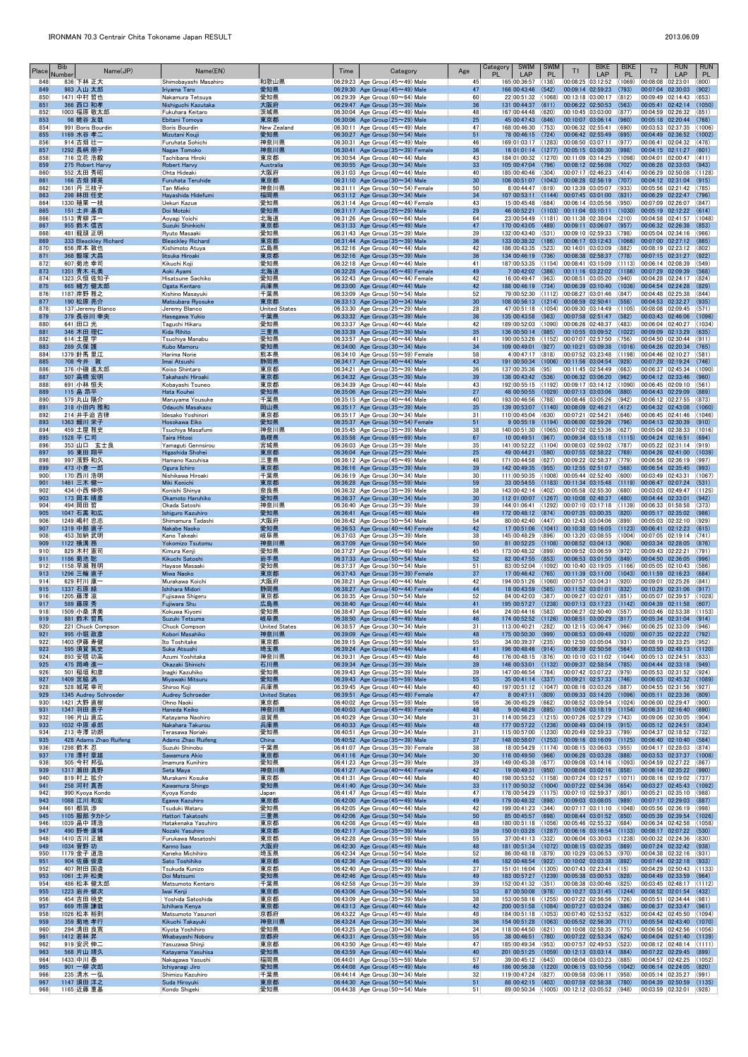# IRONMAN 70.3 Centrair Chita Tokoname Japan RESULT

2013.06.09

| Place | Bib Number | Name(JP) | Name(EN) | | Time | Category | Age | Category PL | SWIM LAP | SWIM PL | T1 | BIKE LAP | BIKE PL | T2 | RUN LAP | RUN PL |
|---|---|---|---|---|---|---|---|---|---|---|---|---|---|---|---|---|
| 848 | 836 | 下林 正大 | Shimobayashi Masahiro | 和歌山県 | 06:29:23 | Age Group (45～49) Male | 45 | 165 | 00:36:57 | (138) | 00:08:25 | 03:12:52 | (1069) | 00:08:08 | 02:23:01 | (800) |
| 849 | 983 | 入山 大郎 | Iriyama Taro | 愛知県 | 06:29:30 | Age Group (45～49) Male | 47 | 166 | 00:43:46 | (542) | 00:09:14 | 02:59:23 | (793) | 00:07:04 | 02:30:03 | (902) |
| 850 | 1471 | 中村 哲也 | Nakamura Tetsuya | 愛知県 | 06:29:39 | Age Group (60～64) Male | 60 | 22 | 00:51:32 | (1068) | 00:13:18 | 03:00:17 | (812) | 00:09:49 | 02:14:43 | (653) |
| 851 | 366 | 西口 和孝 | Nishiguchi Kazutaka | 大阪府 | 06:29:47 | Age Group (35～39) Male | 36 | 131 | 00:44:37 | (611) | 00:06:22 | 02:50:53 | (563) | 00:05:41 | 02:42:14 | (1050) |
| 852 | 1003 | 福原 敬太郎 | Fukuhara Keitaro | 茨城県 | 06:30:04 | Age Group (45～49) Male | 48 | 167 | 00:44:48 | (620) | 00:10:45 | 03:03:00 | (877) | 00:04:59 | 02:26:32 | (851) |
| 853 | 98 | 蛯谷 友哉 | Ebitani Tomoya | 東京都 | 06:30:06 | Age Group (25～29) Male | 25 | 45 | 00:47:43 | (846) | 00:10:07 | 03:06:14 | (960) | 00:05:18 | 02:20:44 | (768) |
| 854 | 991 | Boris Bourdin | Boris Bourdin | New Zealand | 06:30:11 | Age Group (45～49) Male | 47 | 168 | 00:46:30 | (753) | 00:06:32 | 02:55:41 | (690) | 00:03:53 | 02:37:35 | (1006) |
| 855 | 1169 | 水谷 孝二 | Mizutani Kouji | 愛知県 | 06:30:27 | Age Group (50～54) Male | 51 | 78 | 00:46:15 | (724) | 00:06:42 | 02:55:49 | (695) | 00:04:49 | 02:36:52 | (1002) |
| 856 | 914 | 古畑 壮一 | Furuhata Sohichi | 神奈川県 | 06:30:31 | Age Group (45～49) Male | 46 | 169 | 01:03:17 | (1283) | 00:08:50 | 03:07:11 | (977) | 00:06:41 | 02:04:32 | (478) |
| 857 | 1292 | 長柄 朋子 | Nagae Tomoko | 神奈川県 | 06:30:41 | Age Group (35～39) Female | 36 | 16 | 01:01:14 | (1277) | 00:05:15 | 03:08:30 | (998) | 00:04:15 | 02:11:27 | (601) |
| 858 | 716 | 立花 浩毅 | Tachibana Hiroki | 東京都 | 06:30:54 | Age Group (40～44) Male | 43 | 184 | 01:00:32 | (1270) | 00:11:09 | 03:14:25 | (1098) | 00:04:01 | 02:00:47 | (411) |
| 859 | 275 | Robert Harvy | Robert Harvy | Australia | 06:30:55 | Age Group (30～34) Male | 33 | 105 | 00:47:04 | (796) | 00:08:11 | 02:56:08 | (702) | 00:06:28 | 02:33:03 | (943) |
| 860 | 552 | 太田 秀昭 | Ohta Hideaki | 大阪府 | 06:31:03 | Age Group (40～44) Male | 40 | 185 | 00:40:46 | (304) | 00:07:17 | 02:46:23 | (414) | 00:06:29 | 02:50:08 | (1128) |
| 861 | 166 | 古畑 輝英 | Furuhata Teruhide | 東京都 | 06:31:10 | Age Group (30～34) Male | 30 | 106 | 00:51:07 | (1043) | 00:08:28 | 02:56:19 | (707) | 00:04:12 | 02:31:04 | (915) |
| 862 | 1361 | 丹 三枝子 | Tan Mieko | 神奈川県 | 06:31:11 | Age Group (50～54) Female | 50 | 8 | 00:44:47 | (619) | 00:13:39 | 03:05:07 | (933) | 00:05:56 | 02:21:42 | (785) |
| 863 | 298 | 林田 任史 | Hayashida Hidefumi | 福岡県 | 06:31:12 | Age Group (30～34) Male | 34 | 107 | 00:53:11 | (1144) | 00:07:45 | 03:01:00 | (831) | 00:06:29 | 02:22:47 | (796) |
| 864 | 1330 | 殖栄 一枝 | Uekuri Kazue | 愛知県 | 06:31:14 | Age Group (40～44) Female | 43 | 15 | 00:45:48 | (684) | 00:06:14 | 03:05:56 | (950) | 00:07:09 | 02:26:07 | (847) |
| 865 | 151 | 土井 基貴 | Doi Motoki | 愛知県 | 06:31:17 | Age Group (25～29) Male | 29 | 46 | 00:52:21 | (1103) | 00:11:04 | 03:10:11 | (1030) | 00:05:19 | 02:12:22 | (614) |
| 866 | 1513 | 青柳 洋一 | Aoyagi Yoichi | 北海道 | 06:31:26 | Age Group (60～64) Male | 64 | 23 | 00:54:49 | (1181) | 00:11:38 | 02:38:04 | (210) | 00:04:58 | 02:41:57 | (1048) |
| 867 | 955 | 鈴木 信吾 | Suzuki Shinkichi | 東京都 | 06:31:33 | Age Group (45～49) Male | 47 | 170 | 00:43:05 | (489) | 00:08:11 | 03:06:07 | (957) | 00:06:32 | 02:26:38 | (853) |
| 868 | 481 | 龍頭 正明 | Ryuto Masaaki | 愛知県 | 06:31:43 | Age Group (35～39) Male | 39 | 132 | 00:43:40 | (531) | 00:09:10 | 02:59:33 | (798) | 00:05:04 | 02:34:16 | (966) |
| 869 | 333 | Bleackley Richard | Bleackley Richard | 東京都 | 06:31:44 | Age Group (35～39) Male | 36 | 133 | 00:38:32 | (186) | 00:06:17 | 03:12:43 | (1066) | 00:07:00 | 02:27:12 | (865) |
| 870 | 656 | 岸本 敦也 | Kishimoto Atuya | 広島県 | 06:32:16 | Age Group (40～44) Male | 42 | 186 | 00:43:35 | (523) | 00:14:01 | 03:03:09 | (882) | 00:08:19 | 02:23:12 | (802) |
| 871 | 368 | 飯塚 大昌 | Iitsuka Hiroaki | 東京都 | 06:32:16 | Age Group (35～39) Male | 36 | 134 | 00:46:19 | (736) | 00:08:38 | 02:58:37 | (778) | 00:07:15 | 02:31:27 | (922) |
| 872 | 607 | 菊池 幸司 | Kikuchi Koji | 愛知県 | 06:32:18 | Age Group (40～44) Male | 41 | 187 | 00:53:35 | (1154) | 00:08:41 | 03:15:09 | (1113) | 00:06:14 | 02:08:39 | (549) |
| 873 | 1351 | 青木 礼美 | Aoki Ayami | 北海道 | 06:32:28 | Age Group (45～49) Female | 49 | 7 | 00:42:02 | (386) | 00:11:16 | 03:22:02 | (1186) | 00:07:29 | 02:09:39 | (568) |
| 874 | 1323 | 久保 佐知子 | Hisatsune Sachiko | 愛知県 | 06:32:43 | Age Group (40～44) Female | 42 | 16 | 00:49:47 | (963) | 00:08:51 | 03:05:20 | (940) | 00:04:28 | 02:24:17 | (824) |
| 875 | 665 | 緒方 健太郎 | Ogata Kentaro | 兵庫県 | 06:33:00 | Age Group (40～44) Male | 42 | 188 | 00:46:19 | (734) | 00:08:39 | 03:10:40 | (1036) | 00:04:54 | 02:24:28 | (829) |
| 876 | 1187 | 岸野 雅之 | Kishino Masayuki | 千葉県 | 06:33:09 | Age Group (50～54) Male | 52 | 79 | 00:52:30 | (1112) | 00:08:27 | 03:01:46 | (847) | 00:04:48 | 02:25:38 | (844) |
| 877 | 190 | 松原 亮介 | Matsubara Ryosuke | 東京都 | 06:33:13 | Age Group (30～34) Male | 30 | 108 | 00:56:13 | (1214) | 00:08:59 | 02:50:41 | (558) | 00:04:53 | 02:32:27 | (935) |
| 878 | 137 | Jeremy Blanco | Jeremy Blanco | United States | 06:33:30 | Age Group (25～29) Male | 28 | 47 | 00:51:18 | (1054) | 00:09:30 | 03:14:49 | (1105) | 00:08:08 | 02:09:45 | (571) |
| 879 | 379 | 長谷川 幸央 | Hasegawa Yukio | 千葉県 | 06:33:32 | Age Group (35～39) Male | 36 | 135 | 00:43:58 | (563) | 00:07:58 | 02:51:47 | (582) | 00:03:43 | 02:46:06 | (1096) |
| 880 | 641 | 田口 光 | Taguchi Hikaru | 愛知県 | 06:33:37 | Age Group (40～44) Male | 42 | 189 | 00:52:03 | (1090) | 00:06:26 | 02:48:37 | (483) | 00:06:04 | 02:40:27 | (1034) |
| 881 | 346 | 木田 理仁 | Kida Rihito | 三重県 | 06:33:39 | Age Group (35～39) Male | 35 | 136 | 00:50:14 | (985) | 00:10:55 | 03:09:52 | (1022) | 00:09:09 | 02:13:29 | (635) |
| 882 | 614 | 土屋 学 | Tsuchiya Manabu | 愛知県 | 06:33:57 | Age Group (40～44) Male | 41 | 190 | 00:53:26 | (1152) | 00:07:07 | 02:57:50 | (756) | 00:04:50 | 02:30:44 | (911) |
| 883 | 289 | 久保 雅 | Kubo Mamoru | 愛知県 | 06:34:00 | Age Group (30～34) Male | 34 | 109 | 00:49:01 | (927) | 00:10:21 | 03:09:38 | (1016) | 00:04:26 | 02:20:34 | (765) |
| 884 | 1379 | 針馬 里江 | Harima Norie | 熊本県 | 06:34:10 | Age Group (55～59) Female | 58 | 4 | 00:47:17 | (818) | 00:07:52 | 03:23:48 | (1198) | 00:04:46 | 02:10:27 | (581) |
| 885 | 708 | 今井 敦 | Imai Atsushi | 静岡県 | 06:34:17 | Age Group (40～44) Male | 43 | 191 | 00:50:34 | (1006) | 00:11:56 | 03:04:54 | (928) | 00:07:29 | 02:19:24 | (746) |
| 886 | 376 | 小磯 進太郎 | Koiso Shintaro | 東京都 | 06:34:21 | Age Group (35～39) Male | 36 | 137 | 00:35:36 | (95) | 00:11:45 | 02:54:49 | (663) | 00:06:37 | 02:45:34 | (1090) |
| 887 | 507 | 高橋 宏明 | Takahashi Hiroaki | 東京都 | 06:34:32 | Age Group (35～39) Male | 39 | 138 | 00:43:42 | (536) | 00:06:32 | 03:06:20 | (962) | 00:04:12 | 02:33:46 | (960) |
| 888 | 691 | 小林 恒夫 | Kobayashi Tsuneo | 東京都 | 06:34:39 | Age Group (40～44) Male | 43 | 192 | 00:55:15 | (1192) | 00:09:17 | 03:14:12 | (1090) | 00:06:45 | 02:09:10 | (561) |
| 889 | 115 | 畠 昂平 | Hata Kouhei | 愛知県 | 06:35:06 | Age Group (25～29) Male | 27 | 48 | 00:50:55 | (1029) | 00:07:13 | 03:03:06 | (880) | 00:04:43 | 02:29:09 | (889) |
| 890 | 579 | 丸山 陽介 | Maruyama Yousuke | 千葉県 | 06:35:15 | Age Group (40～44) Male | 40 | 193 | 00:46:56 | (788) | 00:08:46 | 03:05:26 | (942) | 00:06:12 | 02:27:55 | (873) |
| 891 | 318 | 小田内 雅和 | Odauchi Masakazu | 岡山県 | 06:35:17 | Age Group (35～39) Male | 35 | 139 | 00:53:07 | (1140) | 00:08:09 | 02:46:21 | (412) | 00:04:32 | 02:43:08 | (1060) |
| 892 | 214 | 井手迫 吉律 | Idesako Yoshinori | 東京都 | 06:35:17 | Age Group (30～34) Male | 31 | 110 | 00:45:04 | (630) | 00:07:21 | 02:54:21 | (646) | 00:06:45 | 02:41:46 | (1046) |
| 893 | 1363 | 細川 栄子 | Hosokawa Eiko | 愛知県 | 06:35:37 | Age Group (50～54) Female | 51 | 9 | 00:55:19 | (1194) | 00:06:00 | 02:59:26 | (796) | 00:04:13 | 02:30:39 | (910) |
| 894 | 459 | 土屋 雅史 | Tsuchiya Masafumi | 神奈川県 | 06:35:45 | Age Group (35～39) Male | 38 | 140 | 00:51:30 | (1065) | 00:07:02 | 02:53:36 | (627) | 00:05:04 | 02:38:33 | (1016) |
| 895 | 1528 | 平 仁司 | Taira Hitosi | 島根県 | 06:35:58 | Age Group (65～69) Male | 67 | 10 | 00:49:51 | (967) | 00:09:34 | 03:15:18 | (1115) | 00:04:24 | 02:16:51 | (694) |
| 896 | 353 | 山口 玄士良 | Yamaguti Gennsirou | 宮城県 | 06:36:03 | Age Group (35～39) Male | 35 | 141 | 00:52:22 | (1104) | 00:08:03 | 02:59:02 | (787) | 00:05:22 | 02:31:14 | (919) |
| 897 | 95 | 東田 翔平 | Higashida Shohei | 東京都 | 06:36:04 | Age Group (25～29) Male | 25 | 49 | 00:44:21 | (590) | 00:07:55 | 02:58:22 | (769) | 00:04:26 | 02:41:00 | (1039) |
| 898 | 997 | 濱野 和久 | Hamano Kazuhisa | 三重県 | 06:36:12 | Age Group (45～49) Male | 48 | 171 | 00:44:58 | (627) | 00:09:22 | 02:58:37 | (779) | 00:06:56 | 02:36:19 | (997) |
| 899 | 473 | 小倉 一郎 | Ogura Ichiro | 東京都 | 06:36:16 | Age Group (35～39) Male | 39 | 142 | 00:49:35 | (955) | 00:12:55 | 02:51:07 | (568) | 00:06:54 | 02:35:45 | (993) |
| 900 | 170 | 西川 浩明 | Nishikawa Hiroaki | 千葉県 | 06:36:19 | Age Group (30～34) Male | 30 | 111 | 00:50:35 | (1008) | 00:05:44 | 02:52:40 | (600) | 00:03:49 | 02:43:31 | (1067) |
| 901 | 1461 | 三木 健一 | Miki Kenichi | 東京都 | 06:36:28 | Age Group (55～59) Male | 59 | 33 | 00:54:55 | (1183) | 00:11:36 | 03:15:48 | (1119) | 00:06:47 | 02:07:24 | (531) |
| 902 | 434 | 小西 伸弥 | Konishi Shinya | 奈良県 | 06:36:32 | Age Group (35～39) Male | 38 | 143 | 00:42:14 | (402) | 00:05:58 | 02:55:30 | (680) | 00:03:03 | 02:49:47 | (1125) |
| 903 | 173 | 岡本 晴彦 | Okamoto Haruhiko | 愛知県 | 06:36:37 | Age Group (30～34) Male | 30 | 112 | 01:00:07 | (1267) | 00:10:08 | 02:48:37 | (480) | 00:04:44 | 02:33:01 | (942) |
| 904 | 494 | 岡田 哲 | Okada Satoshi | 神奈川県 | 06:36:40 | Age Group (35～39) Male | 39 | 144 | 01:06:41 | (1292) | 00:07:10 | 03:17:18 | (1139) | 00:06:33 | 01:58:58 | (373) |
| 905 | 1047 | 石黒 和広 | Ishiguro Kazuhiro | 愛知県 | 06:36:41 | Age Group (45～49) Male | 49 | 172 | 00:48:12 | (874) | 00:07:35 | 03:00:35 | (820) | 00:05:17 | 02:35:02 | (986) |
| 906 | 1249 | 嶋村 忠志 | Shimamura Tadashi | 大阪府 | 06:36:42 | Age Group (50～54) Male | 54 | 80 | 00:42:40 | (447) | 00:12:43 | 03:04:06 | (899) | 00:05:03 | 02:32:10 | (929) |
| 907 | 1319 | 中部 直子 | Nakabe Naoko | 愛知県 | 06:36:53 | Age Group (40～44) Female | 42 | 17 | 00:51:06 | (1041) | 00:10:38 | 03:16:05 | (1123) | 00:06:41 | 02:12:23 | (615) |
| 908 | 453 | 加納 武明 | Kano Takeaki | 岐阜県 | 06:37:03 | Age Group (35～39) Male | 38 | 145 | 00:48:29 | (896) | 00:13:20 | 03:08:55 | (1004) | 00:07:05 | 02:19:14 | (741) |
| 909 | 1122 | 横溝 務 | Yokomizo Tsutomu | 神奈川県 | 06:37:09 | Age Group (50～54) Male | 50 | 81 | 00:52:25 | (1108) | 00:08:52 | 03:04:13 | (906) | 00:03:34 | 02:28:05 | (876) |
| 910 | 829 | 木村 憲司 | Kimura Kenji | 愛知県 | 06:37:27 | Age Group (45～49) Male | 45 | 173 | 00:48:32 | (899) | 00:09:32 | 03:06:59 | (972) | 00:03:43 | 02:22:21 | (791) |
| 911 | 1186 | 菊池 聡 | Kikuchi Satoshi | 岩手県 | 06:37:33 | Age Group (50～54) Male | 52 | 82 | 00:47:55 | (853) | 00:06:53 | 03:01:50 | (849) | 00:04:50 | 02:36:05 | (996) |
| 912 | 1158 | 早瀬 雅明 | Hayase Masaaki | 愛知県 | 06:37:37 | Age Group (50～54) Male | 51 | 83 | 00:52:04 | (1092) | 00:10:40 | 03:19:05 | (1166) | 00:05:05 | 02:10:43 | (586) |
| 913 | 1296 | 三輪 直子 | Miwa Naoko | 東京都 | 06:37:43 | Age Group (35～39) Female | 37 | 17 | 00:46:42 | (765) | 00:11:39 | 03:11:00 | (1043) | 00:11:59 | 02:16:23 | (684) |
| 914 | 629 | 村川 陽一 | Murakawa Koichi | 大阪府 | 06:38:21 | Age Group (40～44) Male | 42 | 194 | 00:51:26 | (1060) | 00:07:17 | 03:04:31 | (920) | 00:06:01 | 02:29:06 | (888) |
| 915 | 1337 | 石原 緑 | Ishihara Midori | 静岡県 | 06:38:27 | Age Group (40～44) Female | 44 | 18 | 00:43:59 | (565) | 00:11:52 | 03:01:01 | (832) | 00:10:29 | 02:31:06 | (917) |
| 916 | 1205 | 藤澤 滋 | Fujisawa Shigeru | 東京都 | 06:38:35 | Age Group (50～54) Male | 52 | 84 | 00:42:03 | (387) | 00:09:27 | 03:02:01 | (851) | 00:05:07 | 02:39:57 | (1028) |
| 917 | 589 | 藤原 秀 | Fujiwara Shu | 広島県 | 06:38:40 | Age Group (40～44) Male | 41 | 195 | 00:57:27 | (1238) | 00:07:13 | 03:17:23 | (1142) | 00:04:39 | 02:11:58 | (607) |
| 918 | 1509 | 小倉 清美 | Kokuwa Kiyomi | 愛知県 | 06:38:47 | Age Group (60～64) Male | 64 | 24 | 00:44:18 | (583) | 00:06:27 | 02:50:40 | (557) | 00:03:46 | 02:53:38 | (1153) |
| 919 | 881 | 鈴木 哲馬 | Suzuki Tetsuma | 岐阜県 | 06:38:50 | Age Group (45～49) Male | 46 | 174 | 00:52:52 | (1126) | 00:08:51 | 03:00:29 | (817) | 00:05:34 | 02:31:04 | (914) |
| 920 | 221 | Chuck Compson | Chuck Compson | United States | 06:38:57 | Age Group (30～34) Male | 31 | 113 | 00:40:21 | (282) | 00:12:15 | 03:06:47 | (966) | 00:06:25 | 02:33:09 | (946) |
| 921 | 995 | 小堀 政彦 | Kobori Masahiko | 神奈川県 | 06:39:09 | Age Group (45～49) Male | 48 | 175 | 00:50:30 | (999) | 00:08:53 | 03:09:49 | (1020) | 00:07:35 | 02:22:22 | (792) |
| 922 | 1403 | 伊藤 寿健 | Ito Toshitake | 東京都 | 06:39:15 | Age Group (55～59) Male | 55 | 34 | 00:39:37 | (235) | 00:12:50 | 03:05:04 | (931) | 00:08:19 | 02:33:25 | (952) |
| 923 | 595 | 須賀 敦史 | Suka Atsushi | 埼玉県 | 06:39:24 | Age Group (40～44) Male | 41 | 196 | 00:48:46 | (914) | 00:06:59 | 02:50:56 | (564) | 00:03:50 | 02:49:13 | (1120) |
| 924 | 893 | 安積 功高 | Azumi Yoshitaka | 神奈川県 | 06:39:31 | Age Group (45～49) Male | 46 | 176 | 00:48:15 | (876) | 00:10:10 | 03:11:02 | (1044) | 00:05:13 | 02:24:51 | (833) |
| 925 | 475 | 岡崎 進一 | Okazaki Shinichi | 石川県 | 06:39:34 | Age Group (35～39) Male | 39 | 146 | 00:53:01 | (1132) | 00:09:37 | 02:58:54 | (785) | 00:04:44 | 02:33:18 | (949) |
| 926 | 501 | 稲垣 和彦 | Inagki Kazuhiko | 愛知県 | 06:39:43 | Age Group (35～39) Male | 39 | 147 | 00:46:54 | (784) | 00:07:42 | 03:07:22 | (979) | 00:05:53 | 02:31:52 | (924) |
| 927 | 1409 | 宮脇 満 | Miyawaki Mitsuru | 愛知県 | 06:39:43 | Age Group (55～59) Male | 55 | 35 | 00:41:14 | (337) | 00:09:21 | 02:57:33 | (746) | 00:06:03 | 02:45:32 | (1089) |
| 928 | 528 | 城尾 幸司 | Shiroo Koji | 兵庫県 | 06:39:45 | Age Group (40～44) Male | 40 | 197 | 00:51:12 | (1047) | 00:08:16 | 03:03:26 | (887) | 00:04:55 | 02:31:56 | (927) |
| 929 | 1345 | Audrey Schroeder | Audrey Schroeder | United States | 06:39:51 | Age Group (45～49) Female | 47 | 8 | 00:47:11 | (809) | 00:09:33 | 03:14:20 | (1096) | 00:05:11 | 02:23:36 | (809) |
| 930 | 1421 | 大野 直樹 | Ohno Naoki | 東京都 | 06:40:02 | Age Group (55～59) Male | 56 | 36 | 00:45:29 | (662) | 00:08:52 | 03:09:54 | (1024) | 00:06:00 | 02:29:47 | (900) |
| 931 | 1347 | 羽田 恵子 | Haneda Keiko | 神奈川県 | 06:40:03 | Age Group (45～49) Female | 48 | 9 | 00:48:29 | (895) | 00:10:04 | 03:18:19 | (1154) | 00:06:31 | 02:16:40 | (690) |
| 932 | 196 | 片山 直広 | Katayama Naohiro | 滋賀県 | 06:40:29 | Age Group (30～34) Male | 31 | 114 | 00:56:23 | (1215) | 00:07:26 | 02:57:29 | (743) | 00:09:06 | 02:30:05 | (904) |
| 933 | 1032 | 中原 卓郎 | Nakahara Takurou | 兵庫県 | 06:40:33 | Age Group (45～49) Male | 48 | 177 | 00:57:22 | (1236) | 00:08:49 | 03:04:19 | (915) | 00:05:12 | 02:24:51 | (834) |
| 934 | 213 | 寺澤 功朗 | Terasawa Noriaki | 愛知県 | 06:40:51 | Age Group (30～34) Male | 31 | 115 | 00:57:00 | (1230) | 00:20:49 | 02:59:33 | (799) | 00:04:37 | 02:18:52 | (732) |
| 935 | 428 | Adams Zhao Ruifeng | Adams Zhao Ruifeng | China | 06:40:52 | Age Group (35～39) Male | 37 | 148 | 00:58:07 | (1253) | 00:09:16 | 03:16:09 | (1125) | 00:06:40 | 02:10:40 | (584) |
| 936 | 1298 | 鈴木 忍 | Suzuki Shinobu | 千葉県 | 06:41:07 | Age Group (35～39) Female | 38 | 18 | 00:54:29 | (1174) | 00:08:15 | 03:06:03 | (955) | 00:04:17 | 02:28:03 | (874) |
| 937 | 178 | 澤村 章雄 | Sawamura Akio | 東京都 | 06:41:16 | Age Group (30～34) Male | 30 | 116 | 00:49:50 | (966) | 00:06:28 | 03:03:28 | (888) | 00:03:53 | 02:37:37 | (1008) |
| 938 | 505 | 今村 邦弘 | Imamura Kunihiro | 愛知県 | 06:41:23 | Age Group (35～39) Male | 39 | 149 | 00:45:38 | (677) | 00:09:08 | 03:14:16 | (1093) | 00:04:59 | 02:27:22 | (867) |
| 939 | 1317 | 瀬田 真野 | Seta Maya | 神奈川県 | 06:41:27 | Age Group (40～44) Female | 42 | 19 | 00:49:31 | (950) | 00:08:04 | 03:02:16 | (858) | 00:06:14 | 02:35:22 | (990) |
| 940 | 819 | 村上 拡介 | Murakami Kosuke | 東京都 | 06:41:31 | Age Group (40～44) Male | 40 | 198 | 00:53:52 | (1158) | 00:06:34 | 03:12:57 | (1071) | 00:06:16 | 02:19:02 | (737) |
| 941 | 258 | 河村 真吾 | Kawamura Shingo | 愛知県 | 06:41:40 | Age Group (30～34) Male | 33 | 117 | 00:50:32 | (1004) | 00:07:22 | 02:54:36 | (654) | 00:03:27 | 02:45:43 | (1092) |
| 942 | 990 | Kyoya Kondo | Kyoya Kondo | Japan | 06:41:47 | Age Group (45～49) Male | 47 | 178 | 00:54:19 | (1175) | 00:07:10 | 02:59:37 | (801) | 00:05:21 | 02:35:10 | (988) |
| 943 | 1088 | 江川 和宏 | Egawa Kazuhiro | 東京都 | 06:42:00 | Age Group (45～49) Male | 49 | 179 | 00:48:32 | (898) | 00:09:03 | 03:08:05 | (989) | 00:07:17 | 02:29:03 | (887) |
| 944 | 661 | 都築 渉 | Tsuduki Wataru | 愛知県 | 06:42:05 | Age Group (40～44) Male | 42 | 199 | 00:41:23 | (344) | 00:07:17 | 03:11:10 | (1048) | 00:05:56 | 02:36:19 | (998) |
| 945 | 1105 | 服部 タカトシ | Hattori Takatoshi | 三重県 | 06:42:06 | Age Group (50～54) Male | 50 | 85 | 00:45:57 | (698) | 00:08:44 | 03:01:52 | (850) | 00:05:39 | 02:39:54 | (1026) |
| 946 | 1039 | 畠中 靖浩 | Hatakenaka Yasuhiro | 東京都 | 06:42:08 | Age Group (45～49) Male | 48 | 180 | 00:51:18 | (1056) | 00:05:46 | 02:55:32 | (684) | 00:06:34 | 02:42:58 | (1058) |
| 947 | 490 | 野崎 康博 | Nozaki Yasuhiro | 東京都 | 06:42:17 | Age Group (35～39) Male | 39 | 150 | 01:03:28 | (1287) | 00:06:16 | 03:16:54 | (1133) | 00:08:17 | 02:07:22 | (530) |
| 948 | 1410 | 古川 正敏 | Furukawa Masatoshi | 東京都 | 06:42:28 | Age Group (55～59) Male | 55 | 37 | 00:41:13 | (332) | 00:06:04 | 03:30:03 | (1238) | 00:00:32 | 02:24:36 | (830) |
| 949 | 1034 | 菅野 功 | Kanno Isao | 大阪府 | 06:42:30 | Age Group (45～49) Male | 48 | 181 | 00:51:34 | (1072) | 00:08:15 | 03:02:35 | (869) | 00:07:24 | 02:32:42 | (938) |
| 950 | 1179 | 金子 道浩 | Kaneko Michihiro | 埼玉県 | 06:42:34 | Age Group (50～54) Male | 52 | 86 | 00:48:18 | (879) | 00:10:29 | 03:06:53 | (970) | 00:04:38 | 02:32:16 | (931) |
| 951 | 904 | 佐藤 俊彦 | Sato Toshihiko | 東京都 | 06:42:36 | Age Group (45～49) Male | 46 | 182 | 00:48:54 | (922) | 00:10:02 | 03:03:38 | (892) | 00:07:44 | 02:32:18 | (933) |
| 952 | 407 | 附田 国造 | Tsukuda Kunizo | 東京都 | 06:42:40 | Age Group (35～39) Male | 37 | 151 | 01:16:04 | (1305) | 00:07:43 | 02:23:41 | (15) | 00:04:29 | 02:50:43 | (1133) |
| 953 | 1061 | 土井 松美 | Doi Matsumi | 愛知県 | 06:42:46 | Age Group (45～49) Male | 49 | 183 | 00:57:27 | (1239) | 00:05:38 | 03:03:54 | (828) | 00:04:49 | 02:33:59 | (964) |
| 954 | 486 | 松本 健太郎 | Matsumoto Kentaro | 千葉県 | 06:42:58 | Age Group (35～39) Male | 39 | 152 | 00:41:32 | (351) | 00:08:38 | 03:00:46 | (825) | 00:03:45 | 02:48:17 | (1112) |
| 955 | 1223 | 岩井 健次 | Iwai Kenji | 東京都 | 06:43:06 | Age Group (50～54) Male | 53 | 87 | 00:50:08 | (978) | 00:10:27 | 03:31:45 | (1244) | 00:08:52 | 02:01:54 | (432) |
| 956 | 454 | 吉田 暁史 | Yoshida Satoshida | 東京都 | 06:43:09 | Age Group (35～39) Male | 38 | 153 | 00:58:16 | (1255) | 00:07:22 | 02:56:56 | (726) | 00:05:51 | 02:34:44 | (981) |
| 957 | 669 | 市原 謙哉 | Ichihara Kenya | 東京都 | 06:43:13 | Age Group (40～44) Male | 42 | 200 | 00:51:58 | (1084) | 00:07:27 | 03:03:24 | (886) | 00:06:37 | 02:33:47 | (961) |
| 958 | 1026 | 松本 裕則 | Matsumoto Yasunori | 京都府 | 06:43:22 | Age Group (45～49) Male | 48 | 184 | 00:51:18 | (1053) | 00:07:40 | 02:53:52 | (632) | 00:04:42 | 02:45:50 | (1094) |
| 959 | 359 | 菊地 孝行 | Kikuchi Takayuki | 神奈川県 | 06:43:24 | Age Group (35～39) Male | 36 | 154 | 00:51:28 | (1063) | 00:05:52 | 02:56:30 | (711) | 00:05:54 | 02:43:40 | (1070) |
| 960 | 294 | 清田 良寛 | Kiyota Yoshihiro | 愛知県 | 06:43:25 | Age Group (30～34) Male | 34 | 118 | 00:44:50 | (621) | 00:10:08 | 02:58:35 | (775) | 00:06:56 | 02:42:56 | (1056) |
| 961 | 1412 | 若林 昇 | Wakabayashi Noboru | 京都府 | 06:43:31 | Age Group (55～59) Male | 55 | 38 | 00:46:51 | (780) | 00:07:22 | 02:53:34 | (624) | 00:04:04 | 02:51:40 | (1139) |
| 962 | 919 | 安沢 伸二 | Yasuzawa Shinji | 東京都 | 06:43:50 | Age Group (45～49) Male | 47 | 185 | 00:49:34 | (953) | 00:07:57 | 02:49:53 | (523) | 00:08:12 | 02:48:14 | (1111) |
| 963 | 568 | 片山 靖久 | Katayama Yasuhisa | 愛知県 | 06:43:59 | Age Group (40～44) Male | 40 | 201 | 00:51:25 | (1059) | 00:12:13 | 03:03:14 | (884) | 00:07:22 | 02:29:45 | (899) |
| 964 | 1433 | 中川 泰 | Nakagawa Yasushi | 福岡県 | 06:44:01 | Age Group (55～59) Male | 57 | 39 | 00:45:12 | (643) | 00:08:04 | 03:03:23 | (885) | 00:04:57 | 02:42:25 | (1052) |
| 965 | 901 | 一柳 次郎 | Ichiyanagi Jiro | 愛知県 | 06:44:09 | Age Group (45～49) Male | 46 | 186 | 00:56:38 | (1220) | 00:06:15 | 03:10:56 | (1042) | 00:06:14 | 02:24:05 | (820) |
| 966 | 235 | 清水 一弘 | Shimizu Kazuhiro | 千葉県 | 06:44:14 | Age Group (30～34) Male | 32 | 119 | 00:47:24 | (827) | 00:09:38 | 03:06:11 | (958) | 00:05:14 | 02:35:47 | (991) |
| 967 | 1147 | 須田 洋之 | Suda Hiroyuki | 東京都 | 06:44:30 | Age Group (50～54) Male | 51 | 88 | 00:42:15 | (403) | 00:07:59 | 02:58:38 | (780) | 00:04:39 | 02:50:59 | (1135) |
| 968 | 1165 | 近藤 重基 | Kondo Shigeki | 愛知県 | 06:44:38 | Age Group (50～54) Male | 51 | 89 | 00:50:34 | (1005) | 00:12:12 | 03:05:52 | (948) | 00:03:59 | 02:32:01 | (928) |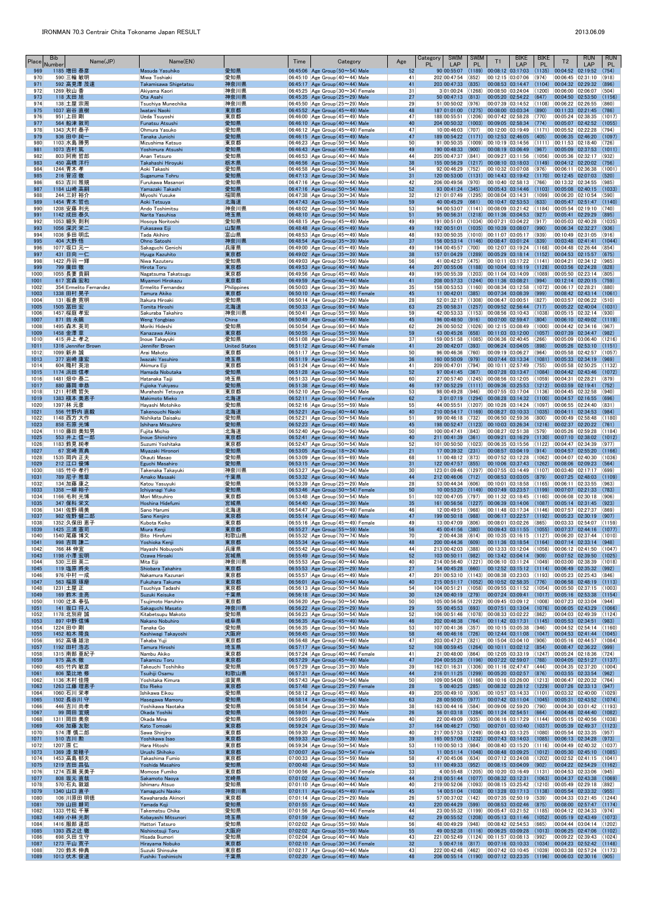| Place | Bib Number | Name(JP) | Name(EN) | | Time | Category | Age | Category PL | SWIM LAP | SWIM PL | T1 | BIKE LAP | BIKE PL | T2 | RUN LAP | RUN PL |
|---|---|---|---|---|---|---|---|---|---|---|---|---|---|---|---|---|
| 969 | 1185 | 増田 泰彦 | Masuda Yasuhiko | 愛知県 | 06:45:06 | Age Group(50~54) Male | 52 | 90 | 00:55:07 | (1189) | 00:08:12 | 03:17:03 | (1135) | 00:04:52 | 02:19:52 | (754) |
| 970 | 590 | 三輪 敏明 | Miwa Toshiaki | 愛知県 | 06:45:10 | Age Group(40~44) Male | 41 | 202 | 00:47:54 | (852) | 00:12:15 | 03:07:06 | (974) | 00:06:45 | 02:31:10 | (918) |
| 971 | 592 | 高松 茂達 | Takamatsu Shigetatsu | 神奈川県 | 06:45:17 | Age Group(40~44) Male | 41 | 203 | 00:47:33 | (835) | 00:08:53 | 03:14:47 | (1104) | 00:04:32 | 02:29:32 | (896) |
| 972 | 1269 | 秋山 香 | Akiyama Kaori | 神奈川県 | 06:45:25 | Age Group(30~34) Female | 31 | 3 | 01:00:24 | (1268) | 00:08:50 | 03:24:04 | (1200) | 00:06:00 | 02:06:07 | (504) |
| 973 | 118 | 太田 旭 | Ota Asahi | 神奈川県 | 06:45:35 | Age Group(25~29) Male | 27 | 50 | 00:47:13 | (813) | 00:05:20 | 02:54:22 | (647) | 00:04:50 | 02:53:50 | (1156) |
| 974 | 138 | 土屋 宗周 | Tsuchiya Munechika | 神奈川県 | 06:45:50 | Age Group(25~29) Male | 29 | 51 | 00:50:02 | (976) | 00:07:39 | 03:14:52 | (1108) | 00:06:22 | 02:26:55 | (860) |
| 975 | 1037 | 岩波 直樹 | Iwatani Naoki | 東京都 | 06:45:52 | Age Group(45~49) Male | 48 | 187 | 01:01:00 | (1275) | 00:08:09 | 03:03:34 | (890) | 00:11:33 | 02:21:45 | (786) |
| 976 | 951 | 上田 剛 | Ueda Tsuyoshi | 東京都 | 06:46:00 | Age Group(45~49) Male | 47 | 188 | 00:55:51 | (1206) | 00:07:42 | 02:58:28 | (770) | 00:05:24 | 02:38:35 | (1017) |
| 977 | 564 | 船津 敦司 | Funatsu Atsushi | 愛知県 | 06:46:10 | Age Group(40~44) Male | 40 | 204 | 00:50:32 | (1003) | 00:09:05 | 02:58:34 | (774) | 00:05:07 | 02:42:52 | (1055) |
| 978 | 1343 | 大村 泰子 | Ohmura Yasuko | 愛知県 | 06:46:12 | Age Group(45~49) Female | 47 | 10 | 00:46:03 | (707) | 00:12:00 | 03:19:49 | (1171) | 00:05:52 | 02:22:28 | (794) |
| 979 | 936 | 田中 純一 | Tanaka Junichi | 愛知県 | 06:46:15 | Age Group(45~49) Male | 47 | 189 | 00:54:22 | (1171) | 00:12:53 | 02:46:05 | (405) | 00:06:35 | 02:46:20 | (1097) |
| 980 | 1103 | 水島 勝男 | Mizushima Katsuo | 東京都 | 06:46:23 | Age Group(50~54) Male | 50 | 91 | 00:50:35 | (1009) | 00:10:19 | 03:14:56 | (1111) | 00:11:53 | 02:18:40 | (726) |
| 981 | 1073 | 吉村 篤 | Yoshimura Atsushi | 愛知県 | 06:46:43 | Age Group(45~49) Male | 49 | 190 | 00:48:33 | (900) | 00:08:19 | 03:06:49 | (967) | 00:05:09 | 02:37:53 | (1011) |
| 982 | 803 | 阿南 哲郎 | Anan Tetsuro | 愛知県 | 06:46:53 | Age Group(40~44) Male | 44 | 205 | 00:47:37 | (841) | 00:09:27 | 03:11:56 | (1056) | 00:05:36 | 02:32:17 | (932) |
| 983 | 450 | 高橋 洋行 | Takahashi Hiroyuki | 栃木県 | 06:46:56 | Age Group(35~39) Male | 38 | 155 | 00:56:29 | (1217) | 00:08:10 | 03:18:03 | (1149) | 00:04:12 | 02:20:02 | (756) |
| 984 | 1244 | 青木 孝 | Aoki Takashi | 愛知県 | 06:46:58 | Age Group(50~54) Male | 54 | 92 | 00:46:29 | (752) | 00:10:32 | 03:07:08 | (976) | 00:06:11 | 02:36:38 | (1001) |
| 985 | 216 | 菅沼 徹 | Suganuma Tohru | 愛知県 | 06:47:13 | Age Group(30~34) Male | 31 | 120 | 00:53:00 | (1131) | 00:14:43 | 03:19:42 | (1170) | 00:12:45 | 02:07:03 | (520) |
| 986 | 653 | 古川 雅規 | Furukawa Masanori | 愛知県 | 06:47:16 | Age Group(40~44) Male | 42 | 206 | 00:49:56 | (970) | 00:10:40 | 02:58:13 | (766) | 00:13:32 | 02:34:55 | (985) |
| 987 | 1184 | 山崎 高嗣 | Yamazaki Takashi | 愛知県 | 06:47:16 | Age Group(50~54) Male | 52 | 93 | 00:41:24 | (345) | 00:05:43 | 03:14:46 | (1103) | 00:05:08 | 02:40:15 | (1033) |
| 988 | 244 | 三好 祐介 | Miyoshi Yusuke | 福岡県 | 06:47:38 | Age Group(30~34) Male | 32 | 121 | 01:07:49 | (1295) | 00:08:04 | 03:14:31 | (1099) | 00:06:20 | 02:10:54 | (590) |
| 989 | 1454 | 青木 哲也 | Aoki Tetsuya | 北海道 | 06:47:43 | Age Group(55~59) Male | 59 | 40 | 00:45:29 | (661) | 00:10:47 | 02:53:53 | (633) | 00:05:47 | 02:51:47 | (1140) |
| 990 | 1208 | 安藤 利光 | Ando Toshimitsu | 神奈川県 | 06:48:02 | Age Group(50~54) Male | 53 | 94 | 00:53:07 | (1141) | 00:08:09 | 03:21:42 | (1184) | 00:05:54 | 02:19:10 | (740) |
| 991 | 1142 | 成田 泰久 | Narita Yasuhisa | 埼玉県 | 06:48:10 | Age Group(50~54) Male | 51 | 95 | 00:56:31 | (1218) | 00:11:36 | 03:04:53 | (927) | 00:05:41 | 02:29:29 | (895) |
| 992 | 1053 | 細矢 則利 | Hosoya Noritoshi | 愛知県 | 06:48:15 | Age Group(45~49) Male | 49 | 191 | 00:51:01 | (1034) | 00:07:21 | 03:04:22 | (917) | 00:05:03 | 02:40:28 | (1035) |
| 993 | 1056 | 深沢 栄二 | Fukasawa Eiji | 山梨県 | 06:48:48 | Age Group(45~49) Male | 49 | 192 | 00:51:01 | (1035) | 00:10:39 | 03:08:07 | (990) | 00:06:34 | 02:32:27 | (936) |
| 994 | 1036 | 多田 明広 | Tada Akihiro | 富山県 | 06:48:53 | Age Group(45~49) Male | 48 | 193 | 00:50:35 | (1010) | 00:11:07 | 03:05:17 | (939) | 00:10:49 | 02:31:05 | (916) |
| 995 | 404 | 大野 悟 | Ohno Satoshi | 神奈川県 | 06:48:54 | Age Group(35~39) Male | 37 | 156 | 00:53:14 | (1146) | 00:08:47 | 03:01:24 | (839) | 00:03:48 | 02:41:41 | (1044) |
| 996 | 1077 | 坂口 元一 | Sakaguchi Genichi | 兵庫県 | 06:49:00 | Age Group(45~49) Male | 49 | 194 | 00:45:57 | (700) | 00:12:07 | 03:19:24 | (1168) | 00:04:48 | 02:26:44 | (854) |
| 997 | 431 | 日向 一仁 | Hyuga Kazuhito | 東京都 | 06:49:02 | Age Group(35~39) Male | 38 | 157 | 01:04:29 | (1288) | 00:05:29 | 03:18:14 | (1152) | 00:04:53 | 02:15:57 | (675) |
| 998 | 1422 | 丹羽 一輝 | Niwa Kazuteru | 愛知県 | 06:49:03 | Age Group(55~59) Male | 56 | 41 | 00:42:57 | (475) | 00:10:11 | 03:17:22 | (1141) | 00:04:21 | 02:34:12 | (965) |
| 999 | 799 | 廣田 徹 | Hirota Toru | 東京都 | 06:49:53 | Age Group(40~44) Male | 44 | 207 | 00:55:06 | (1188) | 00:10:04 | 03:16:19 | (1128) | 00:03:56 | 02:24:28 | (828) |
| 1000 | 1055 | 長妻 貴嗣 | Nagatsuma Takatsugu | 東京都 | 06:49:56 | Age Group(45~49) Male | 49 | 195 | 00:55:39 | (1203) | 00:11:04 | 03:14:09 | (1089) | 00:05:50 | 02:23:14 | (805) |
| 1001 | 617 | 宮本 宏和 | Miyamori Hirokazu | 東京都 | 06:49:59 | Age Group(40~44) Male | 41 | 208 | 00:57:33 | (1244) | 00:11:35 | 03:08:21 | (994) | 00:12:14 | 02:20:15 | (759) |
| 1002 | 354 | Ermelito Fernandez | Ermelito Fernandez | Philippines | 06:50:03 | Age Group(35~39) Male | 35 | 158 | 00:53:53 | (1160) | 00:08:34 | 03:12:58 | (1072) | 00:06:17 | 02:28:21 | (880) |
| 1003 | 1338 | 田村 晃子 | Tamura Akiko | 東京都 | 06:50:10 | Age Group(45~49) Female | 45 | 11 | 00:42:01 | (385) | 00:07:34 | 03:08:39 | (999) | 00:08:42 | 02:43:14 | (1061) |
| 1004 | 131 | 板倉 寛明 | Itakura Hiroaki | 愛知県 | 06:50:14 | Age Group(25~29) Male | 28 | 52 | 01:32:17 | (1308) | 00:06:47 | 03:00:51 | (827) | 00:03:57 | 02:06:22 | (510) |
| 1005 | 1505 | 冨田 宏 | Tomita Hiroshi | 北海道 | 06:50:33 | Age Group(60~64) Male | 63 | 25 | 00:58:31 | (1257) | 00:09:52 | 02:56:44 | (717) | 00:05:22 | 02:40:04 | (1031) |
| 1006 | 1457 | 桜庭 孝宏 | Sakuraba Takahiro | 神奈川県 | 06:50:41 | Age Group(55~59) Male | 59 | 42 | 00:53:33 | (1153) | 00:08:56 | 03:10:43 | (1038) | 00:05:15 | 02:32:14 | (930) |
| 1007 | 871 | 翁 永鵬 | Weng Yongbiao | China | 06:50:49 | Age Group(45~49) Male | 45 | 196 | 00:48:50 | (916) | 00:07:00 | 02:59:47 | (804) | 00:06:10 | 02:49:02 | (1119) |
| 1008 | 1495 | 森木 英司 | Moriki Hideshi | 愛知県 | 06:50:54 | Age Group(60~64) Male | 62 | 26 | 00:50:52 | (1026) | 00:12:15 | 03:08:49 | (1000) | 00:04:42 | 02:34:16 | (967) |
| 1009 | 1458 | 金澤 章 | Kanazawa Akira | 東京都 | 06:50:55 | Age Group(55~59) Male | 59 | 43 | 00:45:26 | (658) | 00:11:03 | 03:12:00 | (1057) | 00:07:39 | 02:34:47 | (982) |
| 1010 | 415 | 井上 孝之 | Inoue Takayuki | 愛知県 | 06:51:08 | Age Group(35~39) Male | 37 | 159 | 00:51:58 | (1085) | 00:06:36 | 02:40:45 | (266) | 00:05:09 | 03:06:40 | (1216) |
| 1011 | 1316 | Jennifer Brown | Jennifer Brown | United States | 06:51:12 | Age Group(40~44) Female | 41 | 20 | 00:42:07 | (393) | 00:06:24 | 03:04:05 | (898) | 00:05:26 | 02:53:10 | (1151) |
| 1012 | 1099 | 新井 誠 | Arai Makoto | 東京都 | 06:51:17 | Age Group(50~54) Male | 50 | 96 | 00:46:36 | (760) | 00:09:19 | 03:06:27 | (964) | 00:05:58 | 02:42:57 | (1057) |
| 1013 | 377 | 岩崎 康宏 | Iwazaki Yasuhiro | 埼玉県 | 06:51:19 | Age Group(35~39) Male | 36 | 160 | 00:50:09 | (979) | 00:07:44 | 03:13:34 | (1081) | 00:05:33 | 02:34:19 | (969) |
| 1014 | 604 | 飽村 英治 | Akimura Eiji | 東京都 | 06:51:24 | Age Group(40~44) Male | 41 | 209 | 00:47:01 | (794) | 00:10:11 | 02:57:49 | (755) | 00:05:58 | 02:50:25 | (1132) |
| 1015 | 1174 | 浜田 信孝 | Hamada Nobutaka | 愛知県 | 06:51:28 | Age Group(50~54) Male | 52 | 97 | 00:41:45 | (367) | 00:07:28 | 03:13:47 | (1084) | 00:04:42 | 02:43:46 | (1072) |
| 1016 | 1481 | 畑中 泰二 | Hatanaka Taiji | 北海道 | 06:51:33 | Age Group(60~64) Male | 60 | 27 | 00:57:40 | (1245) | 00:08:56 | 03:12:05 | (1059) | 00:04:31 | 02:28:21 | (879) |
| 1017 | 880 | 藤岡 幸恭 | Fujioka Yukiyasu | 愛知県 | 06:51:38 | Age Group(45~49) Male | 46 | 197 | 00:52:29 | (1111) | 00:09:36 | 03:25:53 | (1212) | 00:03:59 | 02:19:41 | (752) |
| 1018 | 1211 | 村橋 哲矢 | Murahashi Tetsuya | 東京都 | 06:52:10 | Age Group(50~54) Male | 53 | 98 | 00:49:28 | (946) | 00:07:55 | 03:17:04 | (1136) | 00:04:45 | 02:32:58 | (940) |
| 1019 | 1383 | 槙本 美恵子 | Makimoto Mieko | 北海道 | 06:52:11 | Age Group(60~64) Female | 62 | 3 | 01:07:19 | (1294) | 00:08:28 | 03:14:32 | (1100) | 00:04:57 | 02:16:55 | (696) |
| 1020 | 1397 | 林 元彦 | Hayashi Motohiko | 愛知県 | 06:52:16 | Age Group(55~59) Male | 55 | 44 | 00:55:51 | (1207) | 00:10:26 | 03:14:24 | (1097) | 00:06:55 | 02:24:40 | (831) |
| 1021 | 556 | 竹野内 直毅 | Takenouchi Naoki | 北海道 | 06:52:21 | Age Group(40~44) Male | 40 | 210 | 00:54:17 | (1169) | 00:08:27 | 03:10:33 | (1035) | 00:04:11 | 02:34:53 | (984) |
| 1022 | 1148 | 西方 大作 | Nishikata Daisaku | 愛知県 | 06:52:21 | Age Group(50~54) Male | 51 | 99 | 00:46:18 | (732) | 00:06:50 | 02:59:36 | (800) | 00:00:49 | 02:58:48 | (1180) |
| 1023 | 858 | 石原 光博 | Ishihara Mitsuhiro | 愛知県 | 06:52:23 | Age Group(45~49) Male | 45 | 198 | 00:52:47 | (1123) | 00:10:03 | 03:26:34 | (1216) | 00:02:37 | 02:20:22 | (761) |
| 1024 | 1110 | 藤田 美知男 | Fujita Michio | 北海道 | 06:52:40 | Age Group(50~54) Male | 50 | 100 | 00:47:41 | (843) | 00:08:27 | 02:51:38 | (579) | 00:05:26 | 02:59:28 | (1184) |
| 1025 | 553 | 井上 信一郎 | Inoue Shinichiro | 東京都 | 06:52:41 | Age Group(40~44) Male | 40 | 211 | 00:41:39 | (361) | 00:09:21 | 03:16:29 | (1130) | 00:07:10 | 02:38:02 | (1012) |
| 1026 | 1183 | 鈴見 純孝 | Suzumi Yoshitaka | 東京都 | 06:52:47 | Age Group(50~54) Male | 52 | 101 | 00:50:50 | (1023) | 00:06:35 | 03:15:56 | (1122) | 00:04:47 | 02:34:39 | (977) |
| 1027 | 67 | 宮崎 寛典 | Miyazaki Hironori | 愛知県 | 06:53:05 | Age Group(18~24) Male | 21 | 17 | 00:39:32 | (231) | 00:08:57 | 03:04:19 | (914) | 00:04:57 | 02:55:20 | (1166) |
| 1028 | 1535 | 岡内 正夫 | Okauti Masao | 愛知県 | 06:53:09 | Age Group(65~69) Male | 68 | 11 | 00:48:12 | (873) | 00:07:52 | 03:12:28 | (1062) | 00:04:07 | 02:40:30 | (1036) |
| 1029 | 212 | 江口 優博 | Eguchi Masahiro | 愛知県 | 06:53:15 | Age Group(30~34) Male | 31 | 122 | 00:47:57 | (855) | 00:10:06 | 03:37:43 | (1262) | 00:08:06 | 02:09:23 | (564) |
| 1030 | 185 | 竹中 孝行 | Takenaka Takayuki | 神奈川県 | 06:53:27 | Age Group(30~34) Male | 30 | 123 | 01:09:46 | (1297) | 00:07:55 | 03:14:49 | (1107) | 00:03:40 | 02:17:17 | (699) |
| 1031 | 789 | 尼子 雅章 | Amako Masaaki | 千葉県 | 06:53:32 | Age Group(40~44) Male | 44 | 212 | 00:46:06 | (712) | 00:08:53 | 03:03:05 | (879) | 00:07:25 | 02:48:03 | (1109) |
| 1032 | 134 | 加藤 康之 | Katou Yasuyuki | 愛知県 | 06:53:39 | Age Group(25~29) Male | 28 | 53 | 00:44:34 | (606) | 00:10:01 | 03:18:58 | (1165) | 00:06:11 | 02:33:55 | (963) |
| 1033 | 1358 | 一柳 裕子 | Ichiyanagi Yuko | 愛知県 | 06:53:46 | Age Group(50~54) Female | 50 | 10 | 00:53:20 | (1149) | 00:07:49 | 03:23:57 | (1199) | 00:07:07 | 02:21:33 | (783) |
| 1034 | 1166 | 毛利 光博 | Mori Mitsuhiro | 東京都 | 06:53:48 | Age Group(50~54) Male | 51 | 102 | 00:47:05 | (797) | 00:11:32 | 03:18:45 | (1160) | 00:06:08 | 02:30:18 | (906) |
| 1035 | 347 | 保科 英文 | Hoshina Hidefumi | 宮城県 | 06:54:00 | Age Group(35~39) Male | 35 | 161 | 00:56:58 | (1227) | 00:06:39 | 03:14:06 | (1087) | 00:05:14 | 02:31:45 | (923) |
| 1036 | 1341 | 佐野 晴美 | Sano Harumi | 北海道 | 06:54:47 | Age Group(45~49) Female | 46 | 12 | 00:49:51 | (968) | 00:11:48 | 03:17:34 | (1146) | 00:07:57 | 02:27:37 | (869) |
| 1037 | 982 | 佐野 健二郎 | Sano Kenjiro | 東京都 | 06:55:14 | Age Group(45~49) Male | 47 | 199 | 00:50:18 | (988) | 00:06:17 | 03:22:57 | (1192) | 00:05:23 | 02:30:19 | (907) |
| 1038 | 1352 | 久保田 恵子 | Kubota Keiko | 東京都 | 06:55:16 | Age Group(45~49) Female | 49 | 13 | 00:47:09 | (806) | 00:08:01 | 03:02:26 | (865) | 00:03:33 | 02:54:07 | (1159) |
| 1039 | 1425 | 三浦 憲司 | Miura Kenji | 東京都 | 06:55:27 | Age Group(55~59) Male | 56 | 45 | 00:41:56 | (380) | 00:09:43 | 03:11:55 | (1055) | 00:07:37 | 02:44:16 | (1077) |
| 1040 | 1540 | 尾藤 博文 | Bito Hirofumi | 和歌山県 | 06:55:32 | Age Group(70~74) Male | 70 | 2 | 00:44:38 | (614) | 00:10:05 | 03:16:15 | (1127) | 00:06:20 | 02:37:44 | (1010) |
| 1041 | 998 | 吉岡 謙二 | Yoshioka Kenji | 東京都 | 06:55:34 | Age Group(45~49) Male | 48 | 200 | 00:44:36 | (609) | 00:11:36 | 03:18:54 | (1164) | 00:07:14 | 02:33:14 | (948) |
| 1042 | 766 | 林 伸宜 | Hayashi Nobuyoshi | 兵庫県 | 06:55:42 | Age Group(40~44) Male | 44 | 213 | 00:42:03 | (388) | 00:13:33 | 03:12:04 | (1058) | 00:06:12 | 02:41:50 | (1047) |
| 1043 | 1198 | 小澤 宏明 | Ozawa Hiroaki | 宮城県 | 06:55:49 | Age Group(50~54) Male | 52 | 103 | 00:50:11 | (982) | 00:13:42 | 03:04:14 | (909) | 00:07:52 | 02:39:50 | (1025) |
| 1044 | 530 | 三田 英二 | Mita Eiji | 神奈川県 | 06:55:53 | Age Group(40~44) Male | 40 | 214 | 00:56:40 | (1221) | 00:06:10 | 03:11:24 | (1049) | 00:03:00 | 02:38:39 | (1018) |
| 1045 | 119 | 塩原 将央 | Shiobara Takahiro | 東京都 | 06:55:53 | Age Group(25~29) Male | 27 | 54 | 00:45:28 | (660) | 00:12:52 | 03:15:12 | (1114) | 00:06:49 | 02:35:32 | (992) |
| 1046 | 976 | 中村 一成 | Nakamura Kazunari | 東京都 | 06:55:57 | Age Group(45~49) Male | 47 | 201 | 00:53:10 | (1143) | 00:08:38 | 03:23:03 | (1193) | 00:05:23 | 02:25:43 | (846) |
| 1047 | 563 | 福原 琢磨 | Fukuhara Takuma | 東京都 | 06:56:01 | Age Group(40~44) Male | 40 | 215 | 00:51:17 | (1052) | 00:10:52 | 02:58:35 | (776) | 00:06:58 | 02:48:19 | (1113) |
| 1048 | 1231 | 土屋 正 | Tsuchiya Tadashi | 東京都 | 06:56:13 | Age Group(50~54) Male | 54 | 104 | 00:51:21 | (1058) | 00:09:55 | 03:11:52 | (1054) | 00:05:50 | 02:37:15 | (1003) |
| 1049 | 169 | 鈴木 圭亮 | Suzuki Keisuke | 千葉県 | 06:56:18 | Age Group(30~34) Male | 30 | 124 | 00:40:19 | (279) | 00:07:24 | 03:09:41 | (1017) | 00:05:16 | 02:53:38 | (1154) |
| 1050 | 1100 | 辻本 春弘 | Tsujimoto Haruhiro | 東京都 | 06:56:20 | Age Group(50~54) Male | 50 | 105 | 00:56:56 | (1229) | 00:09:45 | 03:09:12 | (1008) | 00:07:23 | 02:33:04 | (944) |
| 1051 | 141 | 坂口 将人 | Sakaguchi Masato | 神奈川県 | 06:56:22 | Age Group(25~29) Male | 29 | 55 | 00:45:53 | (693) | 00:07:51 | 03:13:04 | (1076) | 00:06:05 | 02:43:29 | (1066) |
| 1052 | 1178 | 北別府 誠 | Kitabetsupu Makoto | 愛知県 | 06:56:23 | Age Group(50~54) Male | 52 | 106 | 00:51:46 | (1078) | 00:08:33 | 03:02:22 | (862) | 00:04:02 | 02:49:39 | (1124) |
| 1053 | 897 | 中野 信博 | Nakano Nobuhiro | 岐阜県 | 06:56:35 | Age Group(45~49) Male | 46 | 202 | 00:46:38 | (764) | 00:11:42 | 03:17:31 | (1145) | 00:05:53 | 02:34:51 | (983) |
| 1054 | 1224 | 田中 剛 | Tanaka Go | 愛知県 | 06:56:35 | Age Group(50~54) Male | 53 | 107 | 00:41:36 | (357) | 00:10:15 | 03:05:38 | (946) | 00:04:52 | 02:54:14 | (1160) |
| 1055 | 1452 | 柏木 隆良 | Kashiwagi Takayoshi | 大阪府 | 06:56:45 | Age Group(55~59) Male | 58 | 46 | 00:46:16 | (726) | 00:12:44 | 03:11:08 | (1047) | 00:04:53 | 02:41:44 | (1045) |
| 1056 | 952 | 高場 雄治 | Takaba Yuji | 東京都 | 06:56:48 | Age Group(45~49) Male | 47 | 203 | 00:47:21 | (821) | 00:15:04 | 03:04:10 | (906) | 00:05:16 | 02:44:57 | (1084) |
| 1057 | 1192 | 田村 浩志 | Tamura Hiroshi | 埼玉県 | 06:57:17 | Age Group(50~54) Male | 52 | 108 | 00:59:45 | (1264) | 00:10:11 | 03:02:12 | (854) | 00:08:47 | 02:36:22 | (999) |
| 1058 | 1315 | 南部 亜紀子 | Nambu Akiko | 東京都 | 06:57:24 | Age Group(40~44) Female | 41 | 21 | 00:48:00 | (864) | 00:12:05 | 03:33:19 | (1247) | 00:05:24 | 02:18:36 | (724) |
| 1059 | 975 | 高水 徹 | Takamizu Toru | 東京都 | 06:57:29 | Age Group(45~49) Male | 47 | 204 | 00:55:28 | (1196) | 00:07:22 | 02:59:07 | (788) | 00:04:05 | 02:51:27 | (1137) |
| 1060 | 485 | 竹内 敏彦 | Takeuchi Toshihiko | 愛知県 | 06:57:29 | Age Group(35~39) Male | 39 | 162 | 01:16:31 | (1306) | 00:11:16 | 02:47:47 | (444) | 00:04:35 | 02:37:20 | (1004) |
| 1061 | 806 | 辻井 修 | Tsujii Osamu | 和歌山県 | 06:57:31 | Age Group(40~44) Male | 44 | 216 | 01:11:25 | (1299) | 00:05:20 | 03:02:57 | (876) | 00:03:55 | 02:33:54 | (962) |
| 1062 | 1136 | 木村 佳隆 | Yoshitaka Kimura | 滋賀県 | 06:57:43 | Age Group(50~54) Male | 50 | 109 | 00:54:08 | (1166) | 00:10:16 | 03:26:00 | (1213) | 00:06:47 | 02:20:32 | (764) |
| 1063 | 1263 | 江藤 理恵子 | Eto Rieko | 愛知県 | 06:57:48 | Age Group(25~29) Female | 28 | 5 | 00:40:25 | (285) | 00:08:32 | 03:28:12 | (1229) | 00:07:26 | 02:33:13 | (947) |
| 1064 | 1060 | 石川 栄孝 | Ishikawa Eikou | 愛知県 | 06:58:12 | Age Group(45~49) Male | 49 | 205 | 00:49:10 | (936) | 00:10:57 | 03:14:33 | (1101) | 00:03:32 | 02:40:00 | (1029) |
| 1065 | 1502 | 長谷川 守 | Hasegawa Mamoru | 愛知県 | 06:58:14 | Age Group(60~64) Male | 63 | 28 | 00:50:05 | (977) | 00:07:42 | 03:11:04 | (1045) | 00:05:31 | 02:43:52 | (1074) |
| 1066 | 446 | 吉川 尚孝 | Yoshikawa Naotaka | 愛知県 | 06:58:54 | Age Group(35~39) Male | 38 | 163 | 00:44:16 | (584) | 00:09:06 | 02:59:20 | (790) | 00:04:30 | 03:01:42 | (1193) |
| 1067 | 99 | 岡田 宣規 | Okada Yoshiki | 愛知県 | 06:59:01 | Age Group(25~29) Male | 26 | 56 | 01:03:18 | (1284) | 00:11:24 | 02:54:51 | (664) | 00:04:48 | 02:44:40 | (1082) |
| 1068 | 1311 | 岡田 美奈 | Okada Mina | 愛知県 | 06:59:05 | Age Group(40~44) Female | 40 | 22 | 00:49:09 | (935) | 00:06:16 | 03:17:29 | (1144) | 00:05:15 | 02:40:56 | (1038) |
| 1069 | 406 | 加藤 友聡 | Kato Tomoaki | 東京都 | 06:59:24 | Age Group(35~39) Male | 37 | 164 | 00:46:27 | (750) | 00:07:01 | 03:10:40 | (1037) | 00:05:39 | 02:49:37 | (1123) |
| 1070 | 574 | 澤 信二郎 | Sawa Shinjiro | 東京都 | 06:59:30 | Age Group(40~44) Male | 40 | 217 | 00:57:53 | (1249) | 00:08:43 | 03:13:25 | (1080) | 00:05:54 | 02:33:35 | (957) |
| 1071 | 510 | 吉川 勲 | Yoshikawa Isao | 東京都 | 06:59:33 | Age Group(35~39) Male | 39 | 165 | 00:57:06 | (1232) | 00:07:43 | 03:14:03 | (1085) | 00:06:13 | 02:34:28 | (973) |
| 1072 | 1207 | 原 仁 | Hara Hitoshi | 東京都 | 06:59:34 | Age Group(50~54) Male | 53 | 110 | 00:50:13 | (984) | 00:08:40 | 03:15:20 | (1116) | 00:04:49 | 02:40:32 | (1037) |
| 1073 | 1369 | 漆 紫穂子 | Urushi Shihoko | 東京都 | 07:00:07 | Age Group(50~54) Female | 53 | 11 | 00:51:14 | (1048) | 00:08:48 | 03:09:25 | (1012) | 00:05:30 | 02:45:10 | (1085) |
| 1074 | 1453 | 高島 郁夫 | Takashima Fumio | 東京都 | 07:00:33 | Age Group(55~59) Male | 58 | 47 | 00:45:06 | (634) | 00:07:12 | 03:24:08 | (1202) | 00:02:52 | 02:41:15 | (1041) |
| 1075 | 1219 | 吉田 昌弘 | Yoshida Masahiro | 愛知県 | 07:00:48 | Age Group(50~54) Male | 53 | 111 | 00:49:33 | (952) | 00:08:15 | 03:04:09 | (902) | 00:04:22 | 02:54:29 | (1162) |
| 1076 | 1274 | 百瀬 芙美子 | Momose Fumiko | 東京都 | 07:00:56 | Age Group(30~34) Female | 33 | 4 | 00:55:48 | (1205) | 00:10:20 | 03:16:49 | (1131) | 00:04:53 | 02:33:06 | (945) |
| 1077 | 808 | 坂元 直哉 | Sakamoto Naoya | 宮崎県 | 07:01:02 | Age Group(40~44) Male | 44 | 218 | 00:51:44 | (1077) | 00:08:32 | 03:12:31 | (1063) | 00:04:37 | 02:43:38 | (1069) |
| 1078 | 570 | 石丸 敦雄 | Ishimaru Atsuo | 愛知県 | 07:01:10 | Age Group(40~44) Male | 40 | 219 | 00:52:06 | (1093) | 00:08:15 | 03:25:42 | (1210) | 00:05:49 | 02:29:18 | (892) |
| 1079 | 1340 | 山口 直子 | Yamaguchi Naoko | 神奈川県 | 07:01:11 | Age Group(45~49) Female | 45 | 14 | 00:51:04 | (1038) | 00:13:28 | 03:17:13 | (1138) | 00:05:54 | 02:33:32 | (955) |
| 1080 | 106 | 川原田 明徳 | Kawaharada Akinori | 東京都 | 07:01:14 | Age Group(25~29) Male | 26 | 57 | 00:37:02 | (142) | 00:07:35 | 02:50:19 | (539) | 00:04:33 | 03:21:45 | (1244) |
| 1081 | 709 | 山田 耕司 | Yamada Koji | 愛知県 | 07:01:55 | Age Group(40~44) Male | 43 | 220 | 00:44:29 | (599) | 00:08:53 | 03:02:46 | (875) | 00:08:00 | 02:57:47 | (1174) |
| 1082 | 1333 | 竹松 千華 | Takematsu Chika | 愛知県 | 07:01:56 | Age Group(40~44) Female | 44 | 23 | 00:55:32 | (1199) | 00:05:47 | 03:21:52 | (1185) | 00:04:12 | 02:34:33 | (974) |
| 1083 | 1499 | 小林 光則 | Kobayashi Mitsunori | 埼玉県 | 07:01:59 | Age Group(60~64) Male | 62 | 29 | 00:55:52 | (1208) | 00:05:13 | 03:11:46 | (1052) | 00:05:19 | 02:43:49 | (1073) |
| 1084 | 1416 | 服部 達郎 | Hattori Tatsuro | 愛知県 | 07:02:02 | Age Group(55~59) Male | 56 | 48 | 00:49:29 | (948) | 00:08:42 | 02:54:53 | (665) | 00:04:44 | 03:04:14 | (1202) |
| 1085 | 1393 | 西之辻 徹 | Nishinotsuji Toru | 大阪府 | 07:02:02 | Age Group(55~59) Male | 55 | 49 | 00:52:38 | (1116) | 00:06:25 | 03:09:28 | (1013) | 00:06:25 | 02:47:06 | (1102) |
| 1086 | 698 | 久田 生守 | Hisada Ikumori | 愛知県 | 07:02:04 | Age Group(40~44) Male | 43 | 221 | 00:52:49 | (1124) | 00:11:57 | 03:08:13 | (992) | 00:09:22 | 02:39:43 | (1024) |
| 1087 | 1273 | 平山 信子 | Hirayama Nobuko | 東京都 | 07:02:10 | Age Group(30~34) Female | 32 | 5 | 00:47:16 | (817) | 00:07:16 | 03:10:33 | (1034) | 00:04:23 | 02:52:42 | (1148) |
| 1088 | 720 | 鈴木 伸典 | Suzuki Shinsuke | 東京都 | 07:02:17 | Age Group(40~44) Male | 43 | 222 | 00:42:48 | (462) | 00:07:42 | 03:10:45 | (1039) | 00:03:38 | 02:57:24 | (1173) |
| 1089 | 1013 | 伏木 俊道 | Fushiki Toshimichi | 千葉県 | 07:02:20 | Age Group(45~49) Male | 48 | 206 | 00:55:14 | (1190) | 00:07:12 | 03:23:35 | (1196) | 00:06:03 | 02:30:16 | (905) |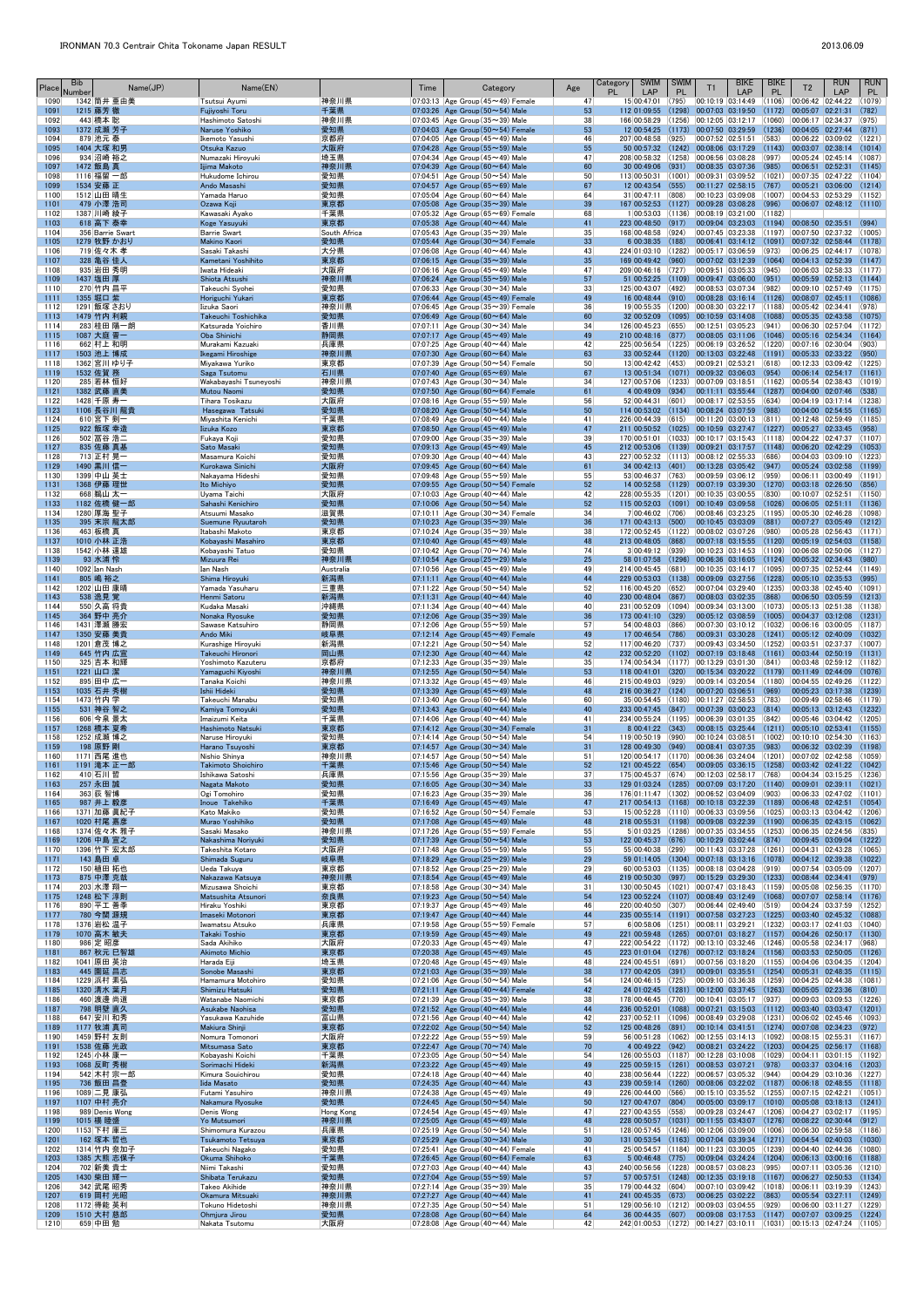| Place | Bib Number | Name(JP) | Name(EN) | | Time | Category | Age | Category PL | SWIM LAP | SWIM PL | T1 | BIKE LAP | BIKE PL | T2 | RUN LAP | RUN PL |
|---|---|---|---|---|---|---|---|---|---|---|---|---|---|---|---|---|
| 1090 | 1342 | 筒井 亜由美 | Tsutsui Ayumi | 神奈川県 | 07:03:13 | Age Group (45~49) Female | 47 | 15 | 00:47:01 | (795) | 00:10:19 | 03:14:49 | (1106) | 00:06:42 | 02:44:22 | (1079) |
| 1091 | 1215 | 藤芳 徹 | Fujiyoshi Toru | 千葉県 | 07:03:26 | Age Group (50~54) Male | 53 | 112 | 01:09:55 | (1298) | 00:07:03 | 03:19:50 | (1172) | 00:05:07 | 02:21:31 | (782) |
| 1092 | 443 | 橋本 聡 | Hashimoto Satoshi | 神奈川県 | 07:03:45 | Age Group (35~39) Male | 38 | 166 | 00:58:29 | (1256) | 00:12:05 | 03:12:17 | (1060) | 00:06:17 | 02:34:37 | (975) |
| 1093 | 1372 | 成瀬 芳子 | Naruse Yoshiko | 愛知県 | 07:04:03 | Age Group (50~54) Female | 53 | 12 | 00:54:25 | (1173) | 00:07:50 | 03:29:59 | (1236) | 00:04:05 | 02:27:44 | (871) |
| 1094 | 879 | 池元 泰 | Ikemoto Yasushi | 京都府 | 07:04:05 | Age Group (45~49) Male | 46 | 207 | 00:48:58 | (925) | 00:07:52 | 02:51:51 | (583) | 00:06:22 | 03:09:02 | (1221) |
| 1095 | 1404 | 大塚 和男 | Otsuka Kazuo | 大阪府 | 07:04:28 | Age Group (55~59) Male | 55 | 50 | 00:57:32 | (1242) | 00:08:06 | 03:17:29 | (1143) | 00:03:07 | 02:38:14 | (1014) |
| 1096 | 934 | 沼崎 裕之 | Numazaki Hiroyuki | 埼玉県 | 07:04:34 | Age Group (45~49) Male | 47 | 208 | 00:58:32 | (1258) | 00:06:56 | 03:08:28 | (997) | 00:05:24 | 02:45:14 | (1087) |
| 1097 | 1472 | 飯島 真 | Iijima Makoto | 神奈川県 | 07:04:39 | Age Group (60~64) Male | 60 | 30 | 00:49:06 | (931) | 00:08:35 | 03:07:36 | (985) | 00:06:51 | 02:52:31 | (1145) |
| 1098 | 1116 | 福留 一郎 | Hukudome Ichirou | 愛知県 | 07:04:51 | Age Group (50~54) Male | 50 | 113 | 00:50:31 | (1001) | 00:09:31 | 03:09:52 | (1021) | 00:07:35 | 02:47:22 | (1104) |
| 1099 | 1534 | 安藤 正 | Ando Masashi | 愛知県 | 07:04:57 | Age Group (65~69) Male | 67 | 12 | 00:43:54 | (555) | 00:11:27 | 02:58:15 | (767) | 00:05:21 | 03:06:00 | (1214) |
| 1100 | 1512 | 山田 晴生 | Yamada Haruo | 愛知県 | 07:05:04 | Age Group (60~64) Male | 64 | 31 | 00:47:11 | (808) | 00:10:23 | 03:09:08 | (1007) | 00:04:53 | 02:53:29 | (1152) |
| 1101 | 479 | 小澤 浩司 | Ozawa Koji | 東京都 | 07:05:08 | Age Group (35~39) Male | 39 | 167 | 00:52:53 | (1127) | 00:09:28 | 03:08:28 | (996) | 00:06:07 | 02:48:12 | (1110) |
| 1102 | 1387 | 川崎 綾子 | Kawasaki Ayako | 千葉県 | 07:05:32 | Age Group (65~69) Female | 68 | 1 | 00:53:03 | (1136) | 00:08:19 | 03:21:00 | (1182) | | | |
| 1103 | 618 | 高下 泰幸 | Koge Yasuyuki | 東京都 | 07:05:38 | Age Group (40~44) Male | 41 | 223 | 00:48:50 | (917) | 00:09:04 | 03:23:03 | (1194) | 00:08:50 | 02:35:51 | (994) |
| 1104 | 356 | Barrie Swart | Barrie Swart | South Africa | 07:05:43 | Age Group (35~39) Male | 35 | 168 | 00:48:58 | (924) | 00:07:45 | 03:23:38 | (1197) | 00:07:50 | 02:37:32 | (1005) |
| 1105 | 1279 | 牧野 かおり | Makino Kaori | 愛知県 | 07:05:44 | Age Group (30~34) Female | 33 | 6 | 00:38:35 | (188) | 00:06:41 | 03:14:12 | (1091) | 00:07:32 | 02:58:44 | (1178) |
| 1106 | 719 | 佐々木 孝 | Sasaki Takashi | 大分県 | 07:06:08 | Age Group (40~44) Male | 43 | 224 | 01:03:10 | (1282) | 00:05:17 | 03:06:59 | (973) | 00:06:25 | 02:44:17 | (1078) |
| 1107 | 328 | 亀谷 佳人 | Kametani Yoshihito | 東京都 | 07:06:15 | Age Group (35~39) Male | 35 | 169 | 00:49:42 | (960) | 00:07:02 | 03:12:39 | (1064) | 00:04:13 | 02:52:39 | (1147) |
| 1108 | 935 | 岩田 秀明 | Iwata Hideaki | 大阪府 | 07:06:16 | Age Group (45~49) Male | 47 | 209 | 00:46:16 | (727) | 00:09:51 | 03:05:33 | (945) | 00:06:03 | 02:58:33 | (1177) |
| 1109 | 1437 | 塩田 厚 | Shiota Atsushi | 神奈川県 | 07:06:24 | Age Group (55~59) Male | 57 | 51 | 00:52:25 | (1109) | 00:09:47 | 03:06:00 | (951) | 00:05:59 | 02:52:13 | (1144) |
| 1110 | 270 | 竹内 昌平 | Takeuchi Syohei | 愛知県 | 07:06:33 | Age Group (30~34) Male | 33 | 125 | 00:43:07 | (492) | 00:08:53 | 03:07:34 | (982) | 00:09:10 | 02:57:49 | (1175) |
| 1111 | 1355 | 堀口 栄 | Horiguchi Yukari | 東京都 | 07:06:44 | Age Group (45~49) Female | 49 | 16 | 00:48:44 | (910) | 00:08:28 | 03:16:14 | (1126) | 00:08:07 | 02:45:11 | (1086) |
| 1112 | 1291 | 飯塚 さおり | Iizuka Saori | 神奈川県 | 07:06:45 | Age Group (35~39) Female | 36 | 19 | 00:55:35 | (1200) | 00:08:30 | 03:22:17 | (1188) | 00:05:42 | 02:34:41 | (978) |
| 1113 | 1479 | 竹内 利殿 | Takeuchi Toshichika | 愛知県 | 07:06:49 | Age Group (60~64) Male | 60 | 32 | 00:52:09 | (1095) | 00:10:59 | 03:14:08 | (1088) | 00:05:35 | 02:43:58 | (1075) |
| 1114 | 283 | 桂田 陽一朗 | Katsurada Yoichiro | 香川県 | 07:07:11 | Age Group (30~34) Male | 34 | 126 | 00:45:23 | (655) | 00:12:51 | 03:05:23 | (941) | 00:06:30 | 02:57:04 | (1172) |
| 1115 | 1087 | 大庭 晋一 | Oba Shinichi | 静岡県 | 07:07:17 | Age Group (45~49) Male | 49 | 210 | 00:48:16 | (877) | 00:08:05 | 03:11:06 | (1046) | 00:05:16 | 02:54:34 | (1164) |
| 1116 | 662 | 村上 和明 | Murakami Kazuaki | 兵庫県 | 07:07:25 | Age Group (40~44) Male | 42 | 225 | 00:56:54 | (1225) | 00:06:19 | 03:26:52 | (1220) | 00:07:16 | 02:30:04 | (903) |
| 1117 | 1503 | 池上 博成 | Ikegami Hiroshige | 神奈川県 | 07:07:30 | Age Group (60~64) Male | 63 | 33 | 00:52:44 | (1120) | 00:13:03 | 03:02:48 | (1191) | 00:05:33 | 02:33:22 | (950) |
| 1118 | 1362 | 宮川 ゆり子 | Miyakawa Yuriko | 東京都 | 07:07:39 | Age Group (50~54) Female | 50 | 13 | 00:42:42 | (453) | 00:09:24 | 02:53:21 | (618) | 00:12:33 | 03:09:42 | (1225) |
| 1119 | 1532 | 佐賀 務 | Saga Tsutomu | 石川県 | 07:07:40 | Age Group (65~69) Male | 67 | 13 | 00:51:34 | (1071) | 00:09:32 | 03:06:03 | (954) | 00:06:14 | 02:54:17 | (1161) |
| 1120 | 285 | 若林 恒好 | Wakabayashi Tsuneyoshi | 神奈川県 | 07:07:43 | Age Group (30~34) Male | 34 | 127 | 00:57:06 | (1233) | 00:07:09 | 03:18:51 | (1162) | 00:05:54 | 02:38:43 | (1019) |
| 1121 | 1382 | 武藤 直美 | Mutou Naomi | 愛知県 | 07:07:50 | Age Group (60~64) Female | 61 | 4 | 00:49:09 | (934) | 00:11:11 | 03:55:44 | (1287) | 00:04:00 | 02:07:46 | (538) |
| 1122 | 1428 | 千原 寿一 | Tihara Tosikazu | 大阪府 | 07:08:16 | Age Group (55~59) Male | 56 | 52 | 00:44:31 | (601) | 00:08:17 | 02:53:55 | (634) | 00:04:19 | 03:17:14 | (1238) |
| 1123 | 1106 | 長谷川 龍貴 | Hasegawa Tatsuki | 愛知県 | 07:08:20 | Age Group (50~54) Male | 50 | 114 | 00:53:02 | (1134) | 00:08:24 | 03:07:59 | (988) | 00:04:00 | 02:54:55 | (1165) |
| 1124 | 610 | 宮下 剣一 | Miyashita Kenichi | 千葉県 | 07:08:49 | Age Group (40~44) Male | 41 | 226 | 00:44:39 | (615) | 00:11:20 | 03:00:13 | (811) | 00:12:48 | 02:59:49 | (1185) |
| 1125 | 922 | 飯塚 幸造 | Iizuka Kozo | 東京都 | 07:08:50 | Age Group (45~49) Male | 47 | 211 | 00:50:52 | (1025) | 00:10:59 | 03:27:47 | (1227) | 00:05:27 | 02:33:45 | (958) |
| 1126 | 502 | 冨谷 浩二 | Fukaya Koji | 愛知県 | 07:09:00 | Age Group (35~39) Male | 39 | 170 | 00:51:01 | (1033) | 00:10:17 | 03:15:43 | (1118) | 00:04:22 | 02:47:37 | (1107) |
| 1127 | 835 | 佐藤 真基 | Sato Masaki | 愛知県 | 07:09:13 | Age Group (45~49) Male | 45 | 212 | 00:53:06 | (1139) | 00:09:21 | 03:17:57 | (1148) | 00:06:20 | 02:42:29 | (1053) |
| 1128 | 713 | 正村 晃一 | Masamura Koichi | 愛知県 | 07:09:30 | Age Group (40~44) Male | 43 | 227 | 00:52:32 | (1113) | 00:08:12 | 02:55:33 | (686) | 00:04:03 | 03:09:10 | (1223) |
| 1129 | 1490 | 黒川 信一 | Kurokawa Sinichi | 大阪府 | 07:09:45 | Age Group (60~64) Male | 61 | 34 | 00:42:13 | (401) | 00:13:28 | 03:05:42 | (947) | 00:05:24 | 03:02:58 | (1199) |
| 1130 | 1399 | 中山 英士 | Nakayama Hideshi | 愛知県 | 07:09:48 | Age Group (55~59) Male | 55 | 53 | 00:46:37 | (763) | 00:09:59 | 03:06:12 | (959) | 00:06:11 | 03:00:49 | (1191) |
| 1131 | 1368 | 伊藤 理世 | Ito Michiyo | 愛知県 | 07:09:55 | Age Group (50~54) Female | 52 | 14 | 00:52:58 | (1129) | 00:07:19 | 03:39:30 | (1270) | 00:03:18 | 02:26:50 | (856) |
| 1132 | 668 | 鵜山 太一 | Uyama Taichi | 大阪府 | 07:10:03 | Age Group (40~44) Male | 42 | 228 | 00:55:35 | (1201) | 00:10:35 | 03:00:55 | (830) | 00:10:07 | 02:52:51 | (1150) |
| 1133 | 1182 | 佐橋 健一郎 | Sahashi Kenichiro | 愛知県 | 07:10:06 | Age Group (50~54) Male | 52 | 115 | 00:52:03 | (1091) | 00:10:49 | 03:09:58 | (1026) | 00:06:05 | 02:51:11 | (1136) |
| 1134 | 1280 | 渥海 聖子 | Atsuumi Masako | 滋賀県 | 07:10:11 | Age Group (30~34) Female | 34 | 7 | 00:46:02 | (706) | 00:08:46 | 03:23:25 | (1195) | 00:05:30 | 02:46:28 | (1098) |
| 1135 | 395 | 末弥 龍太郎 | Suemune Ryuutaroh | 愛知県 | 07:10:23 | Age Group (35~39) Male | 36 | 171 | 00:43:13 | (500) | 00:10:45 | 03:03:09 | (881) | 00:07:27 | 03:05:49 | (1212) |
| 1136 | 463 | 板橋 真 | Itabashi Makoto | 東京都 | 07:10:24 | Age Group (35~39) Male | 38 | 172 | 00:52:45 | (1122) | 00:08:02 | 03:07:26 | (980) | 00:05:28 | 02:56:43 | (1171) |
| 1137 | 1010 | 小林 正浩 | Kobayashi Masahiro | 東京都 | 07:10:40 | Age Group (45~49) Male | 48 | 213 | 00:48:05 | (868) | 00:07:18 | 03:15:55 | (1120) | 00:05:19 | 02:54:03 | (1158) |
| 1138 | 1542 | 小林 達雄 | Kobayashi Tatuo | 愛知県 | 07:10:42 | Age Group (70~74) Male | 74 | 3 | 00:49:12 | (939) | 00:10:23 | 03:14:53 | (1109) | 00:06:08 | 02:50:06 | (1127) |
| 1139 | 93 | 水浦 玲 | Mizuura Rei | 神奈川県 | 07:10:54 | Age Group (25~29) Male | 25 | 58 | 01:07:58 | (1296) | 00:06:26 | 03:16:05 | (1124) | 00:05:32 | 02:34:43 | (980) |
| 1140 | 1092 | Ian Nash | Ian Nash | Australia | 07:10:56 | Age Group (45~49) Male | 49 | 214 | 00:45:45 | (681) | 00:10:35 | 03:14:17 | (1095) | 00:07:35 | 02:52:44 | (1149) |
| 1141 | 805 | 嶋 裕之 | Shima Hiroyuki | 新潟県 | 07:11:11 | Age Group (40~44) Male | 44 | 229 | 00:53:03 | (1138) | 00:09:09 | 03:27:56 | (1228) | 00:05:10 | 02:35:53 | (995) |
| 1142 | 1202 | 山田 康晴 | Yamada Yasuharu | 三重県 | 07:11:22 | Age Group (50~54) Male | 52 | 116 | 00:45:20 | (652) | 00:07:04 | 03:29:40 | (1235) | 00:03:38 | 02:45:40 | (1091) |
| 1143 | 538 | 逸見 覚 | Henmi Satoru | 新潟県 | 07:11:31 | Age Group (40~44) Male | 40 | 230 | 00:48:04 | (867) | 00:09:03 | 03:02:35 | (868) | 00:06:50 | 03:05:59 | (1213) |
| 1144 | 550 | 久高 将貴 | Kudaka Masaki | 沖縄県 | 07:11:34 | Age Group (40~44) Male | 40 | 231 | 00:52:09 | (1094) | 00:09:34 | 03:13:00 | (1073) | 00:05:13 | 02:51:38 | (1138) |
| 1145 | 364 | 野中 亮介 | Nonaka Ryosuke | 愛知県 | 07:12:06 | Age Group (35~39) Male | 36 | 173 | 00:41:10 | (329) | 00:05:12 | 03:08:59 | (1005) | 00:04:37 | 03:12:08 | (1231) |
| 1146 | 1431 | 澤瀬 勝宏 | Sawase Katsuhiro | 静岡県 | 07:12:06 | Age Group (55~59) Male | 57 | 54 | 00:48:03 | (866) | 00:07:30 | 03:10:12 | (1032) | 00:06:16 | 03:00:05 | (1187) |
| 1147 | 1350 | 安藤 美貴 | Ando Miki | 岐阜県 | 07:12:14 | Age Group (45~49) Female | 49 | 17 | 00:46:54 | (786) | 00:09:31 | 03:30:28 | (1241) | 00:05:12 | 02:40:09 | (1032) |
| 1148 | 1201 | 倉茂 博之 | Kurashige Hiroyuki | 新潟県 | 07:12:21 | Age Group (50~54) Male | 52 | 117 | 00:46:20 | (737) | 00:09:43 | 03:34:50 | (1252) | 00:03:51 | 02:37:37 | (1007) |
| 1149 | 645 | 竹内 広宣 | Takeuchi Hironori | 岡山県 | 07:12:30 | Age Group (40~44) Male | 42 | 232 | 00:52:20 | (1102) | 00:07:19 | 03:18:48 | (1161) | 00:03:44 | 02:50:19 | (1131) |
| 1150 | 325 | 吉本 和輝 | Yoshimoto Kazuteru | 京都府 | 07:12:33 | Age Group (35~39) Male | 35 | 174 | 00:54:34 | (1177) | 00:13:29 | 03:01:30 | (841) | 00:03:48 | 02:59:12 | (1182) |
| 1151 | 1221 | 山口 潔 | Yamaguchi Kiyoshi | 神奈川県 | 07:12:55 | Age Group (50~54) Male | 53 | 118 | 00:41:01 | (320) | 00:15:34 | 03:20:22 | (1179) | 00:11:49 | 02:44:09 | (1076) |
| 1152 | 895 | 田中 広一 | Tanaka Koichi | 神奈川県 | 07:13:32 | Age Group (45~49) Male | 46 | 215 | 00:49:03 | (929) | 00:09:14 | 03:20:54 | (1180) | 00:05:55 | 02:48:26 | (1122) |
| 1153 | 1035 | 石井 秀樹 | Ishii Hideki | 愛知県 | 07:13:39 | Age Group (45~49) Male | 48 | 216 | 00:36:27 | (124) | 00:07:20 | 03:06:51 | (969) | 00:05:23 | 03:17:38 | (1239) |
| 1154 | 1473 | 竹内 学 | Takeuchi Manabu | 愛知県 | 07:13:40 | Age Group (60~64) Male | 60 | 35 | 00:54:45 | (1180) | 00:11:27 | 02:58:53 | (783) | 00:09:49 | 02:58:46 | (1179) |
| 1155 | 531 | 神谷 智之 | Kamiya Tomoyuki | 愛知県 | 07:13:43 | Age Group (40~44) Male | 40 | 233 | 00:47:45 | (847) | 00:07:39 | 03:00:23 | (814) | 00:05:13 | 03:12:43 | (1232) |
| 1156 | 606 | 今泉 恵太 | Imaizumi Keita | 千葉県 | 07:14:06 | Age Group (40~44) Male | 41 | 234 | 00:55:24 | (1195) | 00:06:39 | 03:01:35 | (842) | 00:05:46 | 03:04:42 | (1205) |
| 1157 | 1268 | 橋本 夏希 | Hashimoto Natsuki | 東京都 | 07:14:12 | Age Group (30~34) Female | 31 | 8 | 00:41:22 | (343) | 00:08:15 | 03:25:44 | (1211) | 00:05:10 | 02:53:41 | (1155) |
| 1158 | 1252 | 成瀬 博之 | Naruse Hiroyuki | 愛知県 | 07:14:14 | Age Group (50~54) Male | 54 | 119 | 00:50:19 | (990) | 00:10:24 | 03:08:51 | (1002) | 00:10:10 | 02:54:30 | (1163) |
| 1159 | 198 | 原野 剛 | Harano Tsuyoshi | 東京都 | 07:14:57 | Age Group (30~34) Male | 31 | 128 | 00:49:30 | (949) | 00:08:41 | 03:07:35 | (983) | 00:06:32 | 03:02:39 | (1198) |
| 1160 | 1171 | 西尾 新也 | Nishio Shinya | 神奈川県 | 07:14:57 | Age Group (50~54) Male | 51 | 120 | 00:54:17 | (1170) | 00:06:36 | 03:24:04 | (1201) | 00:07:02 | 02:42:58 | (1059) |
| 1161 | 1191 | 滝本 正一郎 | Takimoto Shoichiro | 千葉県 | 07:15:46 | Age Group (50~54) Male | 52 | 121 | 00:45:22 | (654) | 00:09:05 | 03:36:15 | (1258) | 00:03:42 | 02:41:22 | (1042) |
| 1162 | 410 | 石川 哲 | Ishikawa Satoshi | 兵庫県 | 07:15:56 | Age Group (35~39) Male | 37 | 175 | 00:45:37 | (674) | 00:12:03 | 02:58:17 | (768) | 00:04:34 | 03:15:25 | (1236) |
| 1163 | 257 | 永田 誠 | Nagata Makoto | 愛知県 | 07:16:05 | Age Group (30~34) Male | 33 | 129 | 01:03:24 | (1285) | 00:07:09 | 03:17:20 | (1140) | 00:09:01 | 02:39:11 | (1021) |
| 1164 | 363 | 荻 智博 | Ogi Tomohiro | 愛知県 | 07:16:23 | Age Group (35~39) Male | 36 | 176 | 01:11:47 | (1302) | 00:06:52 | 03:04:09 | (903) | 00:06:33 | 02:47:02 | (1101) |
| 1165 | 987 | 井上 毅彦 | Inoue Takehiko | 千葉県 | 07:16:49 | Age Group (45~49) Male | 47 | 217 | 00:54:13 | (1168) | 00:10:18 | 03:22:39 | (1189) | 00:06:48 | 02:42:51 | (1054) |
| 1166 | 1371 | 加藤 真紀子 | Kato Makiko | 愛知県 | 07:16:52 | Age Group (50~54) Female | 53 | 15 | 00:52:28 | (1110) | 00:06:33 | 03:09:56 | (1025) | 00:03:13 | 03:04:42 | (1206) |
| 1167 | 1020 | 村尾 嘉彦 | Murao Yoshihiko | 愛知県 | 07:17:08 | Age Group (45~49) Male | 48 | 218 | 00:55:31 | (1198) | 00:09:08 | 03:22:39 | (1190) | 00:06:35 | 02:43:15 | (1062) |
| 1168 | 1374 | 佐々木 雅子 | Sasaki Masako | 神奈川県 | 07:17:26 | Age Group (55~59) Female | 55 | 5 | 01:03:25 | (1286) | 00:07:35 | 03:34:55 | (1253) | 00:06:35 | 02:24:56 | (835) |
| 1169 | 1206 | 中島 宣之 | Nakashima Noriyuki | 愛知県 | 07:17:39 | Age Group (50~54) Male | 53 | 122 | 00:45:37 | (676) | 00:10:29 | 03:02:44 | (874) | 00:09:45 | 03:09:04 | (1222) |
| 1170 | 1396 | 竹下 宏太郎 | Takeshita Kotaro | 大阪府 | 07:17:48 | Age Group (55~59) Male | 55 | 55 | 00:40:38 | (299) | 00:11:43 | 03:37:28 | (1261) | 00:04:31 | 02:43:28 | (1065) |
| 1171 | 143 | 島田 卓 | Shimada Suguru | 岐阜県 | 07:18:29 | Age Group (25~29) Male | 29 | 59 | 01:14:05 | (1304) | 00:07:18 | 03:13:16 | (1078) | 00:04:12 | 02:39:38 | (1022) |
| 1172 | 150 | 植田 拓也 | Ueda Takuya | 東京都 | 07:18:52 | Age Group (25~29) Male | 29 | 60 | 00:53:03 | (1135) | 00:08:18 | 03:04:28 | (919) | 00:07:54 | 03:05:09 | (1207) |
| 1173 | 875 | 中澤 克哉 | Nakazawa Katsuya | 神奈川県 | 07:18:54 | Age Group (45~49) Male | 46 | 219 | 00:50:30 | (997) | 00:15:29 | 03:29:30 | (1233) | 00:08:44 | 02:34:41 | (979) |
| 1174 | 203 | 水澤 翔一 | Mizusawa Shoichi | 東京都 | 07:18:58 | Age Group (30~34) Male | 31 | 130 | 00:50:45 | (1021) | 00:07:47 | 03:18:43 | (1159) | 00:05:08 | 02:56:35 | (1170) |
| 1175 | 1248 | 松下 淳則 | Matsushita Atsunori | 奈良県 | 07:19:23 | Age Group (50~54) Male | 54 | 123 | 00:52:24 | (1107) | 00:08:49 | 03:12:49 | (1068) | 00:07:07 | 02:58:14 | (1176) |
| 1176 | 890 | 平工 善孝 | Hiraku Yoshiki | 東京都 | 07:19:37 | Age Group (45~49) Male | 46 | 220 | 00:40:50 | (307) | 00:06:44 | 02:49:40 | (519) | 00:04:24 | 03:37:59 | (1252) |
| 1177 | 780 | 今関 雅規 | Imaseki Motonori | 東京都 | 07:19:47 | Age Group (40~44) Male | 44 | 235 | 00:55:14 | (1191) | 00:07:58 | 03:27:23 | (1225) | 00:03:40 | 02:45:32 | (1088) |
| 1178 | 1376 | 岩松 温子 | Iwamatsu Atsuko | 兵庫県 | 07:19:58 | Age Group (55~59) Female | 57 | 6 | 00:58:06 | (1251) | 00:08:11 | 03:29:21 | (1232) | 00:03:17 | 02:41:03 | (1040) |
| 1179 | 1070 | 高木 敏夫 | Takaki Toshio | 東京都 | 07:19:59 | Age Group (45~49) Male | 49 | 221 | 00:59:48 | (1265) | 00:07:01 | 03:18:27 | (1157) | 00:04:26 | 02:50:17 | (1130) |
| 1180 | 986 | 定 昭彦 | Sada Akihiko | 大阪府 | 07:20:33 | Age Group (45~49) Male | 47 | 222 | 00:54:22 | (1172) | 00:13:10 | 03:32:46 | (1246) | 00:05:58 | 02:34:17 | (968) |
| 1181 | 867 | 秋元 巳智雄 | Akimoto Michio | 東京都 | 07:20:38 | Age Group (45~49) Male | 45 | 223 | 01:01:04 | (1276) | 00:07:12 | 03:18:24 | (1156) | 00:03:53 | 02:50:05 | (1126) |
| 1182 | 1041 | 原田 英治 | Harada Eiji | 埼玉県 | 07:20:48 | Age Group (45~49) Male | 48 | 224 | 00:45:51 | (691) | 00:10:56 | 03:18:20 | (1155) | 00:06:40 | 02:59:01 | (1180) |
| 1183 | 445 | 園部 昌志 | Sonobe Masashi | 東京都 | 07:21:03 | Age Group (35~39) Male | 38 | 177 | 00:42:05 | (391) | 00:09:01 | 03:35:51 | (1254) | 00:05:31 | 02:48:35 | (1115) |
| 1184 | 1229 | 浜村 素弘 | Hamamura Motohiro | 愛知県 | 07:21:06 | Age Group (50~54) Male | 54 | 124 | 00:46:15 | (725) | 00:09:10 | 03:36:38 | (1259) | 00:04:25 | 02:44:38 | (1081) |
| 1185 | 1320 | 清水 葉月 | Shimizu Hatsuki | 愛知県 | 07:21:11 | Age Group (40~44) Female | 42 | 24 | 01:02:45 | (1281) | 00:12:00 | 03:37:45 | (1263) | 00:05:05 | 02:23:36 | (810) |
| 1186 | 460 | 渡邊 尚道 | Watanabe Naomichi | 東京都 | 07:21:39 | Age Group (35~39) Male | 38 | 178 | 00:46:45 | (770) | 00:08:31 | 03:05:17 | (937) | 00:09:03 | 03:09:53 | (1226) |
| 1187 | 798 | 朝蟹 直久 | Asubake Naohisa | 愛知県 | 07:21:52 | Age Group (40~44) Male | 44 | 236 | 00:52:01 | (1088) | 00:07:21 | 03:15:03 | (1112) | 00:03:40 | 03:03:47 | (1201) |
| 1188 | 647 | 安川 和秀 | Yasukawa Kazuhide | 富山県 | 07:21:56 | Age Group (40~44) Male | 42 | 237 | 00:52:11 | (1096) | 00:08:49 | 03:29:08 | (1231) | 00:06:02 | 02:45:46 | (1093) |
| 1189 | 1177 | 牧浦 真司 | Makiura Shinji | 東京都 | 07:22:02 | Age Group (50~54) Male | 52 | 125 | 00:48:26 | (891) | 00:10:14 | 03:41:51 | (1274) | 00:07:08 | 02:34:23 | (972) |
| 1190 | 1459 | 野村 友則 | Nomura Tomonori | 大阪府 | 07:22:22 | Age Group (55~59) Male | 59 | 56 | 00:51:28 | (1062) | 00:12:55 | 03:14:13 | (1092) | 00:08:15 | 02:55:31 | (1167) |
| 1191 | 1538 | 佐藤 光政 | Mitsumasa Sato | 東京都 | 07:22:47 | Age Group (70~74) Male | 70 | 4 | 00:49:22 | (942) | 00:08:21 | 03:24:22 | (1203) | 00:04:25 | 02:56:17 | (1168) |
| 1192 | 1245 | 小林 康一 | Kobayashi Koichi | 千葉県 | 07:23:05 | Age Group (50~54) Male | 54 | 126 | 00:55:03 | (1187) | 00:12:28 | 03:10:08 | (1029) | 00:04:11 | 03:01:15 | (1192) |
| 1193 | 1068 | 反町 秀樹 | Sorimachi Hideki | 新潟県 | 07:23:22 | Age Group (45~49) Male | 49 | 225 | 00:59:15 | (1261) | 00:08:53 | 03:07:21 | (978) | 00:03:37 | 03:04:16 | (1203) |
| 1194 | 542 | 木村 宗一郎 | Kimura Souichirou | 愛知県 | 07:24:18 | Age Group (40~44) Male | 40 | 238 | 00:56:44 | (1222) | 00:06:57 | 03:05:32 | (944) | 00:04:29 | 03:10:36 | (1227) |
| 1195 | 736 | 飯田 昌登 | Iida Masato | 愛知県 | 07:24:35 | Age Group (40~44) Male | 43 | 239 | 00:59:14 | (1260) | 00:08:06 | 03:22:02 | (1187) | 00:06:18 | 02:48:55 | (1118) |
| 1196 | 1089 | 二見 康弘 | Futami Yasuhiro | 神奈川県 | 07:24:38 | Age Group (45~49) Male | 49 | 226 | 00:44:00 | (566) | 00:15:10 | 03:35:52 | (1255) | 00:07:15 | 02:42:21 | (1051) |
| 1197 | 1107 | 中村 亮介 | Nakamura Ryosuke | 愛知県 | 07:24:45 | Age Group (50~54) Male | 50 | 127 | 00:47:07 | (804) | 00:05:00 | 03:09:17 | (1010) | 00:05:08 | 03:18:13 | (1241) |
| 1198 | 989 | Denis Wong | Denis Wong | Hong Kong | 07:24:54 | Age Group (45~49) Male | 47 | 227 | 00:43:55 | (558) | 00:09:28 | 03:24:47 | (1206) | 00:04:27 | 03:02:17 | (1195) |
| 1199 | 1015 | 横 睦雄 | Yo Mutsumori | 神奈川県 | 07:25:05 | Age Group (45~49) Male | 48 | 228 | 00:50:57 | (1031) | 00:11:55 | 03:43:07 | (1276) | 00:08:22 | 02:30:44 | (912) |
| 1200 | 1153 | 下村 庫三 | Shimomura Kurazou | 兵庫県 | 07:25:19 | Age Group (50~54) Male | 51 | 128 | 00:57:45 | (1246) | 00:12:06 | 03:09:00 | (1006) | 00:06:30 | 02:59:58 | (1186) |
| 1201 | 162 | 塚本 哲也 | Tsukamoto Tetsuya | 東京都 | 07:25:29 | Age Group (30~34) Male | 30 | 131 | 00:53:54 | (1163) | 00:07:04 | 03:39:34 | (1271) | 00:04:54 | 02:40:03 | (1030) |
| 1202 | 1314 | 竹内 奈加子 | Takeuchi Nagako | 愛知県 | 07:25:41 | Age Group (40~44) Female | 41 | 25 | 00:54:57 | (1184) | 00:11:23 | 03:30:05 | (1239) | 00:04:40 | 02:44:36 | (1080) |
| 1203 | 1385 | 大熊 志保子 | Okuma Shihoko | 千葉県 | 07:26:45 | Age Group (60~64) Female | 63 | 5 | 00:46:48 | (775) | 00:09:04 | 03:24:24 | (1204) | 00:06:13 | 03:00:16 | (1188) |
| 1204 | 702 | 新美 貴士 | Niimi Takashi | 愛知県 | 07:27:03 | Age Group (40~44) Male | 43 | 240 | 00:56:56 | (1228) | 00:08:57 | 03:08:23 | (995) | 00:07:11 | 03:05:36 | (1210) |
| 1205 | 1430 | 柴田 輝一 | Shibata Terukazu | 愛知県 | 07:27:04 | Age Group (55~59) Male | 57 | 57 | 00:57:51 | (1248) | 00:12:35 | 03:19:18 | (1167) | 00:06:27 | 02:50:53 | (1134) |
| 1206 | 342 | 武尾 昭秀 | Takeo Akihide | 神奈川県 | 07:27:14 | Age Group (35~39) Male | 35 | 179 | 00:44:32 | (604) | 00:07:10 | 03:09:42 | (1018) | 00:06:11 | 03:19:39 | (1243) |
| 1207 | 619 | 岡村 光昭 | Okamura Mitsuaki | 神奈川県 | 07:27:27 | Age Group (40~44) Male | 41 | 241 | 00:45:35 | (673) | 00:06:25 | 03:02:22 | (863) | 00:05:54 | 03:27:11 | (1249) |
| 1208 | 1172 | 得能 英利 | Tokuno Hidetoshi | 神奈川県 | 07:27:35 | Age Group (50~54) Male | 51 | 129 | 00:56:10 | (1212) | 00:09:03 | 03:04:55 | (929) | 00:06:00 | 03:11:27 | (1229) |
| 1209 | 1510 | 大村 慈郎 | Ohmjura Jirou | 愛知県 | 07:28:08 | Age Group (60~64) Male | 64 | 36 | 00:44:35 | (607) | 00:09:08 | 03:17:53 | (1147) | 00:07:07 | 03:09:25 | (1224) |
| 1210 | 659 | 中田 勉 | Nakata Tsutomu | 大阪府 | 07:28:08 | Age Group (40~44) Male | 42 | 242 | 01:00:53 | (1272) | 00:14:27 | 03:10:11 | (1031) | 00:15:13 | 02:47:24 | (1105) |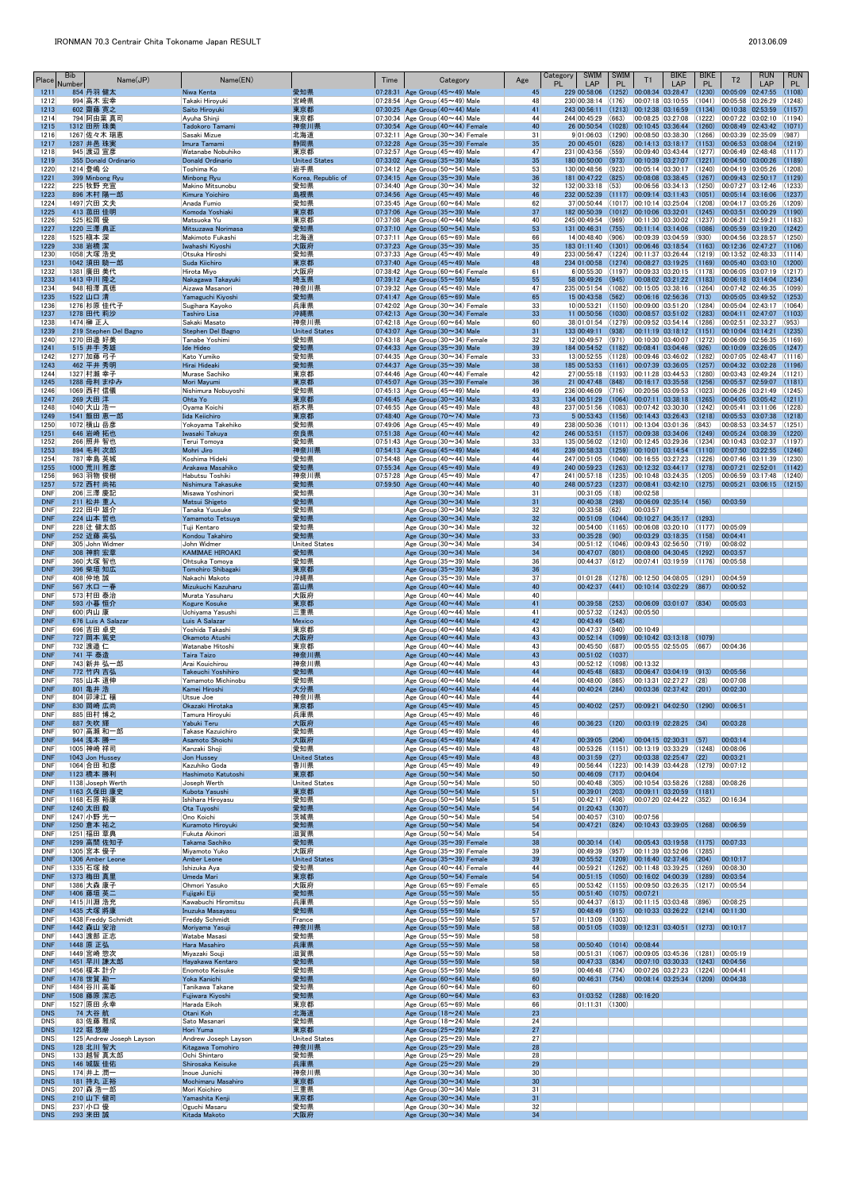| Place | Bib Number | Name(JP) | Name(EN) | | Time | Category | Age | Category PL | SWIM LAP | SWIM PL | T1 | BIKE LAP | BIKE PL | T2 | RUN LAP | RUN PL |
|---|---|---|---|---|---|---|---|---|---|---|---|---|---|---|---|---|
| 1211 | 854 | 丹羽 健太 | Niwa Kenta | 愛知県 | 07:28:31 | Age Group(45～49) Male | 45 | 229 | 00:58:06 | (1252) | 00:08:34 | 03:28:47 | (1230) | 00:05:09 | 02:47:55 | (1108) |
| 1212 | 994 | 高木 宏幸 | Takaki Hiroyuki | 宮崎県 | 07:28:54 | Age Group(45～49) Male | 48 | 230 | 00:38:14 | (176) | 00:07:18 | 03:10:55 | (1041) | 00:05:58 | 03:26:29 | (1248) |
| 1213 | 602 | 齋藤 寛之 | Saito Hiroyuki | 東京都 | 07:30:25 | Age Group(40～44) Male | 41 | 243 | 00:56:11 | (1213) | 00:12:38 | 03:16:59 | (1134) | 00:10:38 | 02:53:59 | (1157) |
| 1214 | 794 | 阿由葉 真司 | Ayuha Shinji | 東京都 | 07:30:34 | Age Group(40～44) Male | 44 | 244 | 00:45:29 | (663) | 00:08:25 | 03:27:08 | (1222) | 00:07:22 | 03:02:10 | (1194) |
| 1215 | 1312 | 田所 珠美 | Tadokoro Tamami | 神奈川県 | 07:30:54 | Age Group(40～44) Female | 40 | 26 | 00:50:54 | (1028) | 00:10:45 | 03:36:44 | (1260) | 00:08:49 | 02:43:42 | (1071) |
| 1216 | 1267 | 佐々木 瑞恵 | Sasaki Mizue | 北海道 | 07:32:11 | Age Group(30～34) Female | 31 | 9 | 01:06:03 | (1290) | 00:08:50 | 03:38:50 | (1266) | 00:03:39 | 02:35:09 | (987) |
| 1217 | 1287 | 井村 珠実 | Imura Tamami | 静岡県 | 07:32:28 | Age Group(35～39) Female | 35 | 20 | 00:45:01 | (628) | 00:14:13 | 03:18:17 | (1153) | 00:06:53 | 03:08:04 | (1219) |
| 1218 | 945 | 渡辺 宣彦 | Watanabe Nobuhiko | 東京都 | 07:32:57 | Age Group(45～49) Male | 47 | 231 | 00:43:56 | (559) | 00:09:40 | 03:43:44 | (1277) | 00:06:49 | 02:48:48 | (1117) |
| 1219 | 355 | Donald Ordinario | Donald Ordinario | United States | 07:33:02 | Age Group(35～39) Male | 35 | 180 | 00:50:00 | (973) | 00:10:39 | 03:27:07 | (1221) | 00:04:50 | 03:00:26 | (1189) |
| 1220 | 1214 | 登嶋 公 | Toshima Ko | 岩手県 | 07:34:12 | Age Group(50～54) Male | 53 | 130 | 00:48:56 | (923) | 00:05:14 | 03:30:17 | (1240) | 00:04:19 | 03:05:26 | (1208) |
| 1221 | 399 | Minbong Ryu | Minbong Ryu | Korea, Republic of | 07:34:15 | Age Group(35～39) Male | 36 | 181 | 00:47:22 | (825) | 00:08:08 | 03:38:45 | (1267) | 00:09:43 | 02:50:17 | (1129) |
| 1222 | 225 | 牧野 充宣 | Makino Mitsunobu | 愛知県 | 07:34:40 | Age Group(30～34) Male | 32 | 132 | 00:33:18 | (53) | 00:06:56 | 03:34:13 | (1250) | 00:07:27 | 03:12:46 | (1233) |
| 1223 | 896 | 木村 陽一郎 | Kimura Yoichiro | 島根県 | 07:34:56 | Age Group(45～49) Male | 46 | 232 | 00:52:39 | (1117) | 00:09:14 | 03:11:43 | (1051) | 00:05:14 | 03:16:06 | (1237) |
| 1224 | 1497 | 穴田 文夫 | Anada Fumio | 愛知県 | 07:35:45 | Age Group(60～64) Male | 62 | 37 | 00:50:44 | (1017) | 00:10:14 | 03:25:04 | (1208) | 00:04:17 | 03:05:26 | (1209) |
| 1225 | 413 | 薦田 佳明 | Komoda Yoshiaki | 東京都 | 07:37:06 | Age Group(35～39) Male | 37 | 182 | 00:50:39 | (1012) | 00:10:06 | 03:32:01 | (1245) | 00:03:51 | 03:00:29 | (1190) |
| 1226 | 525 | 松岡 優 | Matsuoka Yu | 東京都 | 07:37:08 | Age Group(40～44) Male | 40 | 245 | 00:49:54 | (969) | 00:11:30 | 03:30:02 | (1237) | 00:06:21 | 02:59:21 | (1183) |
| 1227 | 1220 | 三澤 典正 | Mitsuzawa Norimasa | 愛知県 | 07:37:10 | Age Group(50～54) Male | 53 | 131 | 00:46:31 | (755) | 00:11:14 | 03:14:06 | (1086) | 00:05:59 | 03:19:20 | (1242) |
| 1228 | 1525 | 槇本 深 | Makimoto Fukashi | 北海道 | 07:37:11 | Age Group(65～69) Male | 66 | 14 | 00:48:40 | (906) | 00:09:39 | 03:04:59 | (930) | 00:04:56 | 03:28:57 | (1250) |
| 1229 | 338 | 岩橋 潔 | Iwahashi Kiyoshi | 大阪府 | 07:37:23 | Age Group(35～39) Male | 35 | 183 | 01:11:40 | (1301) | 00:06:46 | 03:18:54 | (1163) | 00:12:36 | 02:47:27 | (1106) |
| 1230 | 1058 | 大塚 浩史 | Otsuka Hiroshi | 愛知県 | 07:37:33 | Age Group(45～49) Male | 49 | 233 | 00:56:47 | (1224) | 00:11:37 | 03:26:44 | (1219) | 00:13:52 | 02:48:33 | (1114) |
| 1231 | 1042 | 須田 騏一郎 | Suda Kiichiro | 東京都 | 07:37:40 | Age Group(45～49) Male | 48 | 234 | 01:00:58 | (1274) | 00:08:27 | 03:19:25 | (1169) | 00:05:40 | 03:03:10 | (1200) |
| 1232 | 1381 | 廣田 美代 | Hirota Miyo | 大阪府 | 07:38:42 | Age Group(60～64) Female | 61 | 6 | 00:55:30 | (1197) | 00:09:33 | 03:20:15 | (1178) | 00:06:05 | 03:07:19 | (1217) |
| 1233 | 1413 | 中川 隆之 | Nakagawa Takayuki | 埼玉県 | 07:39:12 | Age Group(55～59) Male | 55 | 58 | 00:49:26 | (945) | 00:08:02 | 03:21:22 | (1183) | 00:06:18 | 03:14:04 | (1234) |
| 1234 | 948 | 相澤 真穂 | Aizawa Masanori | 神奈川県 | 07:39:32 | Age Group(45～49) Male | 47 | 235 | 00:51:54 | (1082) | 00:15:05 | 03:38:16 | (1264) | 00:07:42 | 02:46:35 | (1099) |
| 1235 | 1522 | 山口 清 | Yamaguchi Kiyoshi | 愛知県 | 07:41:47 | Age Group(65～69) Male | 65 | 15 | 00:43:58 | (562) | 00:06:16 | 02:56:36 | (713) | 00:05:05 | 03:49:52 | (1253) |
| 1236 | 1276 | 杉原 佳代子 | Sugihara Kayoko | 兵庫県 | 07:42:02 | Age Group(30～34) Female | 33 | 10 | 00:53:21 | (1150) | 00:09:00 | 03:51:20 | (1284) | 00:05:04 | 02:43:17 | (1064) |
| 1237 | 1278 | 田代 莉沙 | Tashiro Lisa | 沖縄県 | 07:42:13 | Age Group(30～34) Female | 33 | 11 | 00:50:56 | (1030) | 00:08:57 | 03:51:02 | (1283) | 00:04:11 | 02:47:07 | (1103) |
| 1238 | 1474 | 榊 正人 | Sakaki Masato | 神奈川県 | 07:42:18 | Age Group(60～64) Male | 60 | 38 | 01:01:54 | (1279) | 00:09:52 | 03:54:14 | (1286) | 00:02:51 | 02:33:27 | (953) |
| 1239 | 219 | Stephen Del Bagno | Stephen Del Bagno | United States | 07:43:07 | Age Group(30～34) Male | 31 | 133 | 00:49:11 | (938) | 00:11:19 | 03:18:12 | (1151) | 00:10:04 | 03:14:21 | (1235) |
| 1240 | 1270 | 田邉 好美 | Tanabe Yoshimi | 愛知県 | 07:43:18 | Age Group(30～34) Female | 32 | 12 | 00:49:57 | (971) | 00:10:30 | 03:40:07 | (1272) | 00:06:09 | 02:56:35 | (1169) |
| 1241 | 515 | 井手 秀雄 | Ide Hideo | 愛知県 | 07:44:33 | Age Group(35～39) Male | 39 | 184 | 00:54:52 | (1182) | 00:08:41 | 03:04:46 | (926) | 00:10:09 | 03:26:05 | (1247) |
| 1242 | 1277 | 加藤 弓子 | Kato Yumiko | 愛知県 | 07:44:35 | Age Group(30～34) Female | 33 | 13 | 00:52:55 | (1128) | 00:09:46 | 03:46:02 | (1282) | 00:07:05 | 02:48:47 | (1116) |
| 1243 | 462 | 平井 秀明 | Hirai Hideaki | 愛知県 | 07:44:37 | Age Group(35～39) Male | 38 | 185 | 00:53:53 | (1161) | 00:07:39 | 03:36:05 | (1257) | 00:04:32 | 03:02:28 | (1196) |
| 1244 | 1327 | 村瀬 幸子 | Murase Sachiko | 東京都 | 07:44:46 | Age Group(40～44) Female | 42 | 27 | 00:55:18 | (1193) | 00:11:28 | 03:44:53 | (1280) | 00:03:43 | 02:49:24 | (1121) |
| 1245 | 1288 | 母利 まゆみ | Mori Mayumi | 東京都 | 07:45:07 | Age Group(35～39) Female | 36 | 21 | 00:47:48 | (848) | 00:16:17 | 03:35:58 | (1256) | 00:05:57 | 02:59:07 | (1181) |
| 1246 | 1069 | 西村 信嘉 | Nishimura Nobuyoshi | 愛知県 | 07:45:13 | Age Group(45～49) Male | 49 | 236 | 00:46:09 | (716) | 00:20:56 | 03:09:53 | (1023) | 00:06:26 | 03:21:49 | (1245) |
| 1247 | 269 | 大田 洋 | Ohta Yo | 東京都 | 07:46:45 | Age Group(30～34) Male | 33 | 134 | 00:51:29 | (1064) | 00:07:11 | 03:38:18 | (1265) | 00:04:05 | 03:05:42 | (1211) |
| 1248 | 1040 | 大山 浩一 | Oyama Koichi | 栃木県 | 07:46:55 | Age Group(45～49) Male | 48 | 237 | 00:51:56 | (1083) | 00:07:42 | 03:30:30 | (1242) | 00:05:41 | 03:11:06 | (1228) |
| 1249 | 1541 | 飯田 恵一郎 | Iida Keiichiro | 東京都 | 07:48:40 | Age Group(70～74) Male | 73 | 5 | 00:53:43 | (1156) | 00:14:43 | 03:26:43 | (1218) | 00:05:53 | 03:07:38 | (1218) |
| 1250 | 1072 | 横山 岳彦 | Yokoyama Takehiko | 愛知県 | 07:49:06 | Age Group(45～49) Male | 49 | 238 | 00:50:36 | (1011) | 00:13:04 | 03:01:36 | (843) | 00:08:53 | 03:34:57 | (1251) |
| 1251 | 646 | 岩崎 拓也 | Iwasaki Takuya | 奈良県 | 07:51:38 | Age Group(40～44) Male | 42 | 246 | 00:53:51 | (1157) | 00:09:38 | 03:34:06 | (1249) | 00:05:24 | 03:08:39 | (1220) |
| 1252 | 266 | 照井 智也 | Terui Tomoya | 愛知県 | 07:51:43 | Age Group(30～34) Male | 33 | 135 | 00:56:02 | (1210) | 00:12:45 | 03:29:36 | (1234) | 00:10:43 | 03:02:37 | (1197) |
| 1253 | 894 | 毛利 次郎 | Mohri Jiro | 神奈川県 | 07:54:13 | Age Group(45～49) Male | 46 | 239 | 00:58:33 | (1259) | 00:10:01 | 03:14:54 | (1110) | 00:07:50 | 03:22:55 | (1246) |
| 1254 | 787 | 幸島 英城 | Koshima Hideki | 愛知県 | 07:54:48 | Age Group(40～44) Male | 44 | 247 | 00:51:05 | (1040) | 00:16:55 | 03:27:23 | (1226) | 00:07:46 | 03:11:39 | (1230) |
| 1255 | 1000 | 荒川 雅彦 | Arakawa Masahiko | 愛知県 | 07:55:34 | Age Group(45～49) Male | 49 | 240 | 00:59:23 | (1263) | 00:12:32 | 03:44:17 | (1278) | 00:07:21 | 02:52:01 | (1142) |
| 1256 | 963 | 羽勢 俊樹 | Habutsu Toshiki | 神奈川県 | 07:57:28 | Age Group(45～49) Male | 47 | 241 | 00:57:18 | (1235) | 00:10:48 | 03:24:35 | (1205) | 00:06:59 | 03:17:48 | (1240) |
| 1257 | 572 | 西村 尚祐 | Nishimura Takasuke | 愛知県 | 07:59:50 | Age Group(40～44) Male | 40 | 248 | 00:57:23 | (1237) | 00:08:41 | 03:42:10 | (1275) | 00:05:21 | 03:06:15 | (1215) |
| DNF | 206 | 三澤 慶記 | Misawa Yoshinori | 愛知県 | | Age Group(30～34) Male | 31 | | 00:31:05 | (18) | 00:02:58 | | | | | |
| DNF | 211 | 松井 重人 | Matsui Shigeto | 愛知県 | | Age Group(30～34) Male | 31 | | 00:40:38 | (298) | 00:06:09 | 02:35:14 | (156) | 00:03:59 | | |
| DNF | 222 | 田中 雄介 | Tanaka Yuusuke | 愛知県 | | Age Group(30～34) Male | 32 | | 00:33:58 | (62) | 00:03:57 | | | | | |
| DNF | 224 | 山本 哲也 | Yamamoto Tetsuya | 愛知県 | | Age Group(30～34) Male | 32 | | 00:51:09 | (1044) | 00:10:27 | 04:35:17 | (1293) | | | |
| DNF | 228 | 辻 健太郎 | Tuji Kentaro | 愛知県 | | Age Group(30～34) Male | 32 | | 00:54:00 | (1165) | 00:06:08 | 03:20:10 | (1177) | 00:05:09 | | |
| DNF | 252 | 近藤 高弘 | Kondou Takahiro | 愛知県 | | Age Group(30～34) Male | 33 | | 00:35:28 | (90) | 00:03:29 | 03:18:35 | (1158) | 00:04:41 | | |
| DNF | 305 | John Widmer | John Widmer | United States | | Age Group(30～34) Male | 34 | | 00:51:12 | (1046) | 00:09:43 | 02:56:50 | (719) | 00:08:02 | | |
| DNF | 308 | 神前 宏章 | KAMIMAE HIROAKI | 愛知県 | | Age Group(30～34) Male | 34 | | 00:47:07 | (801) | 00:08:00 | 04:30:45 | (1292) | 00:03:57 | | |
| DNF | 360 | 大塚 智也 | Ohtsuka Tomoya | 愛知県 | | Age Group(35～39) Male | 36 | | 00:44:37 | (612) | 00:07:41 | 03:19:59 | (1176) | 00:05:58 | | |
| DNF | 396 | 柴垣 知広 | Tomohiro Shibagaki | 東京都 | | Age Group(35～39) Male | 36 | | | | | | | | | |
| DNF | 408 | 仲地 誠 | Nakachi Makoto | 沖縄県 | | Age Group(35～39) Male | 37 | | 01:01:28 | (1278) | 00:12:50 | 04:08:05 | (1291) | 00:04:59 | | |
| DNF | 567 | 水口 一幸 | Mizukuchi Kazuharu | 富山県 | | Age Group(40～44) Male | 40 | | 00:42:37 | (441) | 00:10:14 | 03:02:29 | (867) | 00:00:52 | | |
| DNF | 573 | 村田 泰治 | Murata Yasuharu | 大阪府 | | Age Group(40～44) Male | 40 | | | | | | | | | |
| DNF | 593 | 小暮 恒介 | Kogure Kosuke | 東京都 | | Age Group(40～44) Male | 41 | | 00:39:58 | (253) | 00:06:09 | 03:01:07 | (834) | 00:05:03 | | |
| DNF | 600 | 内山 康 | Uchiyama Yasushi | 三重県 | | Age Group(40～44) Male | 41 | | 00:57:32 | (1243) | 00:05:50 | | | | | |
| DNF | 676 | Luis A Salazar | Luis A Salazar | Mexico | | Age Group(40～44) Male | 42 | | 00:43:49 | (548) | | | | | | |
| DNF | 696 | 吉田 卓史 | Yoshida Takashi | 東京都 | | Age Group(40～44) Male | 43 | | 00:47:37 | (840) | 00:10:49 | | | | | |
| DNF | 727 | 岡本 篤史 | Okamoto Atushi | 大阪府 | | Age Group(40～44) Male | 43 | | 00:52:14 | (1099) | 00:10:42 | 03:13:18 | (1079) | | | |
| DNF | 732 | 渡邉 仁 | Watanabe Hitoshi | 東京都 | | Age Group(40～44) Male | 43 | | 00:45:50 | (687) | 00:05:55 | 02:55:05 | (667) | 00:04:36 | | |
| DNF | 741 | 平 泰造 | Taira Taizo | 神奈川県 | | Age Group(40～44) Male | 43 | | 00:51:02 | (1037) | | | | | | |
| DNF | 743 | 新井 弘一郎 | Arai Kouichirou | 神奈川県 | | Age Group(40～44) Male | 43 | | 00:52:12 | (1098) | 00:13:32 | | | | | |
| DNF | 772 | 竹内 吉弘 | Takeuchi Yoshihiro | 愛知県 | | Age Group(40～44) Male | 44 | | 00:45:48 | (683) | 00:06:47 | 03:04:19 | (913) | 00:05:56 | | |
| DNF | 785 | 山本 道伸 | Yamamoto Michinobu | 愛知県 | | Age Group(40～44) Male | 44 | | 00:48:00 | (865) | 00:13:31 | 02:27:27 | (28) | 00:07:08 | | |
| DNF | 801 | 亀井 浩 | Kamei Hiroshi | 大分県 | | Age Group(40～44) Male | 44 | | 00:40:24 | (284) | 00:03:36 | 02:37:42 | (201) | 00:02:30 | | |
| DNF | 804 | 卯津江 穣 | Utsue Joe | 神奈川県 | | Age Group(40～44) Male | 44 | | | | | | | | | |
| DNF | 830 | 岡崎 広尚 | Okazaki Hirotaka | 東京都 | | Age Group(45～49) Male | 45 | | 00:40:02 | (257) | 00:09:21 | 04:02:50 | (1290) | 00:06:51 | | |
| DNF | 885 | 田村 博之 | Tamura Hiroyuki | 兵庫県 | | Age Group(45～49) Male | 46 | | | | | | | | | |
| DNF | 887 | 矢吹 輝 | Yabuki Teru | 大阪府 | | Age Group(45～49) Male | 46 | | 00:36:23 | (120) | 00:03:19 | 02:28:25 | (34) | 00:03:28 | | |
| DNF | 907 | 高瀬 和一郎 | Takase Kazuichiro | 愛知県 | | Age Group(45～49) Male | 46 | | | | | | | | | |
| DNF | 944 | 浅本 勝一 | Asamoto Shoichi | 大阪府 | | Age Group(45～49) Male | 47 | | 00:39:05 | (204) | 00:04:15 | 02:30:31 | (57) | 00:03:14 | | |
| DNF | 1005 | 神崎 祥司 | Kanzaki Shoji | 愛知県 | | Age Group(45～49) Male | 48 | | 00:53:26 | (1151) | 00:13:19 | 03:33:29 | (1248) | 00:08:06 | | |
| DNF | 1043 | Jon Hussey | Jon Hussey | United States | | Age Group(45～49) Male | 48 | | 00:31:59 | (27) | 00:03:38 | 02:25:47 | (22) | 00:03:21 | | |
| DNF | 1064 | 合田 和彦 | Kazuhiko Goda | 香川県 | | Age Group(45～49) Male | 49 | | 00:56:44 | (1223) | 00:14:39 | 03:44:28 | (1279) | 00:07:12 | | |
| DNF | 1123 | 橋本 勝利 | Hashimoto Katutoshi | 東京都 | | Age Group(50～54) Male | 50 | | 00:46:09 | (717) | 00:04:04 | | | | | |
| DNF | 1138 | Joseph Werth | Joseph Werth | United States | | Age Group(50～54) Male | 50 | | 00:40:48 | (305) | 00:10:54 | 03:58:26 | (1288) | 00:08:26 | | |
| DNF | 1163 | 久保田 康史 | Kubota Yasushi | 東京都 | | Age Group(50～54) Male | 51 | | 00:39:01 | (203) | 00:09:11 | 03:20:59 | (1181) | | | |
| DNF | 1168 | 石原 裕康 | Ishihara Hiroyasu | 愛知県 | | Age Group(50～54) Male | 51 | | 00:42:17 | (408) | 00:07:20 | 02:44:22 | (352) | 00:16:34 | | |
| DNF | 1240 | 太田 毅 | Ota Tuyoshi | 愛知県 | | Age Group(50～54) Male | 54 | | 01:20:43 | (1307) | | | | | | |
| DNF | 1247 | 小野 光一 | Ono Koichi | 茨城県 | | Age Group(50～54) Male | 54 | | 00:40:57 | (310) | 00:07:56 | | | | | |
| DNF | 1250 | 倉本 祐之 | Kuramoto Hiroyuki | 愛知県 | | Age Group(50～54) Male | 54 | | 00:47:21 | (824) | 00:10:43 | 03:09:05 | (1268) | 00:06:59 | | |
| DNF | 1251 | 福田 章典 | Fukuta Akinori | 滋賀県 | | Age Group(50～54) Male | 54 | | | | | | | | | |
| DNF | 1299 | 高間 佐知子 | Takama Sachiko | 愛知県 | | Age Group(35～39) Female | 38 | | 00:30:14 | (14) | 00:05:43 | 03:19:58 | (1175) | 00:07:33 | | |
| DNF | 1305 | 宮本 優子 | Miyamoto Yuko | 大阪府 | | Age Group(35～39) Female | 39 | | 00:49:39 | (957) | 00:11:39 | 03:52:06 | (1285) | | | |
| DNF | 1306 | Amber Leone | Amber Leone | United States | | Age Group(35～39) Female | 39 | | 00:55:52 | (1209) | 00:16:40 | 02:37:46 | (204) | 00:10:17 | | |
| DNF | 1335 | 石塚 綾 | Ishizuka Aya | 愛知県 | | Age Group(40～44) Female | 44 | | 00:59:21 | (1262) | 00:11:48 | 03:39:25 | (1269) | 00:08:30 | | |
| DNF | 1373 | 梅田 真里 | Umeda Mari | 東京都 | | Age Group(50～54) Female | 54 | | 00:51:15 | (1050) | 00:16:02 | 04:00:39 | (1289) | 00:03:54 | | |
| DNF | 1386 | 大森 康子 | Ohmori Yasuko | 大阪府 | | Age Group(65～69) Female | 65 | | 00:53:42 | (1155) | 00:09:50 | 03:26:35 | (1217) | 00:05:54 | | |
| DNF | 1406 | 藤垣 英二 | Fujigaki Eiji | 愛知県 | | Age Group(55～59) Male | 55 | | 00:51:40 | (1075) | 00:07:21 | | | | | |
| DNF | 1415 | 川淵 浩充 | Kawabuchi Hiromitsu | 兵庫県 | | Age Group(55～59) Male | 55 | | 00:44:37 | (613) | 00:11:15 | 03:03:48 | (896) | 00:08:25 | | |
| DNF | 1435 | 犬塚 将康 | Inuzuka Masayasu | 愛知県 | | Age Group(55～59) Male | 57 | | 00:48:49 | (915) | 00:10:33 | 03:26:22 | (1214) | 00:11:30 | | |
| DNF | 1438 | Freddy Schmidt | Freddy Schmidt | France | | Age Group(55～59) Male | 57 | | 01:13:09 | (1303) | | | | | | |
| DNF | 1442 | 森山 安治 | Moriyama Yasuji | 神奈川県 | | Age Group(55～59) Male | 58 | | 00:51:05 | (1039) | 00:12:31 | 03:40:51 | (1273) | 00:10:17 | | |
| DNF | 1443 | 渡部 正志 | Watabe Masasi | 愛知県 | | Age Group(55～59) Male | 58 | | | | | | | | | |
| DNF | 1448 | 原 正弘 | Hara Masahiro | 兵庫県 | | Age Group(55～59) Male | 58 | | 00:50:40 | (1014) | 00:08:44 | | | | | |
| DNF | 1449 | 宮崎 惣次 | Miyazaki Souji | 滋賀県 | | Age Group(55～59) Male | 58 | | 00:51:31 | (1067) | 00:09:05 | 03:45:36 | (1281) | 00:05:19 | | |
| DNF | 1451 | 早川 謙太郎 | Hayakawa Kentaro | 愛知県 | | Age Group(55～59) Male | 58 | | 00:47:33 | (834) | 00:07:10 | 03:30:33 | (1243) | 00:04:56 | | |
| DNF | 1456 | 榎本 計介 | Enomoto Keisuke | 愛知県 | | Age Group(55～59) Male | 59 | | 00:46:48 | (774) | 00:07:26 | 03:27:23 | (1224) | 00:04:41 | | |
| DNF | 1478 | 世賀 勘一 | Yoka Kanichi | 愛知県 | | Age Group(60～64) Male | 60 | | 00:46:31 | (754) | 00:08:14 | 03:25:34 | (1209) | 00:04:38 | | |
| DNF | 1484 | 谷川 高峯 | Tanikawa Takane | 愛知県 | | Age Group(60～64) Male | 60 | | | | | | | | | |
| DNF | 1508 | 藤原 潔志 | Fujiwara Kiyoshi | 愛知県 | | Age Group(60～64) Male | 63 | | 01:03:52 | (1288) | 00:16:20 | | | | | |
| DNF | 1527 | 原田 永幸 | Harada Eikoh | 東京都 | | Age Group(65～69) Male | 66 | | 01:11:31 | (1300) | | | | | | |
| DNS | 74 | 大谷 航 | Otani Koh | 北海道 | | Age Group(18～24) Male | 23 | | | | | | | | | |
| DNS | 83 | 佐藤 雅成 | Sato Masanari | 愛知県 | | Age Group(18～24) Male | 24 | | | | | | | | | |
| DNS | 122 | 堀 悠磨 | Hori Yuma | 東京都 | | Age Group(25～29) Male | 27 | | | | | | | | | |
| DNS | 125 | Andrew Joseph Layson | Andrew Joseph Layson | United States | | Age Group(25～29) Male | 27 | | | | | | | | | |
| DNS | 128 | 北川 智大 | Kitagawa Tomohiro | 神奈川県 | | Age Group(25～29) Male | 28 | | | | | | | | | |
| DNS | 133 | 越智 真太郎 | Ochi Shintaro | 愛知県 | | Age Group(25～29) Male | 28 | | | | | | | | | |
| DNS | 146 | 城阪 佳佑 | Shirosaka Keisuke | 兵庫県 | | Age Group(25～29) Male | 29 | | | | | | | | | |
| DNS | 174 | 井上 潤一 | Inoue Junichi | 神奈川県 | | Age Group(30～34) Male | 30 | | | | | | | | | |
| DNS | 181 | 持丸 正裕 | Mochimaru Masahiro | 東京都 | | Age Group(30～34) Male | 30 | | | | | | | | | |
| DNS | 207 | 森 浩一郎 | Mori Koichiro | 三重県 | | Age Group(30～34) Male | 31 | | | | | | | | | |
| DNS | 210 | 山下 健司 | Yamashita Kenji | 東京都 | | Age Group(30～34) Male | 31 | | | | | | | | | |
| DNS | 237 | 小口 優 | Oguchi Masaru | 愛知県 | | Age Group(30～34) Male | 32 | | | | | | | | | |
| DNS | 293 | 来田 誠 | Kitada Makoto | 大阪府 | | Age Group(30～34) Male | 34 | | | | | | | | | |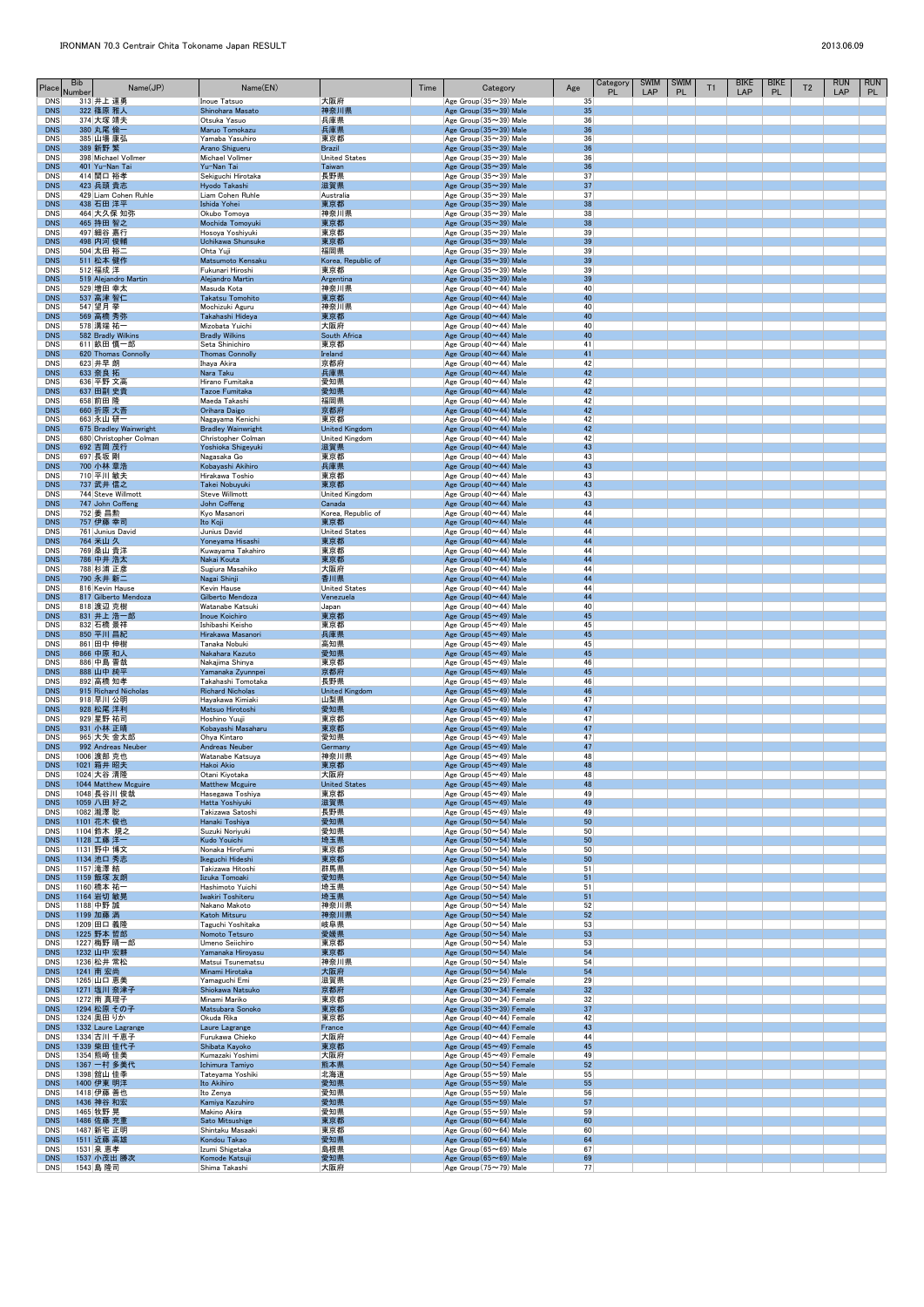# IRONMAN 70.3 Centrair Chita Tokoname Japan RESULT

2013.06.09

| Place | Bib Number | Name(JP) | Name(EN) | | Time | Category | Age | Category PL | SWIM LAP | SWIM PL | T1 | BIKE LAP | BIKE PL | T2 | RUN LAP | RUN PL |
|---|---|---|---|---|---|---|---|---|---|---|---|---|---|---|---|---|
| DNS | 313 | 井上 達勇 | Inoue Tatsuo | 大阪府 | | Age Group(35～39) Male | 35 | | | | | | | | | |
| DNS | 322 | 篠原 雅人 | Shinohara Masato | 神奈川県 | | Age Group(35～39) Male | 35 | | | | | | | | | |
| DNS | 374 | 大塚 靖夫 | Otsuka Yasuo | 兵庫県 | | Age Group(35～39) Male | 36 | | | | | | | | | |
| DNS | 380 | 丸尾 倫一 | Maruo Tomokazu | 兵庫県 | | Age Group(35～39) Male | 36 | | | | | | | | | |
| DNS | 385 | 山場 康弘 | Yamaba Yasuhiro | 東京都 | | Age Group(35～39) Male | 36 | | | | | | | | | |
| DNS | 389 | 新野 繁 | Arano Shigeuru | Brazil | | Age Group(35～39) Male | 36 | | | | | | | | | |
| DNS | 398 | Michael Vollmer | Michael Vollmer | United States | | Age Group(35～39) Male | 36 | | | | | | | | | |
| DNS | 401 | Yu-Nan Tai | Yu-Nan Tai | Taiwan | | Age Group(35～39) Male | 36 | | | | | | | | | |
| DNS | 414 | 関口 裕孝 | Sekiguchi Hirotaka | 長野県 | | Age Group(35～39) Male | 37 | | | | | | | | | |
| DNS | 423 | 兵頭 貴志 | Hyodo Takashi | 滋賀県 | | Age Group(35～39) Male | 37 | | | | | | | | | |
| DNS | 429 | Liam Cohen Ruhle | Liam Cohen Ruhle | Australia | | Age Group(35～39) Male | 37 | | | | | | | | | |
| DNS | 438 | 石田 洋平 | Ishida Yohei | 東京都 | | Age Group(35～39) Male | 38 | | | | | | | | | |
| DNS | 464 | 大久保 知弥 | Okubo Tomoya | 神奈川県 | | Age Group(35～39) Male | 38 | | | | | | | | | |
| DNS | 465 | 持田 智之 | Mochida Tomoyuki | 東京都 | | Age Group(35～39) Male | 38 | | | | | | | | | |
| DNS | 497 | 細谷 嘉行 | Hosoya Yoshiyuki | 東京都 | | Age Group(35～39) Male | 39 | | | | | | | | | |
| DNS | 498 | 内河 俊輔 | Uchikawa Shunsuke | 東京都 | | Age Group(35～39) Male | 39 | | | | | | | | | |
| DNS | 504 | 太田 裕二 | Ohta Yuji | 福岡県 | | Age Group(35～39) Male | 39 | | | | | | | | | |
| DNS | 511 | 松本 健作 | Matsumoto Kensaku | Korea, Republic of | | Age Group(35～39) Male | 39 | | | | | | | | | |
| DNS | 512 | 福成 洋 | Fukunari Hiroshi | 東京都 | | Age Group(35～39) Male | 39 | | | | | | | | | |
| DNS | 519 | Alejandro Martin | Alejandro Martin | Argentina | | Age Group(35～39) Male | 39 | | | | | | | | | |
| DNS | 529 | 増田 幸太 | Masuda Kota | 神奈川県 | | Age Group(40～44) Male | 40 | | | | | | | | | |
| DNS | 537 | 高津 智仁 | Takatsu Tomohito | 東京都 | | Age Group(40～44) Male | 40 | | | | | | | | | |
| DNS | 547 | 望月 亨 | Mochizuki Aguru | 神奈川県 | | Age Group(40～44) Male | 40 | | | | | | | | | |
| DNS | 569 | 高橋 秀弥 | Takahashi Hideya | 東京都 | | Age Group(40～44) Male | 40 | | | | | | | | | |
| DNS | 578 | 溝端 祐一 | Mizobata Yuichi | 大阪府 | | Age Group(40～44) Male | 40 | | | | | | | | | |
| DNS | 582 | Bradly Wilkins | Bradly Wilkins | South Africa | | Age Group(40～44) Male | 40 | | | | | | | | | |
| DNS | 611 | 勢田 慎一郎 | Seta Shinichiro | 東京都 | | Age Group(40～44) Male | 41 | | | | | | | | | |
| DNS | 620 | Thomas Connolly | Thomas Connolly | Ireland | | Age Group(40～44) Male | 41 | | | | | | | | | |
| DNS | 623 | 井平 朗 | Ihaya Akira | 京都府 | | Age Group(40～44) Male | 42 | | | | | | | | | |
| DNS | 633 | 奈良 拓 | Nara Taku | 兵庫県 | | Age Group(40～44) Male | 42 | | | | | | | | | |
| DNS | 636 | 平野 文高 | Hirano Fumitaka | 愛知県 | | Age Group(40～44) Male | 42 | | | | | | | | | |
| DNS | 637 | 田副 史貴 | Tazoe Fumitaka | 愛知県 | | Age Group(40～44) Male | 42 | | | | | | | | | |
| DNS | 658 | 前田 隆 | Maeda Takashi | 福岡県 | | Age Group(40～44) Male | 42 | | | | | | | | | |
| DNS | 660 | 折原 大吾 | Orihara Daigo | 京都府 | | Age Group(40～44) Male | 42 | | | | | | | | | |
| DNS | 663 | 永山 研一 | Nagayama Kenichi | 東京都 | | Age Group(40～44) Male | 42 | | | | | | | | | |
| DNS | 675 | Bradley Wainwright | Bradley Wainwright | United Kingdom | | Age Group(40～44) Male | 42 | | | | | | | | | |
| DNS | 680 | Christopher Colman | Christopher Colman | United Kingdom | | Age Group(40～44) Male | 42 | | | | | | | | | |
| DNS | 692 | 吉岡 茂行 | Yoshioka Shigeyuki | 滋賀県 | | Age Group(40～44) Male | 43 | | | | | | | | | |
| DNS | 697 | 長坂 剛 | Nagasaka Go | 東京都 | | Age Group(40～44) Male | 43 | | | | | | | | | |
| DNS | 700 | 小林 章浩 | Kobayashi Akihiro | 兵庫県 | | Age Group(40～44) Male | 43 | | | | | | | | | |
| DNS | 710 | 平川 敏夫 | Hirakawa Toshio | 東京都 | | Age Group(40～44) Male | 43 | | | | | | | | | |
| DNS | 737 | 武井 信之 | Takei Nobuyuki | 東京都 | | Age Group(40～44) Male | 43 | | | | | | | | | |
| DNS | 744 | Steve Willmott | Steve Willmott | United Kingdom | | Age Group(40～44) Male | 43 | | | | | | | | | |
| DNS | 747 | John Coffeng | John Coffeng | Canada | | Age Group(40～44) Male | 43 | | | | | | | | | |
| DNS | 752 | 姜 昌勲 | Kyo Masanori | Korea, Republic of | | Age Group(40～44) Male | 44 | | | | | | | | | |
| DNS | 757 | 伊藤 幸司 | Ito Koji | 東京都 | | Age Group(40～44) Male | 44 | | | | | | | | | |
| DNS | 761 | Junius David | Junius David | United States | | Age Group(40～44) Male | 44 | | | | | | | | | |
| DNS | 764 | 米山 久 | Yoneyama Hisashi | 東京都 | | Age Group(40～44) Male | 44 | | | | | | | | | |
| DNS | 769 | 桑山 貴洋 | Kuwayama Takahiro | 東京都 | | Age Group(40～44) Male | 44 | | | | | | | | | |
| DNS | 786 | 中井 浩太 | Nakai Kouta | 東京都 | | Age Group(40～44) Male | 44 | | | | | | | | | |
| DNS | 788 | 杉浦 正彦 | Sugiura Masahiko | 大阪府 | | Age Group(40～44) Male | 44 | | | | | | | | | |
| DNS | 790 | 永井 新二 | Nagai Shinji | 香川県 | | Age Group(40～44) Male | 44 | | | | | | | | | |
| DNS | 816 | Kevin Hause | Kevin Hause | United States | | Age Group(40～44) Male | 44 | | | | | | | | | |
| DNS | 817 | Gilberto Mendoza | Gilberto Mendoza | Venezuela | | Age Group(40～44) Male | 44 | | | | | | | | | |
| DNS | 818 | 渡辺 克樹 | Watanabe Katsuki | Japan | | Age Group(40～44) Male | 40 | | | | | | | | | |
| DNS | 831 | 井上 浩一郎 | Inoue Koichiro | 東京都 | | Age Group(45～49) Male | 45 | | | | | | | | | |
| DNS | 832 | 石橋 景祥 | Ishibashi Keisho | 東京都 | | Age Group(45～49) Male | 45 | | | | | | | | | |
| DNS | 850 | 平川 昌紀 | Hirakawa Masanori | 兵庫県 | | Age Group(45～49) Male | 45 | | | | | | | | | |
| DNS | 861 | 田中 伸樹 | Tanaka Nobuki | 高知県 | | Age Group(45～49) Male | 45 | | | | | | | | | |
| DNS | 866 | 中原 和人 | Nakahara Kazuto | 愛知県 | | Age Group(45～49) Male | 45 | | | | | | | | | |
| DNS | 886 | 中島 晋哉 | Nakajima Shinya | 東京都 | | Age Group(45～49) Male | 46 | | | | | | | | | |
| DNS | 888 | 山中 純平 | Yamanaka Zyunnpei | 京都府 | | Age Group(45～49) Male | 45 | | | | | | | | | |
| DNS | 892 | 高橋 知孝 | Takahashi Tomotaka | 長野県 | | Age Group(45～49) Male | 46 | | | | | | | | | |
| DNS | 915 | Richard Nicholas | Richard Nicholas | United Kingdom | | Age Group(45～49) Male | 46 | | | | | | | | | |
| DNS | 918 | 早川 公明 | Hayakawa Kimiaki | 山梨県 | | Age Group(45～49) Male | 47 | | | | | | | | | |
| DNS | 928 | 松尾 洋利 | Matsuo Hirotoshi | 愛知県 | | Age Group(45～49) Male | 47 | | | | | | | | | |
| DNS | 929 | 星野 祐司 | Hoshino Yuuji | 東京都 | | Age Group(45～49) Male | 47 | | | | | | | | | |
| DNS | 931 | 小林 正晴 | Kobayashi Masaharu | 東京都 | | Age Group(45～49) Male | 47 | | | | | | | | | |
| DNS | 965 | 大矢 金太郎 | Ohya Kintaro | 愛知県 | | Age Group(45～49) Male | 47 | | | | | | | | | |
| DNS | 992 | Andreas Neuber | Andreas Neuber | Germany | | Age Group(45～49) Male | 47 | | | | | | | | | |
| DNS | 1006 | 渡部 克也 | Watanabe Katsuya | 神奈川県 | | Age Group(45～49) Male | 48 | | | | | | | | | |
| DNS | 1021 | 箱井 昭夫 | Hakoi Akio | 東京都 | | Age Group(45～49) Male | 48 | | | | | | | | | |
| DNS | 1024 | 大谷 清隆 | Otani Kiyotaka | 大阪府 | | Age Group(45～49) Male | 48 | | | | | | | | | |
| DNS | 1044 | Matthew Mcguire | Matthew Mcguire | United States | | Age Group(45～49) Male | 48 | | | | | | | | | |
| DNS | 1048 | 長谷川 俊哉 | Hasegawa Toshiya | 東京都 | | Age Group(45～49) Male | 49 | | | | | | | | | |
| DNS | 1059 | 八田 好之 | Hatta Yoshiyuki | 滋賀県 | | Age Group(45～49) Male | 49 | | | | | | | | | |
| DNS | 1082 | 瀧澤 聡 | Takizawa Satoshi | 長野県 | | Age Group(45～49) Male | 49 | | | | | | | | | |
| DNS | 1101 | 花木 俊也 | Hanaki Toshiya | 愛知県 | | Age Group(50～54) Male | 50 | | | | | | | | | |
| DNS | 1104 | 鈴木 規之 | Suzuki Noriyuki | 愛知県 | | Age Group(50～54) Male | 50 | | | | | | | | | |
| DNS | 1128 | 工藤 洋一 | Kudo Youichi | 埼玉県 | | Age Group(50～54) Male | 50 | | | | | | | | | |
| DNS | 1131 | 野中 博文 | Nonaka Hirofumi | 東京都 | | Age Group(50～54) Male | 50 | | | | | | | | | |
| DNS | 1134 | 池口 秀志 | Ikeguchi Hideshi | 東京都 | | Age Group(50～54) Male | 50 | | | | | | | | | |
| DNS | 1157 | 滝澤 結 | Takizawa Hitoshi | 群馬県 | | Age Group(50～54) Male | 51 | | | | | | | | | |
| DNS | 1159 | 飯塚 友朗 | Iizuka Tomoaki | 愛知県 | | Age Group(50～54) Male | 51 | | | | | | | | | |
| DNS | 1160 | 橋本 祐一 | Hashimoto Yuichi | 埼玉県 | | Age Group(50～54) Male | 51 | | | | | | | | | |
| DNS | 1164 | 岩切 敏晃 | Iwakiri Toshiteru | 埼玉県 | | Age Group(50～54) Male | 51 | | | | | | | | | |
| DNS | 1188 | 中野 誠 | Nakano Makoto | 神奈川県 | | Age Group(50～54) Male | 52 | | | | | | | | | |
| DNS | 1199 | 加藤 満 | Katoh Mitsuru | 神奈川県 | | Age Group(50～54) Male | 52 | | | | | | | | | |
| DNS | 1209 | 田口 義隆 | Taguchi Yoshitaka | 岐阜県 | | Age Group(50～54) Male | 53 | | | | | | | | | |
| DNS | 1225 | 野本 哲郎 | Nomoto Tetsuro | 愛媛県 | | Age Group(50～54) Male | 53 | | | | | | | | | |
| DNS | 1227 | 梅野 晴一郎 | Umeno Seiichiro | 東京都 | | Age Group(50～54) Male | 53 | | | | | | | | | |
| DNS | 1232 | 山中 宏耕 | Yamanaka Hiroyasu | 東京都 | | Age Group(50～54) Male | 54 | | | | | | | | | |
| DNS | 1236 | 松井 常松 | Matsui Tsunematsu | 神奈川県 | | Age Group(50～54) Male | 54 | | | | | | | | | |
| DNS | 1241 | 南 宏尚 | Minami Hirotaka | 大阪府 | | Age Group(50～54) Male | 54 | | | | | | | | | |
| DNS | 1265 | 山口 恵美 | Yamaguchi Emi | 滋賀県 | | Age Group(25～29) Female | 29 | | | | | | | | | |
| DNS | 1271 | 塩川 奈津子 | Shiokawa Natsuko | 京都府 | | Age Group(30～34) Female | 32 | | | | | | | | | |
| DNS | 1272 | 南 真理子 | Minami Mariko | 東京都 | | Age Group(30～34) Female | 32 | | | | | | | | | |
| DNS | 1294 | 松原 その子 | Matsubara Sonoko | 東京都 | | Age Group(35～39) Female | 37 | | | | | | | | | |
| DNS | 1324 | 奥田 りか | Okuda Rika | 東京都 | | Age Group(40～44) Female | 42 | | | | | | | | | |
| DNS | 1332 | Laure Lagrange | Laure Lagrange | France | | Age Group(40～44) Female | 43 | | | | | | | | | |
| DNS | 1334 | 古川 千恵子 | Furukawa Chieko | 大阪府 | | Age Group(40～44) Female | 44 | | | | | | | | | |
| DNS | 1339 | 柴田 佳代子 | Shibata Kayoko | 東京都 | | Age Group(45～49) Female | 45 | | | | | | | | | |
| DNS | 1354 | 熊崎 佳美 | Kumazaki Yoshimi | 大阪府 | | Age Group(45～49) Female | 49 | | | | | | | | | |
| DNS | 1367 | 一村 多美代 | Ichimura Tamiyo | 熊本県 | | Age Group(50～54) Female | 52 | | | | | | | | | |
| DNS | 1398 | 舘山 佳季 | Tateyama Yoshiki | 北海道 | | Age Group(55～59) Male | 55 | | | | | | | | | |
| DNS | 1400 | 伊東 明洋 | Ito Akihiro | 愛知県 | | Age Group(55～59) Male | 55 | | | | | | | | | |
| DNS | 1418 | 伊藤 善也 | Ito Zenya | 愛知県 | | Age Group(55～59) Male | 56 | | | | | | | | | |
| DNS | 1436 | 神谷 和宏 | Kamiya Kazuhiro | 愛知県 | | Age Group(55～59) Male | 57 | | | | | | | | | |
| DNS | 1465 | 牧野 晃 | Makino Akira | 愛知県 | | Age Group(55～59) Male | 59 | | | | | | | | | |
| DNS | 1486 | 佐藤 充重 | Sato Mitsushige | 東京都 | | Age Group(60～64) Male | 60 | | | | | | | | | |
| DNS | 1487 | 新宅 正明 | Shintaku Masaaki | 東京都 | | Age Group(60～64) Male | 60 | | | | | | | | | |
| DNS | 1511 | 近藤 高雄 | Kondou Takao | 愛知県 | | Age Group(60～64) Male | 64 | | | | | | | | | |
| DNS | 1531 | 泉 恵孝 | Izumi Shigetaka | 島根県 | | Age Group(65～69) Male | 67 | | | | | | | | | |
| DNS | 1537 | 小茂出 勝次 | Komode Katsuji | 愛知県 | | Age Group(65～69) Male | 69 | | | | | | | | | |
| DNS | 1543 | 島 隆司 | Shima Takashi | 大阪府 | | Age Group(75～79) Male | 77 | | | | | | | | | |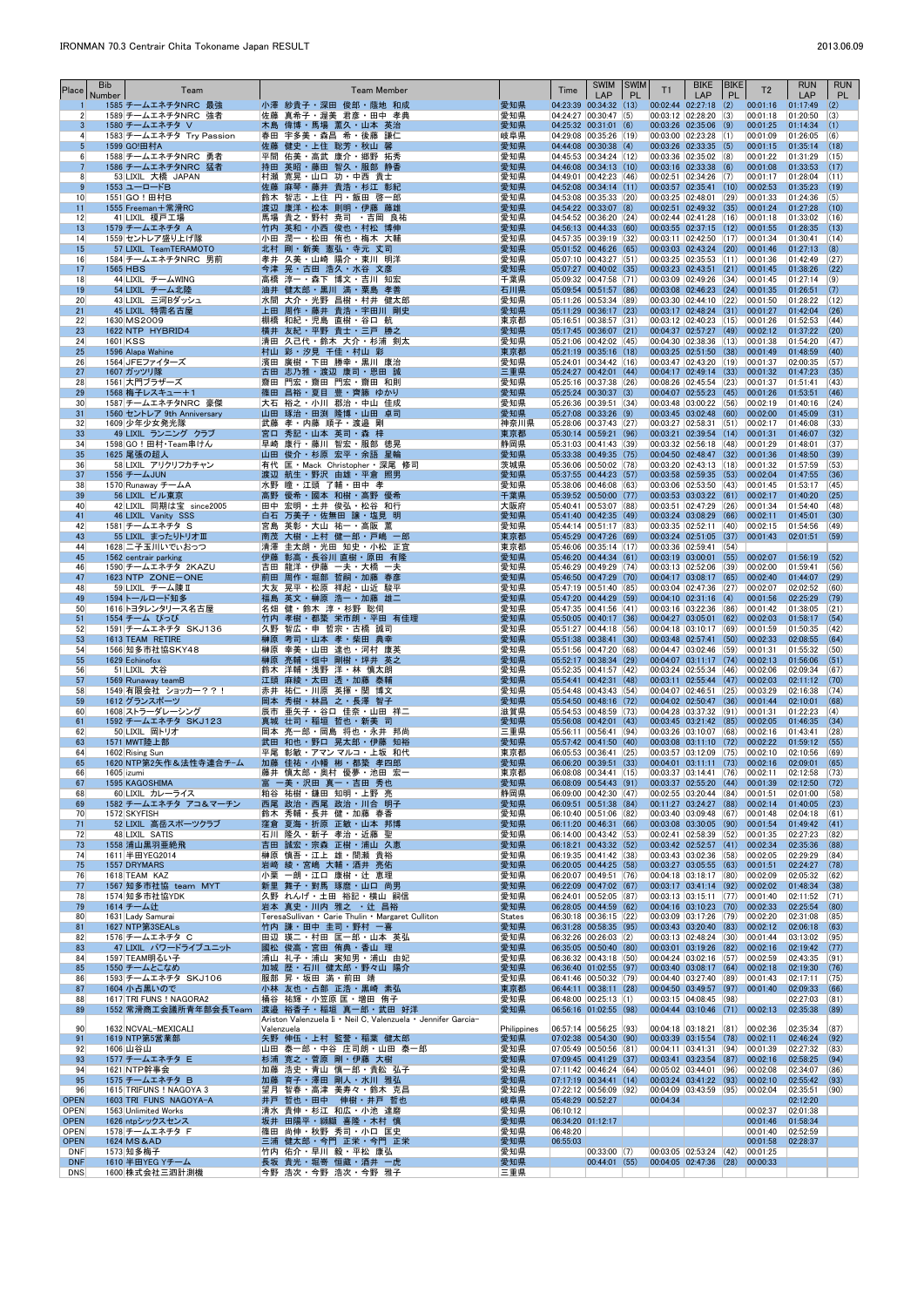IRONMAN 70.3 Centrair Chita Tokoname Japan RESULT

2013.06.09

| Place | Bib Number | Team | Team Member | | Time | SWIM LAP | SWIM PL | T1 | BIKE LAP | BIKE PL | T2 | RUN LAP | RUN PL |
|---|---|---|---|---|---|---|---|---|---|---|---|---|---|
| 1 | 1585 | チームエネチタNRC 最強 | 小澤 紗貴子・深田 俊郎・隆地 和成 | 愛知県 | 04:23:39 | 00:34:32 | (13) | 00:02:44 | 02:27:18 | (2) | 00:01:16 | 01:17:49 | (2) |
| 2 | 1589 | チームエネチタNRC 強者 | 佐藤 真希子・渥美 君彦・田中 孝典 | 愛知県 | 04:24:27 | 00:30:47 | (5) | 00:03:12 | 02:28:20 | (3) | 00:01:18 | 01:20:50 | (3) |
| 3 | 1580 | チームエネチタ V | 木島 倚博・馬場 薫久・山本 英治 | 愛知県 | 04:25:32 | 00:31:01 | (6) | 00:03:26 | 02:35:06 | (9) | 00:01:25 | 01:14:34 | (1) |
| 4 | 1583 | チームエネチタ Try Passion | 春田 宇多美・森昌 希・後藤 謙仁 | 岐阜県 | 04:29:08 | 00:35:26 | (19) | 00:03:00 | 02:23:28 | (1) | 00:01:09 | 01:26:05 | (6) |
| 5 | 1599 | GO!田村A | 佐藤 健史・上住 聡秀・秋山 馨 | 愛知県 | 04:44:08 | 00:30:38 | (4) | 00:03:26 | 02:33:35 | (5) | 00:01:15 | 01:35:14 | (18) |
| 6 | 1588 | チームエネチタNRC 勇者 | 平間 佑美・高武 康介・細野 拓秀 | 愛知県 | 04:45:53 | 00:34:24 | (12) | 00:03:36 | 02:35:02 | (8) | 00:01:22 | 01:31:29 | (15) |
| 7 | 1586 | チームエネチタNRC 猛者 | 持田 英昭・藤田 智久・服部 静香 | 愛知県 | 04:46:08 | 00:34:13 | (10) | 00:03:16 | 02:33:38 | (6) | 00:01:08 | 01:33:53 | (17) |
| 8 | 53 | LIXIL 大橋 JAPAN | 村瀬 寛晃・山口 功・中西 貴士 | 愛知県 | 04:49:01 | 00:42:23 | (46) | 00:02:51 | 02:34:26 | (7) | 00:01:17 | 01:28:04 | (11) |
| 9 | 1553 | ユーロードB | 佐藤 麻琴・藤井 貴浩・杉江 彰紀 | 愛知県 | 04:52:08 | 00:34:14 | (11) | 00:03:57 | 02:35:41 | (10) | 00:02:53 | 01:35:23 | (19) |
| 10 | 1551 | GO!田村B | 鈴木 智志・上住 円・飯田 啓一郎 | 愛知県 | 04:53:08 | 00:35:33 | (20) | 00:03:25 | 02:48:01 | (29) | 00:01:33 | 01:24:36 | (5) |
| 11 | 1555 | Freeman+常滑RC | 渡辺 康洋・松本 則明・伊藤 藤雄 | 愛知県 | 04:54:22 | 00:33:07 | (8) | 00:02:51 | 02:49:32 | (35) | 00:01:24 | 01:27:28 | (10) |
| 12 | 41 | LIXIL 榎戸工場 | 馬場 貴之・野村 秀司・吉岡 良祐 | 愛知県 | 04:54:52 | 00:36:20 | (24) | 00:02:44 | 02:41:28 | (16) | 00:01:18 | 01:33:02 | (16) |
| 13 | 1579 | チームエネチタ A | 竹内 英和・小西 俊也・村松 博伸 | 愛知県 | 04:56:13 | 00:44:33 | (60) | 00:03:55 | 02:37:15 | (12) | 00:01:55 | 01:28:35 | (13) |
| 14 | 1559 | セントレア盛り上げ隊 | 小田 潤一・松田 侑也・梅木 大輔 | 愛知県 | 04:57:35 | 00:39:19 | (32) | 00:03:11 | 02:42:50 | (17) | 00:01:34 | 01:30:41 | (14) |
| 15 | 57 | LIXIL TeamTERAMOTO | 北村 剛・新美 憲弘・寺元 丈司 | 愛知県 | 05:01:52 | 00:46:26 | (65) | 00:03:03 | 02:43:24 | (20) | 00:01:46 | 01:27:13 | (8) |
| 16 | 1584 | チームエネチタNRC 男前 | 孝井 久美・山崎 陽介・東川 明洋 | 愛知県 | 05:07:10 | 00:43:27 | (51) | 00:03:25 | 02:35:53 | (11) | 00:01:36 | 01:42:49 | (27) |
| 17 | 1565 | HBS | 今津 晃・吉田 浩久・水谷 文彦 | 愛知県 | 05:07:27 | 00:40:02 | (35) | 00:03:23 | 02:43:51 | (21) | 00:01:45 | 01:38:26 | (22) |
| 18 | 44 | LIXIL チームWING | 高橋 洋一・森下 博文・吉川 知宏 | 千葉県 | 05:09:32 | 00:47:58 | (71) | 00:03:09 | 02:49:26 | (34) | 00:01:45 | 01:27:14 | (9) |
| 19 | 54 | LIXIL チーム北陸 | 油井 健太郎・黒川 満・粟島 孝善 | 石川県 | 05:09:54 | 00:51:57 | (86) | 00:03:08 | 02:46:23 | (24) | 00:01:35 | 01:26:51 | (7) |
| 20 | 43 | LIXIL 三河Bダッシュ | 水間 大介・光野 昌樹・村井 健太郎 | 愛知県 | 05:11:26 | 00:53:34 | (89) | 00:03:30 | 02:44:10 | (22) | 00:01:50 | 01:28:22 | (12) |
| 21 | 45 | LIXIL 特需名古屋 | 上田 周作・藤井 貴浩・宇田川 剛史 | 愛知県 | 05:11:29 | 00:36:17 | (23) | 00:03:17 | 02:48:24 | (31) | 00:01:27 | 01:42:04 | (26) |
| 22 | 1630 | MS2009 | 棚橋 和紀・児島 直樹・谷口 航 | 東京都 | 05:16:51 | 00:38:57 | (31) | 00:03:12 | 02:40:23 | (15) | 00:01:26 | 01:52:53 | (44) |
| 23 | 1622 | NTP HYBRID4 | 横井 友紀・平野 貴士・三戸 勝之 | 愛知県 | 05:17:45 | 00:36:07 | (21) | 00:04:37 | 02:57:27 | (49) | 00:02:12 | 01:37:22 | (20) |
| 24 | 1601 | KSS | 清田 久已代・鈴木 大介・杉浦 剣太 | 愛知県 | 05:21:06 | 00:42:02 | (45) | 00:04:30 | 02:38:36 | (13) | 00:01:38 | 01:54:20 | (47) |
| 25 | 1596 | Alapa Wahine | 村山 彩・汐見 千佳・村山 彩 | 東京都 | 05:21:19 | 00:35:16 | (18) | 00:03:25 | 02:51:50 | (38) | 00:01:49 | 01:48:59 | (40) |
| 26 | 1564 | JFEファイターズ | 濱田 廣樹・下田 勝幸・黒川 康治 | 愛知県 | 05:24:01 | 00:34:42 | (16) | 00:03:47 | 02:43:20 | (19) | 00:01:37 | 02:00:35 | (57) |
| 27 | 1607 | ガッツリ隊 | 古田 志乃雅・渡辺 康司・恩田 誠 | 三重県 | 05:24:27 | 00:42:01 | (44) | 00:04:17 | 02:49:14 | (33) | 00:01:32 | 01:47:23 | (35) |
| 28 | 1561 | 大門ブラザーズ | 齋田 門宏・齋田 門宏・齋田 和則 | 愛知県 | 05:25:16 | 00:37:38 | (26) | 00:08:26 | 02:45:54 | (23) | 00:01:37 | 01:51:41 | (43) |
| 29 | 1568 | 梅子レスキュー+1 | 篠田 昌裕・夏目 豊・齊藤 ゆかり | 愛知県 | 05:25:24 | 00:30:37 | (3) | 00:04:07 | 02:55:23 | (45) | 00:01:26 | 01:53:51 | (46) |
| 30 | 1587 | チームエネチタNRC 豪傑 | 大石 裕之・小川 都洋・中山 佳成 | 愛知県 | 05:26:36 | 00:39:51 | (34) | 00:03:48 | 03:00:22 | (56) | 00:02:19 | 01:40:16 | (24) |
| 31 | 1560 | セントレア 9th Anniversary | 山田 琢治・田渕 隆博・山田 卓司 | 愛知県 | 05:27:08 | 00:33:26 | (9) | 00:03:45 | 03:02:48 | (60) | 00:02:00 | 01:45:09 | (31) |
| 32 | 1609 | 少年少女発光隊 | 武藤 孝・内藤 顕子・渡邉 剛 | 神奈川県 | 05:28:06 | 00:37:43 | (27) | 00:03:27 | 02:58:31 | (51) | 00:02:17 | 01:46:08 | (33) |
| 33 | 49 | LIXIL ランニング クラブ | 宮口 秀紀・山本 英司・森 梓 | 東京都 | 05:30:14 | 00:59:21 | (96) | 00:03:21 | 02:39:54 | (14) | 00:01:31 | 01:46:07 | (32) |
| 34 | 1598 | GO!田村・Team串けん | 早崎 康行・藤川 智宏・服部 徳晃 | 静岡県 | 05:31:03 | 00:41:43 | (39) | 00:03:32 | 02:56:18 | (48) | 00:01:29 | 01:48:01 | (37) |
| 35 | 1625 | 尾張の超人 | 山田 俊介・杉原 宏平・奈語 星輪 | 愛知県 | 05:33:38 | 00:49:35 | (75) | 00:04:50 | 02:48:47 | (32) | 00:01:36 | 01:48:50 | (39) |
| 36 | 58 | LIXIL アリクリプカチャン | 有代 匡・Mack Christopher・深尾 修司 | 茨城県 | 05:36:06 | 00:50:02 | (78) | 00:03:20 | 02:43:13 | (18) | 00:01:32 | 01:57:59 | (53) |
| 37 | 1556 | チームJUN | 渡辺 航生・野沢 由雄・平倉 照男 | 愛知県 | 05:37:55 | 00:44:23 | (57) | 00:03:58 | 02:59:35 | (53) | 00:02:04 | 01:47:55 | (36) |
| 38 | 1570 | Runaway チームA | 水野 睦・江頭 了輔・田中 孝 | 愛知県 | 05:38:06 | 00:46:08 | (63) | 00:03:06 | 02:53:50 | (43) | 00:01:45 | 01:53:17 | (45) |
| 39 | 56 | LIXIL ビル東京 | 高野 優希・國本 和樹・高野 優希 | 千葉県 | 05:39:52 | 00:50:00 | (77) | 00:03:53 | 03:03:22 | (61) | 00:02:17 | 01:40:20 | (25) |
| 40 | 42 | LIXIL 同期は宝 since2005 | 田中 宏明・土井 俊弘・松谷 和行 | 大阪府 | 05:40:41 | 00:53:07 | (88) | 00:03:51 | 02:47:29 | (26) | 00:01:34 | 01:54:40 | (48) |
| 41 | 46 | LIXIL Vanity SSS | 白石 万美子・佐無田 謙・塩見 明 | 愛知県 | 05:41:40 | 00:42:35 | (49) | 00:03:24 | 03:08:29 | (66) | 00:02:11 | 01:45:01 | (30) |
| 42 | 1581 | チームエネチタ S | 宮島 美彩・大山 祐一・高阪 薫 | 愛知県 | 05:44:14 | 00:51:17 | (83) | 00:03:35 | 02:52:11 | (40) | 00:02:15 | 01:54:56 | (49) |
| 43 | 55 | LIXIL まったりトリオII | 南茂 大樹・上村 健一郎・戸嶋 一郎 | 東京都 | 05:45:29 | 00:47:26 | (69) | 00:03:24 | 02:51:05 | (37) | 00:01:43 | 02:01:51 | (59) |
| 44 | 1628 | 二子玉川いでいおっつ | 清澤 圭太朗・光田 知史・小松 正宜 | 東京都 | 05:46:06 | 00:35:14 | (17) | 00:03:36 | 02:59:41 | (54) | | | |
| 45 | 1562 | centrair parking | 伊藤 彰高・長谷川 直樹・原田 有隆 | 愛知県 | 05:46:20 | 00:44:34 | (61) | 00:03:19 | 03:00:01 | (55) | 00:02:07 | 01:56:19 | (52) |
| 46 | 1590 | チームエネチタ 2KAZU | 吉田 龍洋・伊藤 一夫・大橋 一夫 | 愛知県 | 05:46:29 | 00:49:29 | (74) | 00:03:13 | 02:52:06 | (39) | 00:02:00 | 01:59:41 | (56) |
| 47 | 1623 | NTP ZONE-ONE | 前田 周作・堀部 哲嗣・加藤 泰彦 | 愛知県 | 05:46:50 | 00:47:29 | (70) | 00:04:17 | 03:08:17 | (65) | 00:02:40 | 01:44:07 | (29) |
| 48 | 59 | LIXIL チーム腰II | 大友 晃平・松原 祥起・山近 駿平 | 愛知県 | 05:47:19 | 00:51:40 | (85) | 00:03:04 | 02:47:36 | (27) | 00:02:07 | 02:02:52 | (60) |
| 49 | 1594 | トールロード知多 | 福島 英文・榊原 浩一・加藤 雄二 | 愛知県 | 05:47:20 | 00:44:29 | (59) | 00:04:10 | 02:31:16 | (4) | 00:01:56 | 02:25:29 | (79) |
| 50 | 1616 | TRIヨタレンタリース名古屋 | 名知 健・鈴木 涼・杉野 聡司 | 愛知県 | 05:47:35 | 00:41:56 | (41) | 00:03:16 | 02:22:36 | (98) | 00:01:42 | 01:38:05 | (21) |
| 51 | 1554 | チーム ぴっぴ | 竹内 孝樹・都築 栄市朗・平田 有佳理 | 愛知県 | 05:50:05 | 00:40:17 | (36) | 00:04:27 | 03:05:01 | (62) | 00:02:03 | 01:58:17 | (54) |
| 52 | 1591 | チームエネチタ SKJ136 | 久野 智広・申 哲宗・古橋 誠司 | 愛知県 | 05:51:27 | 00:44:18 | (56) | 00:04:18 | 03:10:17 | (69) | 00:01:59 | 01:50:35 | (42) |
| 53 | 1613 | TEAM RETIRE | 榊原 考司・山本 孝・柴田 典幸 | 愛知県 | 05:51:38 | 00:38:41 | (30) | 00:03:48 | 02:57:41 | (50) | 00:02:33 | 02:08:55 | (64) |
| 54 | 1566 | 知多市社協SKY48 | 榊原 幸美・山田 達也・河村 康英 | 愛知県 | 05:51:56 | 00:47:20 | (68) | 00:04:47 | 03:02:46 | (59) | 00:01:31 | 01:55:32 | (50) |
| 55 | 1629 | Echinofox | 榊原 亮輔・畑中 剛樹・坪井 英之 | 愛知県 | 05:52:17 | 00:38:34 | (29) | 00:04:07 | 03:11:17 | (74) | 00:02:13 | 01:56:06 | (51) |
| 56 | 51 | LIXIL 大谷 | 鈴木 洋輔・浅野 洋・林 慎太朗 | 愛知県 | 05:52:35 | 00:41:57 | (42) | 00:03:24 | 02:55:34 | (46) | 00:02:06 | 02:09:34 | (67) |
| 57 | 1569 | Runaway teamB | 江頭 麻綾・太田 透・加藤 泰輔 | 愛知県 | 05:54:41 | 00:42:31 | (48) | 00:03:11 | 02:55:44 | (47) | 00:02:03 | 02:11:12 | (70) |
| 58 | 1549 | 有限会社 ショッカー??! | 赤井 祐仁・川原 英揮・関 博文 | 愛知県 | 05:54:48 | 00:43:43 | (54) | 00:04:07 | 02:46:51 | (25) | 00:03:29 | 02:16:38 | (74) |
| 59 | 1612 | グランスポーツ | 岡本 秀樹・林昌 之・長澤 智子 | 愛知県 | 05:54:50 | 00:48:16 | (72) | 00:04:02 | 02:50:47 | (36) | 00:01:44 | 02:10:01 | (68) |
| 60 | 1608 | ストラーダレーシング | 辰市 亜矢子・谷口 佳奈・山村 洋仁 | 滋賀県 | 05:54:53 | 00:48:59 | (73) | 00:04:28 | 03:37:32 | (91) | 00:01:31 | 01:22:23 | (4) |
| 61 | 1592 | チームエネチタ SKJ123 | 眞城 壮司・稲垣 哲也・新美 司 | 愛知県 | 05:56:08 | 00:42:01 | (43) | 00:03:45 | 03:21:42 | (85) | 00:02:05 | 01:46:35 | (34) |
| 62 | 50 | LIXIL 岡トリオ | 岡本 亮一郎・岡島 将也・永井 邦尚 | 三重県 | 05:56:11 | 00:56:41 | (94) | 00:03:26 | 03:10:07 | (68) | 00:02:16 | 01:43:41 | (28) |
| 63 | 1571 | MMT陸上部 | 武田 和也・野口 晃太郎・伊藤 知裕 | 愛知県 | 05:57:42 | 00:41:50 | (40) | 00:03:08 | 03:11:10 | (72) | 00:02:22 | 01:59:12 | (55) |
| 64 | 1602 | Rising Sun | 平尾 彰敏・アマン マルコ・上坂 和代 | 東京都 | 06:05:53 | 00:36:41 | (25) | 00:03:57 | 03:12:09 | (75) | 00:02:10 | 02:10:56 | (69) |
| 65 | 1620 | NTP第2矢作&法性寺連合チーム | 加藤 佳祐・小幡 彬・都築 孝四郎 | 愛知県 | 06:06:20 | 00:39:51 | (33) | 00:04:01 | 03:11:11 | (73) | 00:02:16 | 02:09:01 | (65) |
| 66 | 1605 | izumi | 藤井 慎太郎・奥村 優夢・池田 宏一 | 東京都 | 06:08:08 | 00:34:41 | (15) | 00:03:37 | 03:14:41 | (76) | 00:02:11 | 02:12:58 | (73) |
| 67 | 1595 | KAGOSHIMA | 富 一美・沢田 真一・吉田 秀也 | 愛知県 | 06:08:09 | 00:54:43 | (91) | 00:03:37 | 02:55:20 | (44) | 00:01:39 | 02:12:50 | (72) |
| 68 | 60 | LIXIL カレーライス | 船谷 祐樹・鎌田 知明・上野 亮 | 静岡県 | 06:09:00 | 00:42:30 | (47) | 00:02:55 | 03:20:44 | (84) | 00:01:51 | 02:01:00 | (58) |
| 69 | 1582 | チームエネチタ アコ&マーチン | 西尾 政治・西尾 政治・川合 明子 | 愛知県 | 06:09:51 | 00:51:38 | (84) | 00:11:27 | 03:24:27 | (88) | 00:02:14 | 01:40:05 | (23) |
| 70 | 1572 | SKYFISH | 鈴木 秀輔・長井 健・加藤 春香 | 愛知県 | 06:10:40 | 00:51:06 | (82) | 00:03:40 | 03:09:48 | (67) | 00:01:48 | 02:04:18 | (61) |
| 71 | 52 | LIXIL 高岳スポーツクラブ | 窪倉 夏海・折原 正敏・山本 邦博 | 愛知県 | 06:11:20 | 00:46:31 | (66) | 00:03:08 | 03:30:05 | (90) | 00:01:54 | 01:49:42 | (41) |
| 72 | 48 | LIXIL SATIS | 石川 隆久・新子 孝治・近藤 聖 | 愛知県 | 06:14:00 | 00:43:42 | (53) | 00:02:41 | 02:58:39 | (52) | 00:01:35 | 02:27:23 | (82) |
| 73 | 1558 | 浦山黒羽亜絶飛 | 吉田 誠宏・宗森 正樹・浦山 久惠 | 愛知県 | 06:18:21 | 00:43:32 | (52) | 00:03:42 | 02:52:57 | (41) | 00:02:34 | 02:35:36 | (88) |
| 74 | 1611 | 半田YEG2014 | 榊原 慎吾・江上 雄・間瀬 貴裕 | 愛知県 | 06:19:35 | 00:41:42 | (38) | 00:03:43 | 03:02:36 | (58) | 00:02:05 | 02:29:29 | (84) |
| 75 | 1557 | DRYMARS | 岩崎 綾・宮嶋 大輔・酒井 亮佑 | 愛知県 | 06:20:05 | 00:44:25 | (58) | 00:03:27 | 03:05:55 | (63) | 00:01:51 | 02:24:27 | (78) |
| 76 | 1618 | TEAM KAZ | 小栗 一朗・江口 康樹・辻 恵理 | 愛知県 | 06:20:07 | 00:49:51 | (76) | 00:04:18 | 03:18:17 | (80) | 00:02:09 | 02:05:32 | (62) |
| 77 | 1567 | 知多市社協 team MYT | 新里 舞子・對馬 琢磨・山口 尚男 | 愛知県 | 06:22:09 | 00:47:02 | (67) | 00:03:17 | 03:41:14 | (92) | 00:02:02 | 01:48:34 | (38) |
| 78 | 1574 | 知多市社協YDK | 久野 れんげ・土田 裕記・横山 嗣信 | 愛知県 | 06:24:01 | 00:52:05 | (87) | 00:03:13 | 03:15:11 | (77) | 00:01:40 | 02:11:52 | (71) |
| 79 | 1614 | チーム辻 | 岩本 真史・川内 雅之 ・辻 昌裕 | 愛知県 | 06:28:05 | 00:44:59 | (62) | 00:04:16 | 03:10:23 | (70) | 00:02:33 | 02:25:54 | (80) |
| 80 | 1631 | Lady Samurai | TeresaSullivan・Carie Thulin・Margaret Culliton | States | 06:30:18 | 00:36:15 | (22) | 00:03:09 | 03:17:26 | (79) | 00:02:20 | 02:31:08 | (85) |
| 81 | 1627 | NTP第3SEALs | 竹内 謙・田中 圭司・野村 一喜 | 愛知県 | 06:31:28 | 00:58:35 | (95) | 00:03:43 | 03:20:40 | (83) | 00:02:12 | 02:06:18 | (63) |
| 82 | 1576 | チームエネチタ C | 田辺 瑛二・村田 正一郎・山本 英弘 | 愛知県 | 06:32:26 | 00:26:03 | (2) | 00:03:13 | 02:48:24 | (30) | 00:01:44 | 03:13:02 | (95) |
| 83 | 47 | LIXIL パワードライブユニット | 國松 俊高・宮田 侑典・香山 理 | 愛知県 | 06:35:05 | 00:50:40 | (80) | 00:03:01 | 03:19:26 | (82) | 00:02:16 | 02:19:42 | (77) |
| 84 | 1597 | TEAM明るい子 | 浦山 礼子・浦山 実知男・浦山 由紀 | 愛知県 | 06:36:32 | 00:43:18 | (50) | 00:04:24 | 03:02:16 | (57) | 00:02:59 | 02:43:35 | (91) |
| 85 | 1550 | チームとこなめ | 加城 歴・石川 健太郎・野々山 陽介 | 愛知県 | 06:36:40 | 01:02:55 | (97) | 00:03:40 | 03:08:17 | (64) | 00:02:18 | 02:19:30 | (76) |
| 86 | 1593 | チームエネチタ SKJ106 | 服部 昇・坂田 満・前田 靖 | 愛知県 | 06:41:46 | 00:50:32 | (79) | 00:04:40 | 03:27:40 | (89) | 00:01:43 | 02:17:11 | (75) |
| 87 | 1604 | 小古巣いので | 小林 友也・古部 正浩・黒崎 素弘 | 東京都 | 06:44:11 | 00:38:11 | (28) | 00:04:50 | 03:49:57 | (97) | 00:01:40 | 02:09:33 | (66) |
| 88 | 1617 | TRI FUNS!NAGORA2 | 磯谷 祐輝・小笠原 匡・増田 侑子 | 愛知県 | 06:48:00 | 00:25:13 | (1) | 00:03:15 | 04:08:45 | (98) | | 02:27:03 | (81) |
| 89 | 1552 | 常滑商工会議所青年部会長Team | 渡邉 裕香子・稲垣 真一郎・武田 好洋 | 愛知県 | 06:56:16 | 01:02:55 | (98) | 00:04:44 | 03:10:46 | (71) | 00:02:13 | 02:35:38 | (89) |
| 90 | 1632 | NCVAL-MEXICALI | Ariston Valenzuela II・Neil C, Valenzuela・Jennifer Garcia-Valenzuela | Philippines | 06:57:14 | 00:56:25 | (93) | 00:04:18 | 03:18:21 | (81) | 00:02:36 | 02:35:34 | (87) |
| 91 | 1619 | NTP第5蒼巣郎 | 矢野 伸伍・上村 監誉・稲葉 健太郎 | 愛知県 | 07:02:38 | 00:54:30 | (90) | 00:03:39 | 03:15:54 | (78) | 00:02:11 | 02:46:24 | (92) |
| 92 | 1606 | 山谷山 | 山田 泰一郎・中谷 庄司朗・山田 泰一郎 | 愛知県 | 07:05:49 | 00:50:56 | (81) | 00:04:11 | 03:41:31 | (94) | 00:01:39 | 02:27:32 | (83) |
| 93 | 1577 | チームエネチタ E | 杉浦 寛之・菅原 剛・伊藤 大樹 | 愛知県 | 07:09:45 | 00:41:29 | (37) | 00:03:41 | 03:23:54 | (87) | 00:02:16 | 02:58:25 | (94) |
| 94 | 1621 | NTP幹事会 | 加藤 浩史・青山 慎一郎・貴松 弘子 | 愛知県 | 07:11:42 | 00:46:24 | (64) | 00:05:02 | 03:44:01 | (96) | 00:02:08 | 02:34:07 | (86) |
| 95 | 1575 | チームエネチタ B | 加藤 育子・澤田 剛人・水川 雅弘 | 愛知県 | 07:17:19 | 00:34:41 | (14) | 00:03:24 | 03:41:22 | (93) | 00:02:10 | 02:55:42 | (93) |
| 96 | 1615 | TRIFUNS!NAGOYA 3 | 望月 智春・高津 美秀々・鈴木 克昌 | 愛知県 | 07:22:12 | 00:56:09 | (92) | 00:04:09 | 03:43:59 | (95) | 00:02:04 | 02:35:51 | (90) |
| OPEN | 1603 | TRI FUNS NAGOYA-A | 井戸 哲也・田中 伸樹・井戸 哲也 | 岐阜県 | 05:48:29 | 00:52:27 | | 00:04:34 | | | | 02:12:20 | |
| OPEN | 1563 | Unlimited Works | 清水 貴伸・杉江 和広・小池 達磨 | 愛知県 | 06:10:12 | | | | | | 00:02:37 | 02:01:38 | |
| OPEN | 1626 | ntpシックスセンス | 坂井 田陽平・嶺崎 善隆・木村 慎 | 愛知県 | 06:34:20 | 01:12:17 | | | | | 00:01:46 | 01:58:34 | |
| OPEN | 1578 | チームエネチタ F | 篠田 尚伸・秋野 秀司・小口 匡史 | 愛知県 | 06:48:20 | | | | | | 00:01:40 | 02:52:59 | |
| OPEN | 1624 | MS&AD | 三浦 健太郎・今門 正栄・今門 正栄 | 愛知県 | 06:55:03 | | | | | | 00:01:58 | 02:28:37 | |
| DNF | 1573 | 知多梅子 | 竹内 佑介・早川 毅・平松 康弘 | 愛知県 | | 00:33:00 | (7) | 00:03:05 | 02:53:24 | (42) | 00:01:25 | | |
| DNF | 1610 | 半田YEG Yチーム | 長坂 貴光・堀寄 恒蔵・酒井 一虎 | 愛知県 | | 00:44:01 | (55) | 00:04:05 | 02:47:36 | (28) | 00:00:33 | | |
| DNS | 1600 | 株式会社三酒計測機 | 今野 浩次・今野 浩次・今野 雅子 | 三重県 | | | | | | | | | |